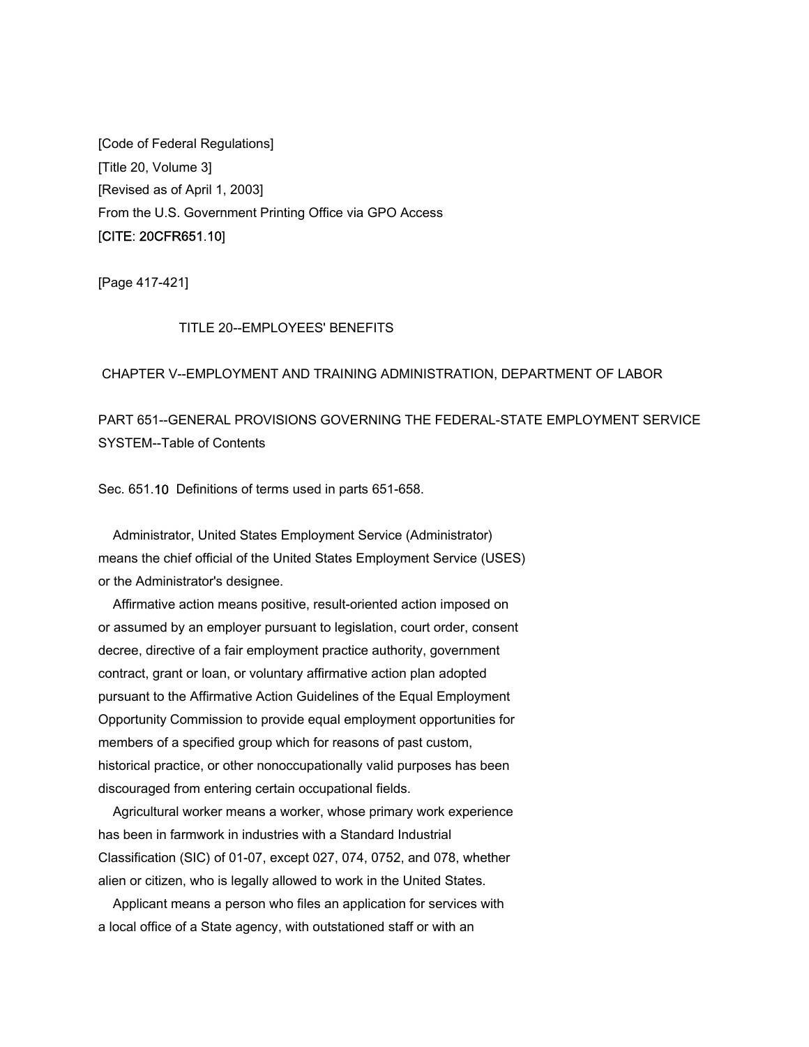[Code of Federal Regulations]
[Title 20, Volume 3]
[Revised as of April 1, 2003]
From the U.S. Government Printing Office via GPO Access
[CITE: 20CFR651.10]

[Page 417-421]

TITLE 20--EMPLOYEES' BENEFITS

CHAPTER V--EMPLOYMENT AND TRAINING ADMINISTRATION, DEPARTMENT OF LABOR

PART 651--GENERAL PROVISIONS GOVERNING THE FEDERAL-STATE EMPLOYMENT SERVICE SYSTEM--Table of Contents

Sec. 651.10 Definitions of terms used in parts 651-658.

Administrator, United States Employment Service (Administrator) means the chief official of the United States Employment Service (USES) or the Administrator's designee.

Affirmative action means positive, result-oriented action imposed on or assumed by an employer pursuant to legislation, court order, consent decree, directive of a fair employment practice authority, government contract, grant or loan, or voluntary affirmative action plan adopted pursuant to the Affirmative Action Guidelines of the Equal Employment Opportunity Commission to provide equal employment opportunities for members of a specified group which for reasons of past custom, historical practice, or other nonoccupationally valid purposes has been discouraged from entering certain occupational fields.

Agricultural worker means a worker, whose primary work experience has been in farmwork in industries with a Standard Industrial Classification (SIC) of 01-07, except 027, 074, 0752, and 078, whether alien or citizen, who is legally allowed to work in the United States.

Applicant means a person who files an application for services with a local office of a State agency, with outstationed staff or with an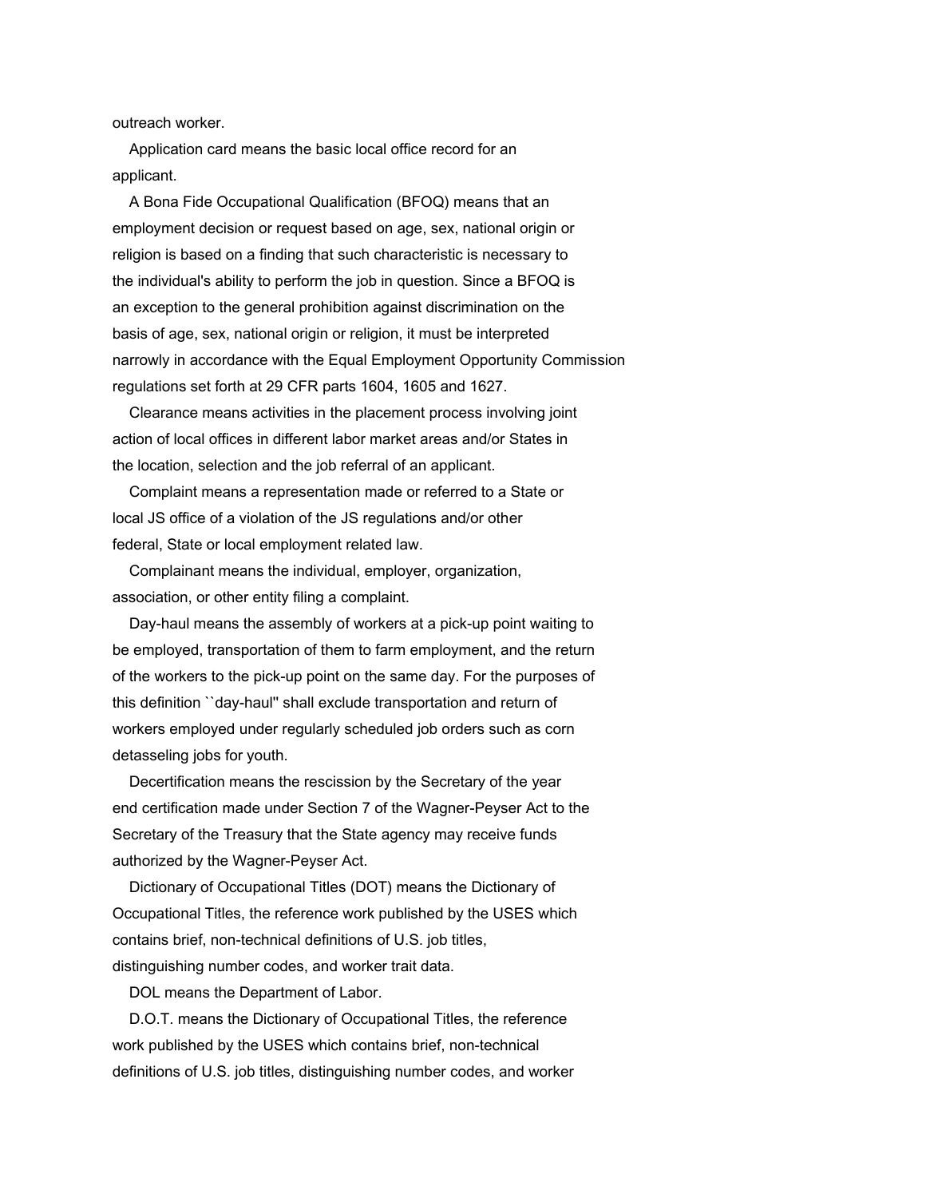outreach worker.

Application card means the basic local office record for an applicant.

A Bona Fide Occupational Qualification (BFOQ) means that an employment decision or request based on age, sex, national origin or religion is based on a finding that such characteristic is necessary to the individual's ability to perform the job in question. Since a BFOQ is an exception to the general prohibition against discrimination on the basis of age, sex, national origin or religion, it must be interpreted narrowly in accordance with the Equal Employment Opportunity Commission regulations set forth at 29 CFR parts 1604, 1605 and 1627.

Clearance means activities in the placement process involving joint action of local offices in different labor market areas and/or States in the location, selection and the job referral of an applicant.

Complaint means a representation made or referred to a State or local JS office of a violation of the JS regulations and/or other federal, State or local employment related law.

Complainant means the individual, employer, organization, association, or other entity filing a complaint.

Day-haul means the assembly of workers at a pick-up point waiting to be employed, transportation of them to farm employment, and the return of the workers to the pick-up point on the same day. For the purposes of this definition ``day-haul'' shall exclude transportation and return of workers employed under regularly scheduled job orders such as corn detasseling jobs for youth.

Decertification means the rescission by the Secretary of the year end certification made under Section 7 of the Wagner-Peyser Act to the Secretary of the Treasury that the State agency may receive funds authorized by the Wagner-Peyser Act.

Dictionary of Occupational Titles (DOT) means the Dictionary of Occupational Titles, the reference work published by the USES which contains brief, non-technical definitions of U.S. job titles, distinguishing number codes, and worker trait data.

DOL means the Department of Labor.

D.O.T. means the Dictionary of Occupational Titles, the reference work published by the USES which contains brief, non-technical definitions of U.S. job titles, distinguishing number codes, and worker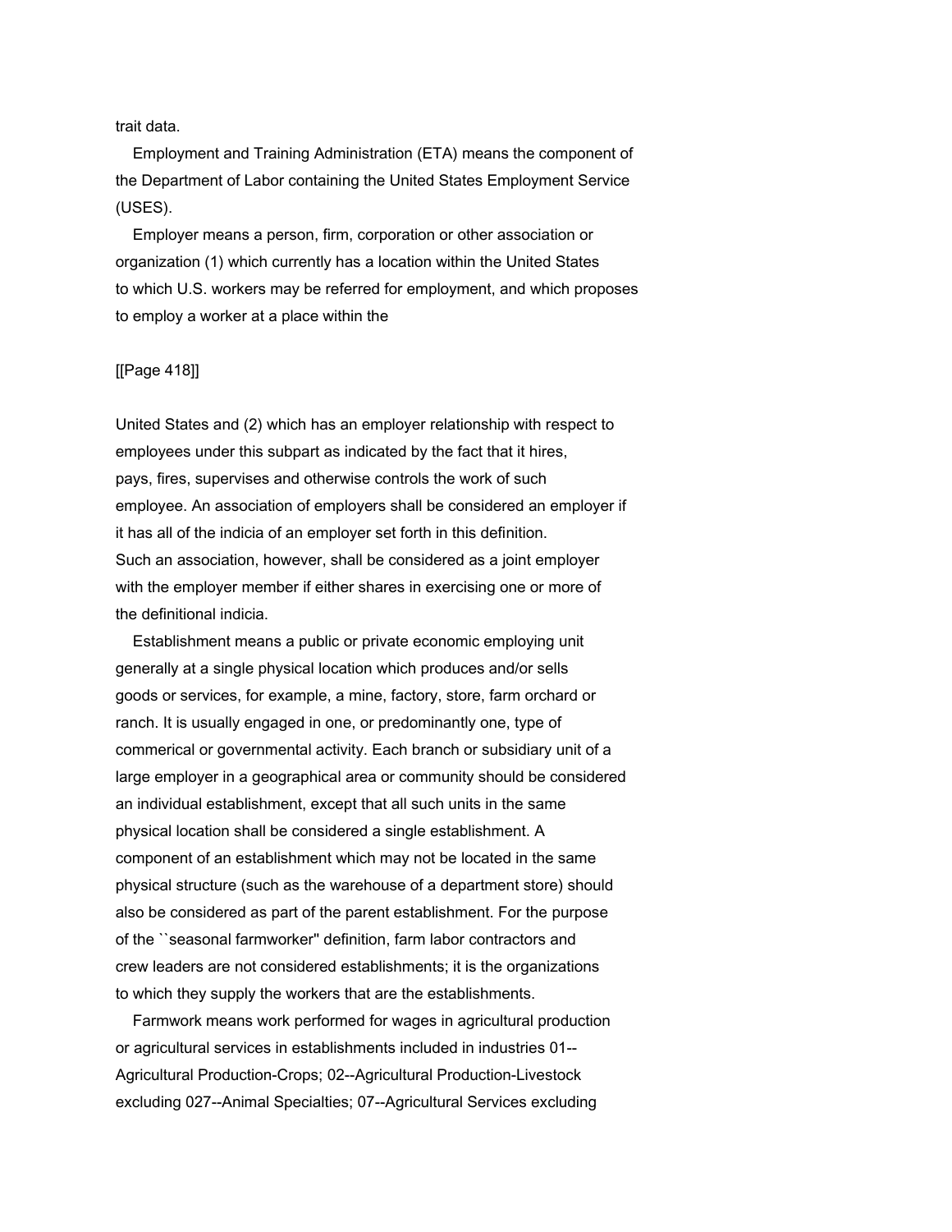trait data.

Employment and Training Administration (ETA) means the component of the Department of Labor containing the United States Employment Service (USES).

Employer means a person, firm, corporation or other association or organization (1) which currently has a location within the United States to which U.S. workers may be referred for employment, and which proposes to employ a worker at a place within the

[[Page 418]]

United States and (2) which has an employer relationship with respect to employees under this subpart as indicated by the fact that it hires, pays, fires, supervises and otherwise controls the work of such employee. An association of employers shall be considered an employer if it has all of the indicia of an employer set forth in this definition. Such an association, however, shall be considered as a joint employer with the employer member if either shares in exercising one or more of the definitional indicia.

Establishment means a public or private economic employing unit generally at a single physical location which produces and/or sells goods or services, for example, a mine, factory, store, farm orchard or ranch. It is usually engaged in one, or predominantly one, type of commerical or governmental activity. Each branch or subsidiary unit of a large employer in a geographical area or community should be considered an individual establishment, except that all such units in the same physical location shall be considered a single establishment. A component of an establishment which may not be located in the same physical structure (such as the warehouse of a department store) should also be considered as part of the parent establishment. For the purpose of the ``seasonal farmworker'' definition, farm labor contractors and crew leaders are not considered establishments; it is the organizations to which they supply the workers that are the establishments.

Farmwork means work performed for wages in agricultural production or agricultural services in establishments included in industries 01--Agricultural Production-Crops; 02--Agricultural Production-Livestock excluding 027--Animal Specialties; 07--Agricultural Services excluding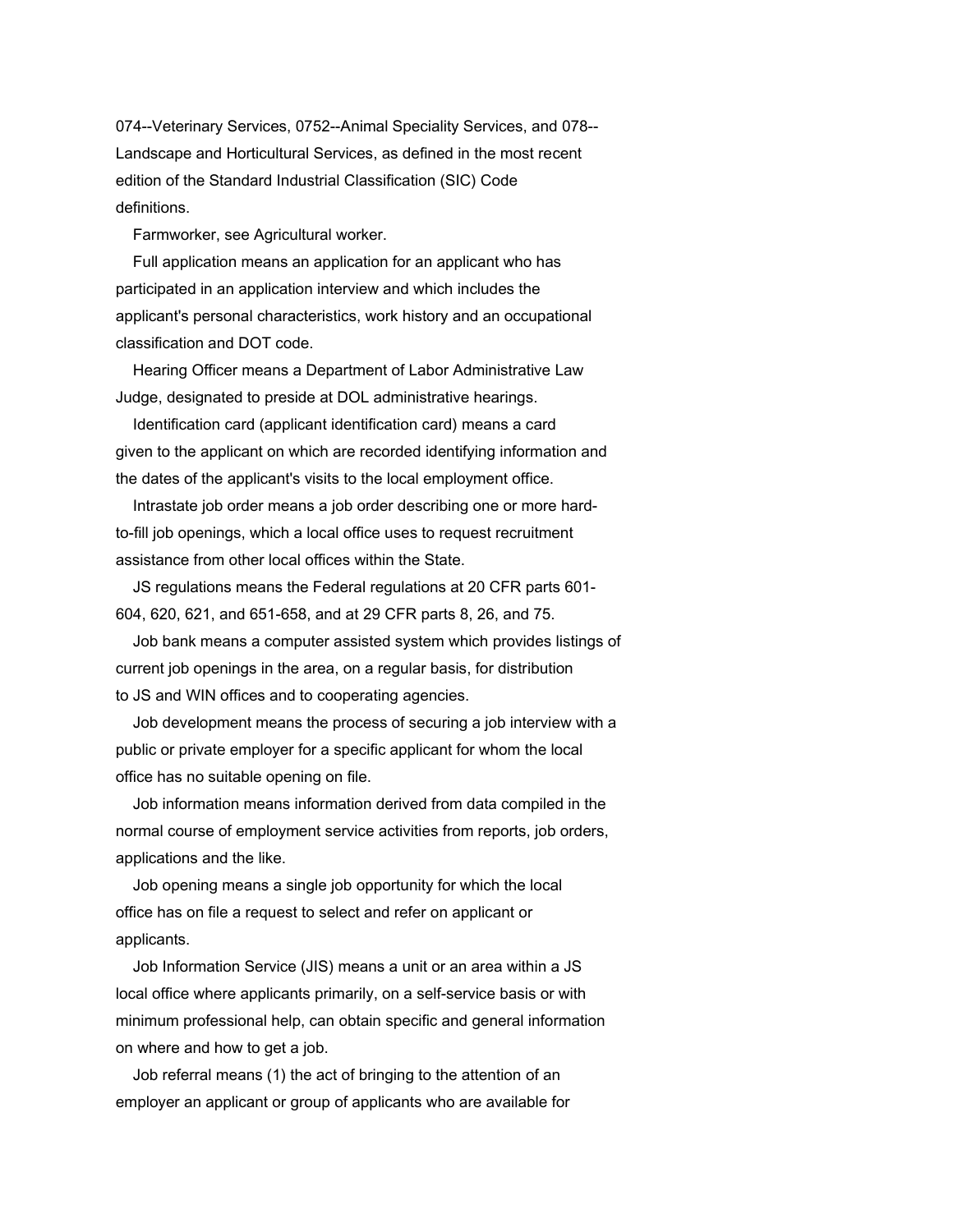074--Veterinary Services, 0752--Animal Speciality Services, and 078--Landscape and Horticultural Services, as defined in the most recent edition of the Standard Industrial Classification (SIC) Code definitions.

Farmworker, see Agricultural worker.

Full application means an application for an applicant who has participated in an application interview and which includes the applicant's personal characteristics, work history and an occupational classification and DOT code.

Hearing Officer means a Department of Labor Administrative Law Judge, designated to preside at DOL administrative hearings.

Identification card (applicant identification card) means a card given to the applicant on which are recorded identifying information and the dates of the applicant's visits to the local employment office.

Intrastate job order means a job order describing one or more hard-to-fill job openings, which a local office uses to request recruitment assistance from other local offices within the State.

JS regulations means the Federal regulations at 20 CFR parts 601-604, 620, 621, and 651-658, and at 29 CFR parts 8, 26, and 75.

Job bank means a computer assisted system which provides listings of current job openings in the area, on a regular basis, for distribution to JS and WIN offices and to cooperating agencies.

Job development means the process of securing a job interview with a public or private employer for a specific applicant for whom the local office has no suitable opening on file.

Job information means information derived from data compiled in the normal course of employment service activities from reports, job orders, applications and the like.

Job opening means a single job opportunity for which the local office has on file a request to select and refer on applicant or applicants.

Job Information Service (JIS) means a unit or an area within a JS local office where applicants primarily, on a self-service basis or with minimum professional help, can obtain specific and general information on where and how to get a job.

Job referral means (1) the act of bringing to the attention of an employer an applicant or group of applicants who are available for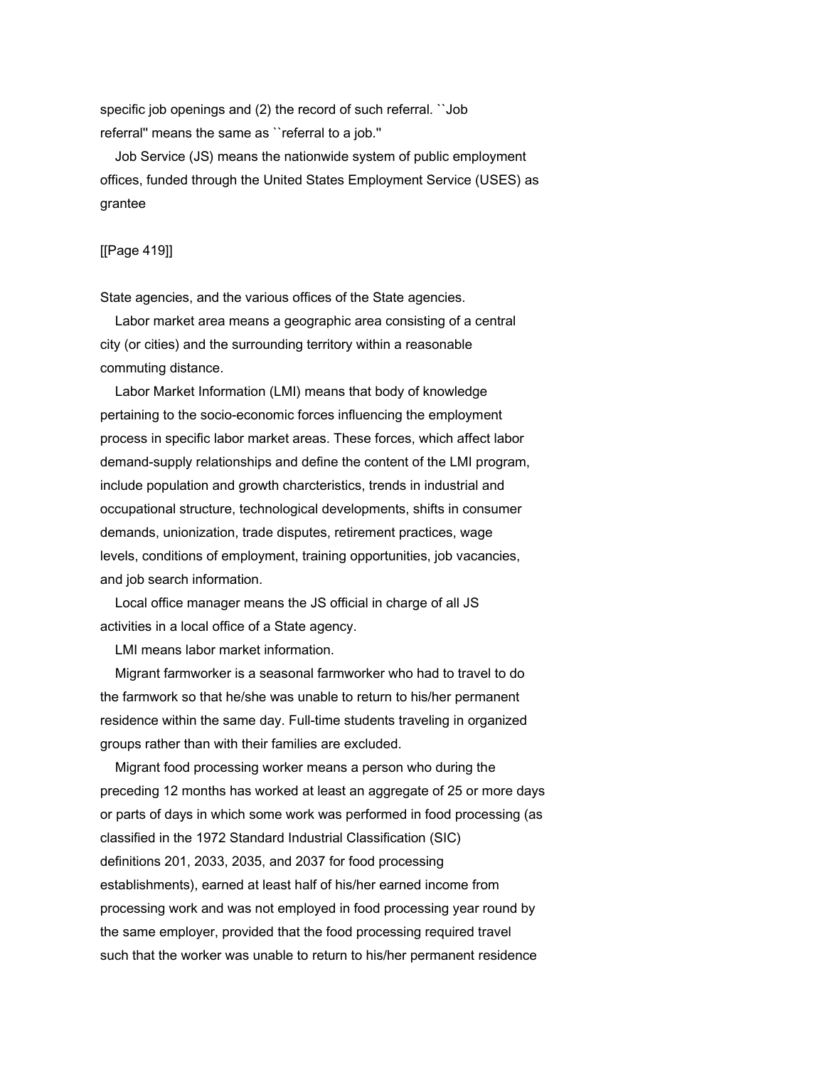specific job openings and (2) the record of such referral. ``Job referral'' means the same as ``referral to a job.''

Job Service (JS) means the nationwide system of public employment offices, funded through the United States Employment Service (USES) as grantee State agencies, and the various offices of the State agencies.

Labor market area means a geographic area consisting of a central city (or cities) and the surrounding territory within a reasonable commuting distance.

Labor Market Information (LMI) means that body of knowledge pertaining to the socio-economic forces influencing the employment process in specific labor market areas. These forces, which affect labor demand-supply relationships and define the content of the LMI program, include population and growth charcteristics, trends in industrial and occupational structure, technological developments, shifts in consumer demands, unionization, trade disputes, retirement practices, wage levels, conditions of employment, training opportunities, job vacancies, and job search information.

Local office manager means the JS official in charge of all JS activities in a local office of a State agency.

LMI means labor market information.

Migrant farmworker is a seasonal farmworker who had to travel to do the farmwork so that he/she was unable to return to his/her permanent residence within the same day. Full-time students traveling in organized groups rather than with their families are excluded.

Migrant food processing worker means a person who during the preceding 12 months has worked at least an aggregate of 25 or more days or parts of days in which some work was performed in food processing (as classified in the 1972 Standard Industrial Classification (SIC) definitions 201, 2033, 2035, and 2037 for food processing establishments), earned at least half of his/her earned income from processing work and was not employed in food processing year round by the same employer, provided that the food processing required travel such that the worker was unable to return to his/her permanent residence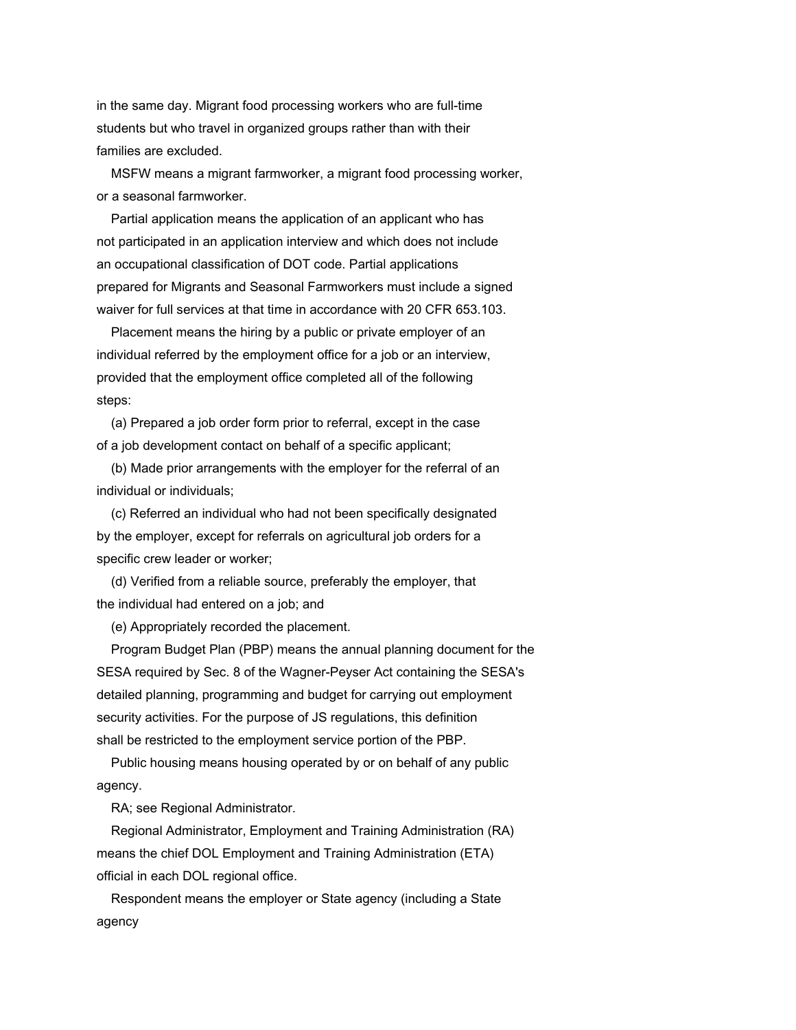in the same day. Migrant food processing workers who are full-time students but who travel in organized groups rather than with their families are excluded.

MSFW means a migrant farmworker, a migrant food processing worker, or a seasonal farmworker.

Partial application means the application of an applicant who has not participated in an application interview and which does not include an occupational classification of DOT code. Partial applications prepared for Migrants and Seasonal Farmworkers must include a signed waiver for full services at that time in accordance with 20 CFR 653.103.

Placement means the hiring by a public or private employer of an individual referred by the employment office for a job or an interview, provided that the employment office completed all of the following steps:

(a) Prepared a job order form prior to referral, except in the case of a job development contact on behalf of a specific applicant;

(b) Made prior arrangements with the employer for the referral of an individual or individuals;

(c) Referred an individual who had not been specifically designated by the employer, except for referrals on agricultural job orders for a specific crew leader or worker;

(d) Verified from a reliable source, preferably the employer, that the individual had entered on a job; and

(e) Appropriately recorded the placement.

Program Budget Plan (PBP) means the annual planning document for the SESA required by Sec. 8 of the Wagner-Peyser Act containing the SESA's detailed planning, programming and budget for carrying out employment security activities. For the purpose of JS regulations, this definition shall be restricted to the employment service portion of the PBP.

Public housing means housing operated by or on behalf of any public agency.

RA; see Regional Administrator.

Regional Administrator, Employment and Training Administration (RA) means the chief DOL Employment and Training Administration (ETA) official in each DOL regional office.

Respondent means the employer or State agency (including a State agency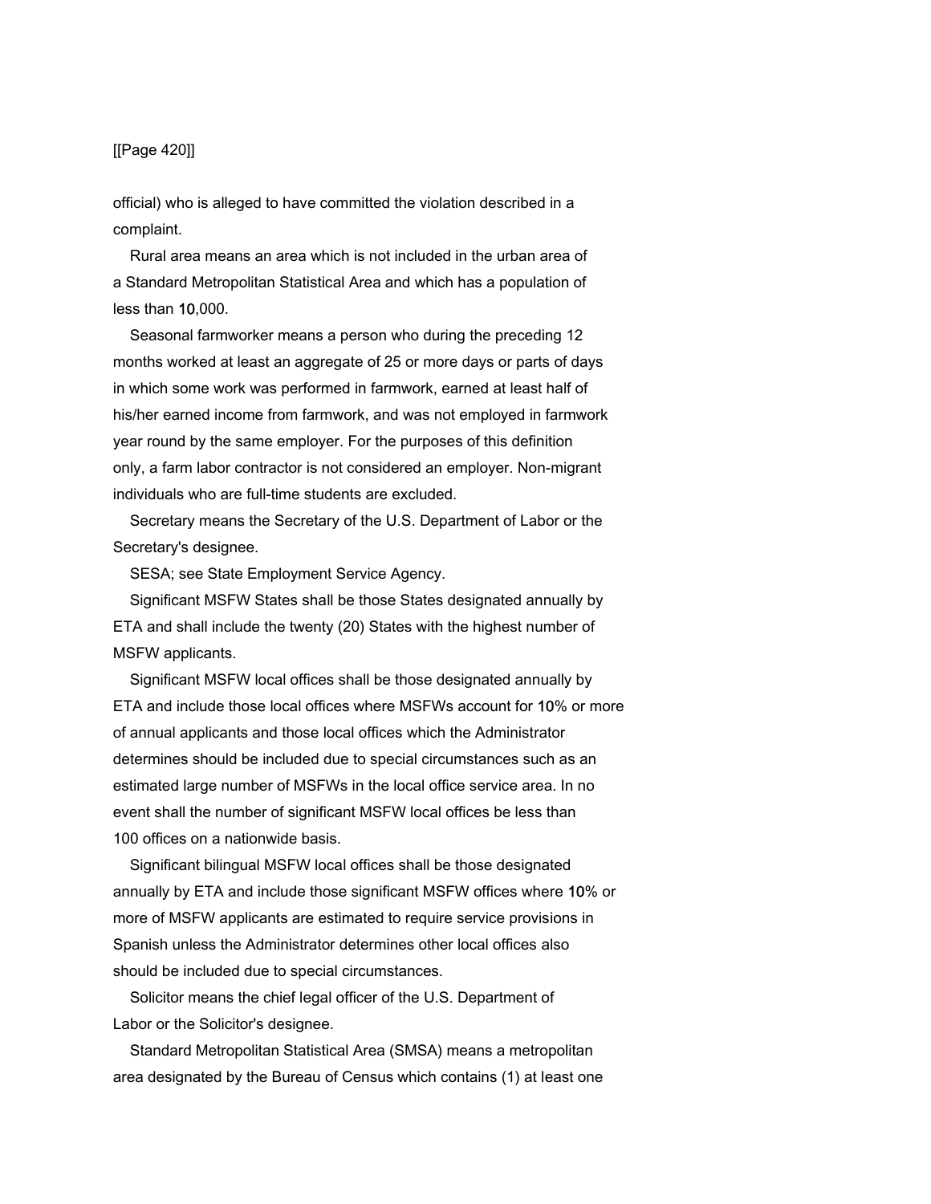official) who is alleged to have committed the violation described in a complaint.

Rural area means an area which is not included in the urban area of a Standard Metropolitan Statistical Area and which has a population of less than 10,000.

Seasonal farmworker means a person who during the preceding 12 months worked at least an aggregate of 25 or more days or parts of days in which some work was performed in farmwork, earned at least half of his/her earned income from farmwork, and was not employed in farmwork year round by the same employer. For the purposes of this definition only, a farm labor contractor is not considered an employer. Non-migrant individuals who are full-time students are excluded.

Secretary means the Secretary of the U.S. Department of Labor or the Secretary's designee.

SESA; see State Employment Service Agency.

Significant MSFW States shall be those States designated annually by ETA and shall include the twenty (20) States with the highest number of MSFW applicants.

Significant MSFW local offices shall be those designated annually by ETA and include those local offices where MSFWs account for 10% or more of annual applicants and those local offices which the Administrator determines should be included due to special circumstances such as an estimated large number of MSFWs in the local office service area. In no event shall the number of significant MSFW local offices be less than 100 offices on a nationwide basis.

Significant bilingual MSFW local offices shall be those designated annually by ETA and include those significant MSFW offices where 10% or more of MSFW applicants are estimated to require service provisions in Spanish unless the Administrator determines other local offices also should be included due to special circumstances.

Solicitor means the chief legal officer of the U.S. Department of Labor or the Solicitor's designee.

Standard Metropolitan Statistical Area (SMSA) means a metropolitan area designated by the Bureau of Census which contains (1) at least one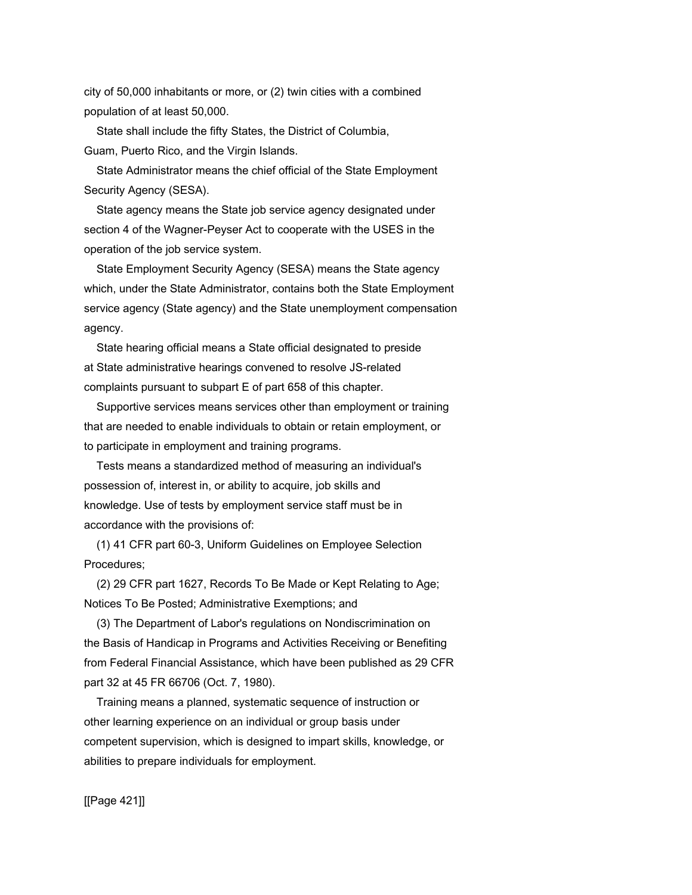city of 50,000 inhabitants or more, or (2) twin cities with a combined population of at least 50,000.

State shall include the fifty States, the District of Columbia, Guam, Puerto Rico, and the Virgin Islands.

State Administrator means the chief official of the State Employment Security Agency (SESA).

State agency means the State job service agency designated under section 4 of the Wagner-Peyser Act to cooperate with the USES in the operation of the job service system.

State Employment Security Agency (SESA) means the State agency which, under the State Administrator, contains both the State Employment service agency (State agency) and the State unemployment compensation agency.

State hearing official means a State official designated to preside at State administrative hearings convened to resolve JS-related complaints pursuant to subpart E of part 658 of this chapter.

Supportive services means services other than employment or training that are needed to enable individuals to obtain or retain employment, or to participate in employment and training programs.

Tests means a standardized method of measuring an individual's possession of, interest in, or ability to acquire, job skills and knowledge. Use of tests by employment service staff must be in accordance with the provisions of:

(1) 41 CFR part 60-3, Uniform Guidelines on Employee Selection Procedures;

(2) 29 CFR part 1627, Records To Be Made or Kept Relating to Age; Notices To Be Posted; Administrative Exemptions; and

(3) The Department of Labor's regulations on Nondiscrimination on the Basis of Handicap in Programs and Activities Receiving or Benefiting from Federal Financial Assistance, which have been published as 29 CFR part 32 at 45 FR 66706 (Oct. 7, 1980).

Training means a planned, systematic sequence of instruction or other learning experience on an individual or group basis under competent supervision, which is designed to impart skills, knowledge, or abilities to prepare individuals for employment.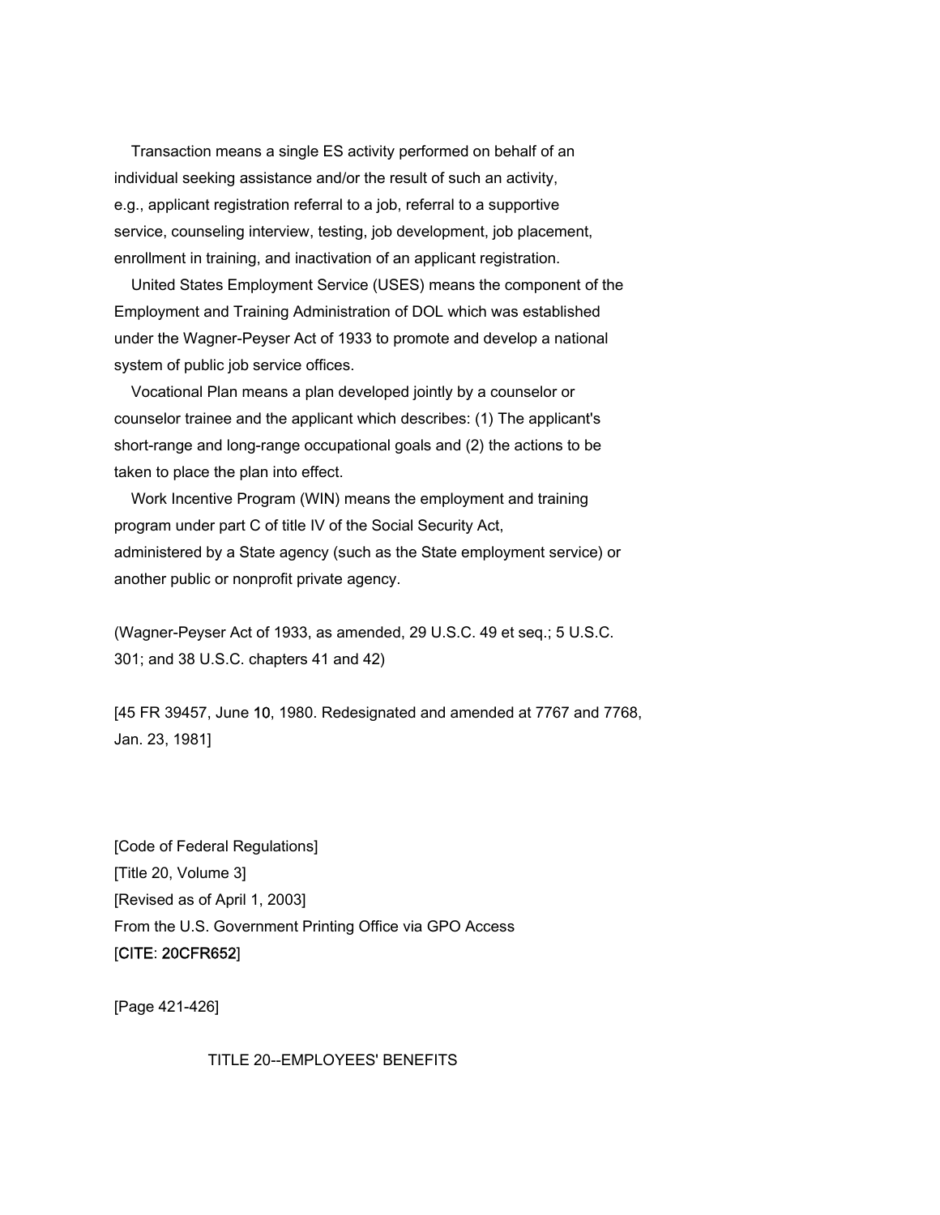Transaction means a single ES activity performed on behalf of an individual seeking assistance and/or the result of such an activity, e.g., applicant registration referral to a job, referral to a supportive service, counseling interview, testing, job development, job placement, enrollment in training, and inactivation of an applicant registration.

United States Employment Service (USES) means the component of the Employment and Training Administration of DOL which was established under the Wagner-Peyser Act of 1933 to promote and develop a national system of public job service offices.

Vocational Plan means a plan developed jointly by a counselor or counselor trainee and the applicant which describes: (1) The applicant's short-range and long-range occupational goals and (2) the actions to be taken to place the plan into effect.

Work Incentive Program (WIN) means the employment and training program under part C of title IV of the Social Security Act, administered by a State agency (such as the State employment service) or another public or nonprofit private agency.

(Wagner-Peyser Act of 1933, as amended, 29 U.S.C. 49 et seq.; 5 U.S.C. 301; and 38 U.S.C. chapters 41 and 42)

[45 FR 39457, June 10, 1980. Redesignated and amended at 7767 and 7768, Jan. 23, 1981]

[Code of Federal Regulations]
[Title 20, Volume 3]
[Revised as of April 1, 2003]
From the U.S. Government Printing Office via GPO Access
[CITE: 20CFR652]

[Page 421-426]

TITLE 20--EMPLOYEES' BENEFITS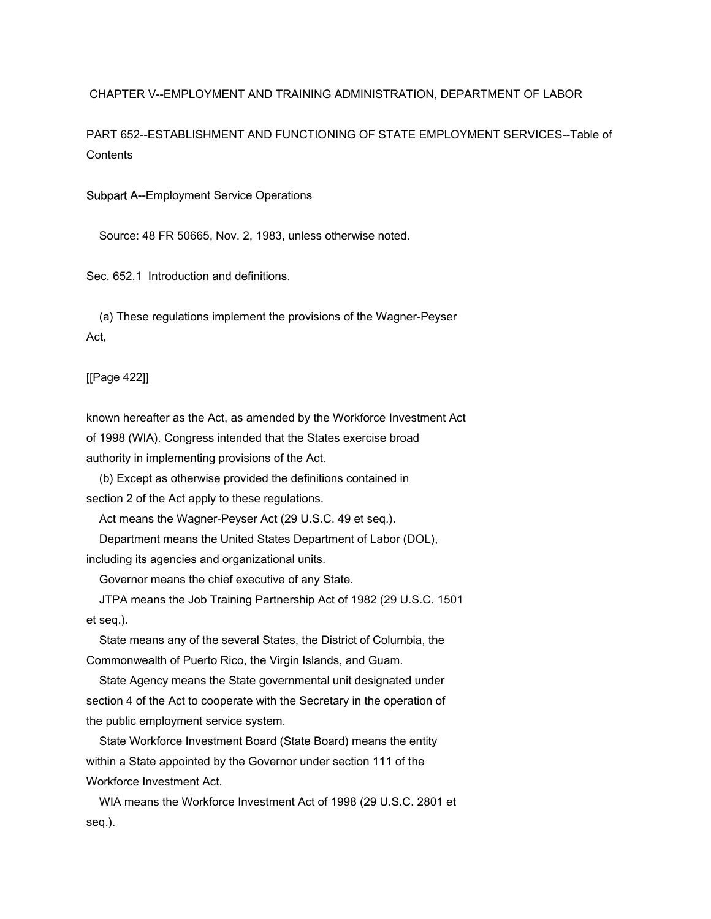CHAPTER V--EMPLOYMENT AND TRAINING ADMINISTRATION, DEPARTMENT OF LABOR

PART 652--ESTABLISHMENT AND FUNCTIONING OF STATE EMPLOYMENT SERVICES--Table of Contents

Subpart A--Employment Service Operations

Source: 48 FR 50665, Nov. 2, 1983, unless otherwise noted.

Sec. 652.1 Introduction and definitions.

(a) These regulations implement the provisions of the Wagner-Peyser Act,

[[Page 422]]

known hereafter as the Act, as amended by the Workforce Investment Act of 1998 (WIA). Congress intended that the States exercise broad authority in implementing provisions of the Act.

(b) Except as otherwise provided the definitions contained in section 2 of the Act apply to these regulations.

Act means the Wagner-Peyser Act (29 U.S.C. 49 et seq.).

Department means the United States Department of Labor (DOL), including its agencies and organizational units.

Governor means the chief executive of any State.

JTPA means the Job Training Partnership Act of 1982 (29 U.S.C. 1501 et seq.).

State means any of the several States, the District of Columbia, the Commonwealth of Puerto Rico, the Virgin Islands, and Guam.

State Agency means the State governmental unit designated under section 4 of the Act to cooperate with the Secretary in the operation of the public employment service system.

State Workforce Investment Board (State Board) means the entity within a State appointed by the Governor under section 111 of the Workforce Investment Act.

WIA means the Workforce Investment Act of 1998 (29 U.S.C. 2801 et seq.).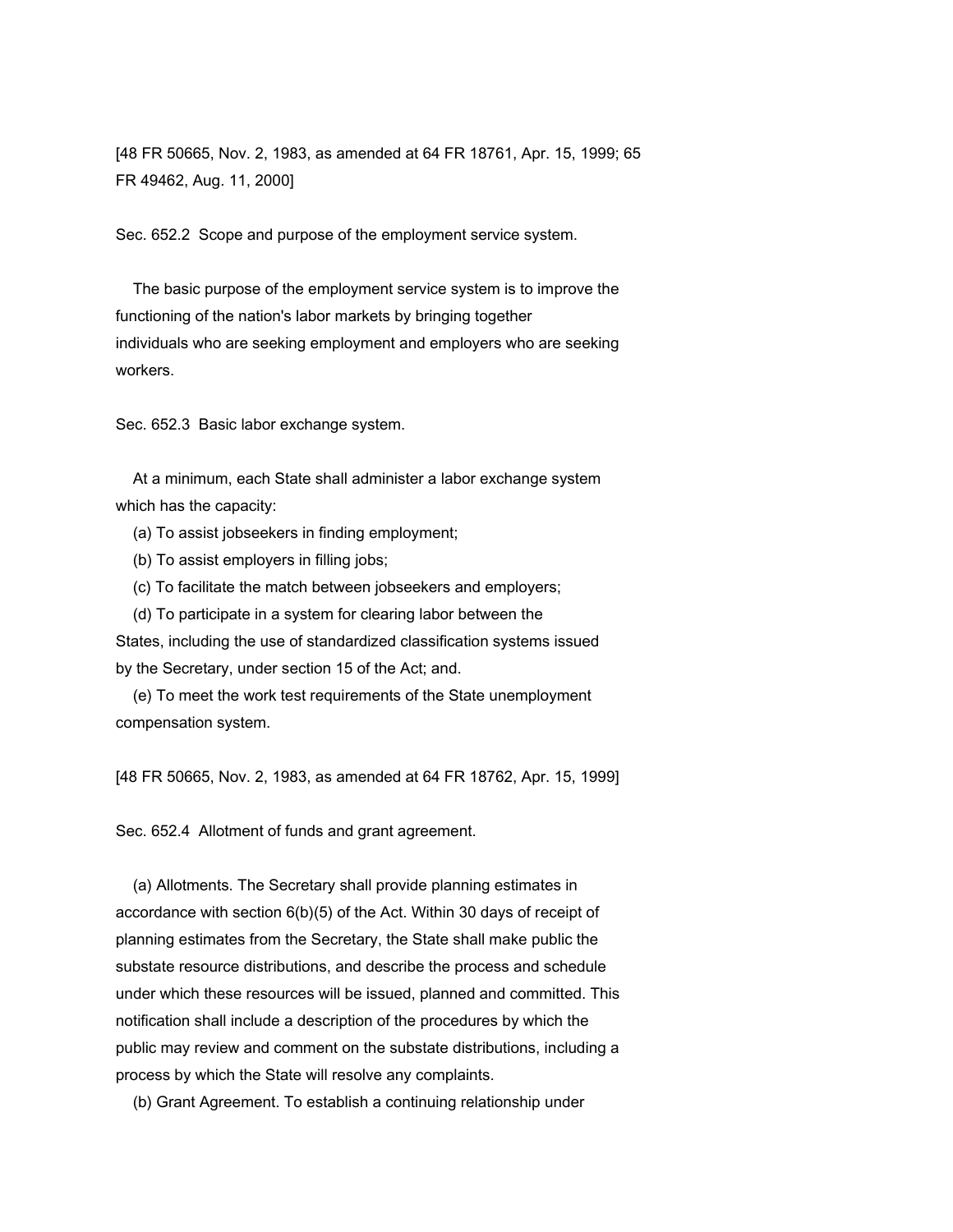[48 FR 50665, Nov. 2, 1983, as amended at 64 FR 18761, Apr. 15, 1999; 65 FR 49462, Aug. 11, 2000]

Sec. 652.2 Scope and purpose of the employment service system.

The basic purpose of the employment service system is to improve the functioning of the nation's labor markets by bringing together individuals who are seeking employment and employers who are seeking workers.

Sec. 652.3 Basic labor exchange system.

At a minimum, each State shall administer a labor exchange system which has the capacity:

(a) To assist jobseekers in finding employment;

(b) To assist employers in filling jobs;

(c) To facilitate the match between jobseekers and employers;

(d) To participate in a system for clearing labor between the States, including the use of standardized classification systems issued by the Secretary, under section 15 of the Act; and.

(e) To meet the work test requirements of the State unemployment compensation system.

[48 FR 50665, Nov. 2, 1983, as amended at 64 FR 18762, Apr. 15, 1999]

Sec. 652.4 Allotment of funds and grant agreement.

(a) Allotments. The Secretary shall provide planning estimates in accordance with section 6(b)(5) of the Act. Within 30 days of receipt of planning estimates from the Secretary, the State shall make public the substate resource distributions, and describe the process and schedule under which these resources will be issued, planned and committed. This notification shall include a description of the procedures by which the public may review and comment on the substate distributions, including a process by which the State will resolve any complaints.

(b) Grant Agreement. To establish a continuing relationship under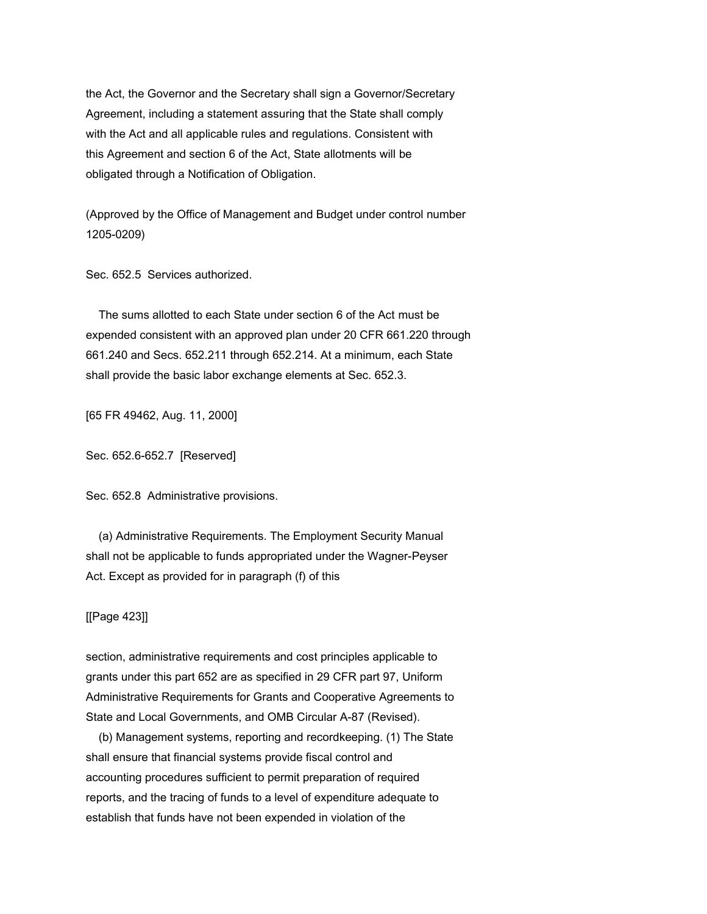the Act, the Governor and the Secretary shall sign a Governor/Secretary Agreement, including a statement assuring that the State shall comply with the Act and all applicable rules and regulations. Consistent with this Agreement and section 6 of the Act, State allotments will be obligated through a Notification of Obligation.

(Approved by the Office of Management and Budget under control number 1205-0209)

Sec. 652.5 Services authorized.

The sums allotted to each State under section 6 of the Act must be expended consistent with an approved plan under 20 CFR 661.220 through 661.240 and Secs. 652.211 through 652.214. At a minimum, each State shall provide the basic labor exchange elements at Sec. 652.3.

[65 FR 49462, Aug. 11, 2000]

Sec. 652.6-652.7 [Reserved]

Sec. 652.8 Administrative provisions.

(a) Administrative Requirements. The Employment Security Manual shall not be applicable to funds appropriated under the Wagner-Peyser Act. Except as provided for in paragraph (f) of this

[[Page 423]]

section, administrative requirements and cost principles applicable to grants under this part 652 are as specified in 29 CFR part 97, Uniform Administrative Requirements for Grants and Cooperative Agreements to State and Local Governments, and OMB Circular A-87 (Revised).

(b) Management systems, reporting and recordkeeping. (1) The State shall ensure that financial systems provide fiscal control and accounting procedures sufficient to permit preparation of required reports, and the tracing of funds to a level of expenditure adequate to establish that funds have not been expended in violation of the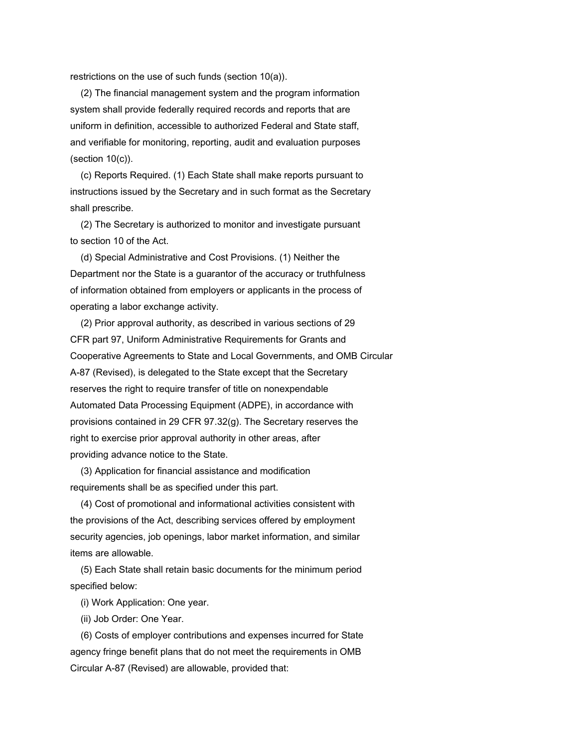restrictions on the use of such funds (section 10(a)).

(2) The financial management system and the program information system shall provide federally required records and reports that are uniform in definition, accessible to authorized Federal and State staff, and verifiable for monitoring, reporting, audit and evaluation purposes (section 10(c)).

(c) Reports Required. (1) Each State shall make reports pursuant to instructions issued by the Secretary and in such format as the Secretary shall prescribe.

(2) The Secretary is authorized to monitor and investigate pursuant to section 10 of the Act.

(d) Special Administrative and Cost Provisions. (1) Neither the Department nor the State is a guarantor of the accuracy or truthfulness of information obtained from employers or applicants in the process of operating a labor exchange activity.

(2) Prior approval authority, as described in various sections of 29 CFR part 97, Uniform Administrative Requirements for Grants and Cooperative Agreements to State and Local Governments, and OMB Circular A-87 (Revised), is delegated to the State except that the Secretary reserves the right to require transfer of title on nonexpendable Automated Data Processing Equipment (ADPE), in accordance with provisions contained in 29 CFR 97.32(g). The Secretary reserves the right to exercise prior approval authority in other areas, after providing advance notice to the State.

(3) Application for financial assistance and modification requirements shall be as specified under this part.

(4) Cost of promotional and informational activities consistent with the provisions of the Act, describing services offered by employment security agencies, job openings, labor market information, and similar items are allowable.

(5) Each State shall retain basic documents for the minimum period specified below:

(i) Work Application: One year.

(ii) Job Order: One Year.

(6) Costs of employer contributions and expenses incurred for State agency fringe benefit plans that do not meet the requirements in OMB Circular A-87 (Revised) are allowable, provided that: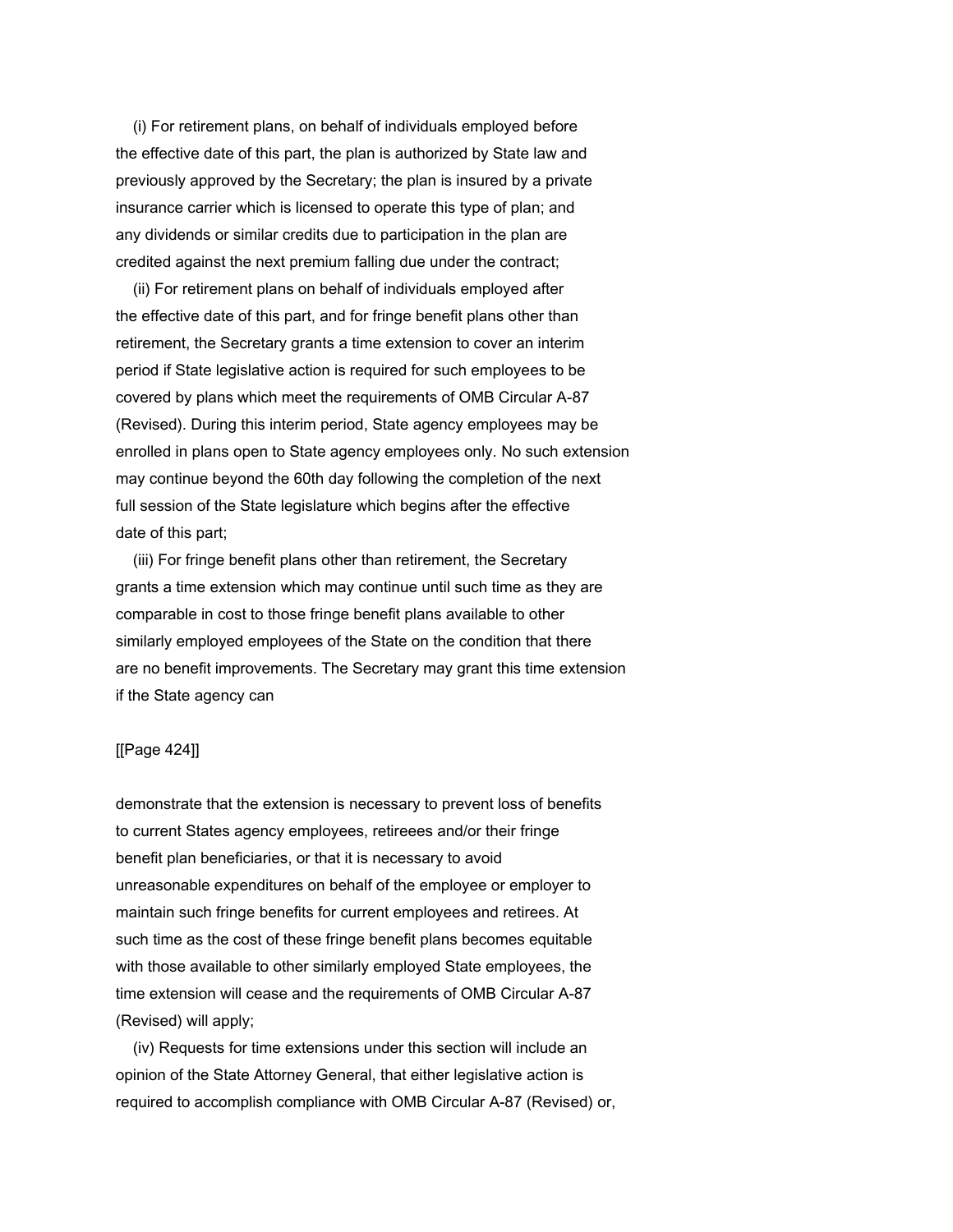(i) For retirement plans, on behalf of individuals employed before the effective date of this part, the plan is authorized by State law and previously approved by the Secretary; the plan is insured by a private insurance carrier which is licensed to operate this type of plan; and any dividends or similar credits due to participation in the plan are credited against the next premium falling due under the contract;

(ii) For retirement plans on behalf of individuals employed after the effective date of this part, and for fringe benefit plans other than retirement, the Secretary grants a time extension to cover an interim period if State legislative action is required for such employees to be covered by plans which meet the requirements of OMB Circular A-87 (Revised). During this interim period, State agency employees may be enrolled in plans open to State agency employees only. No such extension may continue beyond the 60th day following the completion of the next full session of the State legislature which begins after the effective date of this part;

(iii) For fringe benefit plans other than retirement, the Secretary grants a time extension which may continue until such time as they are comparable in cost to those fringe benefit plans available to other similarly employed employees of the State on the condition that there are no benefit improvements. The Secretary may grant this time extension if the State agency can demonstrate that the extension is necessary to prevent loss of benefits to current States agency employees, retireees and/or their fringe benefit plan beneficiaries, or that it is necessary to avoid unreasonable expenditures on behalf of the employee or employer to maintain such fringe benefits for current employees and retirees. At such time as the cost of these fringe benefit plans becomes equitable with those available to other similarly employed State employees, the time extension will cease and the requirements of OMB Circular A-87 (Revised) will apply;

(iv) Requests for time extensions under this section will include an opinion of the State Attorney General, that either legislative action is required to accomplish compliance with OMB Circular A-87 (Revised) or,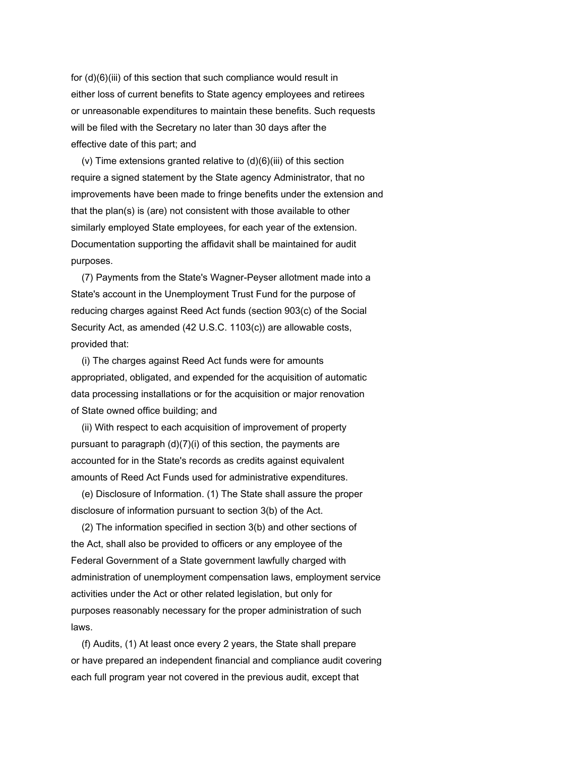for (d)(6)(iii) of this section that such compliance would result in either loss of current benefits to State agency employees and retirees or unreasonable expenditures to maintain these benefits. Such requests will be filed with the Secretary no later than 30 days after the effective date of this part; and

(v) Time extensions granted relative to (d)(6)(iii) of this section require a signed statement by the State agency Administrator, that no improvements have been made to fringe benefits under the extension and that the plan(s) is (are) not consistent with those available to other similarly employed State employees, for each year of the extension. Documentation supporting the affidavit shall be maintained for audit purposes.

(7) Payments from the State's Wagner-Peyser allotment made into a State's account in the Unemployment Trust Fund for the purpose of reducing charges against Reed Act funds (section 903(c) of the Social Security Act, as amended (42 U.S.C. 1103(c)) are allowable costs, provided that:

(i) The charges against Reed Act funds were for amounts appropriated, obligated, and expended for the acquisition of automatic data processing installations or for the acquisition or major renovation of State owned office building; and

(ii) With respect to each acquisition of improvement of property pursuant to paragraph (d)(7)(i) of this section, the payments are accounted for in the State's records as credits against equivalent amounts of Reed Act Funds used for administrative expenditures.

(e) Disclosure of Information. (1) The State shall assure the proper disclosure of information pursuant to section 3(b) of the Act.

(2) The information specified in section 3(b) and other sections of the Act, shall also be provided to officers or any employee of the Federal Government of a State government lawfully charged with administration of unemployment compensation laws, employment service activities under the Act or other related legislation, but only for purposes reasonably necessary for the proper administration of such laws.

(f) Audits, (1) At least once every 2 years, the State shall prepare or have prepared an independent financial and compliance audit covering each full program year not covered in the previous audit, except that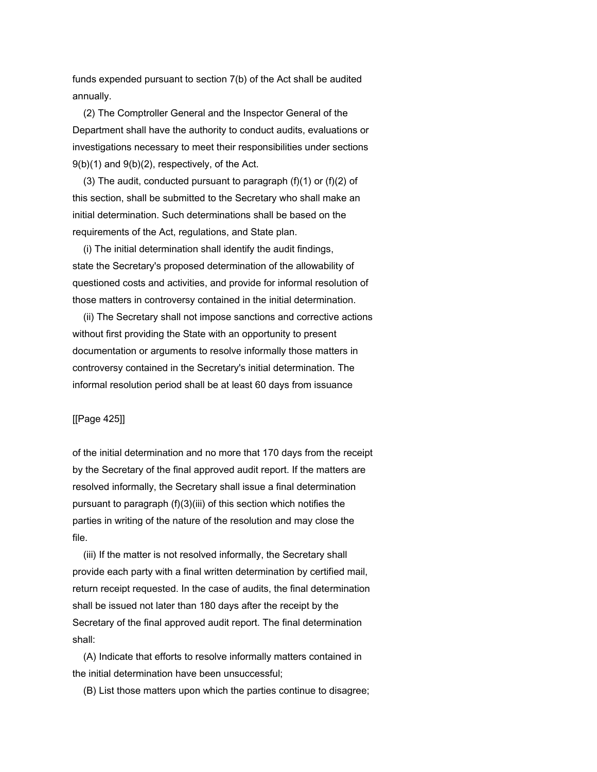funds expended pursuant to section 7(b) of the Act shall be audited annually.

(2) The Comptroller General and the Inspector General of the Department shall have the authority to conduct audits, evaluations or investigations necessary to meet their responsibilities under sections 9(b)(1) and 9(b)(2), respectively, of the Act.

(3) The audit, conducted pursuant to paragraph (f)(1) or (f)(2) of this section, shall be submitted to the Secretary who shall make an initial determination. Such determinations shall be based on the requirements of the Act, regulations, and State plan.

(i) The initial determination shall identify the audit findings, state the Secretary's proposed determination of the allowability of questioned costs and activities, and provide for informal resolution of those matters in controversy contained in the initial determination.

(ii) The Secretary shall not impose sanctions and corrective actions without first providing the State with an opportunity to present documentation or arguments to resolve informally those matters in controversy contained in the Secretary's initial determination. The informal resolution period shall be at least 60 days from issuance of the initial determination and no more that 170 days from the receipt by the Secretary of the final approved audit report. If the matters are resolved informally, the Secretary shall issue a final determination pursuant to paragraph (f)(3)(iii) of this section which notifies the parties in writing of the nature of the resolution and may close the file.

(iii) If the matter is not resolved informally, the Secretary shall provide each party with a final written determination by certified mail, return receipt requested. In the case of audits, the final determination shall be issued not later than 180 days after the receipt by the Secretary of the final approved audit report. The final determination shall:

(A) Indicate that efforts to resolve informally matters contained in the initial determination have been unsuccessful;

(B) List those matters upon which the parties continue to disagree;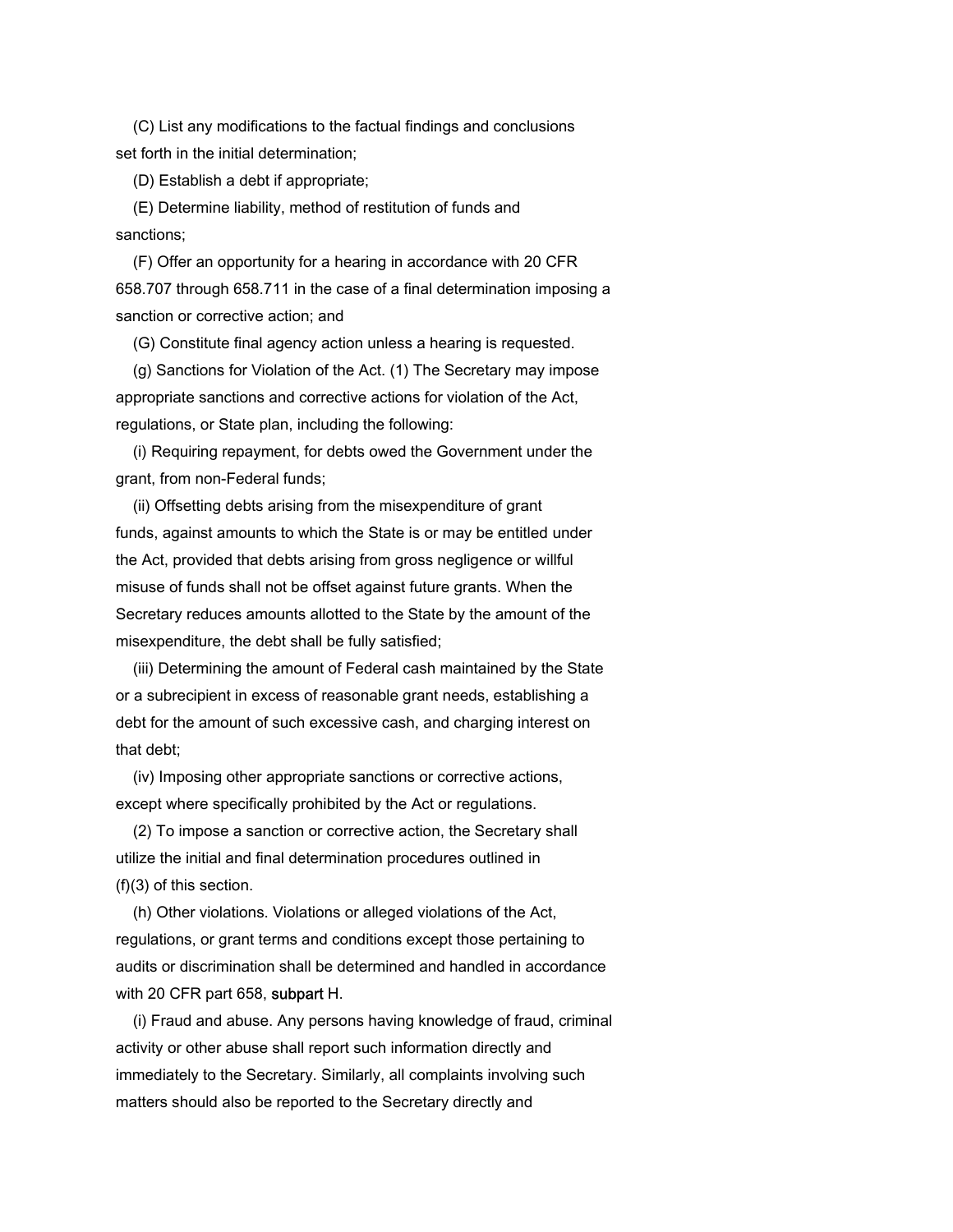(C) List any modifications to the factual findings and conclusions set forth in the initial determination;

(D) Establish a debt if appropriate;

(E) Determine liability, method of restitution of funds and sanctions;

(F) Offer an opportunity for a hearing in accordance with 20 CFR 658.707 through 658.711 in the case of a final determination imposing a sanction or corrective action; and

(G) Constitute final agency action unless a hearing is requested.

(g) Sanctions for Violation of the Act. (1) The Secretary may impose appropriate sanctions and corrective actions for violation of the Act, regulations, or State plan, including the following:

(i) Requiring repayment, for debts owed the Government under the grant, from non-Federal funds;

(ii) Offsetting debts arising from the misexpenditure of grant funds, against amounts to which the State is or may be entitled under the Act, provided that debts arising from gross negligence or willful misuse of funds shall not be offset against future grants. When the Secretary reduces amounts allotted to the State by the amount of the misexpenditure, the debt shall be fully satisfied;

(iii) Determining the amount of Federal cash maintained by the State or a subrecipient in excess of reasonable grant needs, establishing a debt for the amount of such excessive cash, and charging interest on that debt;

(iv) Imposing other appropriate sanctions or corrective actions, except where specifically prohibited by the Act or regulations.

(2) To impose a sanction or corrective action, the Secretary shall utilize the initial and final determination procedures outlined in (f)(3) of this section.

(h) Other violations. Violations or alleged violations of the Act, regulations, or grant terms and conditions except those pertaining to audits or discrimination shall be determined and handled in accordance with 20 CFR part 658, subpart H.

(i) Fraud and abuse. Any persons having knowledge of fraud, criminal activity or other abuse shall report such information directly and immediately to the Secretary. Similarly, all complaints involving such matters should also be reported to the Secretary directly and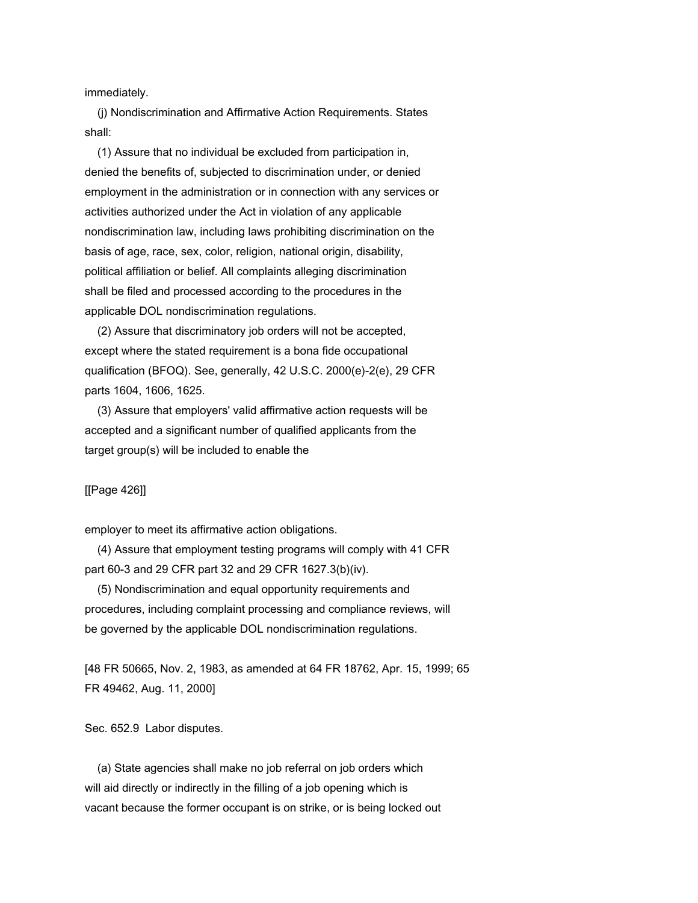immediately.

(j) Nondiscrimination and Affirmative Action Requirements. States shall:

(1) Assure that no individual be excluded from participation in, denied the benefits of, subjected to discrimination under, or denied employment in the administration or in connection with any services or activities authorized under the Act in violation of any applicable nondiscrimination law, including laws prohibiting discrimination on the basis of age, race, sex, color, religion, national origin, disability, political affiliation or belief. All complaints alleging discrimination shall be filed and processed according to the procedures in the applicable DOL nondiscrimination regulations.

(2) Assure that discriminatory job orders will not be accepted, except where the stated requirement is a bona fide occupational qualification (BFOQ). See, generally, 42 U.S.C. 2000(e)-2(e), 29 CFR parts 1604, 1606, 1625.

(3) Assure that employers' valid affirmative action requests will be accepted and a significant number of qualified applicants from the target group(s) will be included to enable the

[[Page 426]]

employer to meet its affirmative action obligations.

(4) Assure that employment testing programs will comply with 41 CFR part 60-3 and 29 CFR part 32 and 29 CFR 1627.3(b)(iv).

(5) Nondiscrimination and equal opportunity requirements and procedures, including complaint processing and compliance reviews, will be governed by the applicable DOL nondiscrimination regulations.

[48 FR 50665, Nov. 2, 1983, as amended at 64 FR 18762, Apr. 15, 1999; 65 FR 49462, Aug. 11, 2000]

Sec. 652.9 Labor disputes.

(a) State agencies shall make no job referral on job orders which will aid directly or indirectly in the filling of a job opening which is vacant because the former occupant is on strike, or is being locked out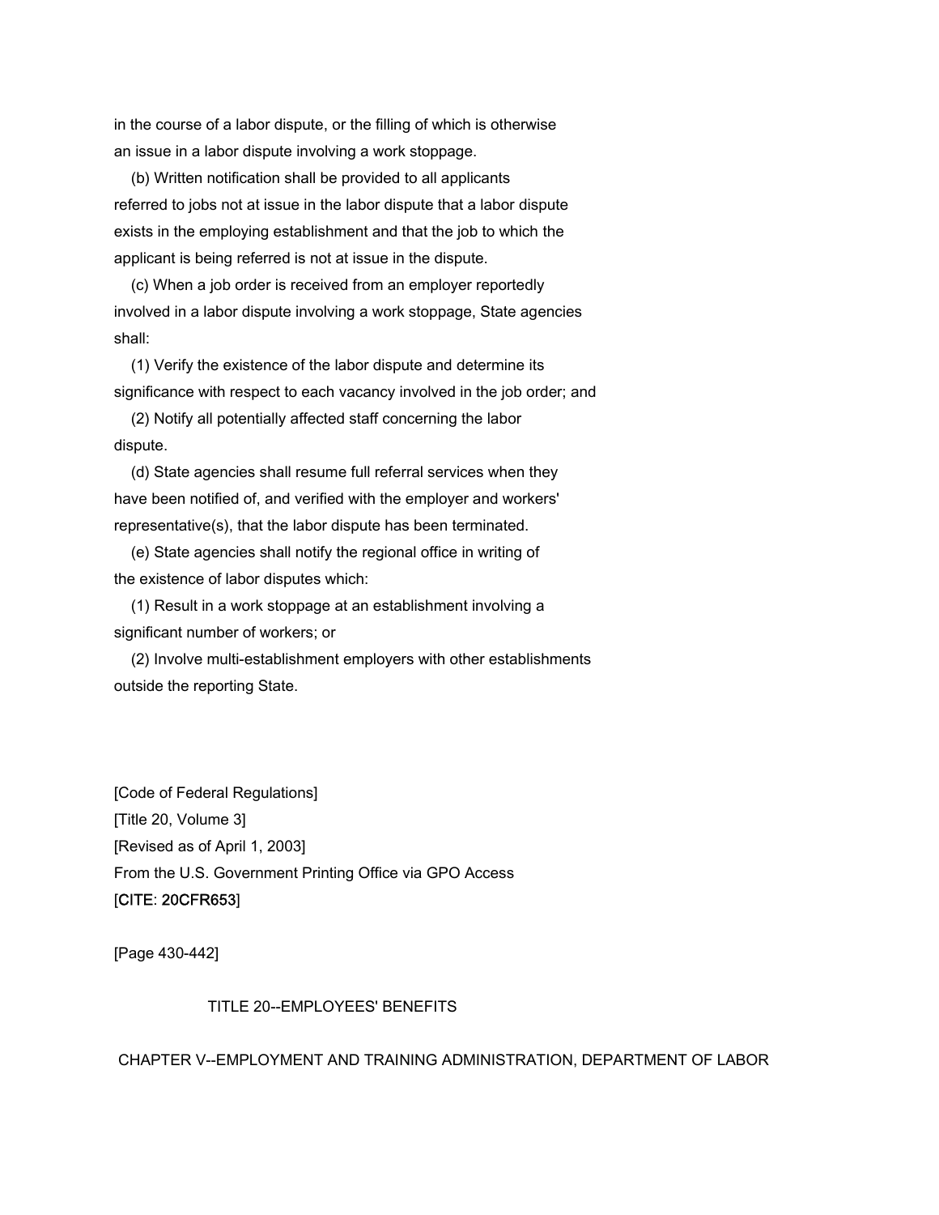in the course of a labor dispute, or the filling of which is otherwise an issue in a labor dispute involving a work stoppage.

(b) Written notification shall be provided to all applicants referred to jobs not at issue in the labor dispute that a labor dispute exists in the employing establishment and that the job to which the applicant is being referred is not at issue in the dispute.

(c) When a job order is received from an employer reportedly involved in a labor dispute involving a work stoppage, State agencies shall:

(1) Verify the existence of the labor dispute and determine its significance with respect to each vacancy involved in the job order; and

(2) Notify all potentially affected staff concerning the labor dispute.

(d) State agencies shall resume full referral services when they have been notified of, and verified with the employer and workers' representative(s), that the labor dispute has been terminated.

(e) State agencies shall notify the regional office in writing of the existence of labor disputes which:

(1) Result in a work stoppage at an establishment involving a significant number of workers; or

(2) Involve multi-establishment employers with other establishments outside the reporting State.

[Code of Federal Regulations]
[Title 20, Volume 3]
[Revised as of April 1, 2003]
From the U.S. Government Printing Office via GPO Access
[CITE: 20CFR653]

[Page 430-442]

TITLE 20--EMPLOYEES' BENEFITS

CHAPTER V--EMPLOYMENT AND TRAINING ADMINISTRATION, DEPARTMENT OF LABOR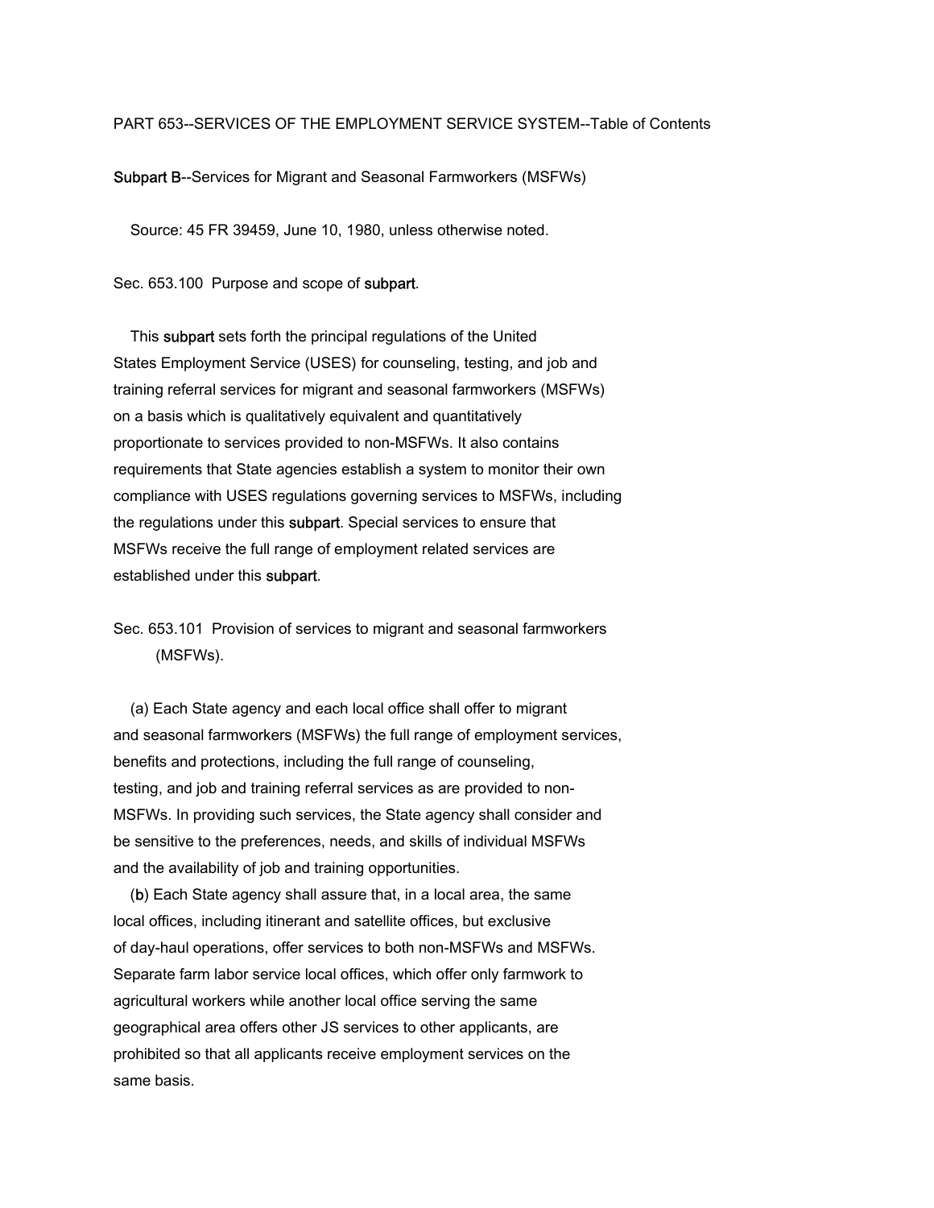PART 653--SERVICES OF THE EMPLOYMENT SERVICE SYSTEM--Table of Contents

## Subpart B--Services for Migrant and Seasonal Farmworkers (MSFWs)

Source: 45 FR 39459, June 10, 1980, unless otherwise noted.

### Sec. 653.100 Purpose and scope of subpart.

This subpart sets forth the principal regulations of the United States Employment Service (USES) for counseling, testing, and job and training referral services for migrant and seasonal farmworkers (MSFWs) on a basis which is qualitatively equivalent and quantitatively proportionate to services provided to non-MSFWs. It also contains requirements that State agencies establish a system to monitor their own compliance with USES regulations governing services to MSFWs, including the regulations under this subpart. Special services to ensure that MSFWs receive the full range of employment related services are established under this subpart.

### Sec. 653.101 Provision of services to migrant and seasonal farmworkers (MSFWs).

(a) Each State agency and each local office shall offer to migrant and seasonal farmworkers (MSFWs) the full range of employment services, benefits and protections, including the full range of counseling, testing, and job and training referral services as are provided to non-MSFWs. In providing such services, the State agency shall consider and be sensitive to the preferences, needs, and skills of individual MSFWs and the availability of job and training opportunities.

(b) Each State agency shall assure that, in a local area, the same local offices, including itinerant and satellite offices, but exclusive of day-haul operations, offer services to both non-MSFWs and MSFWs. Separate farm labor service local offices, which offer only farmwork to agricultural workers while another local office serving the same geographical area offers other JS services to other applicants, are prohibited so that all applicants receive employment services on the same basis.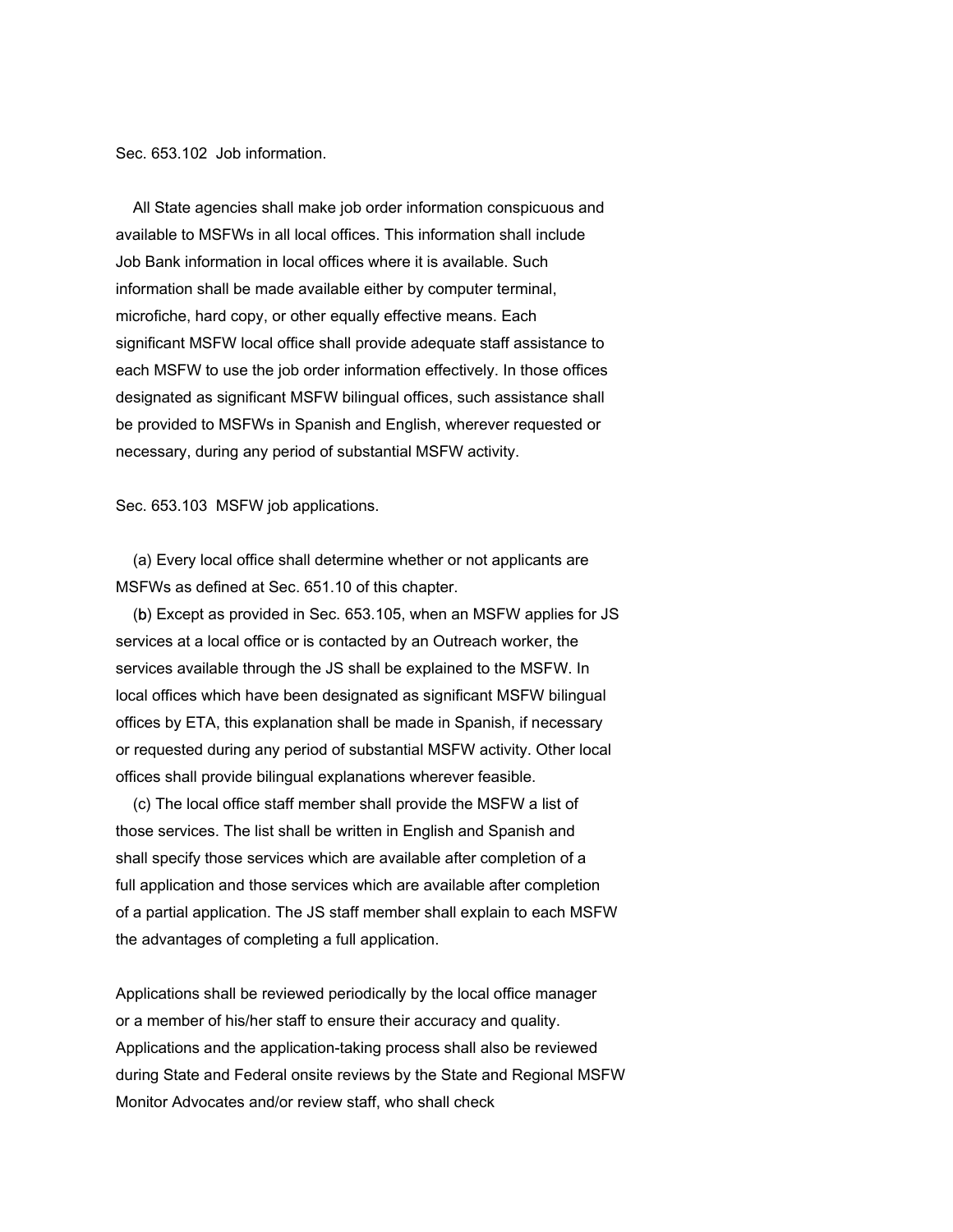Sec. 653.102 Job information.

All State agencies shall make job order information conspicuous and available to MSFWs in all local offices. This information shall include Job Bank information in local offices where it is available. Such information shall be made available either by computer terminal, microfiche, hard copy, or other equally effective means. Each significant MSFW local office shall provide adequate staff assistance to each MSFW to use the job order information effectively. In those offices designated as significant MSFW bilingual offices, such assistance shall be provided to MSFWs in Spanish and English, wherever requested or necessary, during any period of substantial MSFW activity.

Sec. 653.103 MSFW job applications.

(a) Every local office shall determine whether or not applicants are MSFWs as defined at Sec. 651.10 of this chapter.

(b) Except as provided in Sec. 653.105, when an MSFW applies for JS services at a local office or is contacted by an Outreach worker, the services available through the JS shall be explained to the MSFW. In local offices which have been designated as significant MSFW bilingual offices by ETA, this explanation shall be made in Spanish, if necessary or requested during any period of substantial MSFW activity. Other local offices shall provide bilingual explanations wherever feasible.

(c) The local office staff member shall provide the MSFW a list of those services. The list shall be written in English and Spanish and shall specify those services which are available after completion of a full application and those services which are available after completion of a partial application. The JS staff member shall explain to each MSFW the advantages of completing a full application.

Applications shall be reviewed periodically by the local office manager or a member of his/her staff to ensure their accuracy and quality. Applications and the application-taking process shall also be reviewed during State and Federal onsite reviews by the State and Regional MSFW Monitor Advocates and/or review staff, who shall check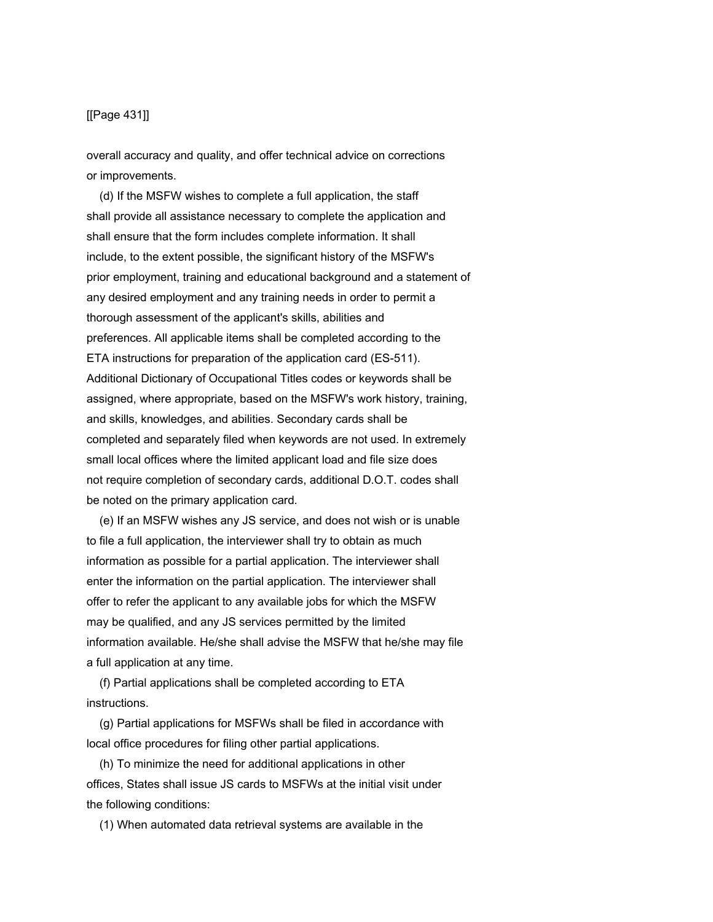overall accuracy and quality, and offer technical advice on corrections or improvements.

(d) If the MSFW wishes to complete a full application, the staff shall provide all assistance necessary to complete the application and shall ensure that the form includes complete information. It shall include, to the extent possible, the significant history of the MSFW's prior employment, training and educational background and a statement of any desired employment and any training needs in order to permit a thorough assessment of the applicant's skills, abilities and preferences. All applicable items shall be completed according to the ETA instructions for preparation of the application card (ES-511). Additional Dictionary of Occupational Titles codes or keywords shall be assigned, where appropriate, based on the MSFW's work history, training, and skills, knowledges, and abilities. Secondary cards shall be completed and separately filed when keywords are not used. In extremely small local offices where the limited applicant load and file size does not require completion of secondary cards, additional D.O.T. codes shall be noted on the primary application card.

(e) If an MSFW wishes any JS service, and does not wish or is unable to file a full application, the interviewer shall try to obtain as much information as possible for a partial application. The interviewer shall enter the information on the partial application. The interviewer shall offer to refer the applicant to any available jobs for which the MSFW may be qualified, and any JS services permitted by the limited information available. He/she shall advise the MSFW that he/she may file a full application at any time.

(f) Partial applications shall be completed according to ETA instructions.

(g) Partial applications for MSFWs shall be filed in accordance with local office procedures for filing other partial applications.

(h) To minimize the need for additional applications in other offices, States shall issue JS cards to MSFWs at the initial visit under the following conditions:

(1) When automated data retrieval systems are available in the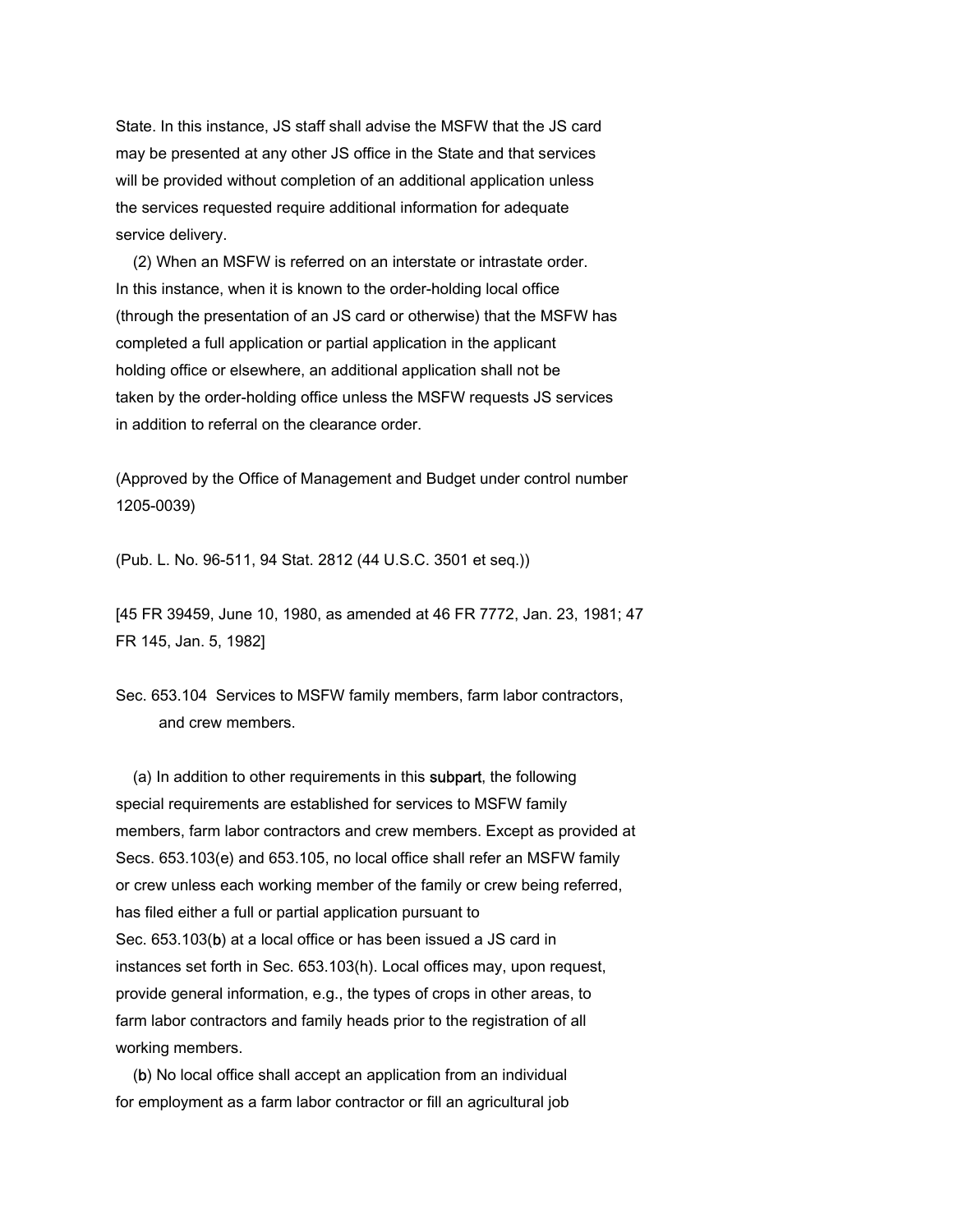State. In this instance, JS staff shall advise the MSFW that the JS card may be presented at any other JS office in the State and that services will be provided without completion of an additional application unless the services requested require additional information for adequate service delivery.

(2) When an MSFW is referred on an interstate or intrastate order. In this instance, when it is known to the order-holding local office (through the presentation of an JS card or otherwise) that the MSFW has completed a full application or partial application in the applicant holding office or elsewhere, an additional application shall not be taken by the order-holding office unless the MSFW requests JS services in addition to referral on the clearance order.

(Approved by the Office of Management and Budget under control number 1205-0039)

(Pub. L. No. 96-511, 94 Stat. 2812 (44 U.S.C. 3501 et seq.))

[45 FR 39459, June 10, 1980, as amended at 46 FR 7772, Jan. 23, 1981; 47 FR 145, Jan. 5, 1982]

Sec. 653.104 Services to MSFW family members, farm labor contractors, and crew members.

(a) In addition to other requirements in this subpart, the following special requirements are established for services to MSFW family members, farm labor contractors and crew members. Except as provided at Secs. 653.103(e) and 653.105, no local office shall refer an MSFW family or crew unless each working member of the family or crew being referred, has filed either a full or partial application pursuant to Sec. 653.103(b) at a local office or has been issued a JS card in instances set forth in Sec. 653.103(h). Local offices may, upon request, provide general information, e.g., the types of crops in other areas, to farm labor contractors and family heads prior to the registration of all working members.

(b) No local office shall accept an application from an individual for employment as a farm labor contractor or fill an agricultural job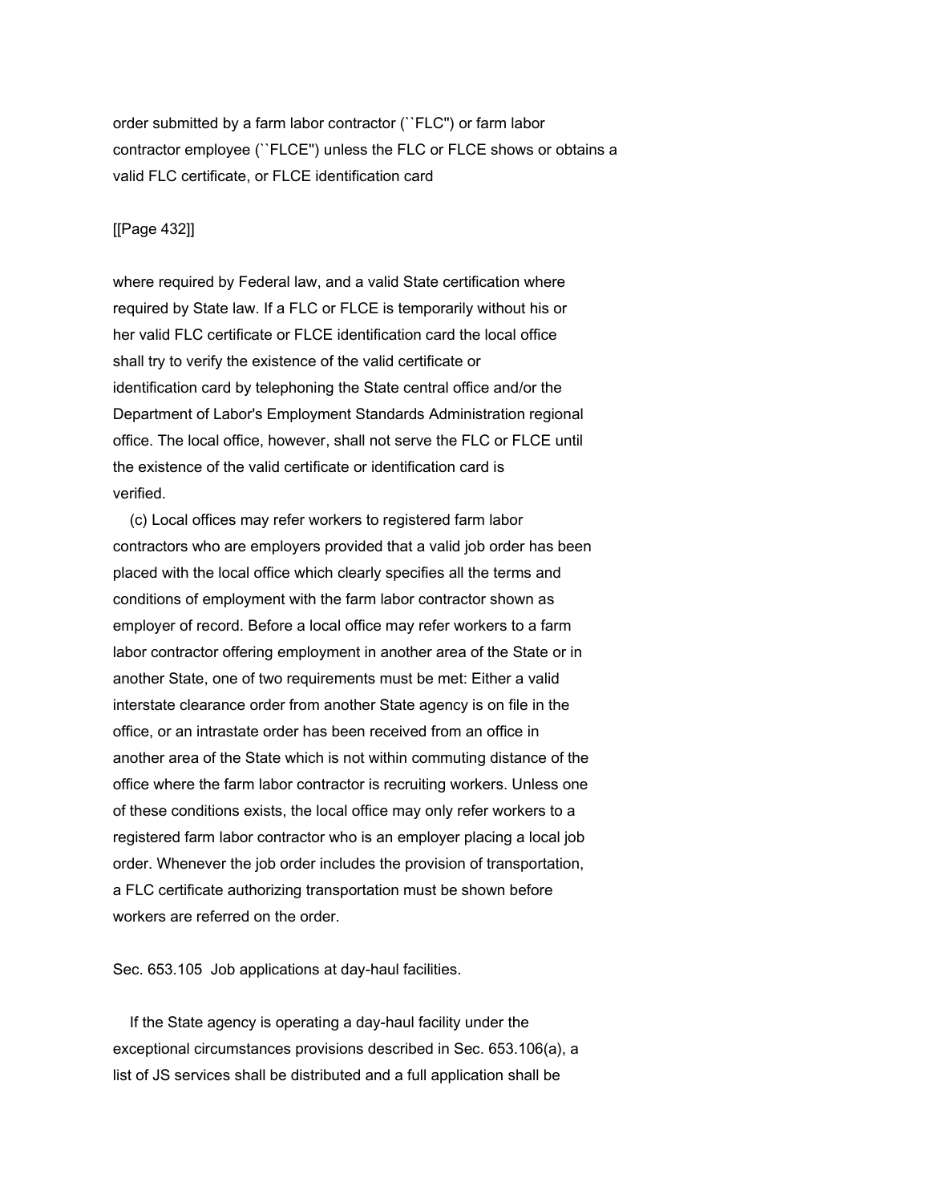order submitted by a farm labor contractor (``FLC'') or farm labor contractor employee (``FLCE'') unless the FLC or FLCE shows or obtains a valid FLC certificate, or FLCE identification card

where required by Federal law, and a valid State certification where required by State law. If a FLC or FLCE is temporarily without his or her valid FLC certificate or FLCE identification card the local office shall try to verify the existence of the valid certificate or identification card by telephoning the State central office and/or the Department of Labor's Employment Standards Administration regional office. The local office, however, shall not serve the FLC or FLCE until the existence of the valid certificate or identification card is verified.

(c) Local offices may refer workers to registered farm labor contractors who are employers provided that a valid job order has been placed with the local office which clearly specifies all the terms and conditions of employment with the farm labor contractor shown as employer of record. Before a local office may refer workers to a farm labor contractor offering employment in another area of the State or in another State, one of two requirements must be met: Either a valid interstate clearance order from another State agency is on file in the office, or an intrastate order has been received from an office in another area of the State which is not within commuting distance of the office where the farm labor contractor is recruiting workers. Unless one of these conditions exists, the local office may only refer workers to a registered farm labor contractor who is an employer placing a local job order. Whenever the job order includes the provision of transportation, a FLC certificate authorizing transportation must be shown before workers are referred on the order.

Sec. 653.105 Job applications at day-haul facilities.

If the State agency is operating a day-haul facility under the exceptional circumstances provisions described in Sec. 653.106(a), a list of JS services shall be distributed and a full application shall be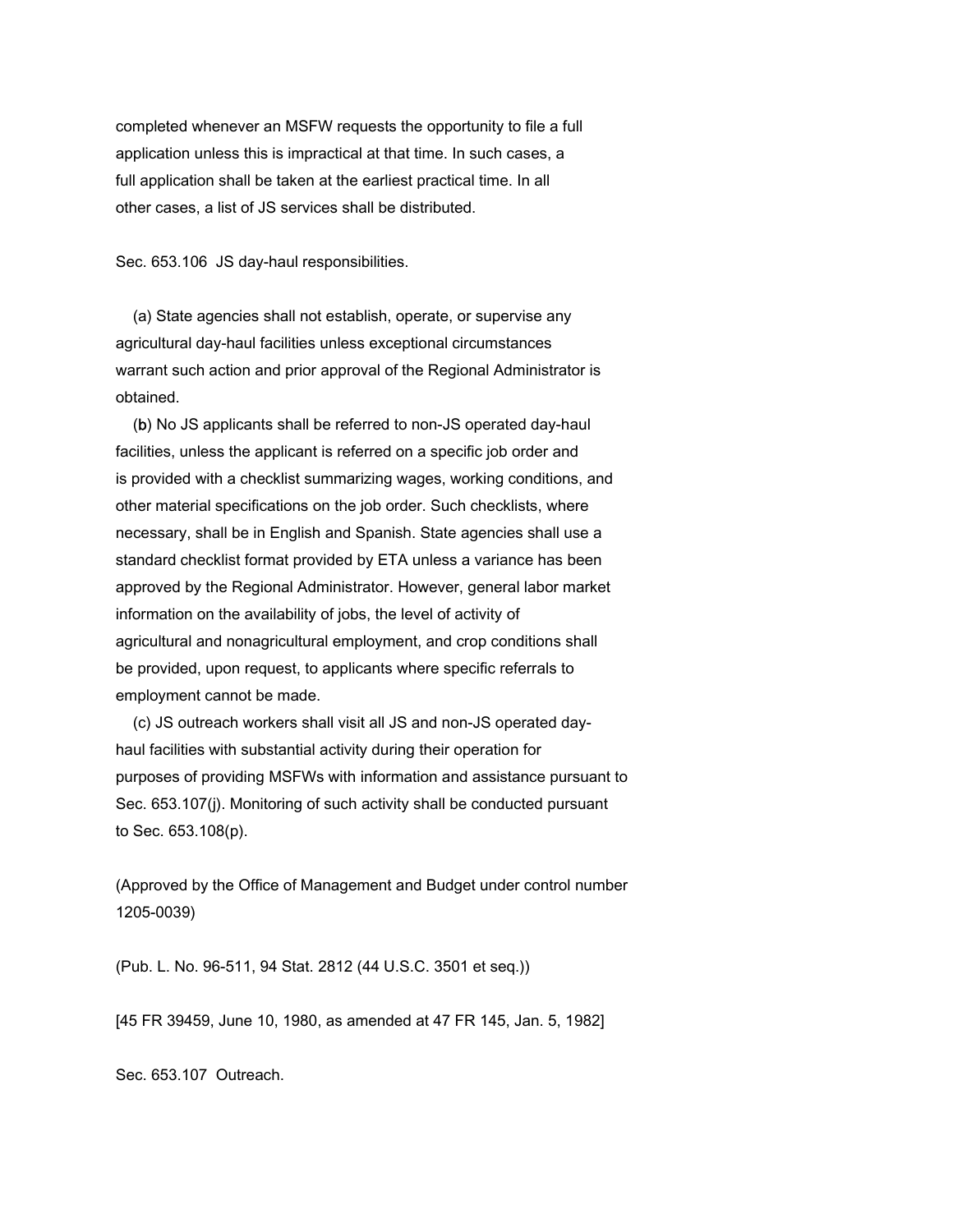completed whenever an MSFW requests the opportunity to file a full application unless this is impractical at that time. In such cases, a full application shall be taken at the earliest practical time. In all other cases, a list of JS services shall be distributed.

Sec. 653.106 JS day-haul responsibilities.

(a) State agencies shall not establish, operate, or supervise any agricultural day-haul facilities unless exceptional circumstances warrant such action and prior approval of the Regional Administrator is obtained.

(b) No JS applicants shall be referred to non-JS operated day-haul facilities, unless the applicant is referred on a specific job order and is provided with a checklist summarizing wages, working conditions, and other material specifications on the job order. Such checklists, where necessary, shall be in English and Spanish. State agencies shall use a standard checklist format provided by ETA unless a variance has been approved by the Regional Administrator. However, general labor market information on the availability of jobs, the level of activity of agricultural and nonagricultural employment, and crop conditions shall be provided, upon request, to applicants where specific referrals to employment cannot be made.

(c) JS outreach workers shall visit all JS and non-JS operated day-haul facilities with substantial activity during their operation for purposes of providing MSFWs with information and assistance pursuant to Sec. 653.107(j). Monitoring of such activity shall be conducted pursuant to Sec. 653.108(p).

(Approved by the Office of Management and Budget under control number 1205-0039)

(Pub. L. No. 96-511, 94 Stat. 2812 (44 U.S.C. 3501 et seq.))

[45 FR 39459, June 10, 1980, as amended at 47 FR 145, Jan. 5, 1982]

Sec. 653.107 Outreach.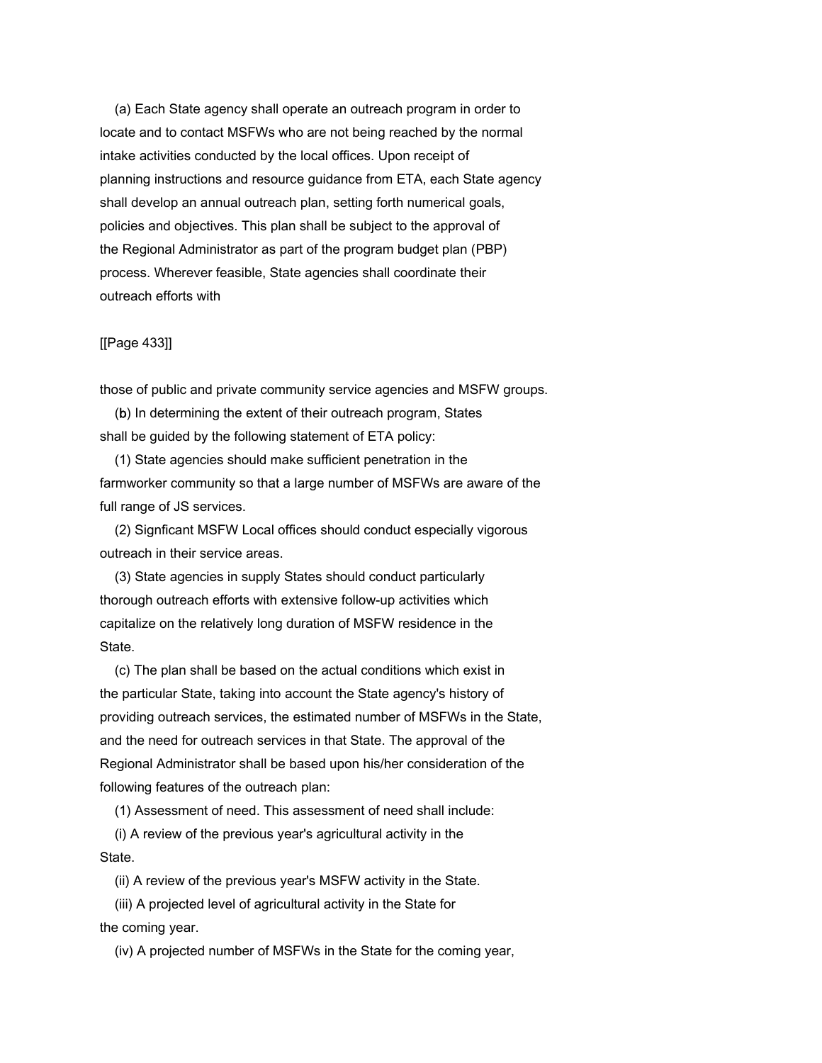(a) Each State agency shall operate an outreach program in order to locate and to contact MSFWs who are not being reached by the normal intake activities conducted by the local offices. Upon receipt of planning instructions and resource guidance from ETA, each State agency shall develop an annual outreach plan, setting forth numerical goals, policies and objectives. This plan shall be subject to the approval of the Regional Administrator as part of the program budget plan (PBP) process. Wherever feasible, State agencies shall coordinate their outreach efforts with

[[Page 433]]

those of public and private community service agencies and MSFW groups.

(b) In determining the extent of their outreach program, States shall be guided by the following statement of ETA policy:

(1) State agencies should make sufficient penetration in the farmworker community so that a large number of MSFWs are aware of the full range of JS services.

(2) Signficant MSFW Local offices should conduct especially vigorous outreach in their service areas.

(3) State agencies in supply States should conduct particularly thorough outreach efforts with extensive follow-up activities which capitalize on the relatively long duration of MSFW residence in the State.

(c) The plan shall be based on the actual conditions which exist in the particular State, taking into account the State agency's history of providing outreach services, the estimated number of MSFWs in the State, and the need for outreach services in that State. The approval of the Regional Administrator shall be based upon his/her consideration of the following features of the outreach plan:

(1) Assessment of need. This assessment of need shall include:

(i) A review of the previous year's agricultural activity in the State.

(ii) A review of the previous year's MSFW activity in the State.

(iii) A projected level of agricultural activity in the State for the coming year.

(iv) A projected number of MSFWs in the State for the coming year,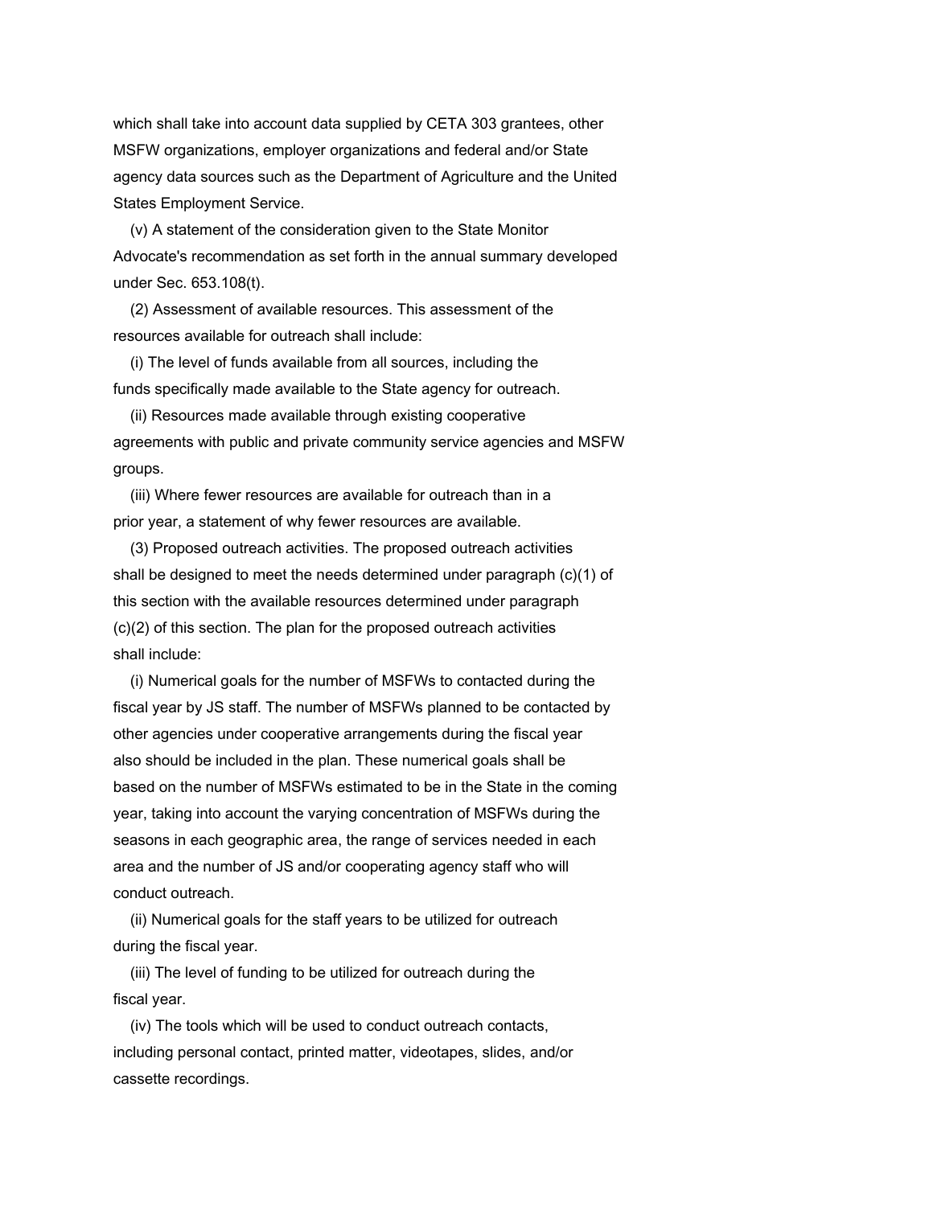which shall take into account data supplied by CETA 303 grantees, other MSFW organizations, employer organizations and federal and/or State agency data sources such as the Department of Agriculture and the United States Employment Service.

(v) A statement of the consideration given to the State Monitor Advocate's recommendation as set forth in the annual summary developed under Sec. 653.108(t).

(2) Assessment of available resources. This assessment of the resources available for outreach shall include:

(i) The level of funds available from all sources, including the funds specifically made available to the State agency for outreach.

(ii) Resources made available through existing cooperative agreements with public and private community service agencies and MSFW groups.

(iii) Where fewer resources are available for outreach than in a prior year, a statement of why fewer resources are available.

(3) Proposed outreach activities. The proposed outreach activities shall be designed to meet the needs determined under paragraph (c)(1) of this section with the available resources determined under paragraph (c)(2) of this section. The plan for the proposed outreach activities shall include:

(i) Numerical goals for the number of MSFWs to contacted during the fiscal year by JS staff. The number of MSFWs planned to be contacted by other agencies under cooperative arrangements during the fiscal year also should be included in the plan. These numerical goals shall be based on the number of MSFWs estimated to be in the State in the coming year, taking into account the varying concentration of MSFWs during the seasons in each geographic area, the range of services needed in each area and the number of JS and/or cooperating agency staff who will conduct outreach.

(ii) Numerical goals for the staff years to be utilized for outreach during the fiscal year.

(iii) The level of funding to be utilized for outreach during the fiscal year.

(iv) The tools which will be used to conduct outreach contacts, including personal contact, printed matter, videotapes, slides, and/or cassette recordings.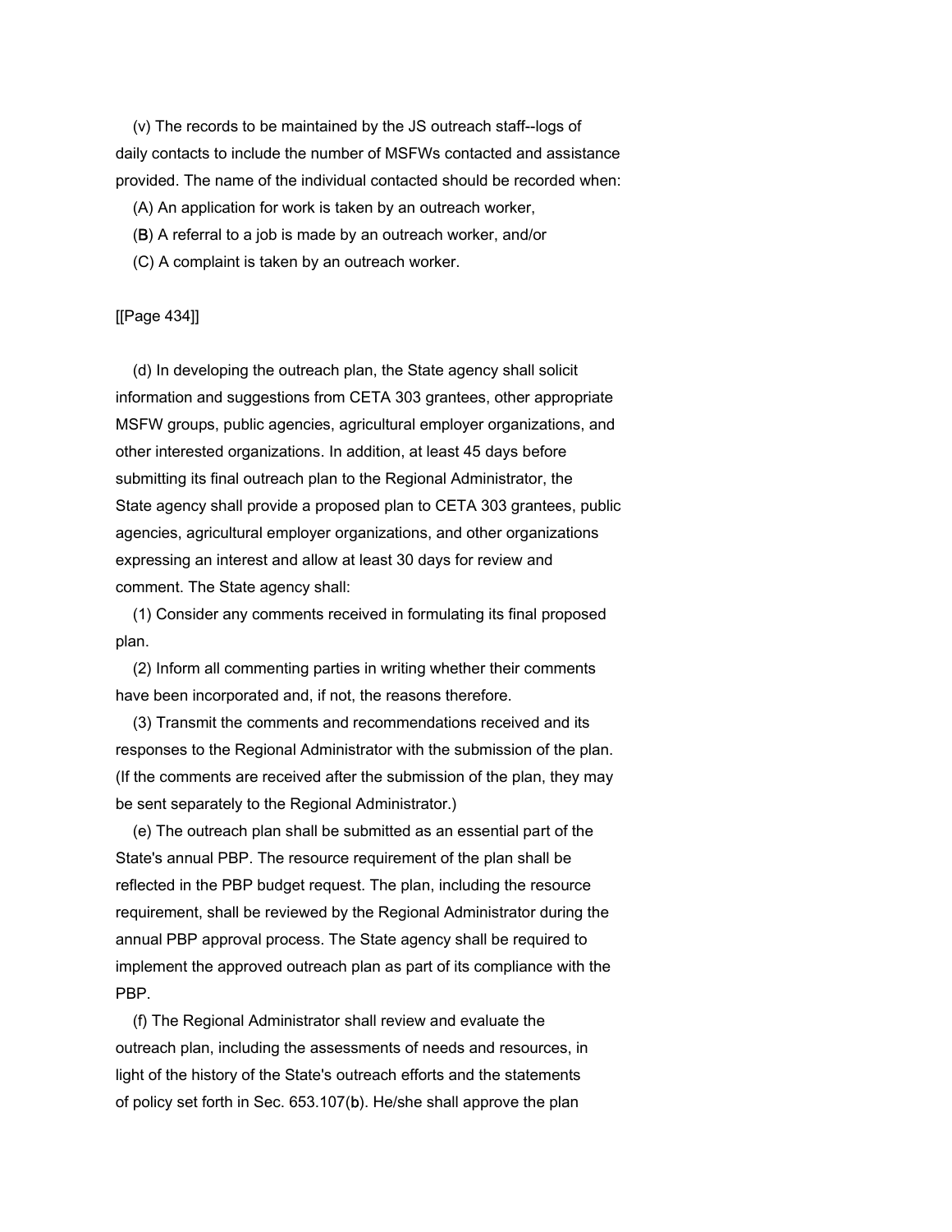(v) The records to be maintained by the JS outreach staff--logs of daily contacts to include the number of MSFWs contacted and assistance provided. The name of the individual contacted should be recorded when:

(A) An application for work is taken by an outreach worker,

(B) A referral to a job is made by an outreach worker, and/or

(C) A complaint is taken by an outreach worker.

(d) In developing the outreach plan, the State agency shall solicit information and suggestions from CETA 303 grantees, other appropriate MSFW groups, public agencies, agricultural employer organizations, and other interested organizations. In addition, at least 45 days before submitting its final outreach plan to the Regional Administrator, the State agency shall provide a proposed plan to CETA 303 grantees, public agencies, agricultural employer organizations, and other organizations expressing an interest and allow at least 30 days for review and comment. The State agency shall:

(1) Consider any comments received in formulating its final proposed plan.

(2) Inform all commenting parties in writing whether their comments have been incorporated and, if not, the reasons therefore.

(3) Transmit the comments and recommendations received and its responses to the Regional Administrator with the submission of the plan. (If the comments are received after the submission of the plan, they may be sent separately to the Regional Administrator.)

(e) The outreach plan shall be submitted as an essential part of the State's annual PBP. The resource requirement of the plan shall be reflected in the PBP budget request. The plan, including the resource requirement, shall be reviewed by the Regional Administrator during the annual PBP approval process. The State agency shall be required to implement the approved outreach plan as part of its compliance with the PBP.

(f) The Regional Administrator shall review and evaluate the outreach plan, including the assessments of needs and resources, in light of the history of the State's outreach efforts and the statements of policy set forth in Sec. 653.107(b). He/she shall approve the plan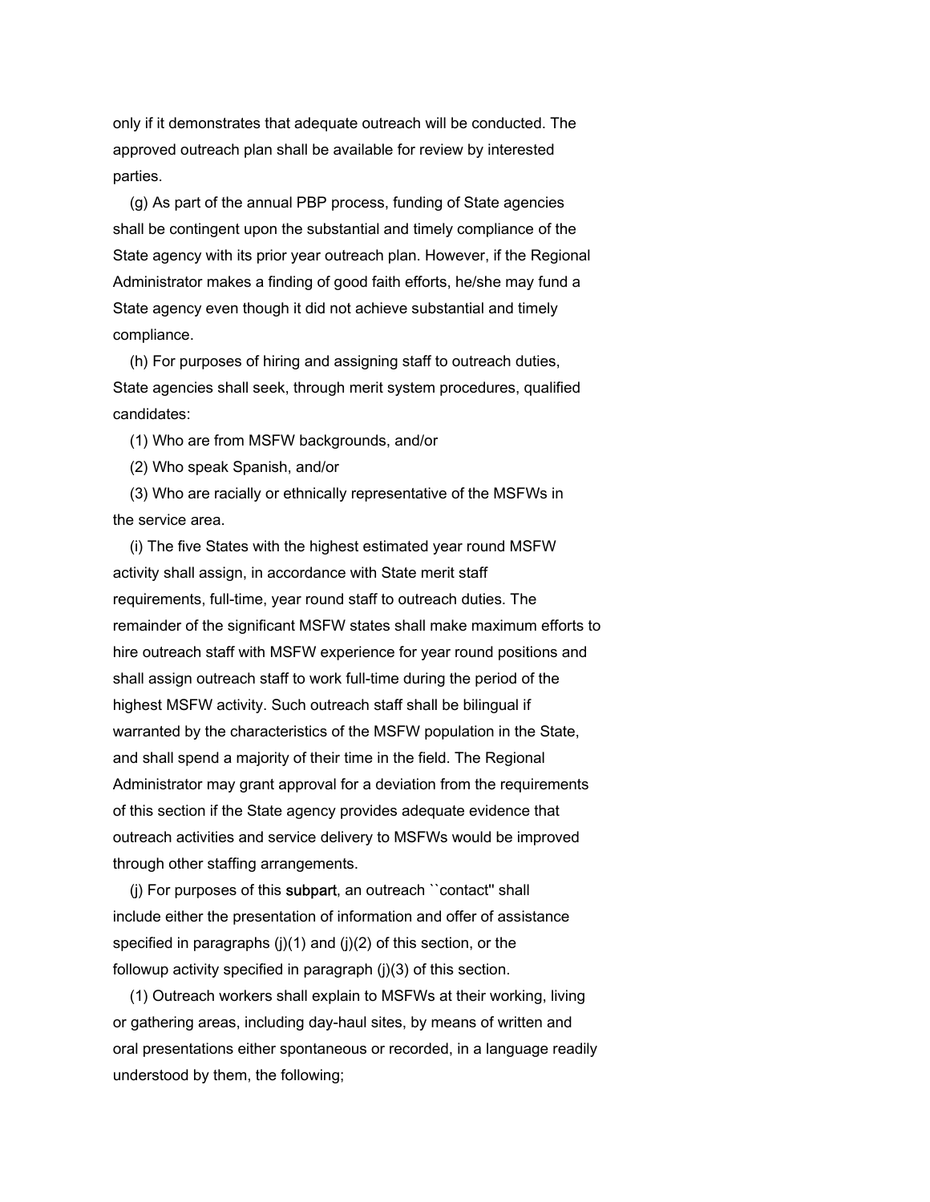only if it demonstrates that adequate outreach will be conducted. The approved outreach plan shall be available for review by interested parties.

(g) As part of the annual PBP process, funding of State agencies shall be contingent upon the substantial and timely compliance of the State agency with its prior year outreach plan. However, if the Regional Administrator makes a finding of good faith efforts, he/she may fund a State agency even though it did not achieve substantial and timely compliance.

(h) For purposes of hiring and assigning staff to outreach duties, State agencies shall seek, through merit system procedures, qualified candidates:

(1) Who are from MSFW backgrounds, and/or

(2) Who speak Spanish, and/or

(3) Who are racially or ethnically representative of the MSFWs in the service area.

(i) The five States with the highest estimated year round MSFW activity shall assign, in accordance with State merit staff requirements, full-time, year round staff to outreach duties. The remainder of the significant MSFW states shall make maximum efforts to hire outreach staff with MSFW experience for year round positions and shall assign outreach staff to work full-time during the period of the highest MSFW activity. Such outreach staff shall be bilingual if warranted by the characteristics of the MSFW population in the State, and shall spend a majority of their time in the field. The Regional Administrator may grant approval for a deviation from the requirements of this section if the State agency provides adequate evidence that outreach activities and service delivery to MSFWs would be improved through other staffing arrangements.

(j) For purposes of this subpart, an outreach ``contact'' shall include either the presentation of information and offer of assistance specified in paragraphs (j)(1) and (j)(2) of this section, or the followup activity specified in paragraph (j)(3) of this section.

(1) Outreach workers shall explain to MSFWs at their working, living or gathering areas, including day-haul sites, by means of written and oral presentations either spontaneous or recorded, in a language readily understood by them, the following;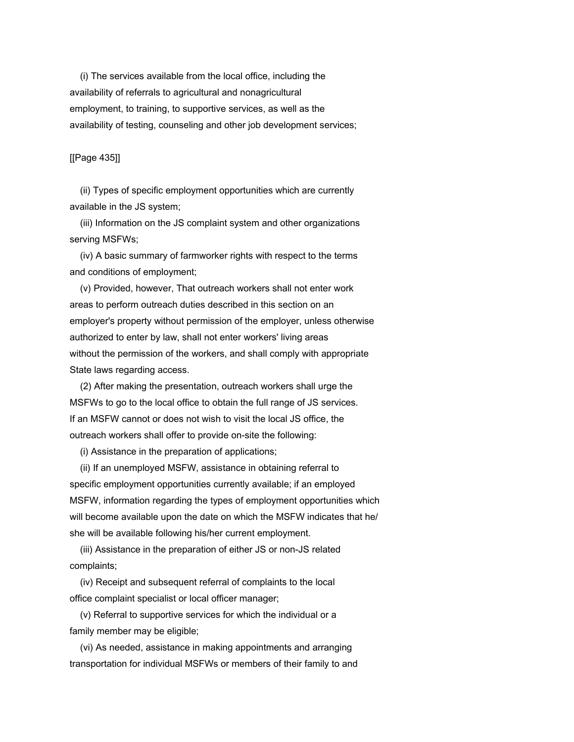(i) The services available from the local office, including the availability of referrals to agricultural and nonagricultural employment, to training, to supportive services, as well as the availability of testing, counseling and other job development services;

(ii) Types of specific employment opportunities which are currently available in the JS system;

(iii) Information on the JS complaint system and other organizations serving MSFWs;

(iv) A basic summary of farmworker rights with respect to the terms and conditions of employment;

(v) Provided, however, That outreach workers shall not enter work areas to perform outreach duties described in this section on an employer's property without permission of the employer, unless otherwise authorized to enter by law, shall not enter workers' living areas without the permission of the workers, and shall comply with appropriate State laws regarding access.

(2) After making the presentation, outreach workers shall urge the MSFWs to go to the local office to obtain the full range of JS services. If an MSFW cannot or does not wish to visit the local JS office, the outreach workers shall offer to provide on-site the following:

(i) Assistance in the preparation of applications;

(ii) If an unemployed MSFW, assistance in obtaining referral to specific employment opportunities currently available; if an employed MSFW, information regarding the types of employment opportunities which will become available upon the date on which the MSFW indicates that he/she will be available following his/her current employment.

(iii) Assistance in the preparation of either JS or non-JS related complaints;

(iv) Receipt and subsequent referral of complaints to the local office complaint specialist or local officer manager;

(v) Referral to supportive services for which the individual or a family member may be eligible;

(vi) As needed, assistance in making appointments and arranging transportation for individual MSFWs or members of their family to and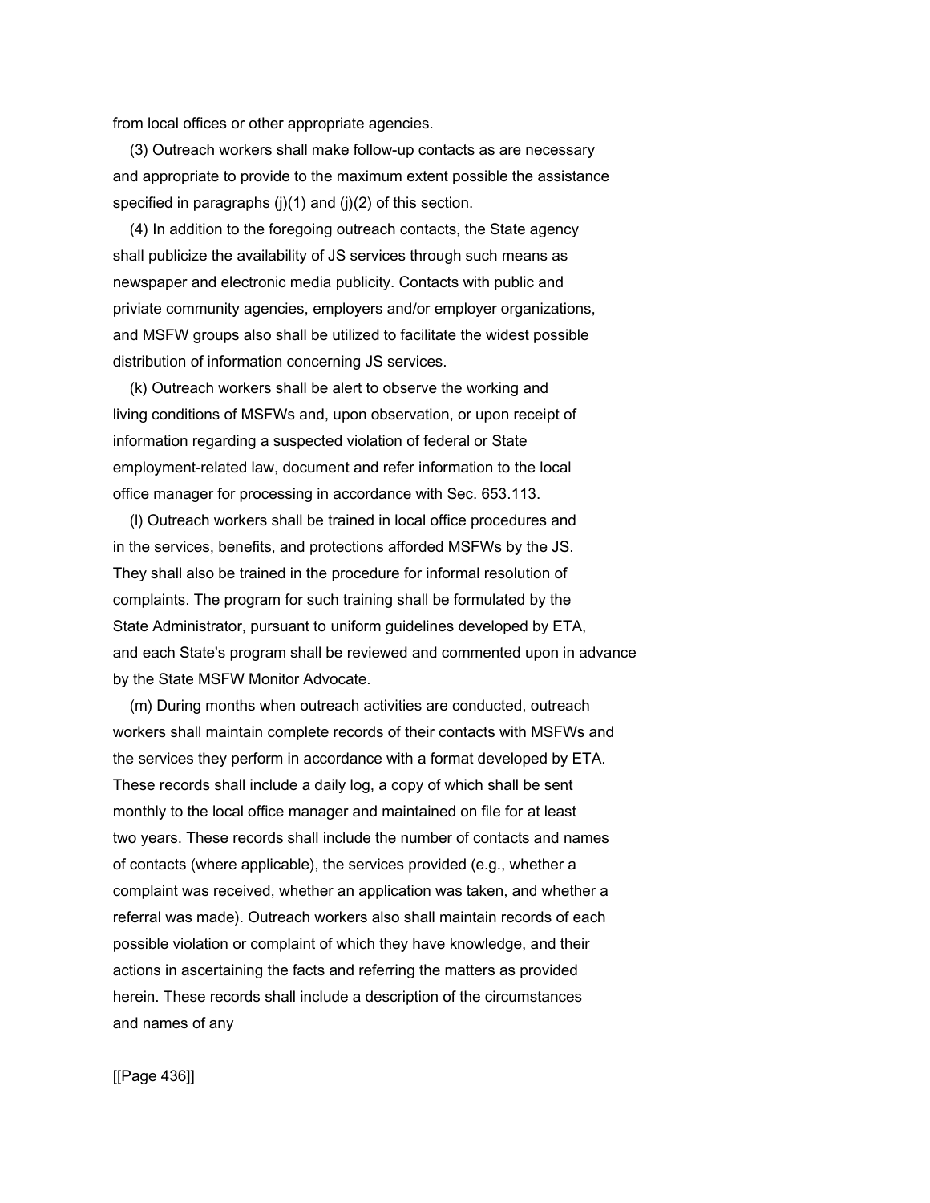from local offices or other appropriate agencies.

(3) Outreach workers shall make follow-up contacts as are necessary and appropriate to provide to the maximum extent possible the assistance specified in paragraphs (j)(1) and (j)(2) of this section.

(4) In addition to the foregoing outreach contacts, the State agency shall publicize the availability of JS services through such means as newspaper and electronic media publicity. Contacts with public and priviate community agencies, employers and/or employer organizations, and MSFW groups also shall be utilized to facilitate the widest possible distribution of information concerning JS services.

(k) Outreach workers shall be alert to observe the working and living conditions of MSFWs and, upon observation, or upon receipt of information regarding a suspected violation of federal or State employment-related law, document and refer information to the local office manager for processing in accordance with Sec. 653.113.

(l) Outreach workers shall be trained in local office procedures and in the services, benefits, and protections afforded MSFWs by the JS. They shall also be trained in the procedure for informal resolution of complaints. The program for such training shall be formulated by the State Administrator, pursuant to uniform guidelines developed by ETA, and each State's program shall be reviewed and commented upon in advance by the State MSFW Monitor Advocate.

(m) During months when outreach activities are conducted, outreach workers shall maintain complete records of their contacts with MSFWs and the services they perform in accordance with a format developed by ETA. These records shall include a daily log, a copy of which shall be sent monthly to the local office manager and maintained on file for at least two years. These records shall include the number of contacts and names of contacts (where applicable), the services provided (e.g., whether a complaint was received, whether an application was taken, and whether a referral was made). Outreach workers also shall maintain records of each possible violation or complaint of which they have knowledge, and their actions in ascertaining the facts and referring the matters as provided herein. These records shall include a description of the circumstances and names of any

[[Page 436]]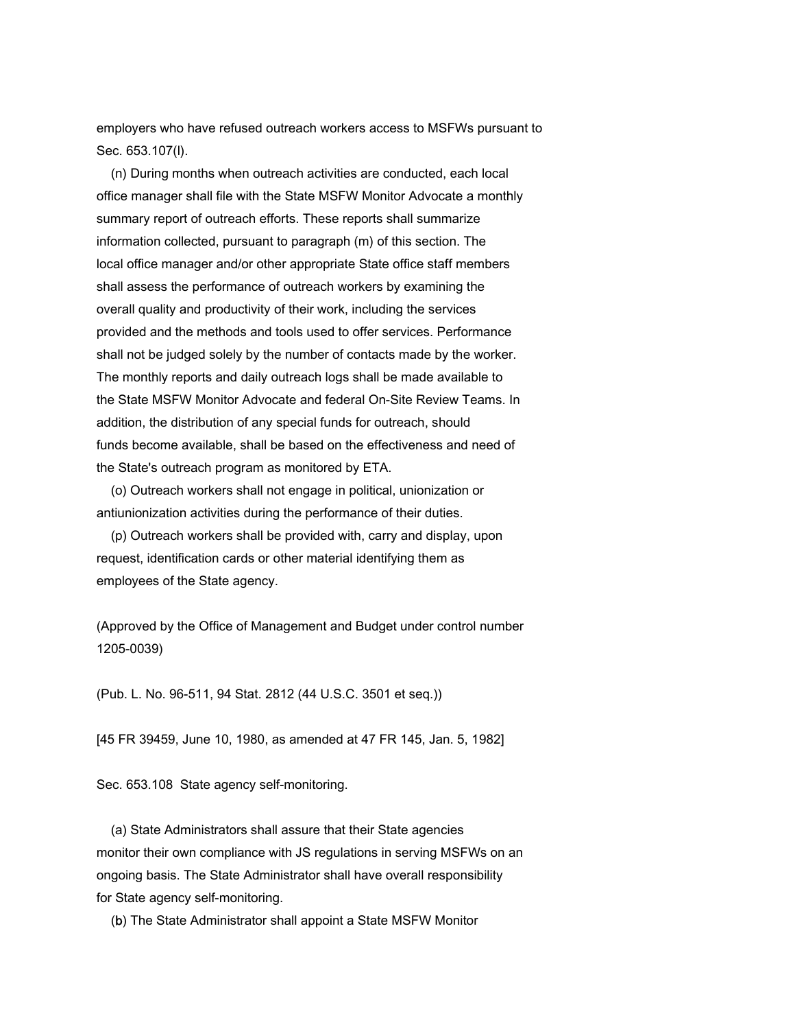employers who have refused outreach workers access to MSFWs pursuant to Sec. 653.107(l).

(n) During months when outreach activities are conducted, each local office manager shall file with the State MSFW Monitor Advocate a monthly summary report of outreach efforts. These reports shall summarize information collected, pursuant to paragraph (m) of this section. The local office manager and/or other appropriate State office staff members shall assess the performance of outreach workers by examining the overall quality and productivity of their work, including the services provided and the methods and tools used to offer services. Performance shall not be judged solely by the number of contacts made by the worker. The monthly reports and daily outreach logs shall be made available to the State MSFW Monitor Advocate and federal On-Site Review Teams. In addition, the distribution of any special funds for outreach, should funds become available, shall be based on the effectiveness and need of the State's outreach program as monitored by ETA.

(o) Outreach workers shall not engage in political, unionization or antiunionization activities during the performance of their duties.

(p) Outreach workers shall be provided with, carry and display, upon request, identification cards or other material identifying them as employees of the State agency.

(Approved by the Office of Management and Budget under control number 1205-0039)

(Pub. L. No. 96-511, 94 Stat. 2812 (44 U.S.C. 3501 et seq.))

[45 FR 39459, June 10, 1980, as amended at 47 FR 145, Jan. 5, 1982]

Sec. 653.108 State agency self-monitoring.

(a) State Administrators shall assure that their State agencies monitor their own compliance with JS regulations in serving MSFWs on an ongoing basis. The State Administrator shall have overall responsibility for State agency self-monitoring.

(b) The State Administrator shall appoint a State MSFW Monitor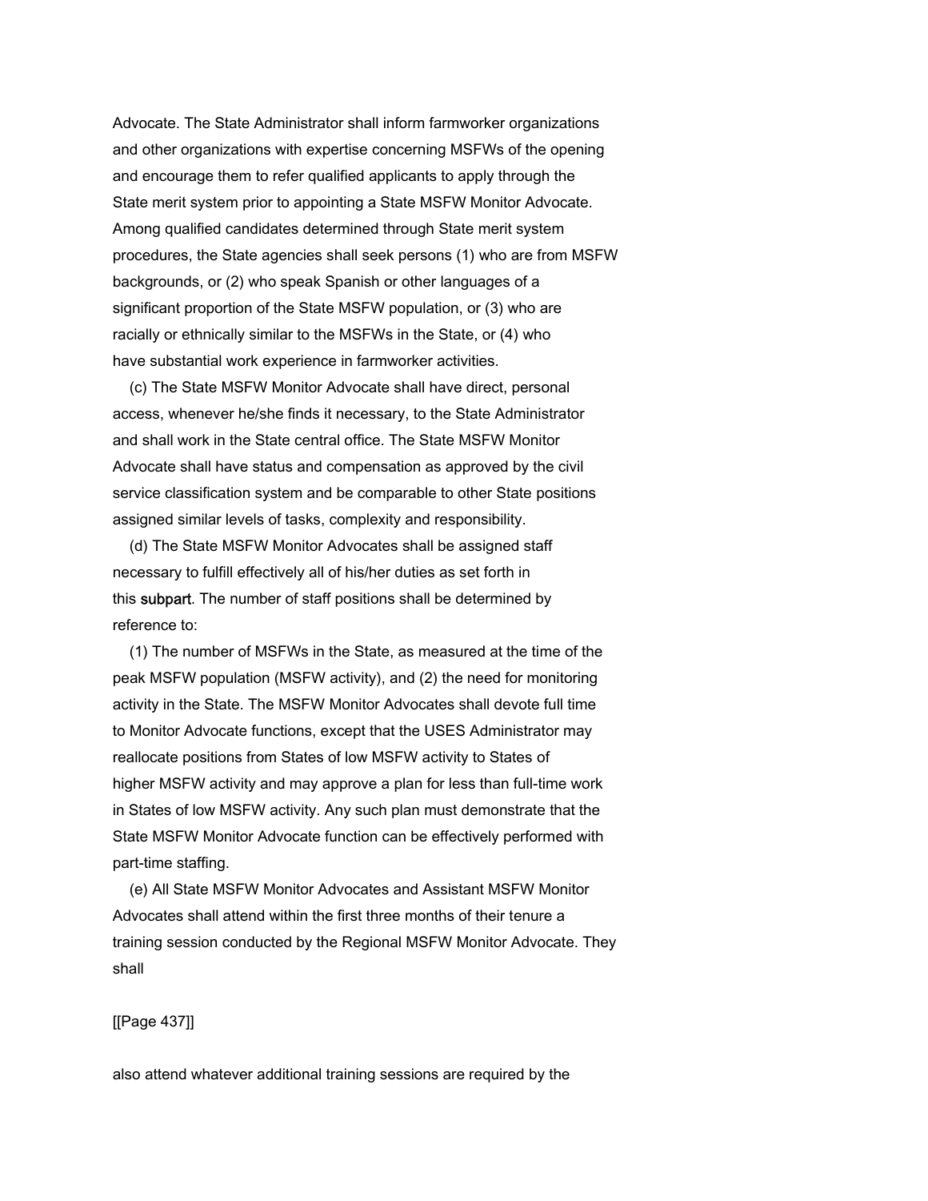Advocate. The State Administrator shall inform farmworker organizations and other organizations with expertise concerning MSFWs of the opening and encourage them to refer qualified applicants to apply through the State merit system prior to appointing a State MSFW Monitor Advocate. Among qualified candidates determined through State merit system procedures, the State agencies shall seek persons (1) who are from MSFW backgrounds, or (2) who speak Spanish or other languages of a significant proportion of the State MSFW population, or (3) who are racially or ethnically similar to the MSFWs in the State, or (4) who have substantial work experience in farmworker activities.

(c) The State MSFW Monitor Advocate shall have direct, personal access, whenever he/she finds it necessary, to the State Administrator and shall work in the State central office. The State MSFW Monitor Advocate shall have status and compensation as approved by the civil service classification system and be comparable to other State positions assigned similar levels of tasks, complexity and responsibility.

(d) The State MSFW Monitor Advocates shall be assigned staff necessary to fulfill effectively all of his/her duties as set forth in this subpart. The number of staff positions shall be determined by reference to:

(1) The number of MSFWs in the State, as measured at the time of the peak MSFW population (MSFW activity), and (2) the need for monitoring activity in the State. The MSFW Monitor Advocates shall devote full time to Monitor Advocate functions, except that the USES Administrator may reallocate positions from States of low MSFW activity to States of higher MSFW activity and may approve a plan for less than full-time work in States of low MSFW activity. Any such plan must demonstrate that the State MSFW Monitor Advocate function can be effectively performed with part-time staffing.

(e) All State MSFW Monitor Advocates and Assistant MSFW Monitor Advocates shall attend within the first three months of their tenure a training session conducted by the Regional MSFW Monitor Advocate. They shall

also attend whatever additional training sessions are required by the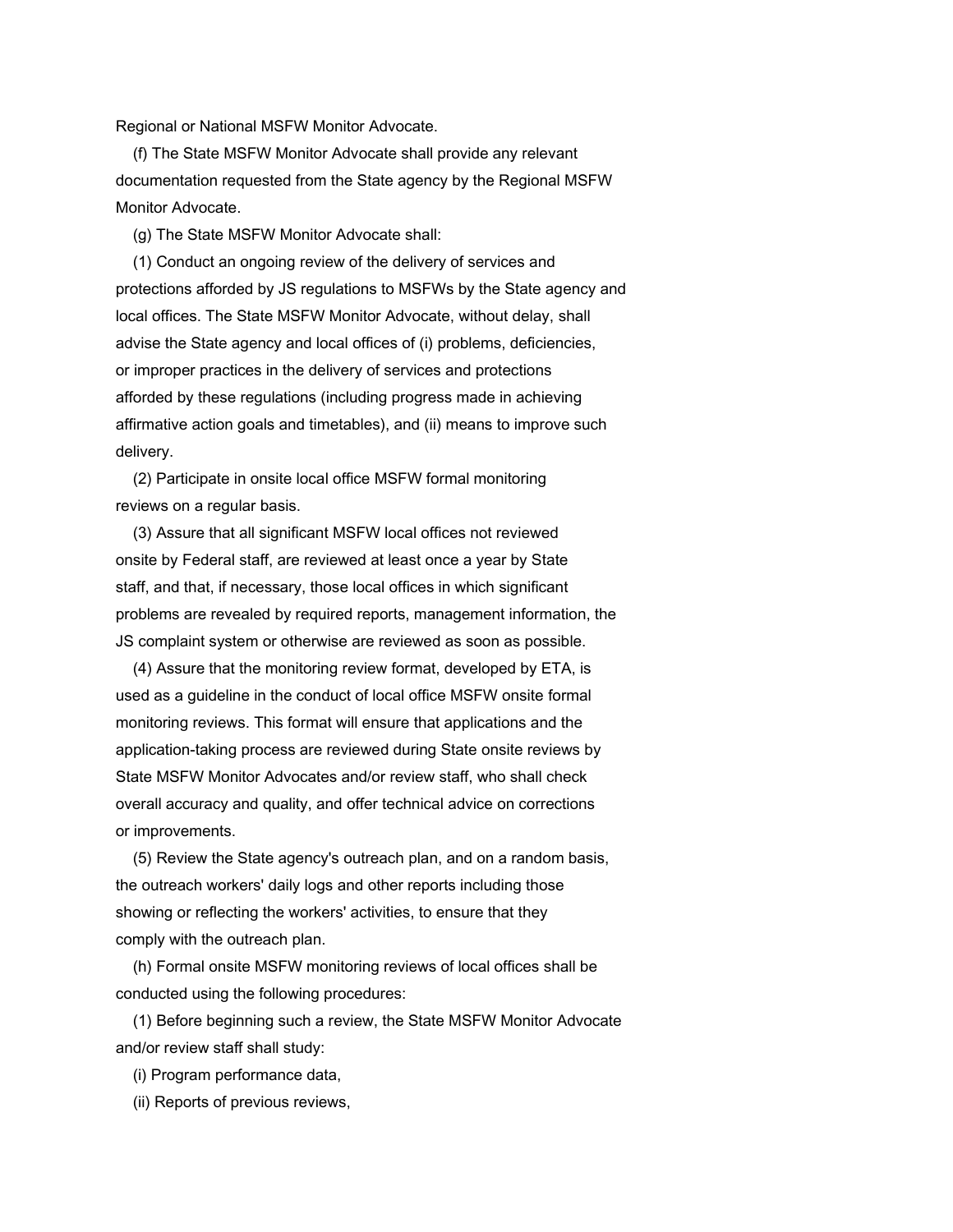Regional or National MSFW Monitor Advocate.

(f) The State MSFW Monitor Advocate shall provide any relevant documentation requested from the State agency by the Regional MSFW Monitor Advocate.

(g) The State MSFW Monitor Advocate shall:

(1) Conduct an ongoing review of the delivery of services and protections afforded by JS regulations to MSFWs by the State agency and local offices. The State MSFW Monitor Advocate, without delay, shall advise the State agency and local offices of (i) problems, deficiencies, or improper practices in the delivery of services and protections afforded by these regulations (including progress made in achieving affirmative action goals and timetables), and (ii) means to improve such delivery.

(2) Participate in onsite local office MSFW formal monitoring reviews on a regular basis.

(3) Assure that all significant MSFW local offices not reviewed onsite by Federal staff, are reviewed at least once a year by State staff, and that, if necessary, those local offices in which significant problems are revealed by required reports, management information, the JS complaint system or otherwise are reviewed as soon as possible.

(4) Assure that the monitoring review format, developed by ETA, is used as a guideline in the conduct of local office MSFW onsite formal monitoring reviews. This format will ensure that applications and the application-taking process are reviewed during State onsite reviews by State MSFW Monitor Advocates and/or review staff, who shall check overall accuracy and quality, and offer technical advice on corrections or improvements.

(5) Review the State agency's outreach plan, and on a random basis, the outreach workers' daily logs and other reports including those showing or reflecting the workers' activities, to ensure that they comply with the outreach plan.

(h) Formal onsite MSFW monitoring reviews of local offices shall be conducted using the following procedures:

(1) Before beginning such a review, the State MSFW Monitor Advocate and/or review staff shall study:

(i) Program performance data,

(ii) Reports of previous reviews,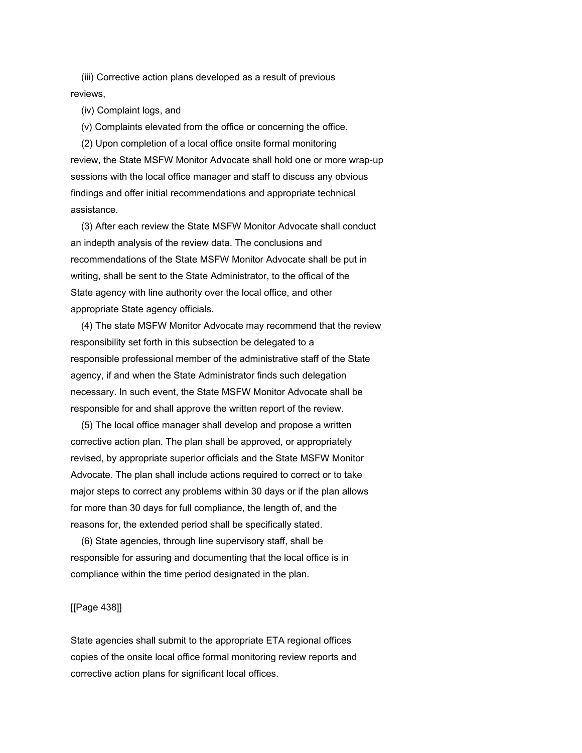(iii) Corrective action plans developed as a result of previous reviews,

(iv) Complaint logs, and

(v) Complaints elevated from the office or concerning the office.

(2) Upon completion of a local office onsite formal monitoring review, the State MSFW Monitor Advocate shall hold one or more wrap-up sessions with the local office manager and staff to discuss any obvious findings and offer initial recommendations and appropriate technical assistance.

(3) After each review the State MSFW Monitor Advocate shall conduct an indepth analysis of the review data. The conclusions and recommendations of the State MSFW Monitor Advocate shall be put in writing, shall be sent to the State Administrator, to the offical of the State agency with line authority over the local office, and other appropriate State agency officials.

(4) The state MSFW Monitor Advocate may recommend that the review responsibility set forth in this subsection be delegated to a responsible professional member of the administrative staff of the State agency, if and when the State Administrator finds such delegation necessary. In such event, the State MSFW Monitor Advocate shall be responsible for and shall approve the written report of the review.

(5) The local office manager shall develop and propose a written corrective action plan. The plan shall be approved, or appropriately revised, by appropriate superior officials and the State MSFW Monitor Advocate. The plan shall include actions required to correct or to take major steps to correct any problems within 30 days or if the plan allows for more than 30 days for full compliance, the length of, and the reasons for, the extended period shall be specifically stated.

(6) State agencies, through line supervisory staff, shall be responsible for assuring and documenting that the local office is in compliance within the time period designated in the plan.

[[Page 438]]

State agencies shall submit to the appropriate ETA regional offices copies of the onsite local office formal monitoring review reports and corrective action plans for significant local offices.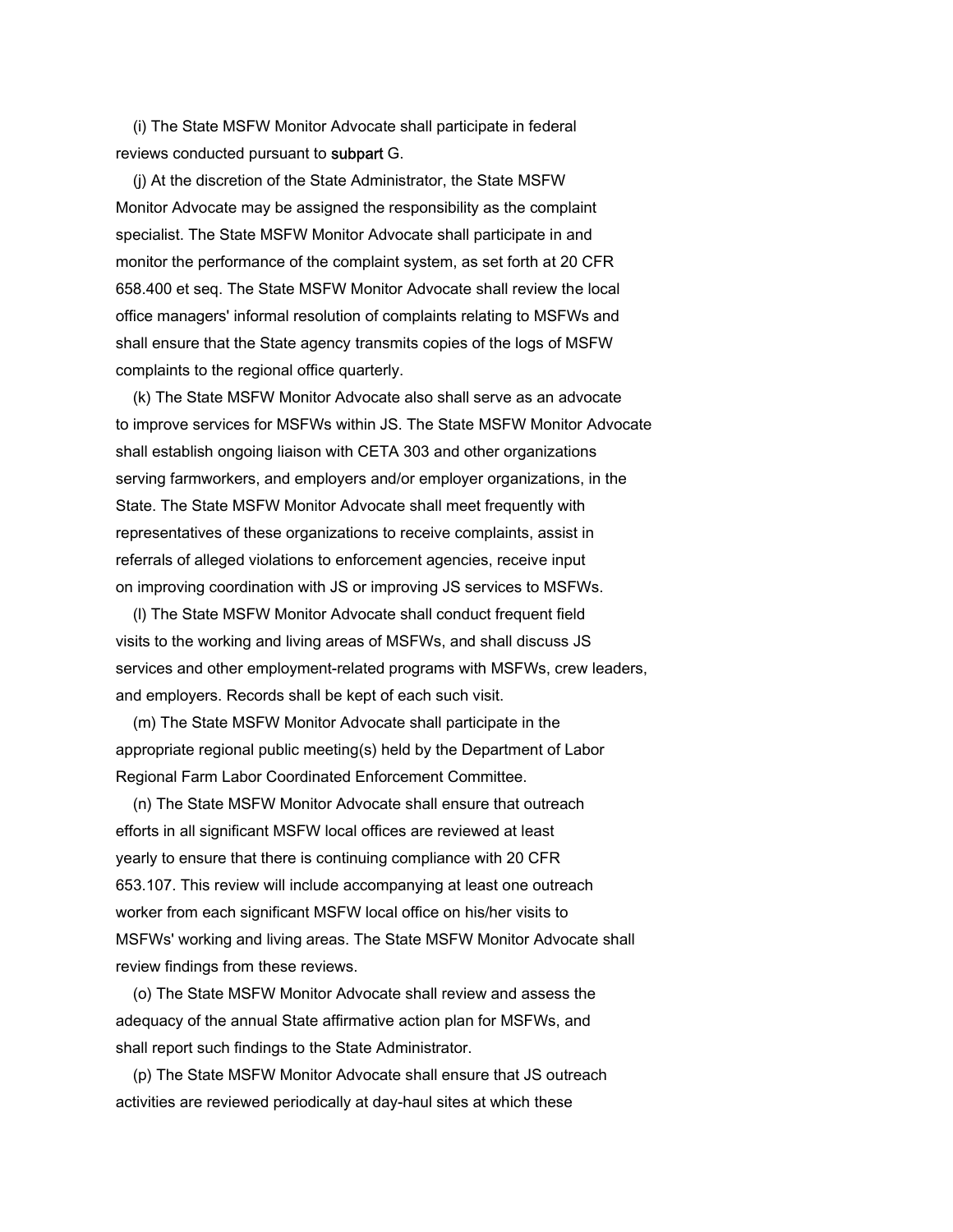(i) The State MSFW Monitor Advocate shall participate in federal reviews conducted pursuant to subpart G.

(j) At the discretion of the State Administrator, the State MSFW Monitor Advocate may be assigned the responsibility as the complaint specialist. The State MSFW Monitor Advocate shall participate in and monitor the performance of the complaint system, as set forth at 20 CFR 658.400 et seq. The State MSFW Monitor Advocate shall review the local office managers' informal resolution of complaints relating to MSFWs and shall ensure that the State agency transmits copies of the logs of MSFW complaints to the regional office quarterly.

(k) The State MSFW Monitor Advocate also shall serve as an advocate to improve services for MSFWs within JS. The State MSFW Monitor Advocate shall establish ongoing liaison with CETA 303 and other organizations serving farmworkers, and employers and/or employer organizations, in the State. The State MSFW Monitor Advocate shall meet frequently with representatives of these organizations to receive complaints, assist in referrals of alleged violations to enforcement agencies, receive input on improving coordination with JS or improving JS services to MSFWs.

(l) The State MSFW Monitor Advocate shall conduct frequent field visits to the working and living areas of MSFWs, and shall discuss JS services and other employment-related programs with MSFWs, crew leaders, and employers. Records shall be kept of each such visit.

(m) The State MSFW Monitor Advocate shall participate in the appropriate regional public meeting(s) held by the Department of Labor Regional Farm Labor Coordinated Enforcement Committee.

(n) The State MSFW Monitor Advocate shall ensure that outreach efforts in all significant MSFW local offices are reviewed at least yearly to ensure that there is continuing compliance with 20 CFR 653.107. This review will include accompanying at least one outreach worker from each significant MSFW local office on his/her visits to MSFWs' working and living areas. The State MSFW Monitor Advocate shall review findings from these reviews.

(o) The State MSFW Monitor Advocate shall review and assess the adequacy of the annual State affirmative action plan for MSFWs, and shall report such findings to the State Administrator.

(p) The State MSFW Monitor Advocate shall ensure that JS outreach activities are reviewed periodically at day-haul sites at which these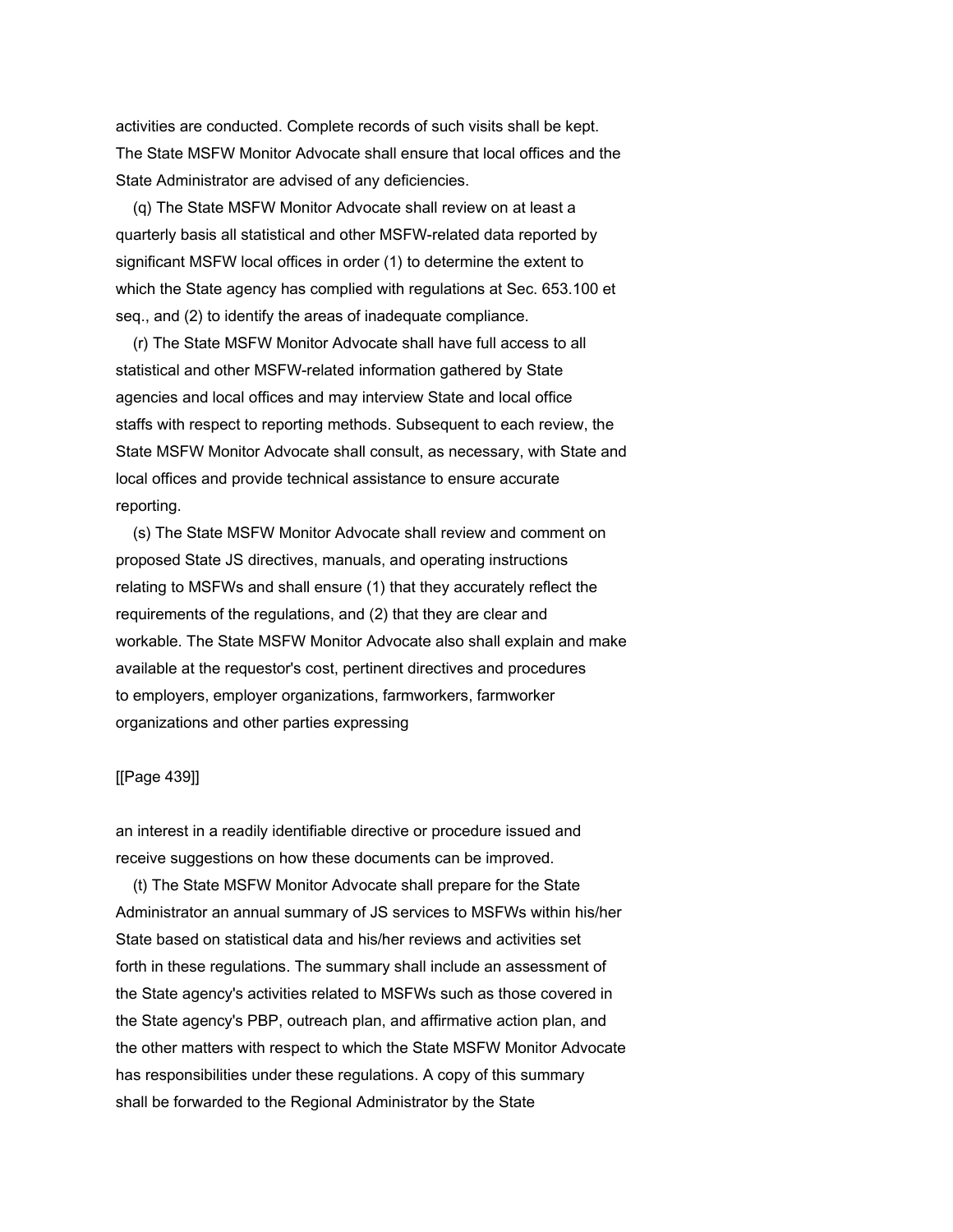activities are conducted. Complete records of such visits shall be kept. The State MSFW Monitor Advocate shall ensure that local offices and the State Administrator are advised of any deficiencies.

(q) The State MSFW Monitor Advocate shall review on at least a quarterly basis all statistical and other MSFW-related data reported by significant MSFW local offices in order (1) to determine the extent to which the State agency has complied with regulations at Sec. 653.100 et seq., and (2) to identify the areas of inadequate compliance.

(r) The State MSFW Monitor Advocate shall have full access to all statistical and other MSFW-related information gathered by State agencies and local offices and may interview State and local office staffs with respect to reporting methods. Subsequent to each review, the State MSFW Monitor Advocate shall consult, as necessary, with State and local offices and provide technical assistance to ensure accurate reporting.

(s) The State MSFW Monitor Advocate shall review and comment on proposed State JS directives, manuals, and operating instructions relating to MSFWs and shall ensure (1) that they accurately reflect the requirements of the regulations, and (2) that they are clear and workable. The State MSFW Monitor Advocate also shall explain and make available at the requestor's cost, pertinent directives and procedures to employers, employer organizations, farmworkers, farmworker organizations and other parties expressing

[[Page 439]]

an interest in a readily identifiable directive or procedure issued and receive suggestions on how these documents can be improved.

(t) The State MSFW Monitor Advocate shall prepare for the State Administrator an annual summary of JS services to MSFWs within his/her State based on statistical data and his/her reviews and activities set forth in these regulations. The summary shall include an assessment of the State agency's activities related to MSFWs such as those covered in the State agency's PBP, outreach plan, and affirmative action plan, and the other matters with respect to which the State MSFW Monitor Advocate has responsibilities under these regulations. A copy of this summary shall be forwarded to the Regional Administrator by the State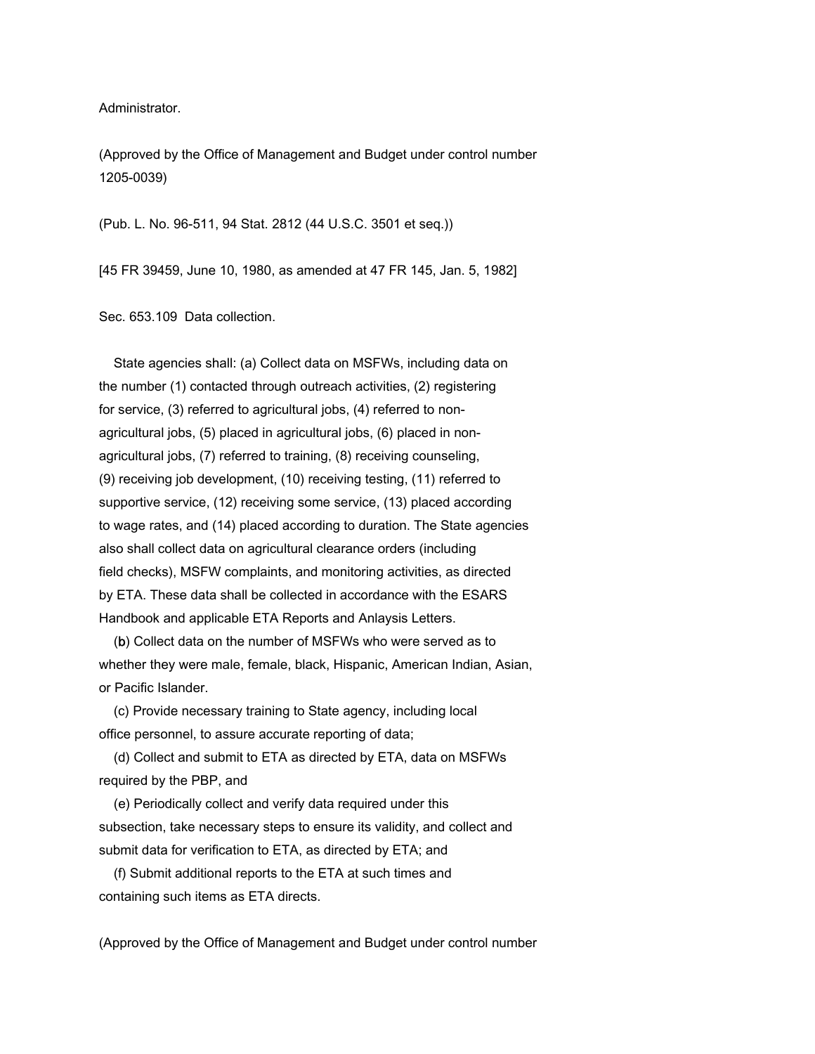Administrator.

(Approved by the Office of Management and Budget under control number 1205-0039)

(Pub. L. No. 96-511, 94 Stat. 2812 (44 U.S.C. 3501 et seq.))

[45 FR 39459, June 10, 1980, as amended at 47 FR 145, Jan. 5, 1982]

Sec. 653.109 Data collection.

State agencies shall: (a) Collect data on MSFWs, including data on the number (1) contacted through outreach activities, (2) registering for service, (3) referred to agricultural jobs, (4) referred to non-agricultural jobs, (5) placed in agricultural jobs, (6) placed in non-agricultural jobs, (7) referred to training, (8) receiving counseling, (9) receiving job development, (10) receiving testing, (11) referred to supportive service, (12) receiving some service, (13) placed according to wage rates, and (14) placed according to duration. The State agencies also shall collect data on agricultural clearance orders (including field checks), MSFW complaints, and monitoring activities, as directed by ETA. These data shall be collected in accordance with the ESARS Handbook and applicable ETA Reports and Anlaysis Letters.

(b) Collect data on the number of MSFWs who were served as to whether they were male, female, black, Hispanic, American Indian, Asian, or Pacific Islander.

(c) Provide necessary training to State agency, including local office personnel, to assure accurate reporting of data;

(d) Collect and submit to ETA as directed by ETA, data on MSFWs required by the PBP, and

(e) Periodically collect and verify data required under this subsection, take necessary steps to ensure its validity, and collect and submit data for verification to ETA, as directed by ETA; and

(f) Submit additional reports to the ETA at such times and containing such items as ETA directs.

(Approved by the Office of Management and Budget under control number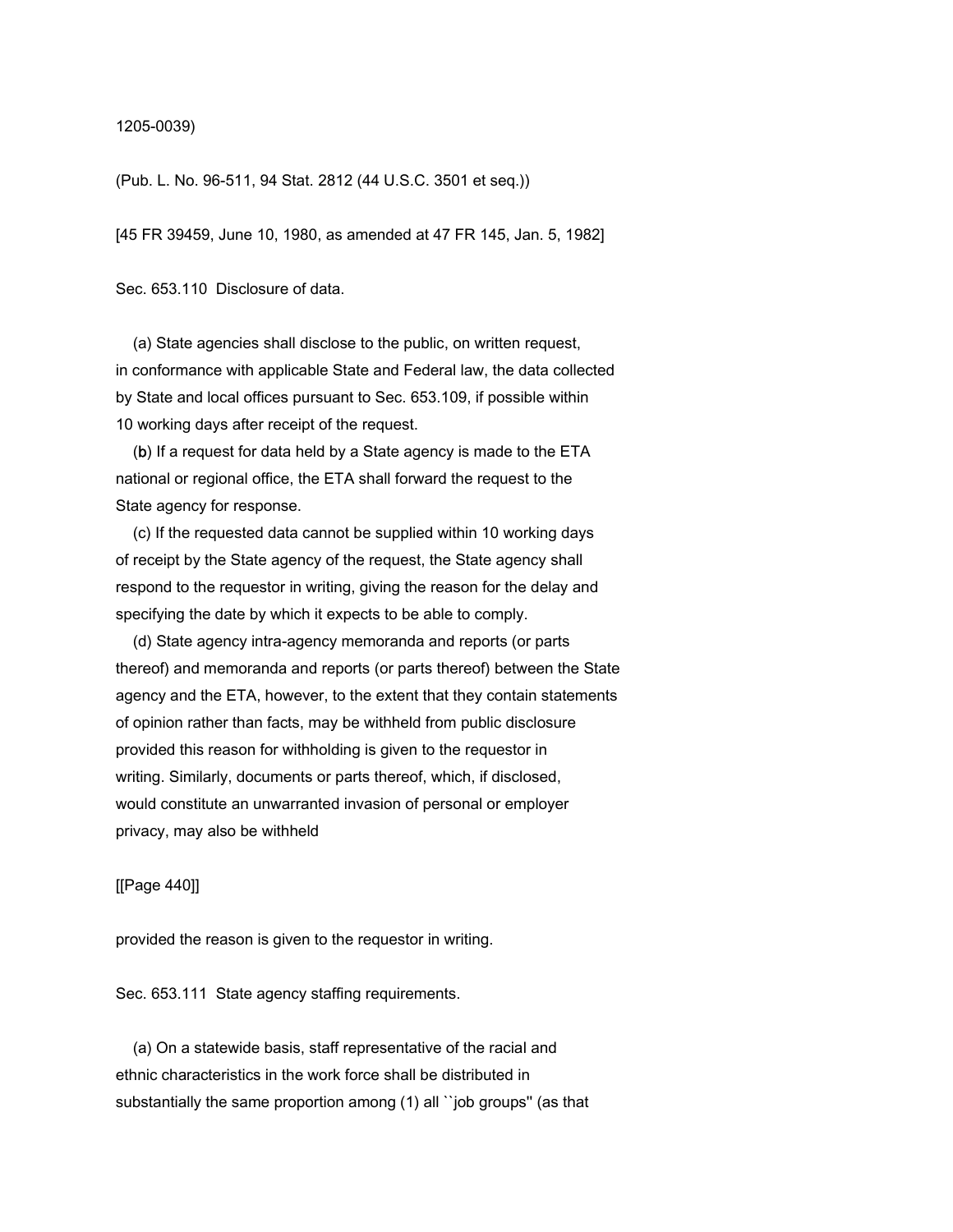1205-0039)

(Pub. L. No. 96-511, 94 Stat. 2812 (44 U.S.C. 3501 et seq.))

[45 FR 39459, June 10, 1980, as amended at 47 FR 145, Jan. 5, 1982]

Sec. 653.110 Disclosure of data.

(a) State agencies shall disclose to the public, on written request, in conformance with applicable State and Federal law, the data collected by State and local offices pursuant to Sec. 653.109, if possible within 10 working days after receipt of the request.

(b) If a request for data held by a State agency is made to the ETA national or regional office, the ETA shall forward the request to the State agency for response.

(c) If the requested data cannot be supplied within 10 working days of receipt by the State agency of the request, the State agency shall respond to the requestor in writing, giving the reason for the delay and specifying the date by which it expects to be able to comply.

(d) State agency intra-agency memoranda and reports (or parts thereof) and memoranda and reports (or parts thereof) between the State agency and the ETA, however, to the extent that they contain statements of opinion rather than facts, may be withheld from public disclosure provided this reason for withholding is given to the requestor in writing. Similarly, documents or parts thereof, which, if disclosed, would constitute an unwarranted invasion of personal or employer privacy, may also be withheld provided the reason is given to the requestor in writing.

Sec. 653.111 State agency staffing requirements.

(a) On a statewide basis, staff representative of the racial and ethnic characteristics in the work force shall be distributed in substantially the same proportion among (1) all ``job groups'' (as that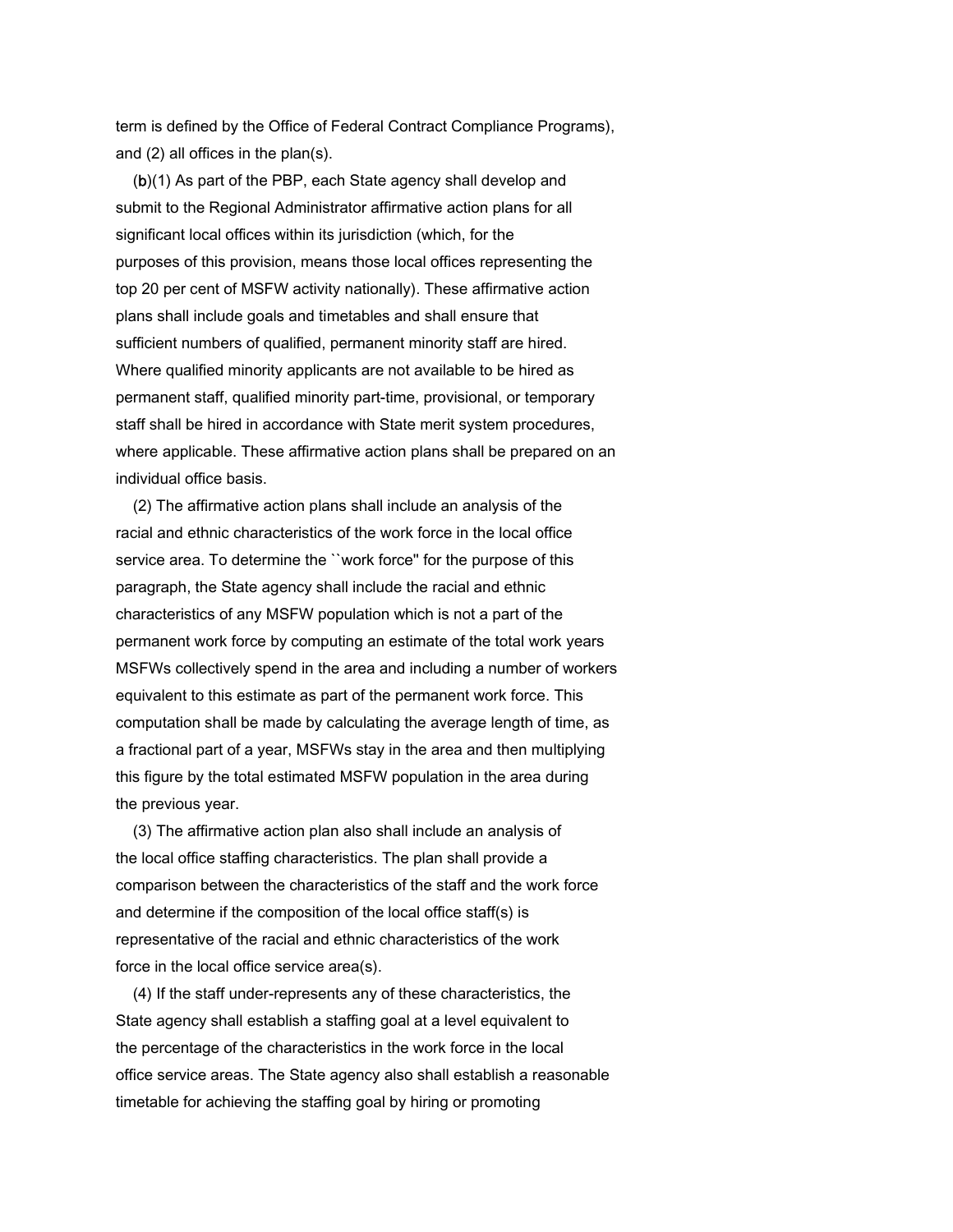term is defined by the Office of Federal Contract Compliance Programs), and (2) all offices in the plan(s).

(**b**)(1) As part of the PBP, each State agency shall develop and submit to the Regional Administrator affirmative action plans for all significant local offices within its jurisdiction (which, for the purposes of this provision, means those local offices representing the top 20 per cent of MSFW activity nationally). These affirmative action plans shall include goals and timetables and shall ensure that sufficient numbers of qualified, permanent minority staff are hired. Where qualified minority applicants are not available to be hired as permanent staff, qualified minority part-time, provisional, or temporary staff shall be hired in accordance with State merit system procedures, where applicable. These affirmative action plans shall be prepared on an individual office basis.

(2) The affirmative action plans shall include an analysis of the racial and ethnic characteristics of the work force in the local office service area. To determine the ``work force'' for the purpose of this paragraph, the State agency shall include the racial and ethnic characteristics of any MSFW population which is not a part of the permanent work force by computing an estimate of the total work years MSFWs collectively spend in the area and including a number of workers equivalent to this estimate as part of the permanent work force. This computation shall be made by calculating the average length of time, as a fractional part of a year, MSFWs stay in the area and then multiplying this figure by the total estimated MSFW population in the area during the previous year.

(3) The affirmative action plan also shall include an analysis of the local office staffing characteristics. The plan shall provide a comparison between the characteristics of the staff and the work force and determine if the composition of the local office staff(s) is representative of the racial and ethnic characteristics of the work force in the local office service area(s).

(4) If the staff under-represents any of these characteristics, the State agency shall establish a staffing goal at a level equivalent to the percentage of the characteristics in the work force in the local office service areas. The State agency also shall establish a reasonable timetable for achieving the staffing goal by hiring or promoting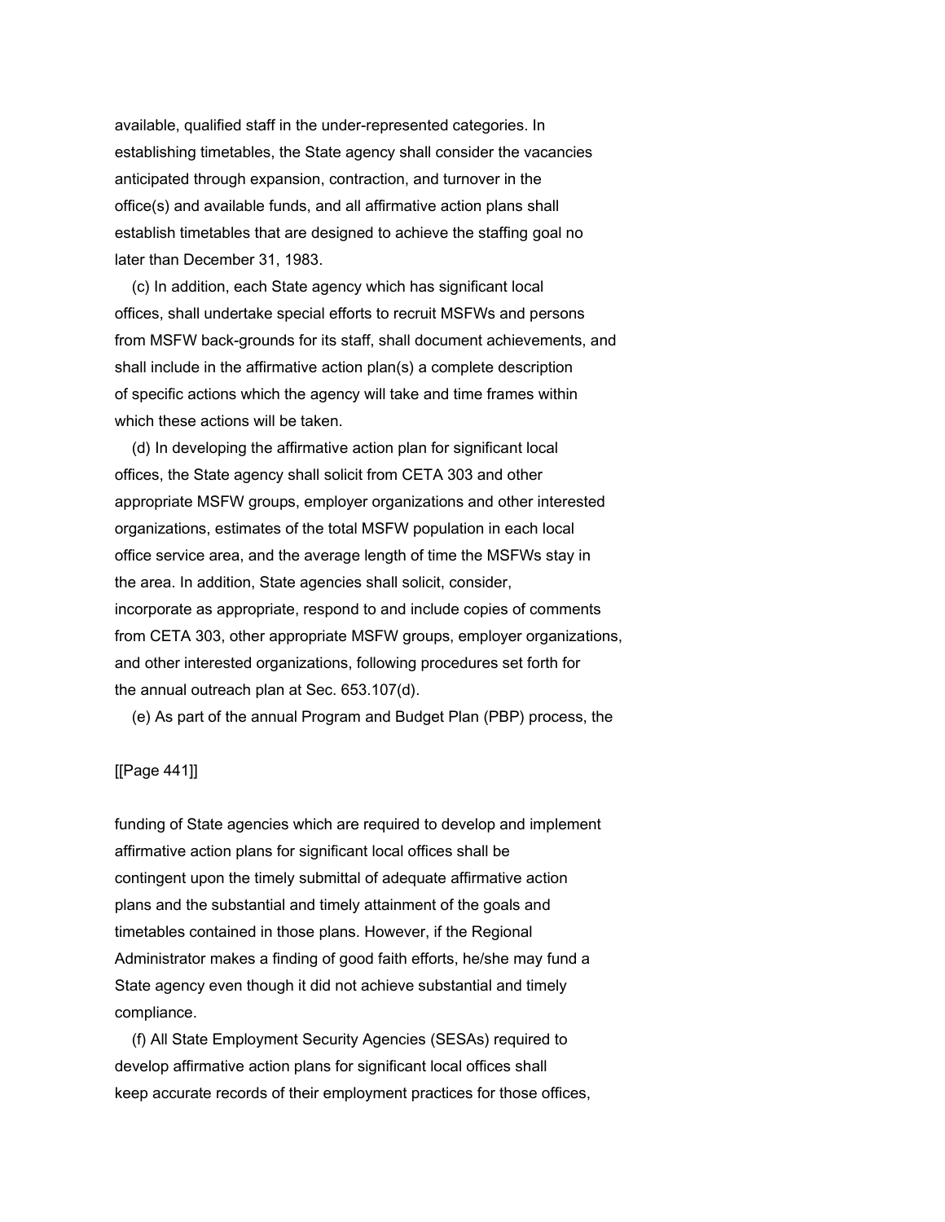available, qualified staff in the under-represented categories. In establishing timetables, the State agency shall consider the vacancies anticipated through expansion, contraction, and turnover in the office(s) and available funds, and all affirmative action plans shall establish timetables that are designed to achieve the staffing goal no later than December 31, 1983.

(c) In addition, each State agency which has significant local offices, shall undertake special efforts to recruit MSFWs and persons from MSFW back-grounds for its staff, shall document achievements, and shall include in the affirmative action plan(s) a complete description of specific actions which the agency will take and time frames within which these actions will be taken.

(d) In developing the affirmative action plan for significant local offices, the State agency shall solicit from CETA 303 and other appropriate MSFW groups, employer organizations and other interested organizations, estimates of the total MSFW population in each local office service area, and the average length of time the MSFWs stay in the area. In addition, State agencies shall solicit, consider, incorporate as appropriate, respond to and include copies of comments from CETA 303, other appropriate MSFW groups, employer organizations, and other interested organizations, following procedures set forth for the annual outreach plan at Sec. 653.107(d).

(e) As part of the annual Program and Budget Plan (PBP) process, the

[[Page 441]]

funding of State agencies which are required to develop and implement affirmative action plans for significant local offices shall be contingent upon the timely submittal of adequate affirmative action plans and the substantial and timely attainment of the goals and timetables contained in those plans. However, if the Regional Administrator makes a finding of good faith efforts, he/she may fund a State agency even though it did not achieve substantial and timely compliance.

(f) All State Employment Security Agencies (SESAs) required to develop affirmative action plans for significant local offices shall keep accurate records of their employment practices for those offices,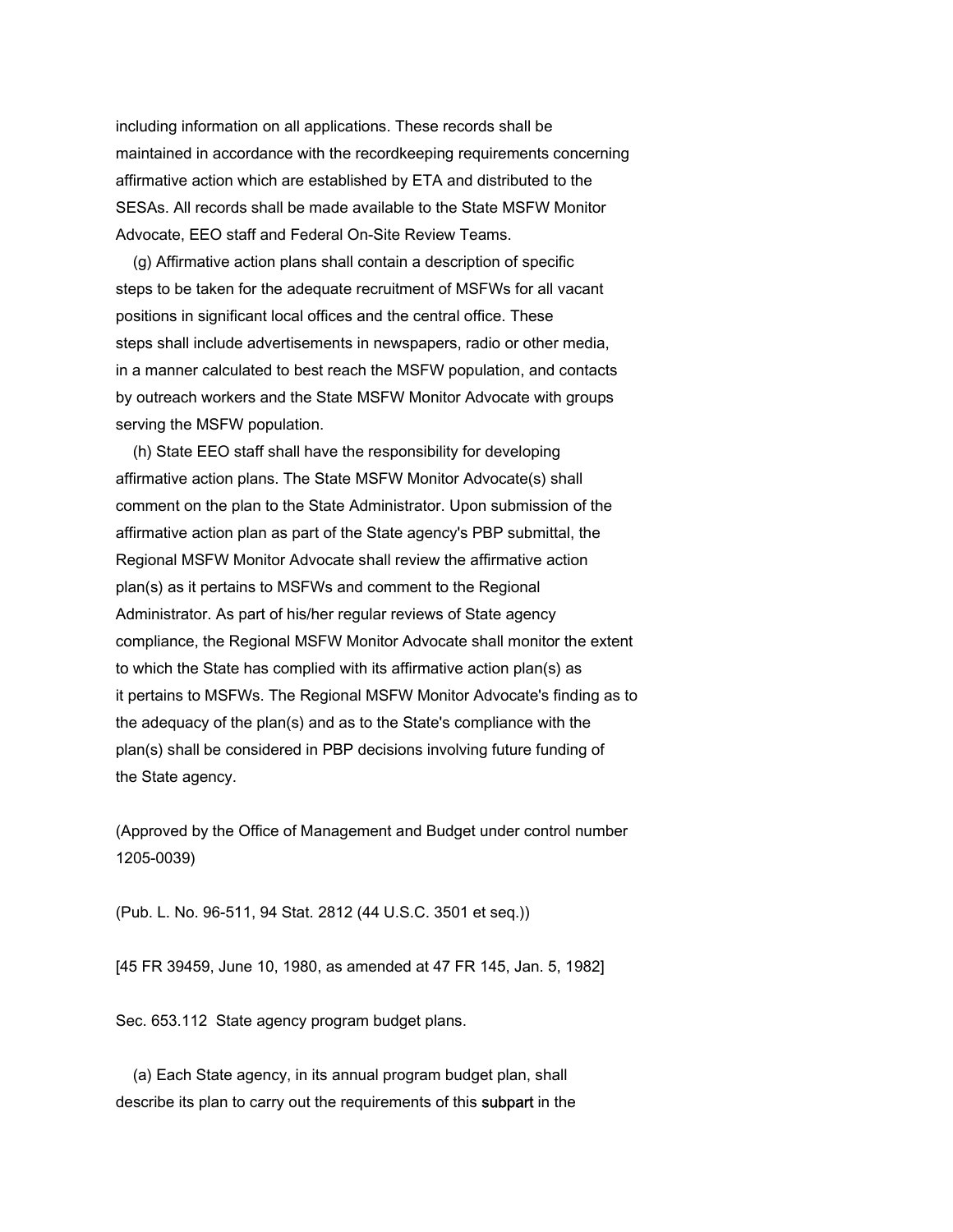including information on all applications. These records shall be maintained in accordance with the recordkeeping requirements concerning affirmative action which are established by ETA and distributed to the SESAs. All records shall be made available to the State MSFW Monitor Advocate, EEO staff and Federal On-Site Review Teams.

(g) Affirmative action plans shall contain a description of specific steps to be taken for the adequate recruitment of MSFWs for all vacant positions in significant local offices and the central office. These steps shall include advertisements in newspapers, radio or other media, in a manner calculated to best reach the MSFW population, and contacts by outreach workers and the State MSFW Monitor Advocate with groups serving the MSFW population.

(h) State EEO staff shall have the responsibility for developing affirmative action plans. The State MSFW Monitor Advocate(s) shall comment on the plan to the State Administrator. Upon submission of the affirmative action plan as part of the State agency's PBP submittal, the Regional MSFW Monitor Advocate shall review the affirmative action plan(s) as it pertains to MSFWs and comment to the Regional Administrator. As part of his/her regular reviews of State agency compliance, the Regional MSFW Monitor Advocate shall monitor the extent to which the State has complied with its affirmative action plan(s) as it pertains to MSFWs. The Regional MSFW Monitor Advocate's finding as to the adequacy of the plan(s) and as to the State's compliance with the plan(s) shall be considered in PBP decisions involving future funding of the State agency.

(Approved by the Office of Management and Budget under control number 1205-0039)

(Pub. L. No. 96-511, 94 Stat. 2812 (44 U.S.C. 3501 et seq.))

[45 FR 39459, June 10, 1980, as amended at 47 FR 145, Jan. 5, 1982]

Sec. 653.112 State agency program budget plans.

(a) Each State agency, in its annual program budget plan, shall describe its plan to carry out the requirements of this subpart in the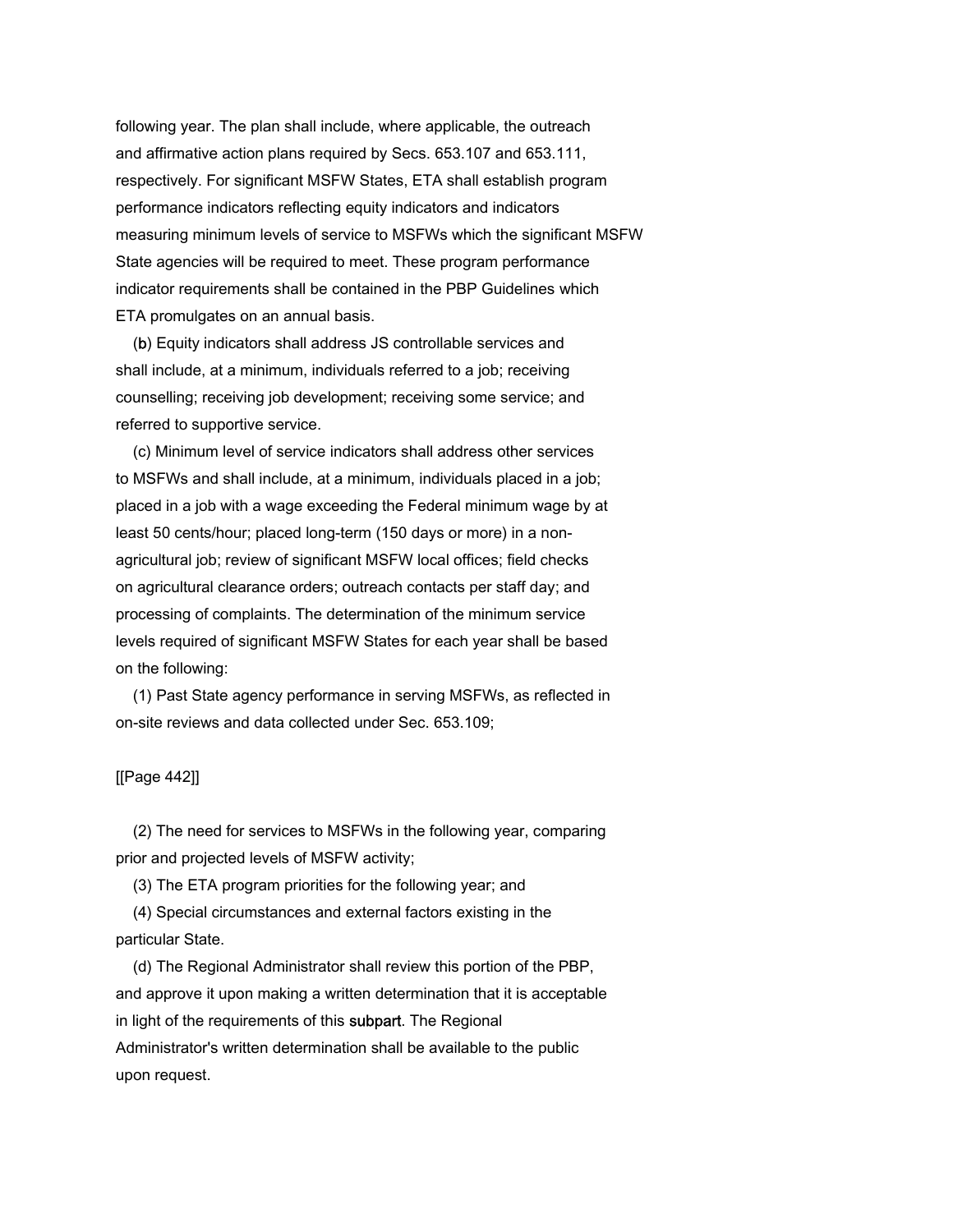following year. The plan shall include, where applicable, the outreach and affirmative action plans required by Secs. 653.107 and 653.111, respectively. For significant MSFW States, ETA shall establish program performance indicators reflecting equity indicators and indicators measuring minimum levels of service to MSFWs which the significant MSFW State agencies will be required to meet. These program performance indicator requirements shall be contained in the PBP Guidelines which ETA promulgates on an annual basis.

(b) Equity indicators shall address JS controllable services and shall include, at a minimum, individuals referred to a job; receiving counselling; receiving job development; receiving some service; and referred to supportive service.

(c) Minimum level of service indicators shall address other services to MSFWs and shall include, at a minimum, individuals placed in a job; placed in a job with a wage exceeding the Federal minimum wage by at least 50 cents/hour; placed long-term (150 days or more) in a non-agricultural job; review of significant MSFW local offices; field checks on agricultural clearance orders; outreach contacts per staff day; and processing of complaints. The determination of the minimum service levels required of significant MSFW States for each year shall be based on the following:

(1) Past State agency performance in serving MSFWs, as reflected in on-site reviews and data collected under Sec. 653.109;

[[Page 442]]

(2) The need for services to MSFWs in the following year, comparing prior and projected levels of MSFW activity;

(3) The ETA program priorities for the following year; and

(4) Special circumstances and external factors existing in the particular State.

(d) The Regional Administrator shall review this portion of the PBP, and approve it upon making a written determination that it is acceptable in light of the requirements of this subpart. The Regional Administrator's written determination shall be available to the public upon request.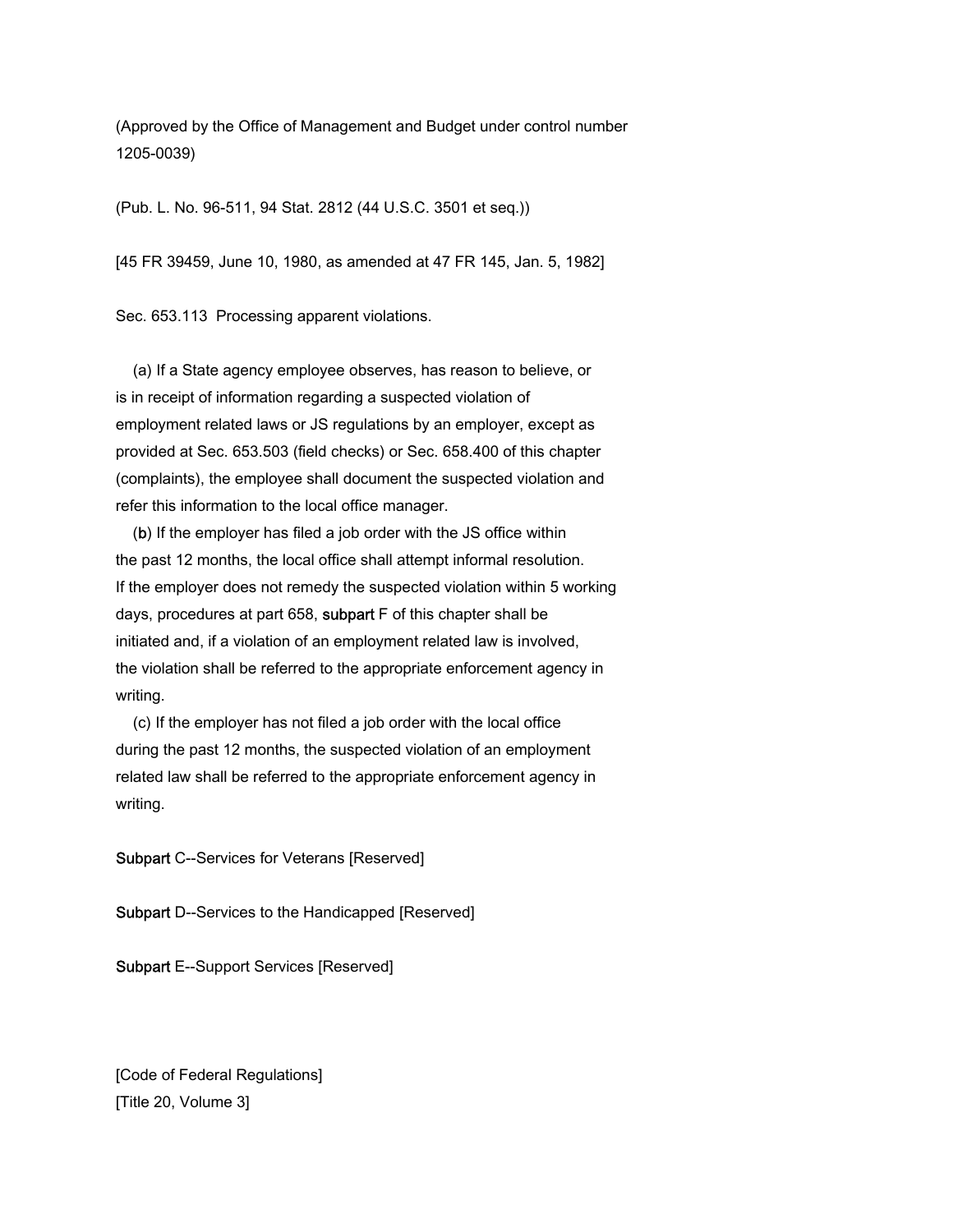(Approved by the Office of Management and Budget under control number 1205-0039)

(Pub. L. No. 96-511, 94 Stat. 2812 (44 U.S.C. 3501 et seq.))

[45 FR 39459, June 10, 1980, as amended at 47 FR 145, Jan. 5, 1982]

Sec. 653.113 Processing apparent violations.

(a) If a State agency employee observes, has reason to believe, or is in receipt of information regarding a suspected violation of employment related laws or JS regulations by an employer, except as provided at Sec. 653.503 (field checks) or Sec. 658.400 of this chapter (complaints), the employee shall document the suspected violation and refer this information to the local office manager.

(b) If the employer has filed a job order with the JS office within the past 12 months, the local office shall attempt informal resolution. If the employer does not remedy the suspected violation within 5 working days, procedures at part 658, subpart F of this chapter shall be initiated and, if a violation of an employment related law is involved, the violation shall be referred to the appropriate enforcement agency in writing.

(c) If the employer has not filed a job order with the local office during the past 12 months, the suspected violation of an employment related law shall be referred to the appropriate enforcement agency in writing.

Subpart C--Services for Veterans [Reserved]

Subpart D--Services to the Handicapped [Reserved]

Subpart E--Support Services [Reserved]

[Code of Federal Regulations]
[Title 20, Volume 3]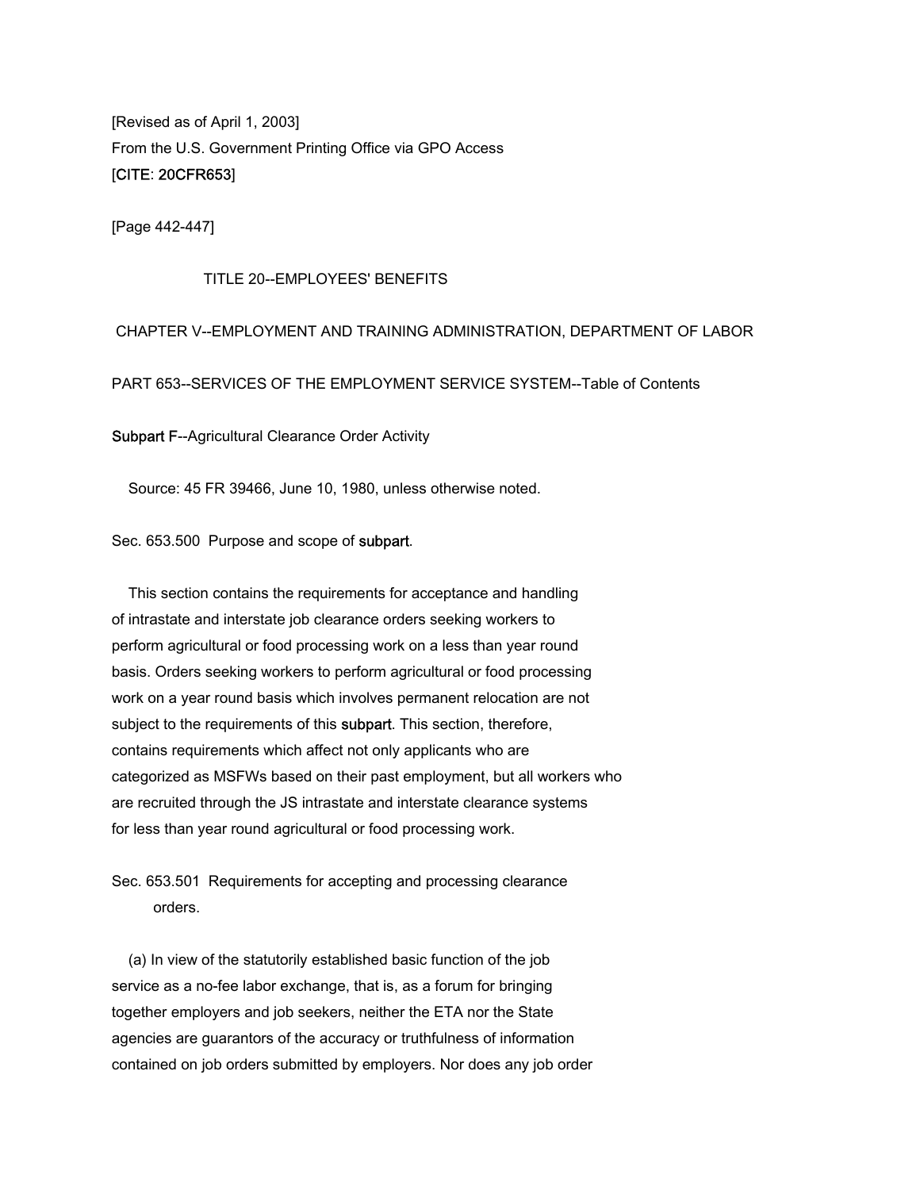[Revised as of April 1, 2003]
From the U.S. Government Printing Office via GPO Access
[CITE: 20CFR653]

[Page 442-447]

TITLE 20--EMPLOYEES' BENEFITS

CHAPTER V--EMPLOYMENT AND TRAINING ADMINISTRATION, DEPARTMENT OF LABOR

PART 653--SERVICES OF THE EMPLOYMENT SERVICE SYSTEM--Table of Contents

Subpart F--Agricultural Clearance Order Activity

Source: 45 FR 39466, June 10, 1980, unless otherwise noted.

Sec. 653.500 Purpose and scope of subpart.

This section contains the requirements for acceptance and handling of intrastate and interstate job clearance orders seeking workers to perform agricultural or food processing work on a less than year round basis. Orders seeking workers to perform agricultural or food processing work on a year round basis which involves permanent relocation are not subject to the requirements of this subpart. This section, therefore, contains requirements which affect not only applicants who are categorized as MSFWs based on their past employment, but all workers who are recruited through the JS intrastate and interstate clearance systems for less than year round agricultural or food processing work.

Sec. 653.501 Requirements for accepting and processing clearance orders.

(a) In view of the statutorily established basic function of the job service as a no-fee labor exchange, that is, as a forum for bringing together employers and job seekers, neither the ETA nor the State agencies are guarantors of the accuracy or truthfulness of information contained on job orders submitted by employers. Nor does any job order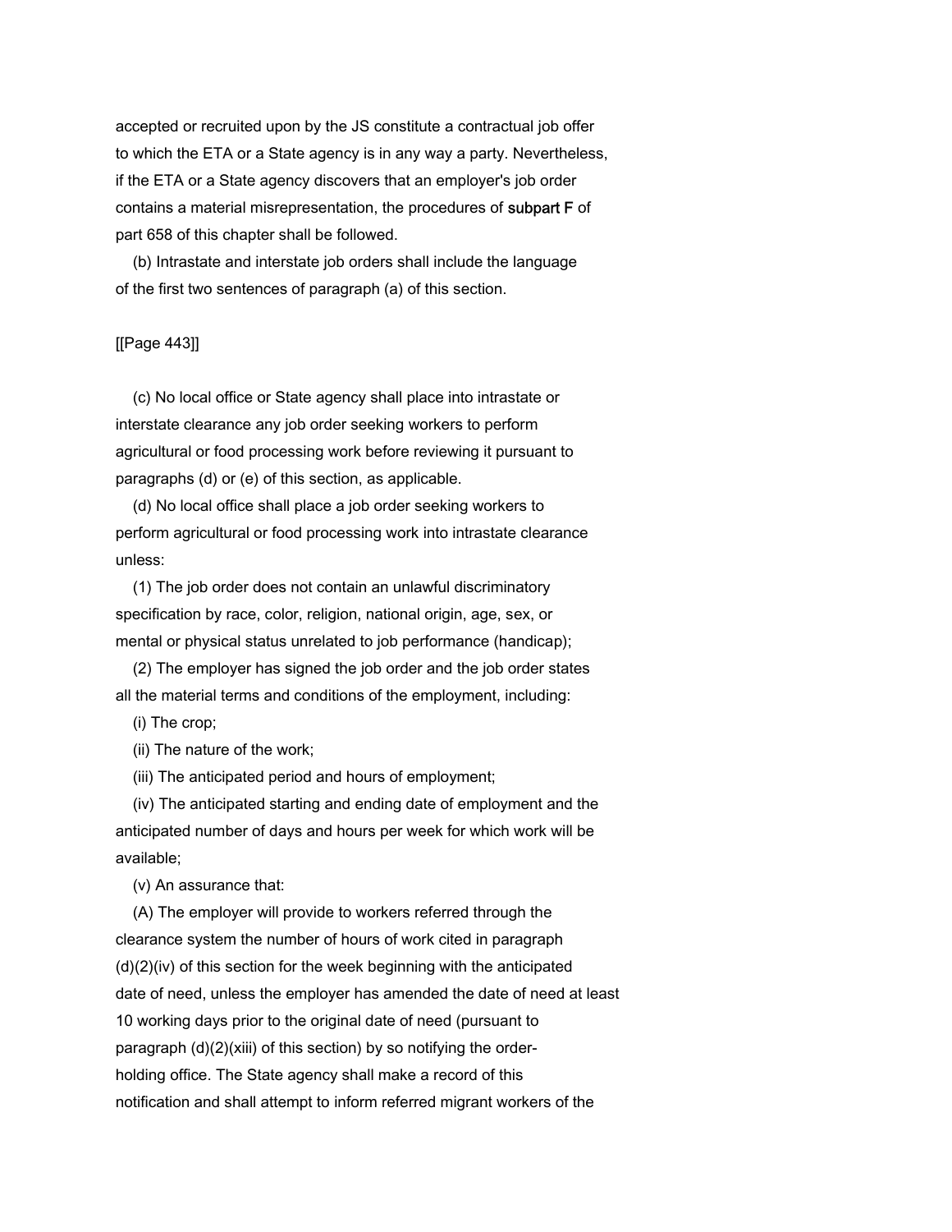accepted or recruited upon by the JS constitute a contractual job offer to which the ETA or a State agency is in any way a party. Nevertheless, if the ETA or a State agency discovers that an employer's job order contains a material misrepresentation, the procedures of subpart F of part 658 of this chapter shall be followed.

(b) Intrastate and interstate job orders shall include the language of the first two sentences of paragraph (a) of this section.

(c) No local office or State agency shall place into intrastate or interstate clearance any job order seeking workers to perform agricultural or food processing work before reviewing it pursuant to paragraphs (d) or (e) of this section, as applicable.

(d) No local office shall place a job order seeking workers to perform agricultural or food processing work into intrastate clearance unless:

(1) The job order does not contain an unlawful discriminatory specification by race, color, religion, national origin, age, sex, or mental or physical status unrelated to job performance (handicap);

(2) The employer has signed the job order and the job order states all the material terms and conditions of the employment, including:

(i) The crop;

(ii) The nature of the work;

(iii) The anticipated period and hours of employment;

(iv) The anticipated starting and ending date of employment and the anticipated number of days and hours per week for which work will be available;

(v) An assurance that:

(A) The employer will provide to workers referred through the clearance system the number of hours of work cited in paragraph (d)(2)(iv) of this section for the week beginning with the anticipated date of need, unless the employer has amended the date of need at least 10 working days prior to the original date of need (pursuant to paragraph (d)(2)(xiii) of this section) by so notifying the order-holding office. The State agency shall make a record of this notification and shall attempt to inform referred migrant workers of the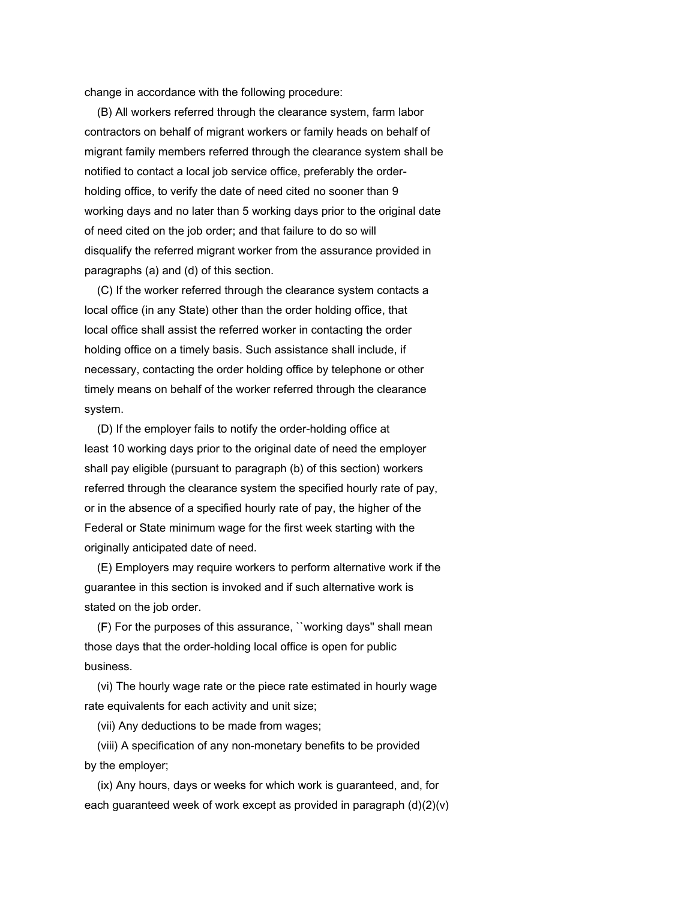change in accordance with the following procedure:

(B) All workers referred through the clearance system, farm labor contractors on behalf of migrant workers or family heads on behalf of migrant family members referred through the clearance system shall be notified to contact a local job service office, preferably the order-holding office, to verify the date of need cited no sooner than 9 working days and no later than 5 working days prior to the original date of need cited on the job order; and that failure to do so will disqualify the referred migrant worker from the assurance provided in paragraphs (a) and (d) of this section.

(C) If the worker referred through the clearance system contacts a local office (in any State) other than the order holding office, that local office shall assist the referred worker in contacting the order holding office on a timely basis. Such assistance shall include, if necessary, contacting the order holding office by telephone or other timely means on behalf of the worker referred through the clearance system.

(D) If the employer fails to notify the order-holding office at least 10 working days prior to the original date of need the employer shall pay eligible (pursuant to paragraph (b) of this section) workers referred through the clearance system the specified hourly rate of pay, or in the absence of a specified hourly rate of pay, the higher of the Federal or State minimum wage for the first week starting with the originally anticipated date of need.

(E) Employers may require workers to perform alternative work if the guarantee in this section is invoked and if such alternative work is stated on the job order.

(F) For the purposes of this assurance, ``working days'' shall mean those days that the order-holding local office is open for public business.

(vi) The hourly wage rate or the piece rate estimated in hourly wage rate equivalents for each activity and unit size;

(vii) Any deductions to be made from wages;

(viii) A specification of any non-monetary benefits to be provided by the employer;

(ix) Any hours, days or weeks for which work is guaranteed, and, for each guaranteed week of work except as provided in paragraph (d)(2)(v)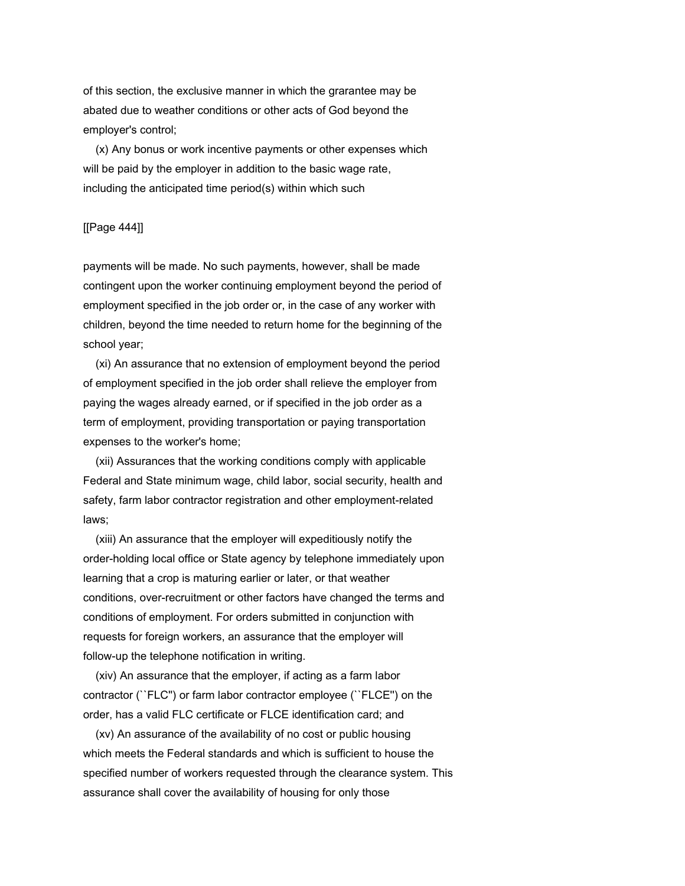of this section, the exclusive manner in which the grarantee may be abated due to weather conditions or other acts of God beyond the employer's control;

(x) Any bonus or work incentive payments or other expenses which will be paid by the employer in addition to the basic wage rate, including the anticipated time period(s) within which such

payments will be made. No such payments, however, shall be made contingent upon the worker continuing employment beyond the period of employment specified in the job order or, in the case of any worker with children, beyond the time needed to return home for the beginning of the school year;

(xi) An assurance that no extension of employment beyond the period of employment specified in the job order shall relieve the employer from paying the wages already earned, or if specified in the job order as a term of employment, providing transportation or paying transportation expenses to the worker's home;

(xii) Assurances that the working conditions comply with applicable Federal and State minimum wage, child labor, social security, health and safety, farm labor contractor registration and other employment-related laws;

(xiii) An assurance that the employer will expeditiously notify the order-holding local office or State agency by telephone immediately upon learning that a crop is maturing earlier or later, or that weather conditions, over-recruitment or other factors have changed the terms and conditions of employment. For orders submitted in conjunction with requests for foreign workers, an assurance that the employer will follow-up the telephone notification in writing.

(xiv) An assurance that the employer, if acting as a farm labor contractor (``FLC'') or farm labor contractor employee (``FLCE'') on the order, has a valid FLC certificate or FLCE identification card; and

(xv) An assurance of the availability of no cost or public housing which meets the Federal standards and which is sufficient to house the specified number of workers requested through the clearance system. This assurance shall cover the availability of housing for only those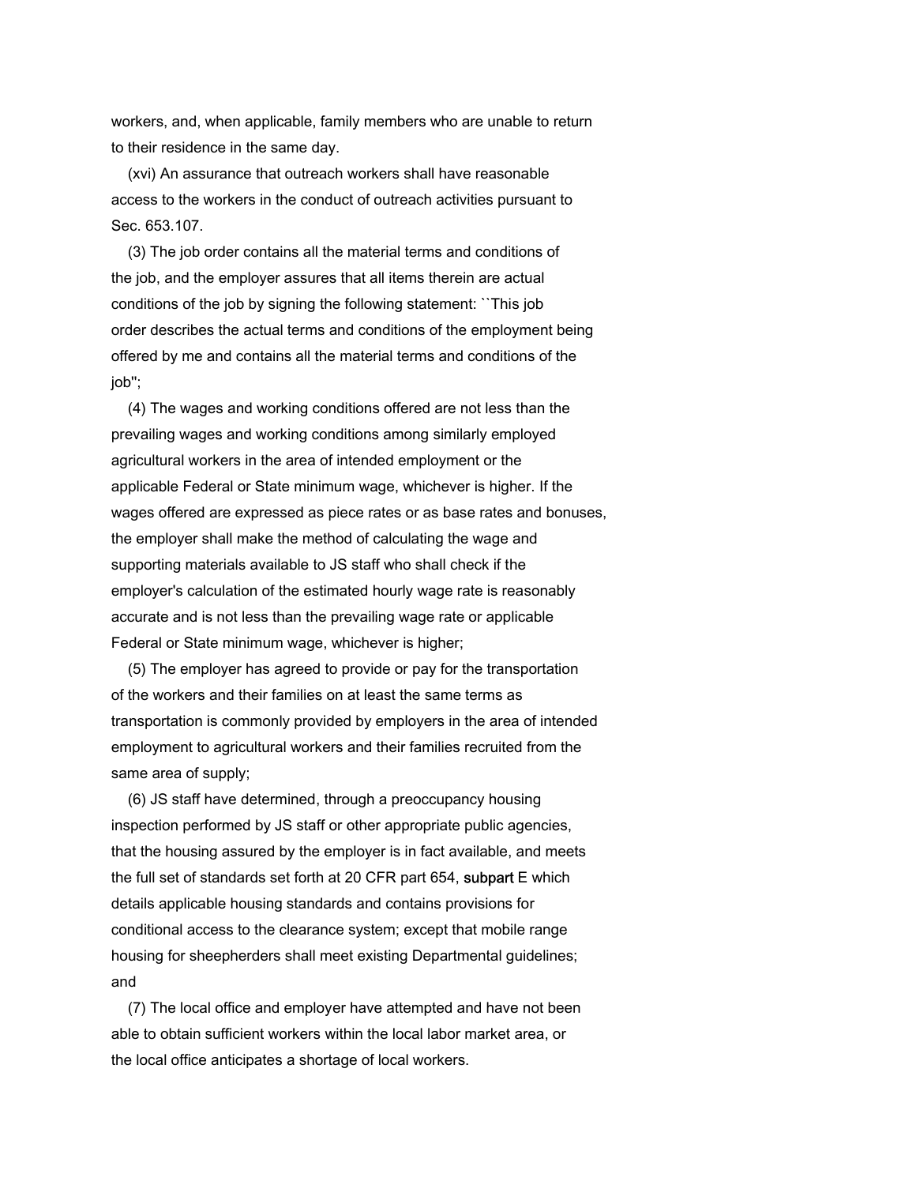workers, and, when applicable, family members who are unable to return to their residence in the same day.

(xvi) An assurance that outreach workers shall have reasonable access to the workers in the conduct of outreach activities pursuant to Sec. 653.107.

(3) The job order contains all the material terms and conditions of the job, and the employer assures that all items therein are actual conditions of the job by signing the following statement: ``This job order describes the actual terms and conditions of the employment being offered by me and contains all the material terms and conditions of the job'';

(4) The wages and working conditions offered are not less than the prevailing wages and working conditions among similarly employed agricultural workers in the area of intended employment or the applicable Federal or State minimum wage, whichever is higher. If the wages offered are expressed as piece rates or as base rates and bonuses, the employer shall make the method of calculating the wage and supporting materials available to JS staff who shall check if the employer's calculation of the estimated hourly wage rate is reasonably accurate and is not less than the prevailing wage rate or applicable Federal or State minimum wage, whichever is higher;

(5) The employer has agreed to provide or pay for the transportation of the workers and their families on at least the same terms as transportation is commonly provided by employers in the area of intended employment to agricultural workers and their families recruited from the same area of supply;

(6) JS staff have determined, through a preoccupancy housing inspection performed by JS staff or other appropriate public agencies, that the housing assured by the employer is in fact available, and meets the full set of standards set forth at 20 CFR part 654, subpart E which details applicable housing standards and contains provisions for conditional access to the clearance system; except that mobile range housing for sheepherders shall meet existing Departmental guidelines; and

(7) The local office and employer have attempted and have not been able to obtain sufficient workers within the local labor market area, or the local office anticipates a shortage of local workers.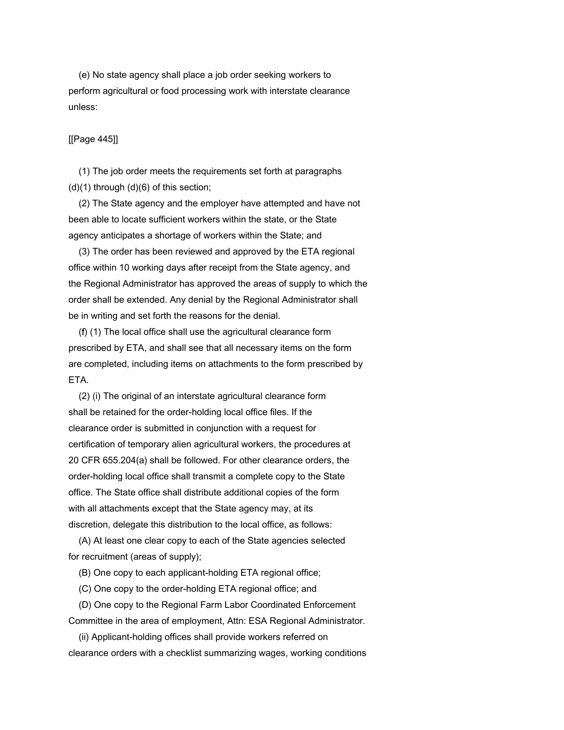(e) No state agency shall place a job order seeking workers to perform agricultural or food processing work with interstate clearance unless:

(1) The job order meets the requirements set forth at paragraphs (d)(1) through (d)(6) of this section;

(2) The State agency and the employer have attempted and have not been able to locate sufficient workers within the state, or the State agency anticipates a shortage of workers within the State; and

(3) The order has been reviewed and approved by the ETA regional office within 10 working days after receipt from the State agency, and the Regional Administrator has approved the areas of supply to which the order shall be extended. Any denial by the Regional Administrator shall be in writing and set forth the reasons for the denial.

(f) (1) The local office shall use the agricultural clearance form prescribed by ETA, and shall see that all necessary items on the form are completed, including items on attachments to the form prescribed by ETA.

(2) (i) The original of an interstate agricultural clearance form shall be retained for the order-holding local office files. If the clearance order is submitted in conjunction with a request for certification of temporary alien agricultural workers, the procedures at 20 CFR 655.204(a) shall be followed. For other clearance orders, the order-holding local office shall transmit a complete copy to the State office. The State office shall distribute additional copies of the form with all attachments except that the State agency may, at its discretion, delegate this distribution to the local office, as follows:

(A) At least one clear copy to each of the State agencies selected for recruitment (areas of supply);

(B) One copy to each applicant-holding ETA regional office;

(C) One copy to the order-holding ETA regional office; and

(D) One copy to the Regional Farm Labor Coordinated Enforcement Committee in the area of employment, Attn: ESA Regional Administrator.

(ii) Applicant-holding offices shall provide workers referred on clearance orders with a checklist summarizing wages, working conditions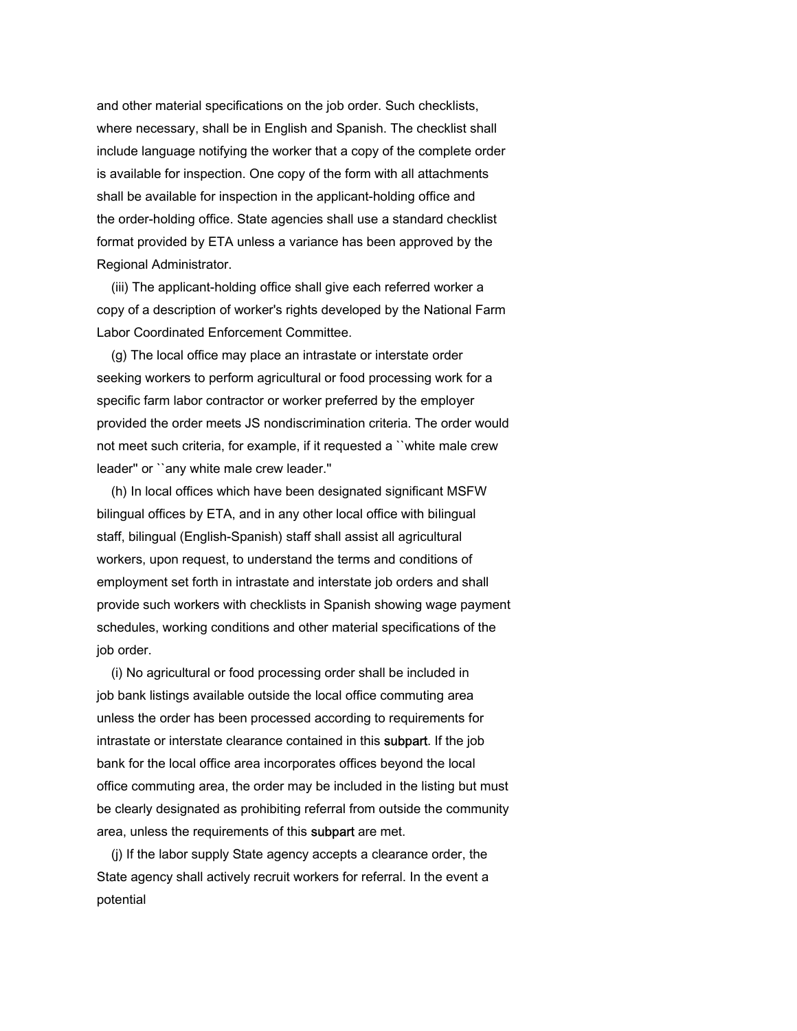and other material specifications on the job order. Such checklists, where necessary, shall be in English and Spanish. The checklist shall include language notifying the worker that a copy of the complete order is available for inspection. One copy of the form with all attachments shall be available for inspection in the applicant-holding office and the order-holding office. State agencies shall use a standard checklist format provided by ETA unless a variance has been approved by the Regional Administrator.

(iii) The applicant-holding office shall give each referred worker a copy of a description of worker's rights developed by the National Farm Labor Coordinated Enforcement Committee.

(g) The local office may place an intrastate or interstate order seeking workers to perform agricultural or food processing work for a specific farm labor contractor or worker preferred by the employer provided the order meets JS nondiscrimination criteria. The order would not meet such criteria, for example, if it requested a ``white male crew leader'' or ``any white male crew leader.''

(h) In local offices which have been designated significant MSFW bilingual offices by ETA, and in any other local office with bilingual staff, bilingual (English-Spanish) staff shall assist all agricultural workers, upon request, to understand the terms and conditions of employment set forth in intrastate and interstate job orders and shall provide such workers with checklists in Spanish showing wage payment schedules, working conditions and other material specifications of the job order.

(i) No agricultural or food processing order shall be included in job bank listings available outside the local office commuting area unless the order has been processed according to requirements for intrastate or interstate clearance contained in this subpart. If the job bank for the local office area incorporates offices beyond the local office commuting area, the order may be included in the listing but must be clearly designated as prohibiting referral from outside the community area, unless the requirements of this subpart are met.

(j) If the labor supply State agency accepts a clearance order, the State agency shall actively recruit workers for referral. In the event a potential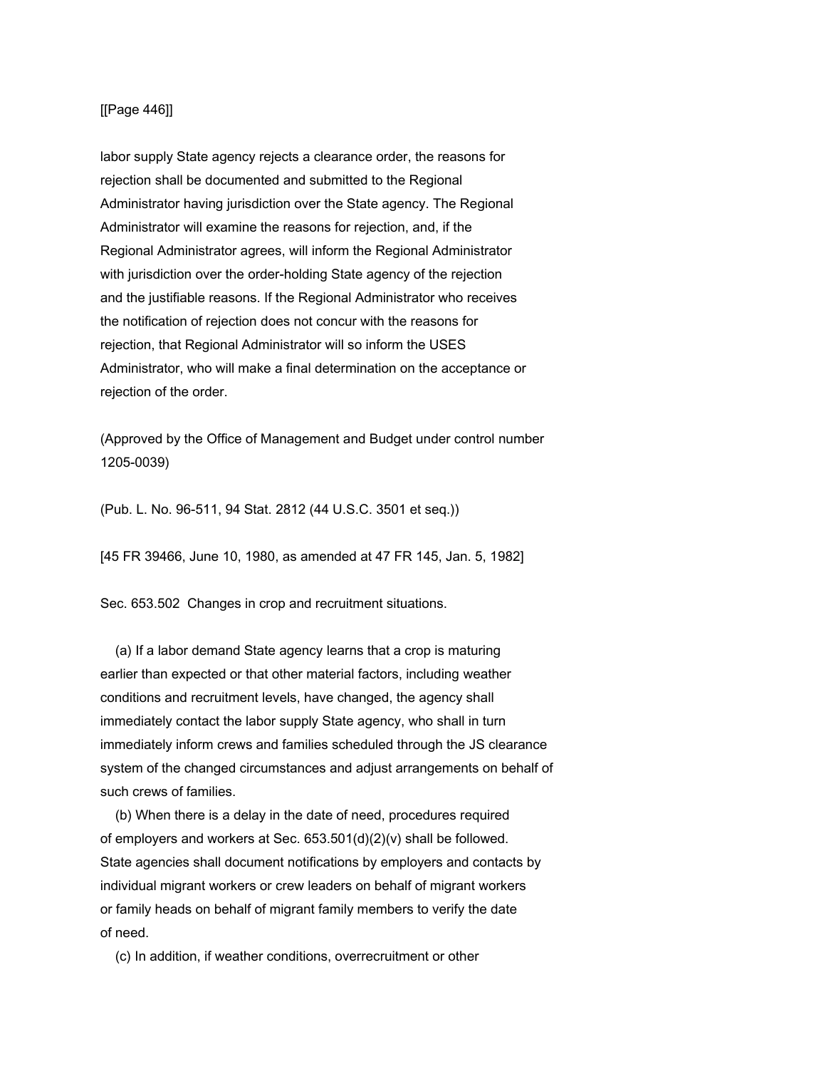labor supply State agency rejects a clearance order, the reasons for rejection shall be documented and submitted to the Regional Administrator having jurisdiction over the State agency. The Regional Administrator will examine the reasons for rejection, and, if the Regional Administrator agrees, will inform the Regional Administrator with jurisdiction over the order-holding State agency of the rejection and the justifiable reasons. If the Regional Administrator who receives the notification of rejection does not concur with the reasons for rejection, that Regional Administrator will so inform the USES Administrator, who will make a final determination on the acceptance or rejection of the order.

(Approved by the Office of Management and Budget under control number 1205-0039)

(Pub. L. No. 96-511, 94 Stat. 2812 (44 U.S.C. 3501 et seq.))

[45 FR 39466, June 10, 1980, as amended at 47 FR 145, Jan. 5, 1982]

Sec. 653.502 Changes in crop and recruitment situations.

(a) If a labor demand State agency learns that a crop is maturing earlier than expected or that other material factors, including weather conditions and recruitment levels, have changed, the agency shall immediately contact the labor supply State agency, who shall in turn immediately inform crews and families scheduled through the JS clearance system of the changed circumstances and adjust arrangements on behalf of such crews of families.

(b) When there is a delay in the date of need, procedures required of employers and workers at Sec. 653.501(d)(2)(v) shall be followed. State agencies shall document notifications by employers and contacts by individual migrant workers or crew leaders on behalf of migrant workers or family heads on behalf of migrant family members to verify the date of need.

(c) In addition, if weather conditions, overrecruitment or other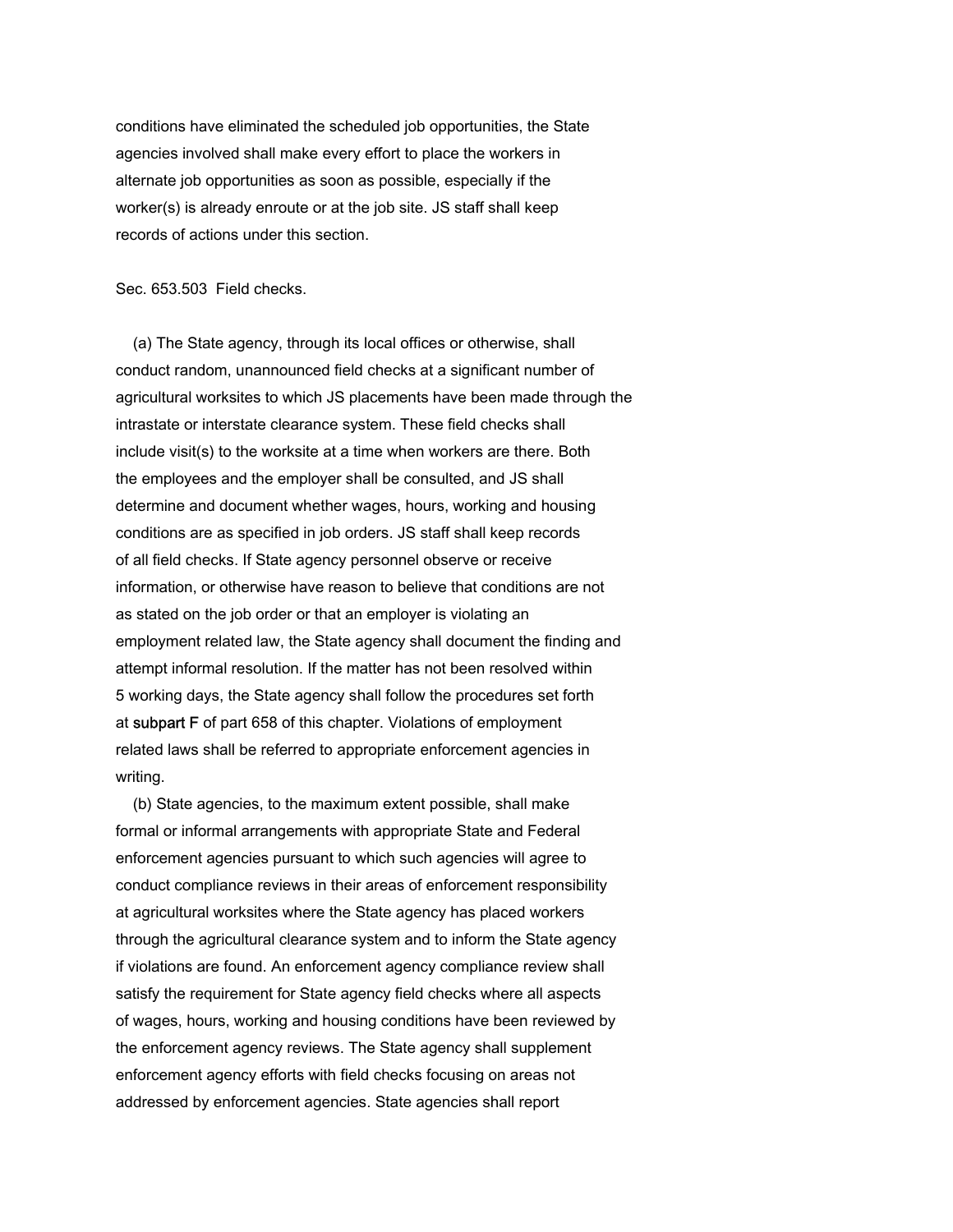conditions have eliminated the scheduled job opportunities, the State agencies involved shall make every effort to place the workers in alternate job opportunities as soon as possible, especially if the worker(s) is already enroute or at the job site. JS staff shall keep records of actions under this section.

Sec. 653.503 Field checks.

(a) The State agency, through its local offices or otherwise, shall conduct random, unannounced field checks at a significant number of agricultural worksites to which JS placements have been made through the intrastate or interstate clearance system. These field checks shall include visit(s) to the worksite at a time when workers are there. Both the employees and the employer shall be consulted, and JS shall determine and document whether wages, hours, working and housing conditions are as specified in job orders. JS staff shall keep records of all field checks. If State agency personnel observe or receive information, or otherwise have reason to believe that conditions are not as stated on the job order or that an employer is violating an employment related law, the State agency shall document the finding and attempt informal resolution. If the matter has not been resolved within 5 working days, the State agency shall follow the procedures set forth at subpart F of part 658 of this chapter. Violations of employment related laws shall be referred to appropriate enforcement agencies in writing.

(b) State agencies, to the maximum extent possible, shall make formal or informal arrangements with appropriate State and Federal enforcement agencies pursuant to which such agencies will agree to conduct compliance reviews in their areas of enforcement responsibility at agricultural worksites where the State agency has placed workers through the agricultural clearance system and to inform the State agency if violations are found. An enforcement agency compliance review shall satisfy the requirement for State agency field checks where all aspects of wages, hours, working and housing conditions have been reviewed by the enforcement agency reviews. The State agency shall supplement enforcement agency efforts with field checks focusing on areas not addressed by enforcement agencies. State agencies shall report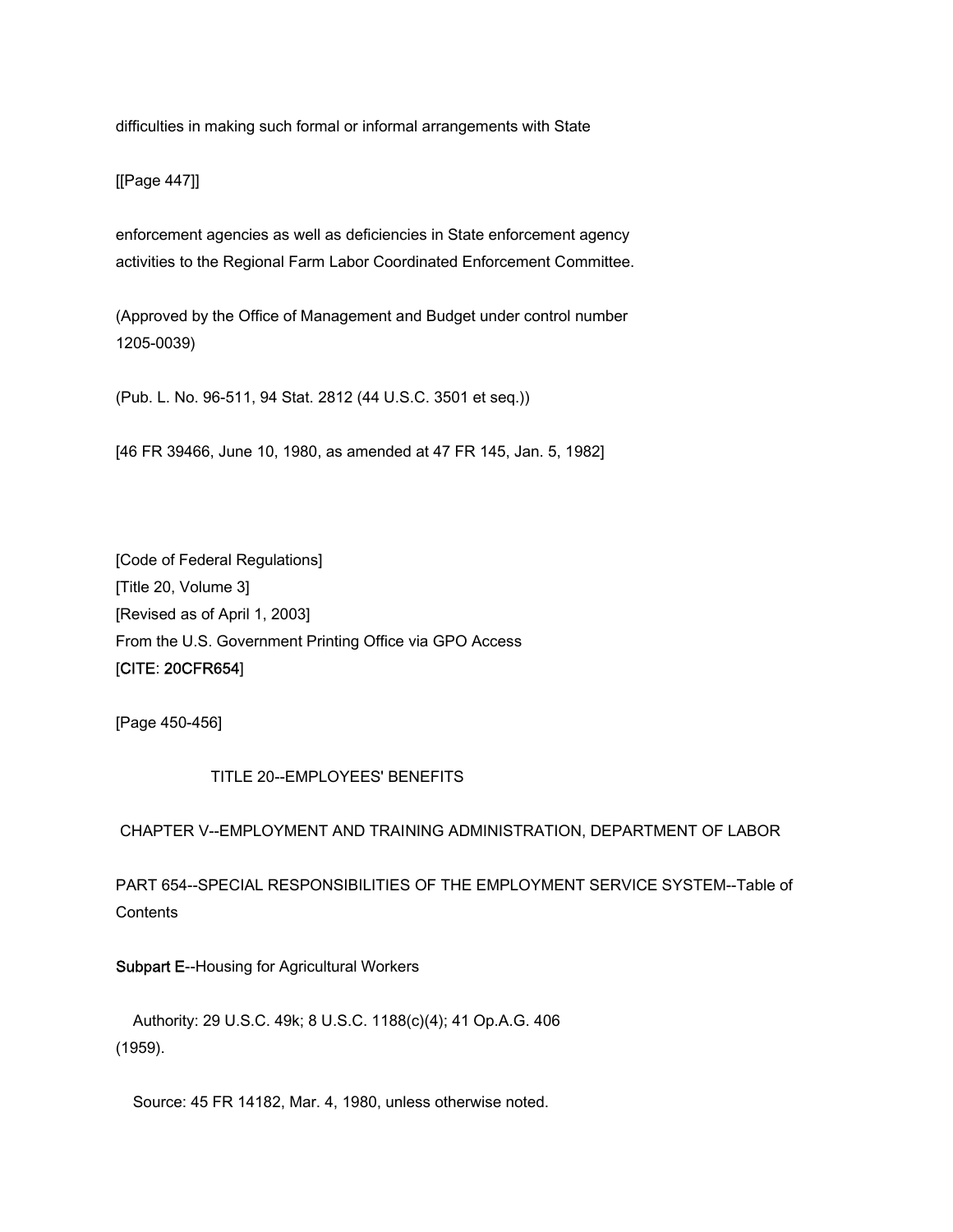difficulties in making such formal or informal arrangements with State

[[Page 447]]

enforcement agencies as well as deficiencies in State enforcement agency activities to the Regional Farm Labor Coordinated Enforcement Committee.

(Approved by the Office of Management and Budget under control number 1205-0039)

(Pub. L. No. 96-511, 94 Stat. 2812 (44 U.S.C. 3501 et seq.))

[46 FR 39466, June 10, 1980, as amended at 47 FR 145, Jan. 5, 1982]

[Code of Federal Regulations]
[Title 20, Volume 3]
[Revised as of April 1, 2003]
From the U.S. Government Printing Office via GPO Access
[CITE: 20CFR654]

[Page 450-456]

TITLE 20--EMPLOYEES' BENEFITS

CHAPTER V--EMPLOYMENT AND TRAINING ADMINISTRATION, DEPARTMENT OF LABOR

PART 654--SPECIAL RESPONSIBILITIES OF THE EMPLOYMENT SERVICE SYSTEM--Table of Contents

Subpart E--Housing for Agricultural Workers

Authority: 29 U.S.C. 49k; 8 U.S.C. 1188(c)(4); 41 Op.A.G. 406 (1959).

Source: 45 FR 14182, Mar. 4, 1980, unless otherwise noted.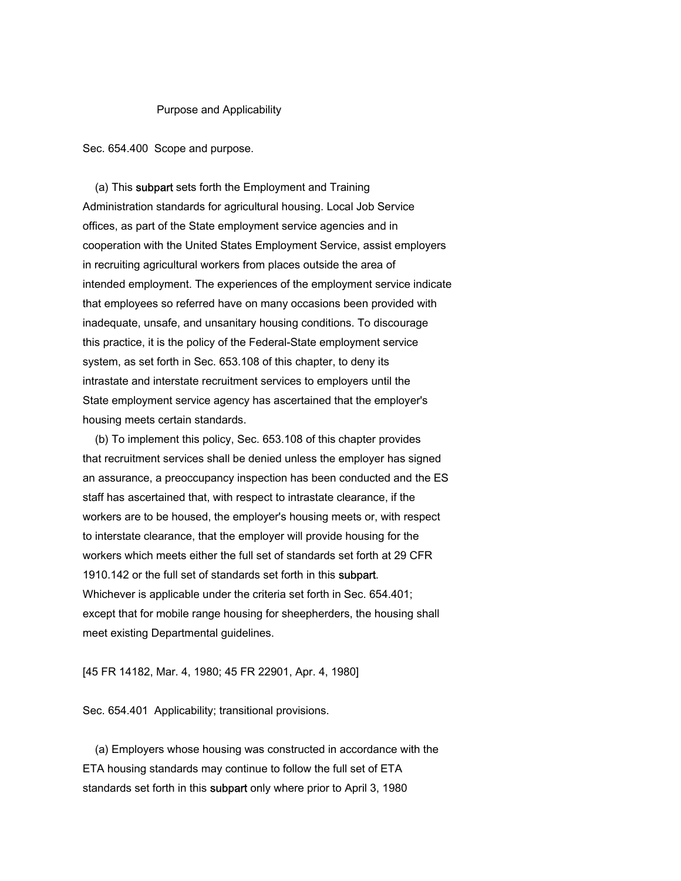## Purpose and Applicability

Sec. 654.400 Scope and purpose.

(a) This subpart sets forth the Employment and Training Administration standards for agricultural housing. Local Job Service offices, as part of the State employment service agencies and in cooperation with the United States Employment Service, assist employers in recruiting agricultural workers from places outside the area of intended employment. The experiences of the employment service indicate that employees so referred have on many occasions been provided with inadequate, unsafe, and unsanitary housing conditions. To discourage this practice, it is the policy of the Federal-State employment service system, as set forth in Sec. 653.108 of this chapter, to deny its intrastate and interstate recruitment services to employers until the State employment service agency has ascertained that the employer's housing meets certain standards.

(b) To implement this policy, Sec. 653.108 of this chapter provides that recruitment services shall be denied unless the employer has signed an assurance, a preoccupancy inspection has been conducted and the ES staff has ascertained that, with respect to intrastate clearance, if the workers are to be housed, the employer's housing meets or, with respect to interstate clearance, that the employer will provide housing for the workers which meets either the full set of standards set forth at 29 CFR 1910.142 or the full set of standards set forth in this subpart. Whichever is applicable under the criteria set forth in Sec. 654.401; except that for mobile range housing for sheepherders, the housing shall meet existing Departmental guidelines.

[45 FR 14182, Mar. 4, 1980; 45 FR 22901, Apr. 4, 1980]

Sec. 654.401 Applicability; transitional provisions.

(a) Employers whose housing was constructed in accordance with the ETA housing standards may continue to follow the full set of ETA standards set forth in this subpart only where prior to April 3, 1980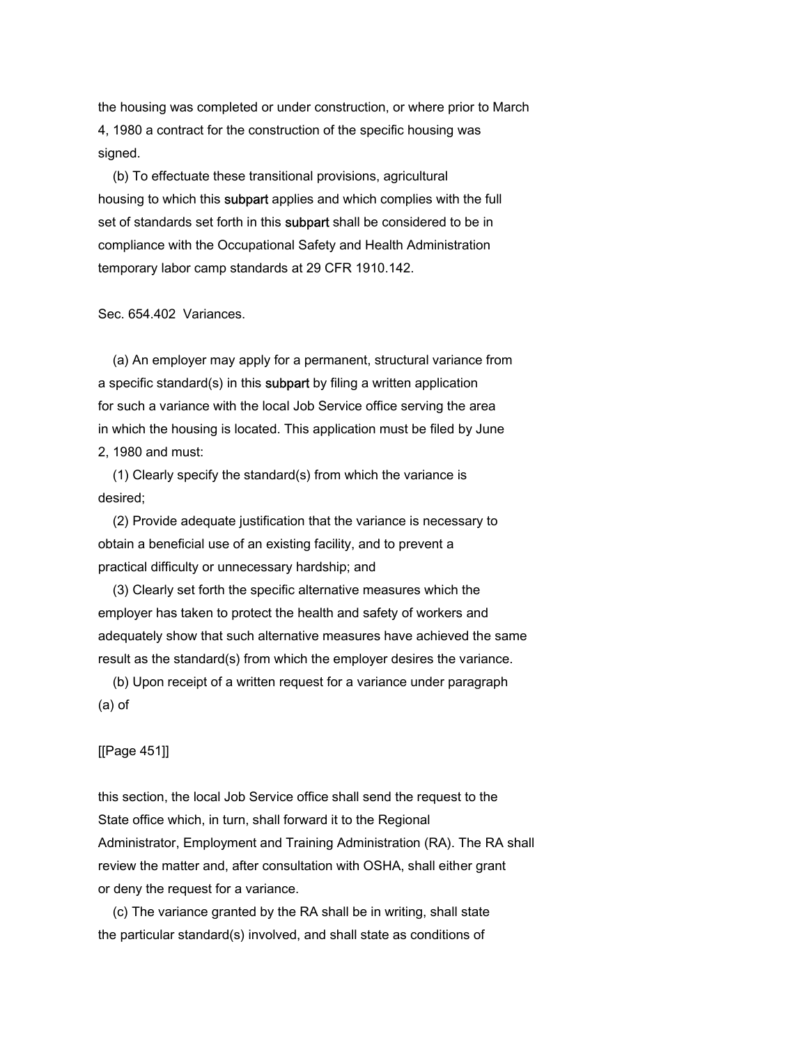the housing was completed or under construction, or where prior to March 4, 1980 a contract for the construction of the specific housing was signed.

(b) To effectuate these transitional provisions, agricultural housing to which this subpart applies and which complies with the full set of standards set forth in this subpart shall be considered to be in compliance with the Occupational Safety and Health Administration temporary labor camp standards at 29 CFR 1910.142.

Sec. 654.402 Variances.

(a) An employer may apply for a permanent, structural variance from a specific standard(s) in this subpart by filing a written application for such a variance with the local Job Service office serving the area in which the housing is located. This application must be filed by June 2, 1980 and must:

(1) Clearly specify the standard(s) from which the variance is desired;

(2) Provide adequate justification that the variance is necessary to obtain a beneficial use of an existing facility, and to prevent a practical difficulty or unnecessary hardship; and

(3) Clearly set forth the specific alternative measures which the employer has taken to protect the health and safety of workers and adequately show that such alternative measures have achieved the same result as the standard(s) from which the employer desires the variance.

(b) Upon receipt of a written request for a variance under paragraph (a) of

[[Page 451]]

this section, the local Job Service office shall send the request to the State office which, in turn, shall forward it to the Regional Administrator, Employment and Training Administration (RA). The RA shall review the matter and, after consultation with OSHA, shall either grant or deny the request for a variance.

(c) The variance granted by the RA shall be in writing, shall state the particular standard(s) involved, and shall state as conditions of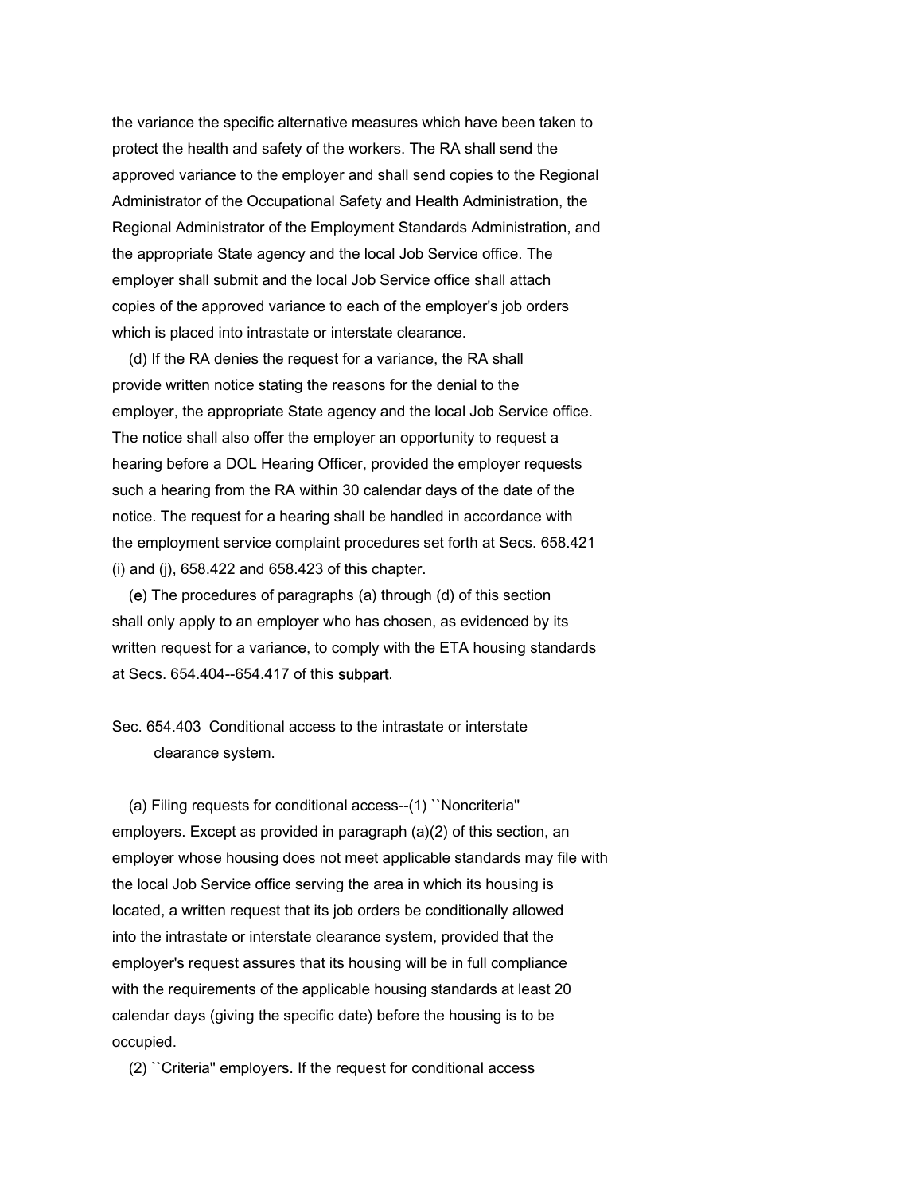the variance the specific alternative measures which have been taken to protect the health and safety of the workers. The RA shall send the approved variance to the employer and shall send copies to the Regional Administrator of the Occupational Safety and Health Administration, the Regional Administrator of the Employment Standards Administration, and the appropriate State agency and the local Job Service office. The employer shall submit and the local Job Service office shall attach copies of the approved variance to each of the employer's job orders which is placed into intrastate or interstate clearance.

(d) If the RA denies the request for a variance, the RA shall provide written notice stating the reasons for the denial to the employer, the appropriate State agency and the local Job Service office. The notice shall also offer the employer an opportunity to request a hearing before a DOL Hearing Officer, provided the employer requests such a hearing from the RA within 30 calendar days of the date of the notice. The request for a hearing shall be handled in accordance with the employment service complaint procedures set forth at Secs. 658.421 (i) and (j), 658.422 and 658.423 of this chapter.

(e) The procedures of paragraphs (a) through (d) of this section shall only apply to an employer who has chosen, as evidenced by its written request for a variance, to comply with the ETA housing standards at Secs. 654.404--654.417 of this subpart.

Sec. 654.403 Conditional access to the intrastate or interstate clearance system.

(a) Filing requests for conditional access--(1) ``Noncriteria'' employers. Except as provided in paragraph (a)(2) of this section, an employer whose housing does not meet applicable standards may file with the local Job Service office serving the area in which its housing is located, a written request that its job orders be conditionally allowed into the intrastate or interstate clearance system, provided that the employer's request assures that its housing will be in full compliance with the requirements of the applicable housing standards at least 20 calendar days (giving the specific date) before the housing is to be occupied.

(2) ``Criteria'' employers. If the request for conditional access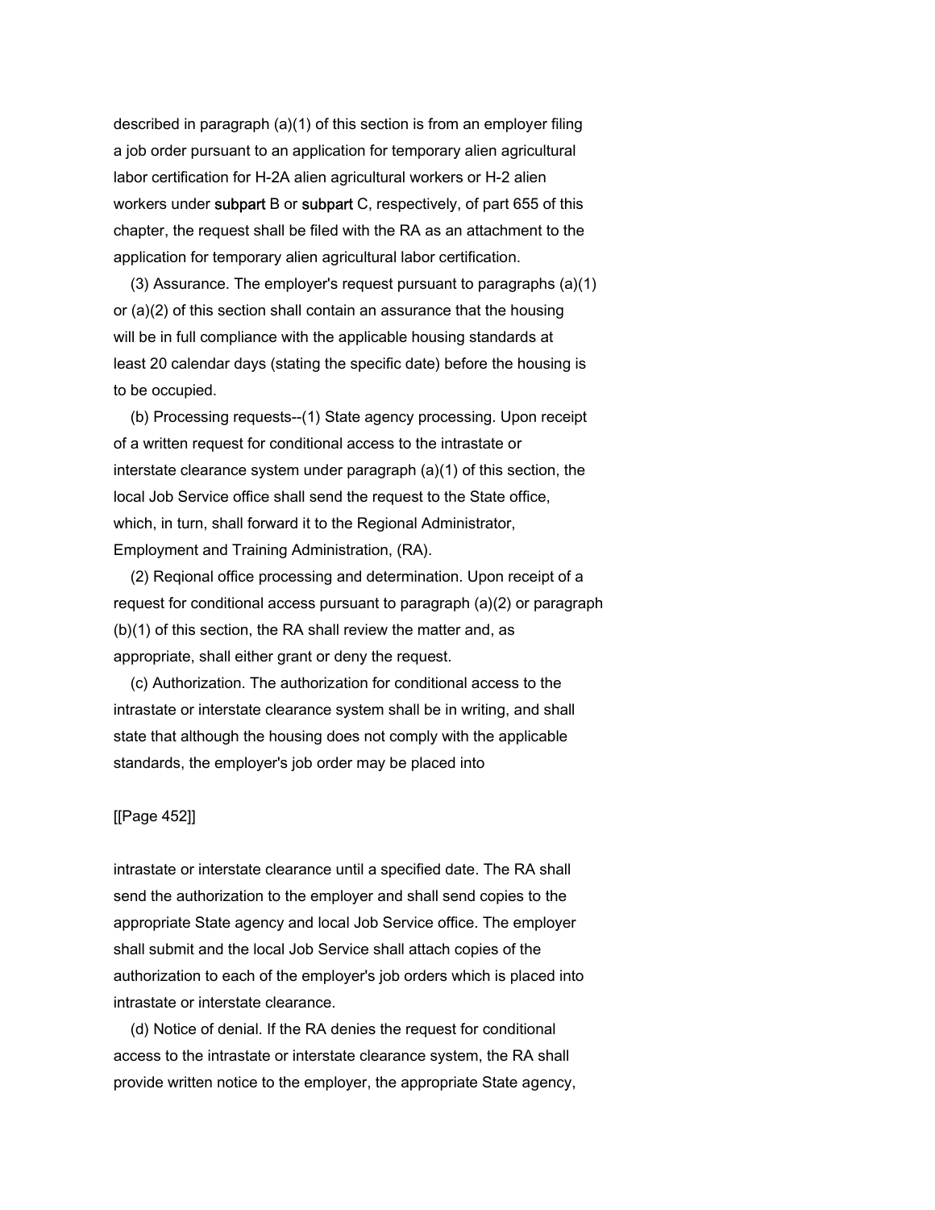described in paragraph (a)(1) of this section is from an employer filing a job order pursuant to an application for temporary alien agricultural labor certification for H-2A alien agricultural workers or H-2 alien workers under subpart B or subpart C, respectively, of part 655 of this chapter, the request shall be filed with the RA as an attachment to the application for temporary alien agricultural labor certification.

(3) Assurance. The employer's request pursuant to paragraphs (a)(1) or (a)(2) of this section shall contain an assurance that the housing will be in full compliance with the applicable housing standards at least 20 calendar days (stating the specific date) before the housing is to be occupied.

(b) Processing requests--(1) State agency processing. Upon receipt of a written request for conditional access to the intrastate or interstate clearance system under paragraph (a)(1) of this section, the local Job Service office shall send the request to the State office, which, in turn, shall forward it to the Regional Administrator, Employment and Training Administration, (RA).

(2) Reqional office processing and determination. Upon receipt of a request for conditional access pursuant to paragraph (a)(2) or paragraph (b)(1) of this section, the RA shall review the matter and, as appropriate, shall either grant or deny the request.

(c) Authorization. The authorization for conditional access to the intrastate or interstate clearance system shall be in writing, and shall state that although the housing does not comply with the applicable standards, the employer's job order may be placed into intrastate or interstate clearance until a specified date. The RA shall send the authorization to the employer and shall send copies to the appropriate State agency and local Job Service office. The employer shall submit and the local Job Service shall attach copies of the authorization to each of the employer's job orders which is placed into intrastate or interstate clearance.

(d) Notice of denial. If the RA denies the request for conditional access to the intrastate or interstate clearance system, the RA shall provide written notice to the employer, the appropriate State agency,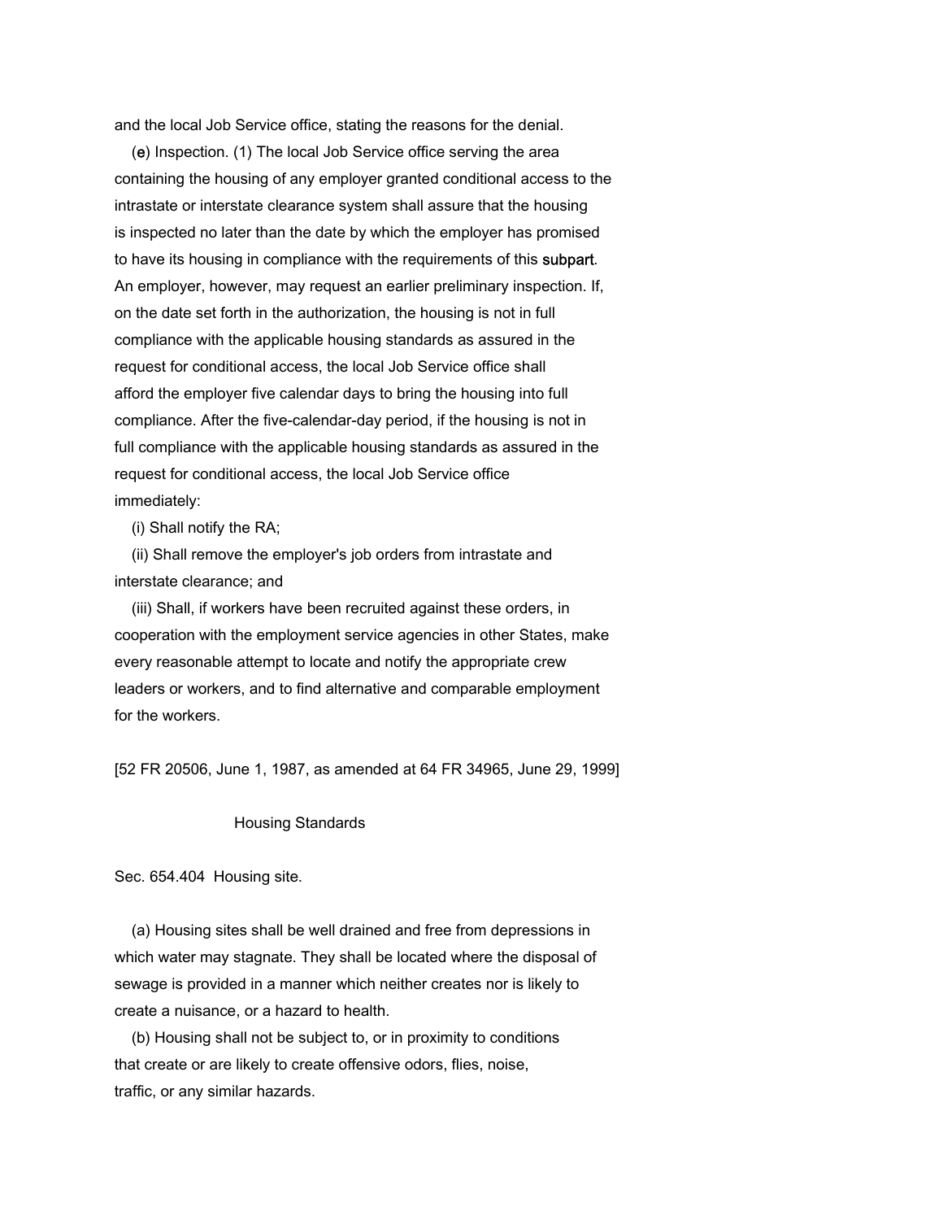and the local Job Service office, stating the reasons for the denial.

(e) Inspection. (1) The local Job Service office serving the area containing the housing of any employer granted conditional access to the intrastate or interstate clearance system shall assure that the housing is inspected no later than the date by which the employer has promised to have its housing in compliance with the requirements of this subpart. An employer, however, may request an earlier preliminary inspection. If, on the date set forth in the authorization, the housing is not in full compliance with the applicable housing standards as assured in the request for conditional access, the local Job Service office shall afford the employer five calendar days to bring the housing into full compliance. After the five-calendar-day period, if the housing is not in full compliance with the applicable housing standards as assured in the request for conditional access, the local Job Service office immediately:

(i) Shall notify the RA;

(ii) Shall remove the employer's job orders from intrastate and interstate clearance; and

(iii) Shall, if workers have been recruited against these orders, in cooperation with the employment service agencies in other States, make every reasonable attempt to locate and notify the appropriate crew leaders or workers, and to find alternative and comparable employment for the workers.

[52 FR 20506, June 1, 1987, as amended at 64 FR 34965, June 29, 1999]

## Housing Standards

### Sec. 654.404 Housing site.

(a) Housing sites shall be well drained and free from depressions in which water may stagnate. They shall be located where the disposal of sewage is provided in a manner which neither creates nor is likely to create a nuisance, or a hazard to health.

(b) Housing shall not be subject to, or in proximity to conditions that create or are likely to create offensive odors, flies, noise, traffic, or any similar hazards.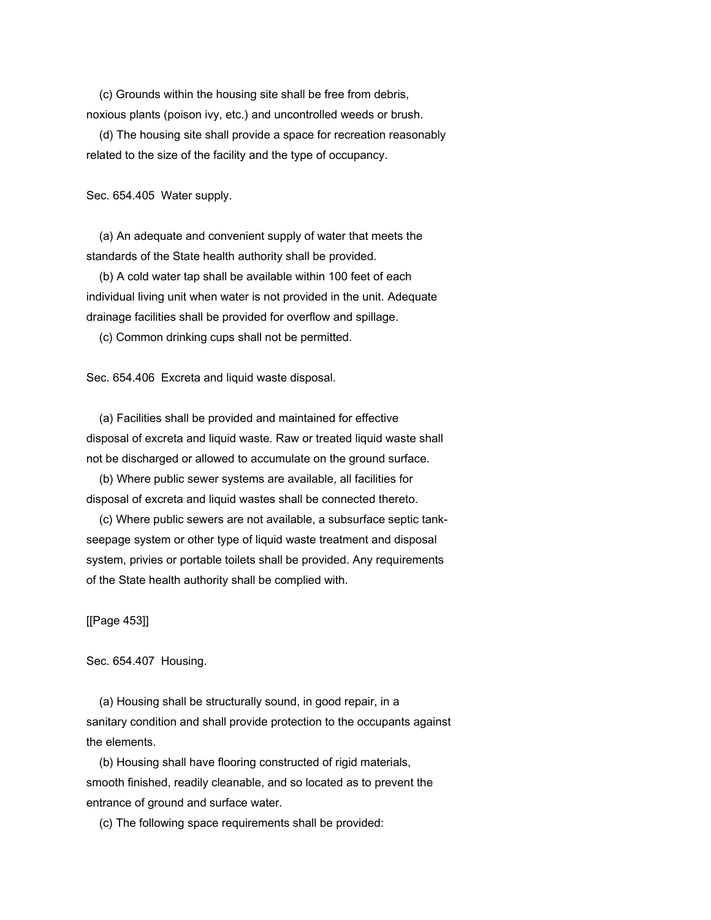(c) Grounds within the housing site shall be free from debris, noxious plants (poison ivy, etc.) and uncontrolled weeds or brush.

(d) The housing site shall provide a space for recreation reasonably related to the size of the facility and the type of occupancy.

Sec. 654.405 Water supply.

(a) An adequate and convenient supply of water that meets the standards of the State health authority shall be provided.

(b) A cold water tap shall be available within 100 feet of each individual living unit when water is not provided in the unit. Adequate drainage facilities shall be provided for overflow and spillage.

(c) Common drinking cups shall not be permitted.

Sec. 654.406 Excreta and liquid waste disposal.

(a) Facilities shall be provided and maintained for effective disposal of excreta and liquid waste. Raw or treated liquid waste shall not be discharged or allowed to accumulate on the ground surface.

(b) Where public sewer systems are available, all facilities for disposal of excreta and liquid wastes shall be connected thereto.

(c) Where public sewers are not available, a subsurface septic tank-seepage system or other type of liquid waste treatment and disposal system, privies or portable toilets shall be provided. Any requirements of the State health authority shall be complied with.

Sec. 654.407 Housing.

(a) Housing shall be structurally sound, in good repair, in a sanitary condition and shall provide protection to the occupants against the elements.

(b) Housing shall have flooring constructed of rigid materials, smooth finished, readily cleanable, and so located as to prevent the entrance of ground and surface water.

(c) The following space requirements shall be provided: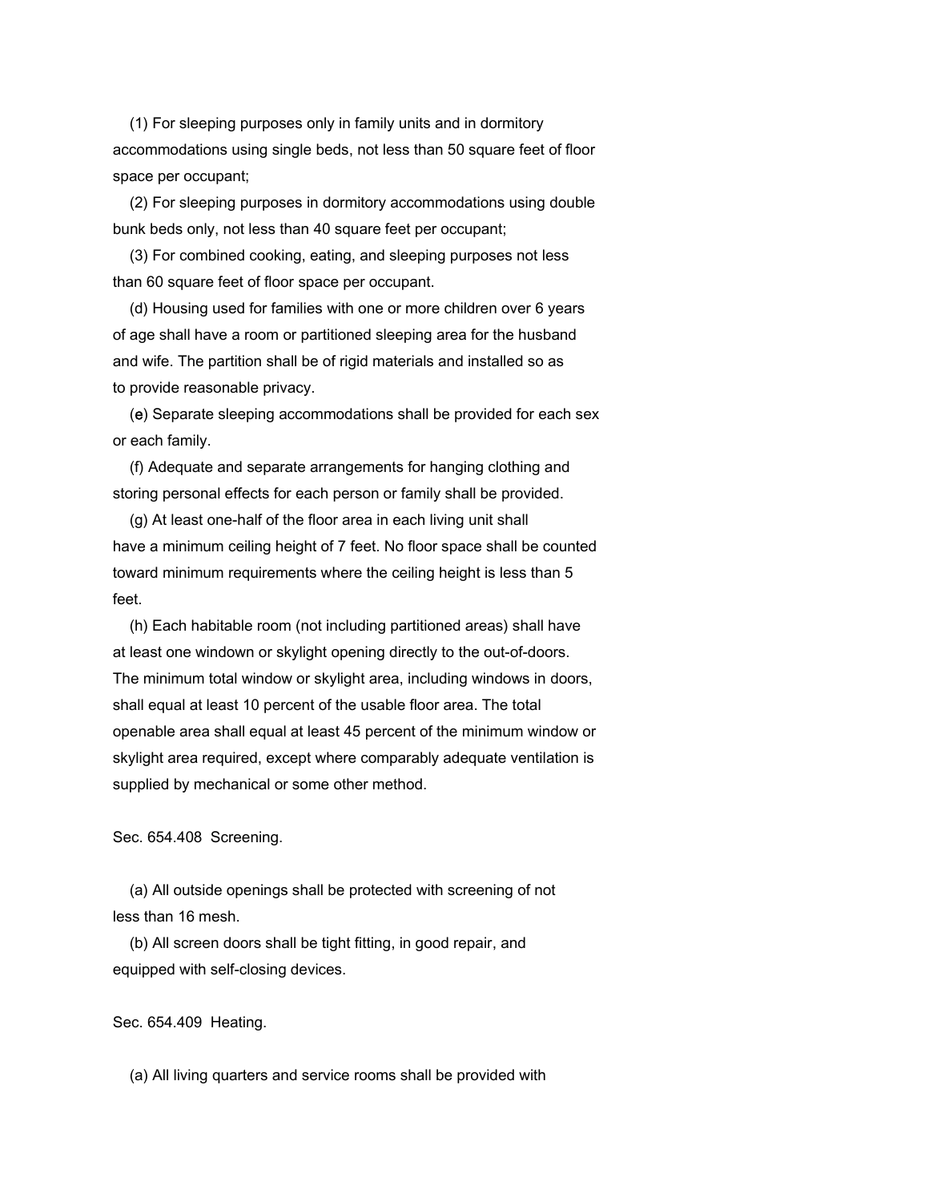(1) For sleeping purposes only in family units and in dormitory accommodations using single beds, not less than 50 square feet of floor space per occupant;

(2) For sleeping purposes in dormitory accommodations using double bunk beds only, not less than 40 square feet per occupant;

(3) For combined cooking, eating, and sleeping purposes not less than 60 square feet of floor space per occupant.

(d) Housing used for families with one or more children over 6 years of age shall have a room or partitioned sleeping area for the husband and wife. The partition shall be of rigid materials and installed so as to provide reasonable privacy.

(**e**) Separate sleeping accommodations shall be provided for each sex or each family.

(f) Adequate and separate arrangements for hanging clothing and storing personal effects for each person or family shall be provided.

(g) At least one-half of the floor area in each living unit shall have a minimum ceiling height of 7 feet. No floor space shall be counted toward minimum requirements where the ceiling height is less than 5 feet.

(h) Each habitable room (not including partitioned areas) shall have at least one windown or skylight opening directly to the out-of-doors. The minimum total window or skylight area, including windows in doors, shall equal at least 10 percent of the usable floor area. The total openable area shall equal at least 45 percent of the minimum window or skylight area required, except where comparably adequate ventilation is supplied by mechanical or some other method.

Sec. 654.408 Screening.

(a) All outside openings shall be protected with screening of not less than 16 mesh.

(b) All screen doors shall be tight fitting, in good repair, and equipped with self-closing devices.

Sec. 654.409 Heating.

(a) All living quarters and service rooms shall be provided with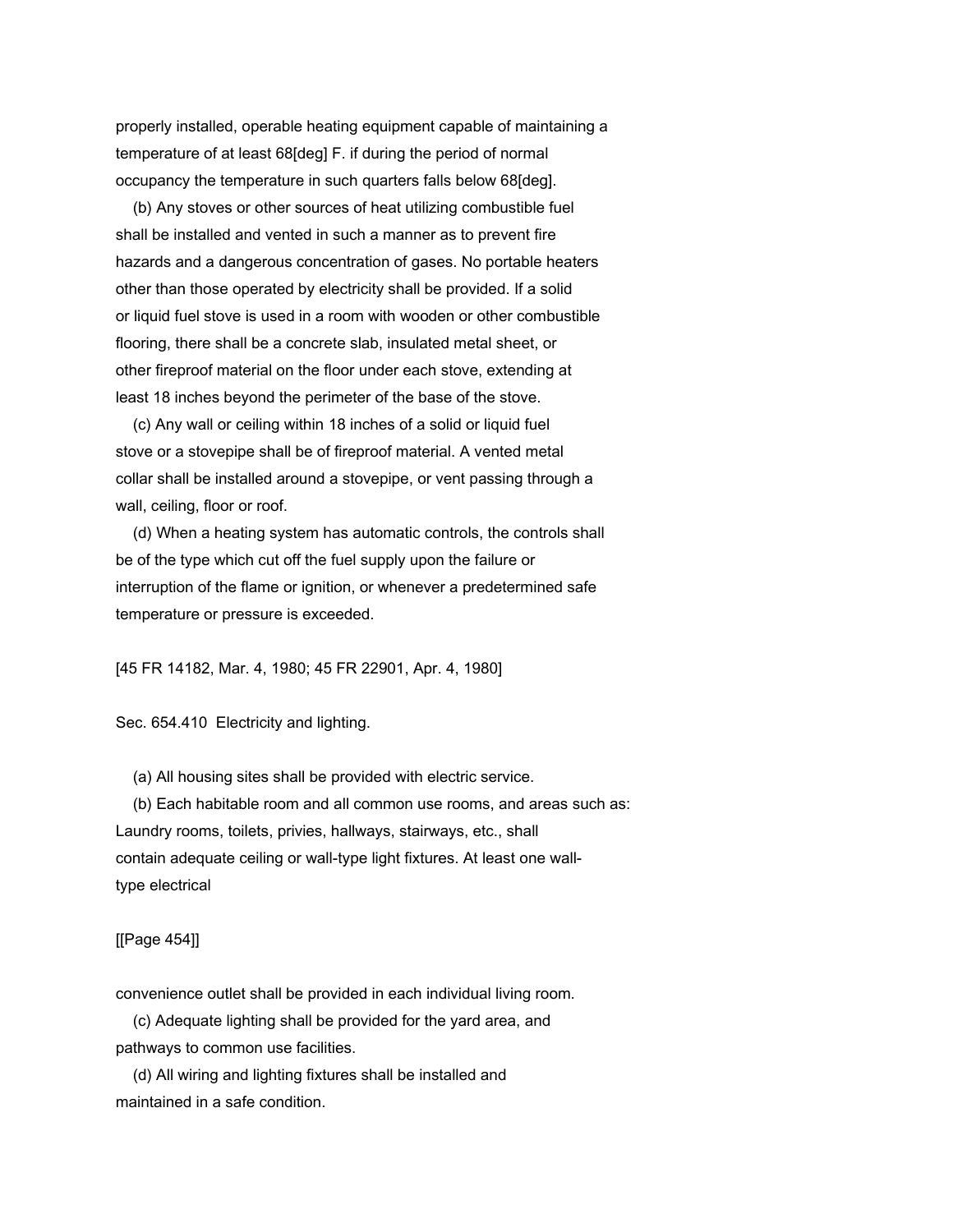properly installed, operable heating equipment capable of maintaining a temperature of at least 68[deg] F. if during the period of normal occupancy the temperature in such quarters falls below 68[deg].

(b) Any stoves or other sources of heat utilizing combustible fuel shall be installed and vented in such a manner as to prevent fire hazards and a dangerous concentration of gases. No portable heaters other than those operated by electricity shall be provided. If a solid or liquid fuel stove is used in a room with wooden or other combustible flooring, there shall be a concrete slab, insulated metal sheet, or other fireproof material on the floor under each stove, extending at least 18 inches beyond the perimeter of the base of the stove.

(c) Any wall or ceiling within 18 inches of a solid or liquid fuel stove or a stovepipe shall be of fireproof material. A vented metal collar shall be installed around a stovepipe, or vent passing through a wall, ceiling, floor or roof.

(d) When a heating system has automatic controls, the controls shall be of the type which cut off the fuel supply upon the failure or interruption of the flame or ignition, or whenever a predetermined safe temperature or pressure is exceeded.

[45 FR 14182, Mar. 4, 1980; 45 FR 22901, Apr. 4, 1980]

Sec. 654.410 Electricity and lighting.

(a) All housing sites shall be provided with electric service.

(b) Each habitable room and all common use rooms, and areas such as: Laundry rooms, toilets, privies, hallways, stairways, etc., shall contain adequate ceiling or wall-type light fixtures. At least one wall-type electrical convenience outlet shall be provided in each individual living room.

(c) Adequate lighting shall be provided for the yard area, and pathways to common use facilities.

(d) All wiring and lighting fixtures shall be installed and maintained in a safe condition.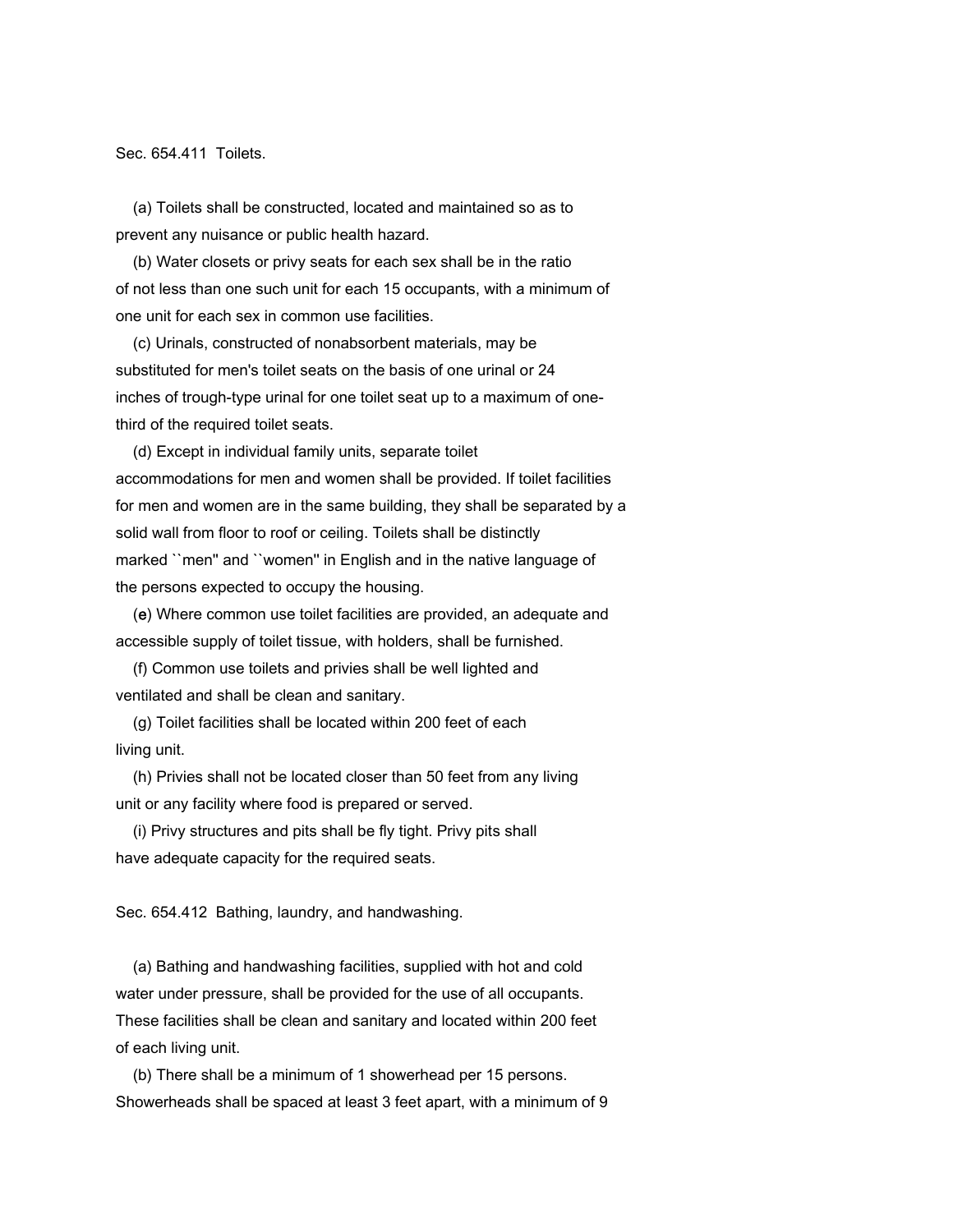Sec. 654.411 Toilets.

(a) Toilets shall be constructed, located and maintained so as to prevent any nuisance or public health hazard.

(b) Water closets or privy seats for each sex shall be in the ratio of not less than one such unit for each 15 occupants, with a minimum of one unit for each sex in common use facilities.

(c) Urinals, constructed of nonabsorbent materials, may be substituted for men's toilet seats on the basis of one urinal or 24 inches of trough-type urinal for one toilet seat up to a maximum of one-third of the required toilet seats.

(d) Except in individual family units, separate toilet accommodations for men and women shall be provided. If toilet facilities for men and women are in the same building, they shall be separated by a solid wall from floor to roof or ceiling. Toilets shall be distinctly marked ``men'' and ``women'' in English and in the native language of the persons expected to occupy the housing.

(e) Where common use toilet facilities are provided, an adequate and accessible supply of toilet tissue, with holders, shall be furnished.

(f) Common use toilets and privies shall be well lighted and ventilated and shall be clean and sanitary.

(g) Toilet facilities shall be located within 200 feet of each living unit.

(h) Privies shall not be located closer than 50 feet from any living unit or any facility where food is prepared or served.

(i) Privy structures and pits shall be fly tight. Privy pits shall have adequate capacity for the required seats.

Sec. 654.412 Bathing, laundry, and handwashing.

(a) Bathing and handwashing facilities, supplied with hot and cold water under pressure, shall be provided for the use of all occupants. These facilities shall be clean and sanitary and located within 200 feet of each living unit.

(b) There shall be a minimum of 1 showerhead per 15 persons. Showerheads shall be spaced at least 3 feet apart, with a minimum of 9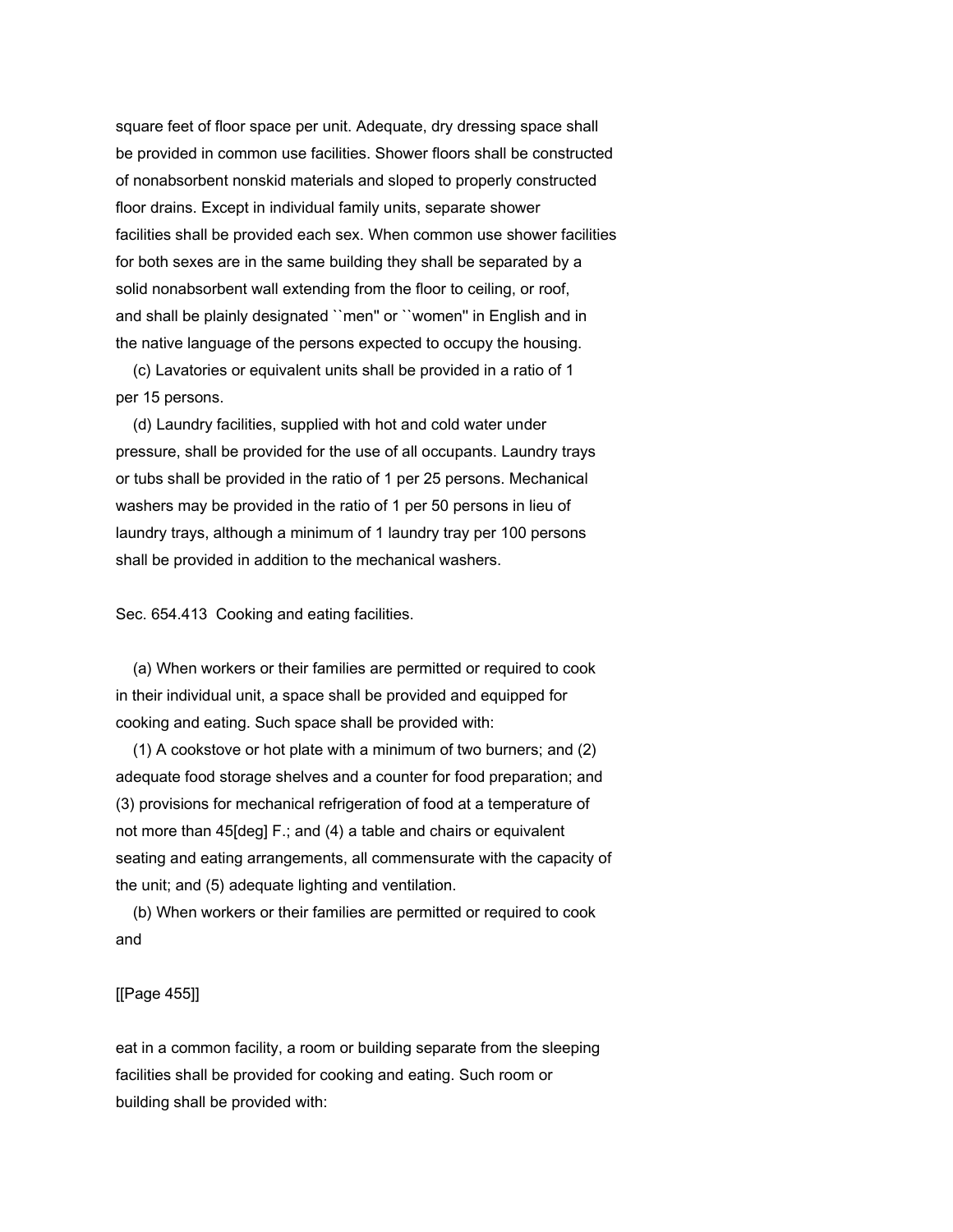square feet of floor space per unit. Adequate, dry dressing space shall be provided in common use facilities. Shower floors shall be constructed of nonabsorbent nonskid materials and sloped to properly constructed floor drains. Except in individual family units, separate shower facilities shall be provided each sex. When common use shower facilities for both sexes are in the same building they shall be separated by a solid nonabsorbent wall extending from the floor to ceiling, or roof, and shall be plainly designated ``men'' or ``women'' in English and in the native language of the persons expected to occupy the housing.

(c) Lavatories or equivalent units shall be provided in a ratio of 1 per 15 persons.

(d) Laundry facilities, supplied with hot and cold water under pressure, shall be provided for the use of all occupants. Laundry trays or tubs shall be provided in the ratio of 1 per 25 persons. Mechanical washers may be provided in the ratio of 1 per 50 persons in lieu of laundry trays, although a minimum of 1 laundry tray per 100 persons shall be provided in addition to the mechanical washers.

Sec. 654.413 Cooking and eating facilities.

(a) When workers or their families are permitted or required to cook in their individual unit, a space shall be provided and equipped for cooking and eating. Such space shall be provided with:

(1) A cookstove or hot plate with a minimum of two burners; and (2) adequate food storage shelves and a counter for food preparation; and (3) provisions for mechanical refrigeration of food at a temperature of not more than 45[deg] F.; and (4) a table and chairs or equivalent seating and eating arrangements, all commensurate with the capacity of the unit; and (5) adequate lighting and ventilation.

(b) When workers or their families are permitted or required to cook and

[[Page 455]]

eat in a common facility, a room or building separate from the sleeping facilities shall be provided for cooking and eating. Such room or building shall be provided with: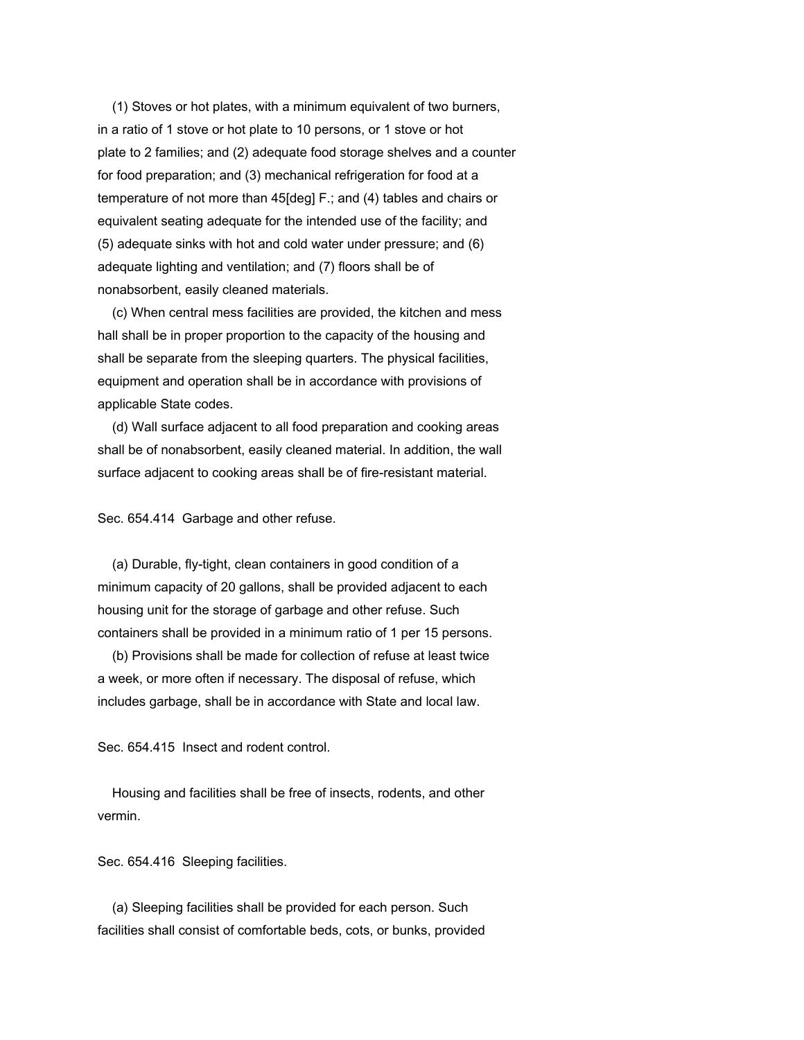(1) Stoves or hot plates, with a minimum equivalent of two burners, in a ratio of 1 stove or hot plate to 10 persons, or 1 stove or hot plate to 2 families; and (2) adequate food storage shelves and a counter for food preparation; and (3) mechanical refrigeration for food at a temperature of not more than 45[deg] F.; and (4) tables and chairs or equivalent seating adequate for the intended use of the facility; and (5) adequate sinks with hot and cold water under pressure; and (6) adequate lighting and ventilation; and (7) floors shall be of nonabsorbent, easily cleaned materials.

(c) When central mess facilities are provided, the kitchen and mess hall shall be in proper proportion to the capacity of the housing and shall be separate from the sleeping quarters. The physical facilities, equipment and operation shall be in accordance with provisions of applicable State codes.

(d) Wall surface adjacent to all food preparation and cooking areas shall be of nonabsorbent, easily cleaned material. In addition, the wall surface adjacent to cooking areas shall be of fire-resistant material.

Sec. 654.414 Garbage and other refuse.

(a) Durable, fly-tight, clean containers in good condition of a minimum capacity of 20 gallons, shall be provided adjacent to each housing unit for the storage of garbage and other refuse. Such containers shall be provided in a minimum ratio of 1 per 15 persons.

(b) Provisions shall be made for collection of refuse at least twice a week, or more often if necessary. The disposal of refuse, which includes garbage, shall be in accordance with State and local law.

Sec. 654.415 Insect and rodent control.

Housing and facilities shall be free of insects, rodents, and other vermin.

Sec. 654.416 Sleeping facilities.

(a) Sleeping facilities shall be provided for each person. Such facilities shall consist of comfortable beds, cots, or bunks, provided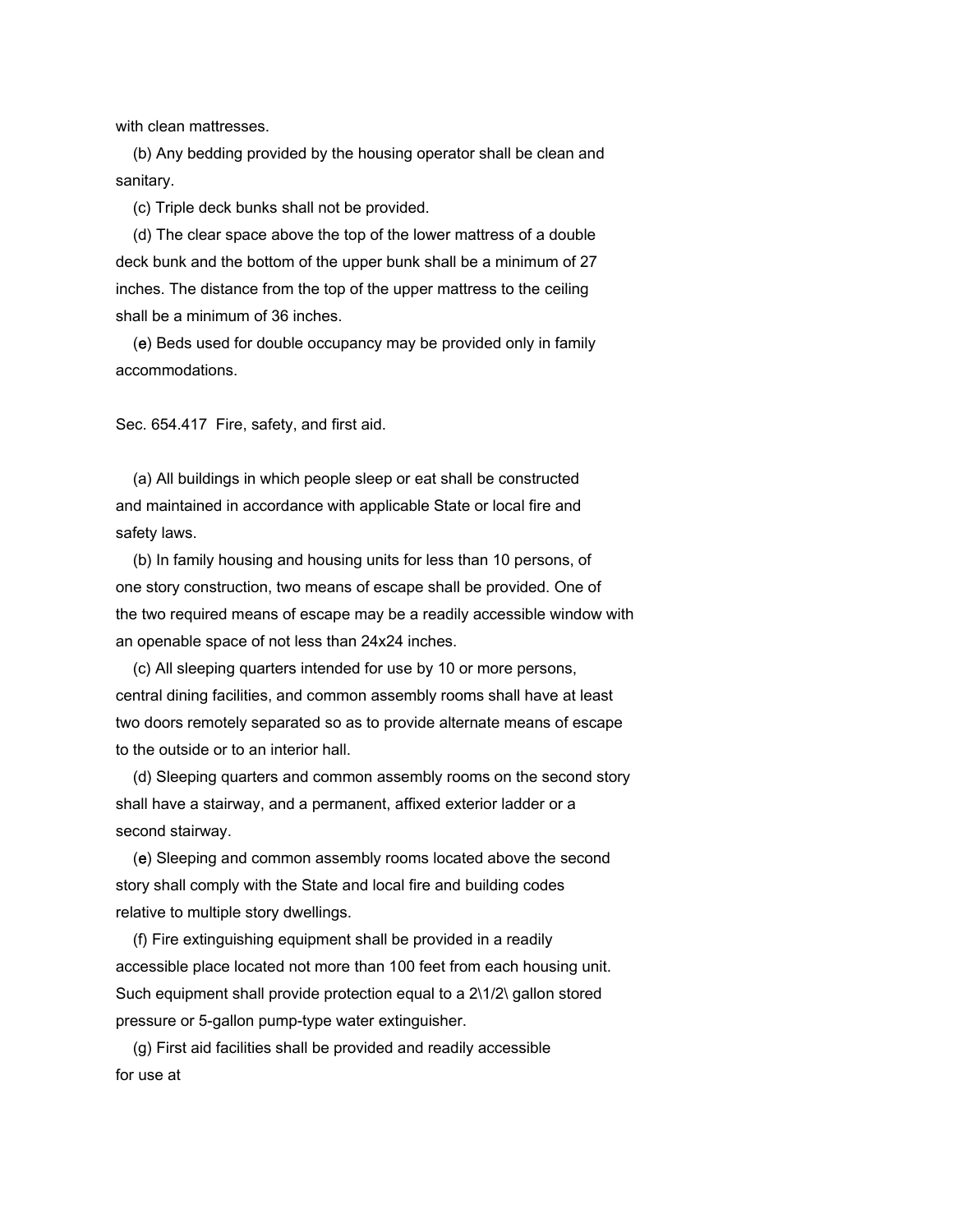with clean mattresses.

(b) Any bedding provided by the housing operator shall be clean and sanitary.

(c) Triple deck bunks shall not be provided.

(d) The clear space above the top of the lower mattress of a double deck bunk and the bottom of the upper bunk shall be a minimum of 27 inches. The distance from the top of the upper mattress to the ceiling shall be a minimum of 36 inches.

(e) Beds used for double occupancy may be provided only in family accommodations.

## Sec. 654.417 Fire, safety, and first aid.

(a) All buildings in which people sleep or eat shall be constructed and maintained in accordance with applicable State or local fire and safety laws.

(b) In family housing and housing units for less than 10 persons, of one story construction, two means of escape shall be provided. One of the two required means of escape may be a readily accessible window with an openable space of not less than 24x24 inches.

(c) All sleeping quarters intended for use by 10 or more persons, central dining facilities, and common assembly rooms shall have at least two doors remotely separated so as to provide alternate means of escape to the outside or to an interior hall.

(d) Sleeping quarters and common assembly rooms on the second story shall have a stairway, and a permanent, affixed exterior ladder or a second stairway.

(e) Sleeping and common assembly rooms located above the second story shall comply with the State and local fire and building codes relative to multiple story dwellings.

(f) Fire extinguishing equipment shall be provided in a readily accessible place located not more than 100 feet from each housing unit. Such equipment shall provide protection equal to a 2\1/2\ gallon stored pressure or 5-gallon pump-type water extinguisher.

(g) First aid facilities shall be provided and readily accessible for use at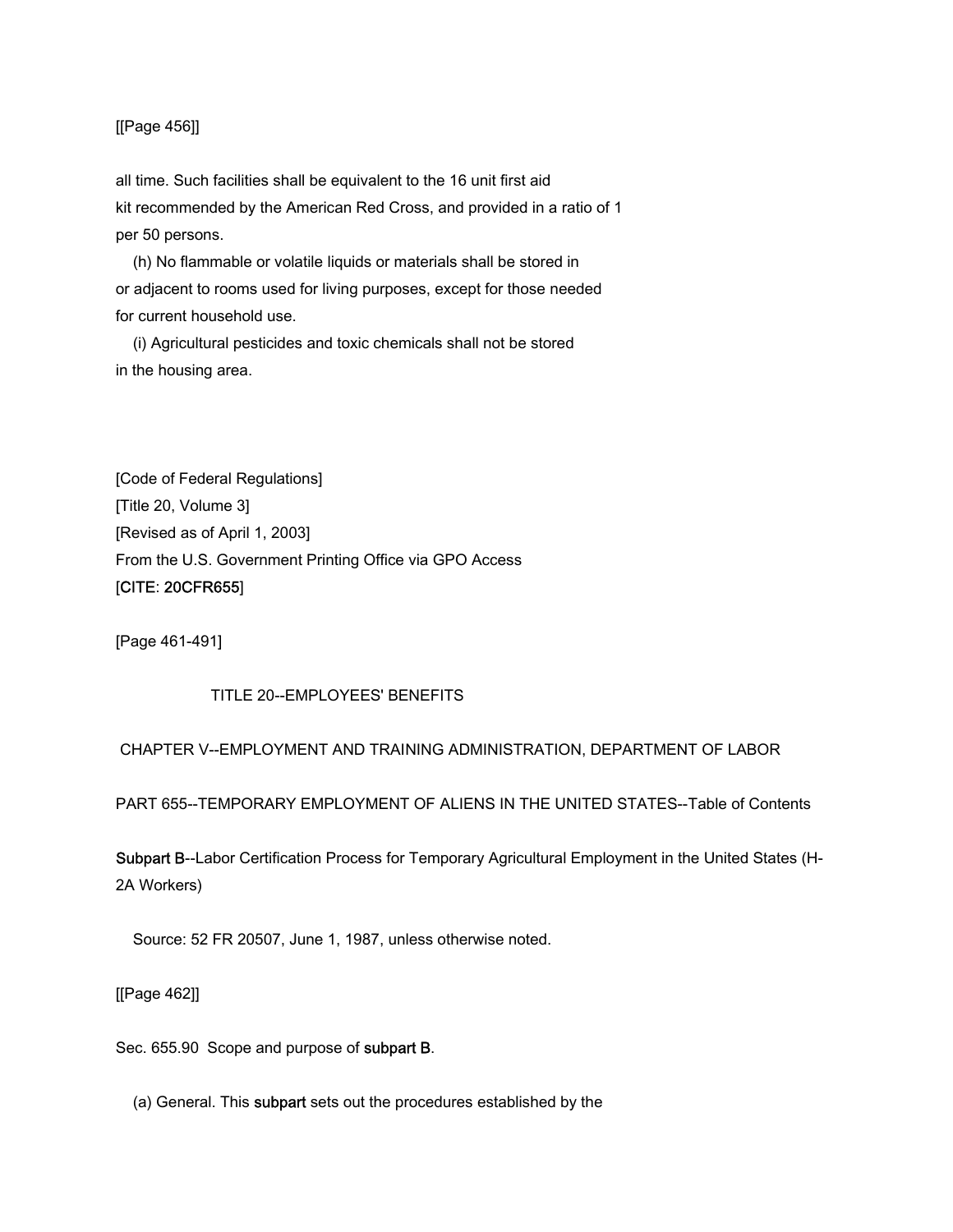[[Page 456]]

all time. Such facilities shall be equivalent to the 16 unit first aid kit recommended by the American Red Cross, and provided in a ratio of 1 per 50 persons.

(h) No flammable or volatile liquids or materials shall be stored in or adjacent to rooms used for living purposes, except for those needed for current household use.

(i) Agricultural pesticides and toxic chemicals shall not be stored in the housing area.

[Code of Federal Regulations]
[Title 20, Volume 3]
[Revised as of April 1, 2003]
From the U.S. Government Printing Office via GPO Access
[CITE: 20CFR655]

[Page 461-491]

TITLE 20--EMPLOYEES' BENEFITS

CHAPTER V--EMPLOYMENT AND TRAINING ADMINISTRATION, DEPARTMENT OF LABOR

PART 655--TEMPORARY EMPLOYMENT OF ALIENS IN THE UNITED STATES--Table of Contents

Subpart B--Labor Certification Process for Temporary Agricultural Employment in the United States (H-2A Workers)

Source: 52 FR 20507, June 1, 1987, unless otherwise noted.

[[Page 462]]

Sec. 655.90 Scope and purpose of subpart B.

(a) General. This subpart sets out the procedures established by the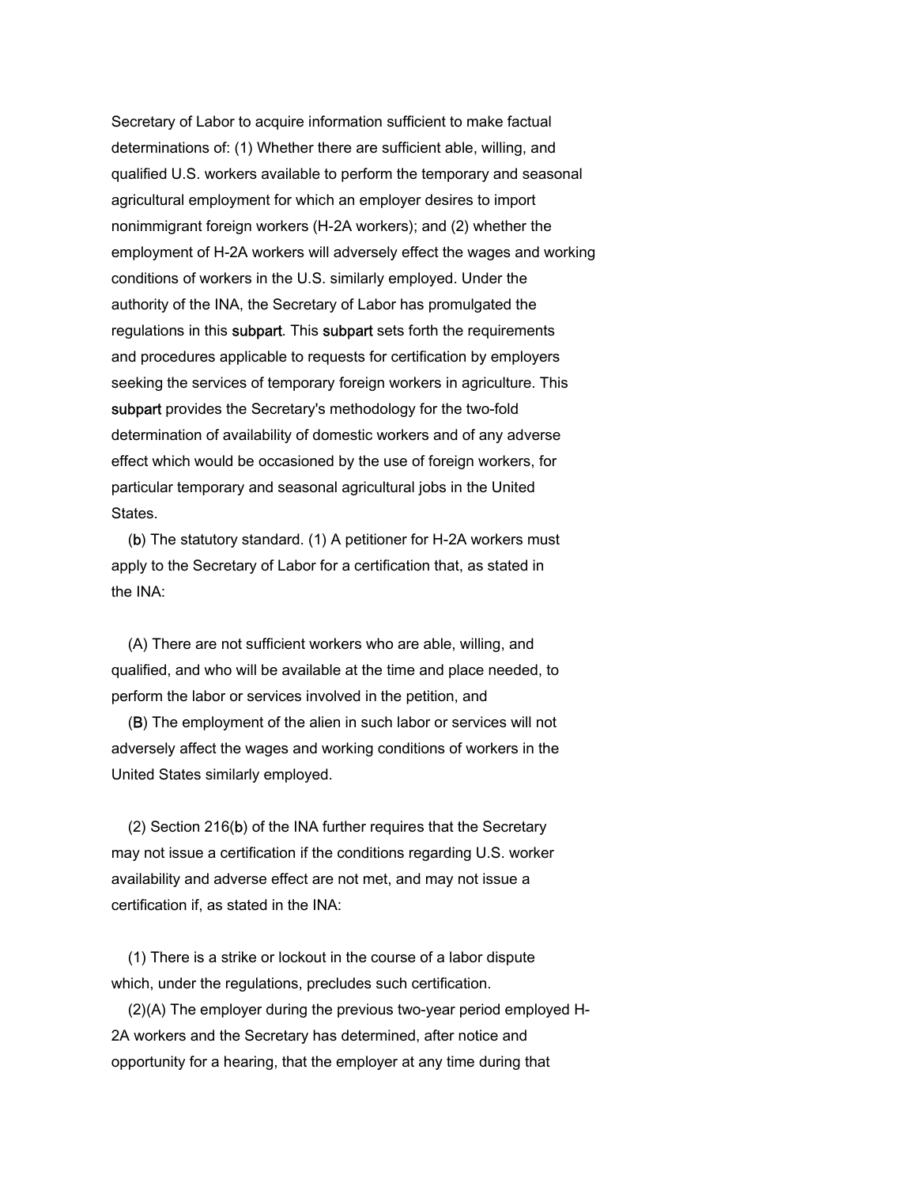Secretary of Labor to acquire information sufficient to make factual determinations of: (1) Whether there are sufficient able, willing, and qualified U.S. workers available to perform the temporary and seasonal agricultural employment for which an employer desires to import nonimmigrant foreign workers (H-2A workers); and (2) whether the employment of H-2A workers will adversely effect the wages and working conditions of workers in the U.S. similarly employed. Under the authority of the INA, the Secretary of Labor has promulgated the regulations in this subpart. This subpart sets forth the requirements and procedures applicable to requests for certification by employers seeking the services of temporary foreign workers in agriculture. This subpart provides the Secretary's methodology for the two-fold determination of availability of domestic workers and of any adverse effect which would be occasioned by the use of foreign workers, for particular temporary and seasonal agricultural jobs in the United States.

(b) The statutory standard. (1) A petitioner for H-2A workers must apply to the Secretary of Labor for a certification that, as stated in the INA:

(A) There are not sufficient workers who are able, willing, and qualified, and who will be available at the time and place needed, to perform the labor or services involved in the petition, and

(B) The employment of the alien in such labor or services will not adversely affect the wages and working conditions of workers in the United States similarly employed.

(2) Section 216(b) of the INA further requires that the Secretary may not issue a certification if the conditions regarding U.S. worker availability and adverse effect are not met, and may not issue a certification if, as stated in the INA:

(1) There is a strike or lockout in the course of a labor dispute which, under the regulations, precludes such certification.

(2)(A) The employer during the previous two-year period employed H-2A workers and the Secretary has determined, after notice and opportunity for a hearing, that the employer at any time during that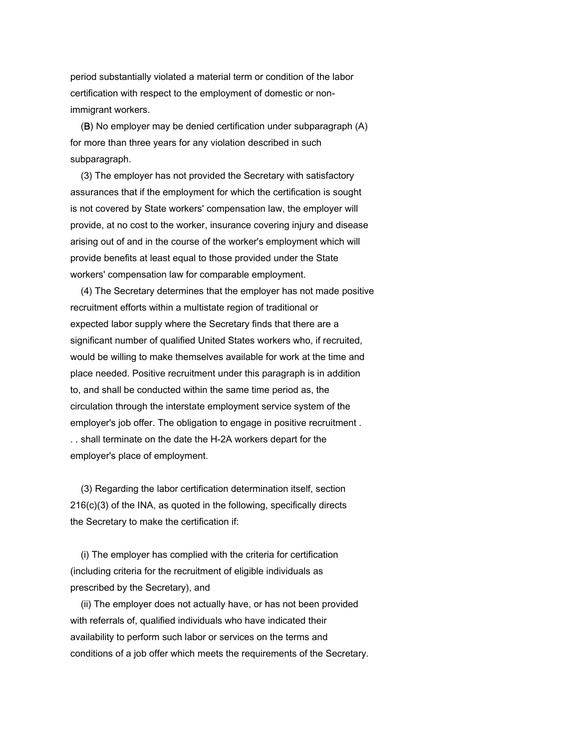period substantially violated a material term or condition of the labor certification with respect to the employment of domestic or non-immigrant workers.

(B) No employer may be denied certification under subparagraph (A) for more than three years for any violation described in such subparagraph.

(3) The employer has not provided the Secretary with satisfactory assurances that if the employment for which the certification is sought is not covered by State workers' compensation law, the employer will provide, at no cost to the worker, insurance covering injury and disease arising out of and in the course of the worker's employment which will provide benefits at least equal to those provided under the State workers' compensation law for comparable employment.

(4) The Secretary determines that the employer has not made positive recruitment efforts within a multistate region of traditional or expected labor supply where the Secretary finds that there are a significant number of qualified United States workers who, if recruited, would be willing to make themselves available for work at the time and place needed. Positive recruitment under this paragraph is in addition to, and shall be conducted within the same time period as, the circulation through the interstate employment service system of the employer's job offer. The obligation to engage in positive recruitment . . . shall terminate on the date the H-2A workers depart for the employer's place of employment.

(3) Regarding the labor certification determination itself, section 216(c)(3) of the INA, as quoted in the following, specifically directs the Secretary to make the certification if:

(i) The employer has complied with the criteria for certification (including criteria for the recruitment of eligible individuals as prescribed by the Secretary), and

(ii) The employer does not actually have, or has not been provided with referrals of, qualified individuals who have indicated their availability to perform such labor or services on the terms and conditions of a job offer which meets the requirements of the Secretary.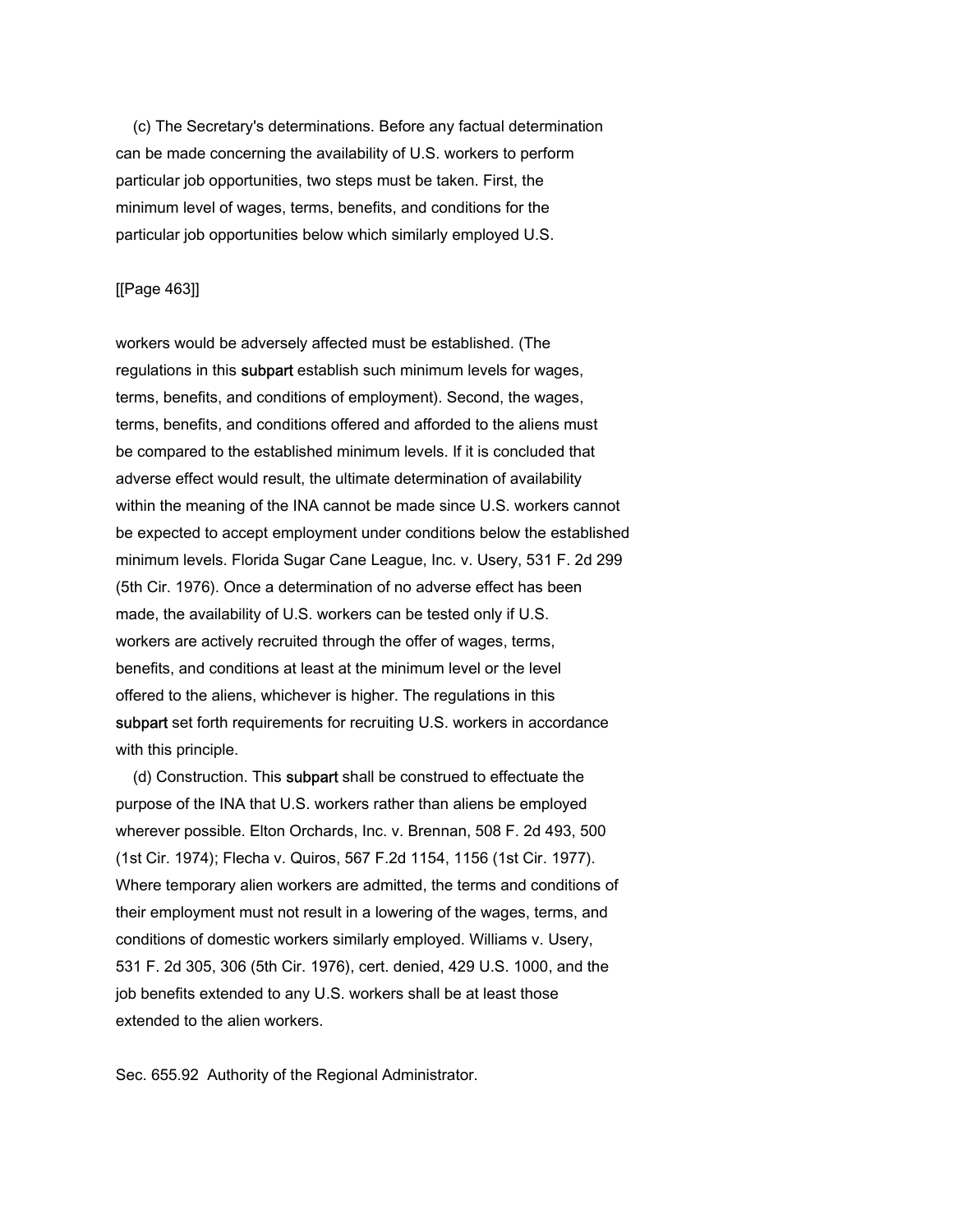(c) The Secretary's determinations. Before any factual determination can be made concerning the availability of U.S. workers to perform particular job opportunities, two steps must be taken. First, the minimum level of wages, terms, benefits, and conditions for the particular job opportunities below which similarly employed U.S. workers would be adversely affected must be established. (The regulations in this subpart establish such minimum levels for wages, terms, benefits, and conditions of employment). Second, the wages, terms, benefits, and conditions offered and afforded to the aliens must be compared to the established minimum levels. If it is concluded that adverse effect would result, the ultimate determination of availability within the meaning of the INA cannot be made since U.S. workers cannot be expected to accept employment under conditions below the established minimum levels. Florida Sugar Cane League, Inc. v. Usery, 531 F. 2d 299 (5th Cir. 1976). Once a determination of no adverse effect has been made, the availability of U.S. workers can be tested only if U.S. workers are actively recruited through the offer of wages, terms, benefits, and conditions at least at the minimum level or the level offered to the aliens, whichever is higher. The regulations in this subpart set forth requirements for recruiting U.S. workers in accordance with this principle.

(d) Construction. This subpart shall be construed to effectuate the purpose of the INA that U.S. workers rather than aliens be employed wherever possible. Elton Orchards, Inc. v. Brennan, 508 F. 2d 493, 500 (1st Cir. 1974); Flecha v. Quiros, 567 F.2d 1154, 1156 (1st Cir. 1977). Where temporary alien workers are admitted, the terms and conditions of their employment must not result in a lowering of the wages, terms, and conditions of domestic workers similarly employed. Williams v. Usery, 531 F. 2d 305, 306 (5th Cir. 1976), cert. denied, 429 U.S. 1000, and the job benefits extended to any U.S. workers shall be at least those extended to the alien workers.

Sec. 655.92 Authority of the Regional Administrator.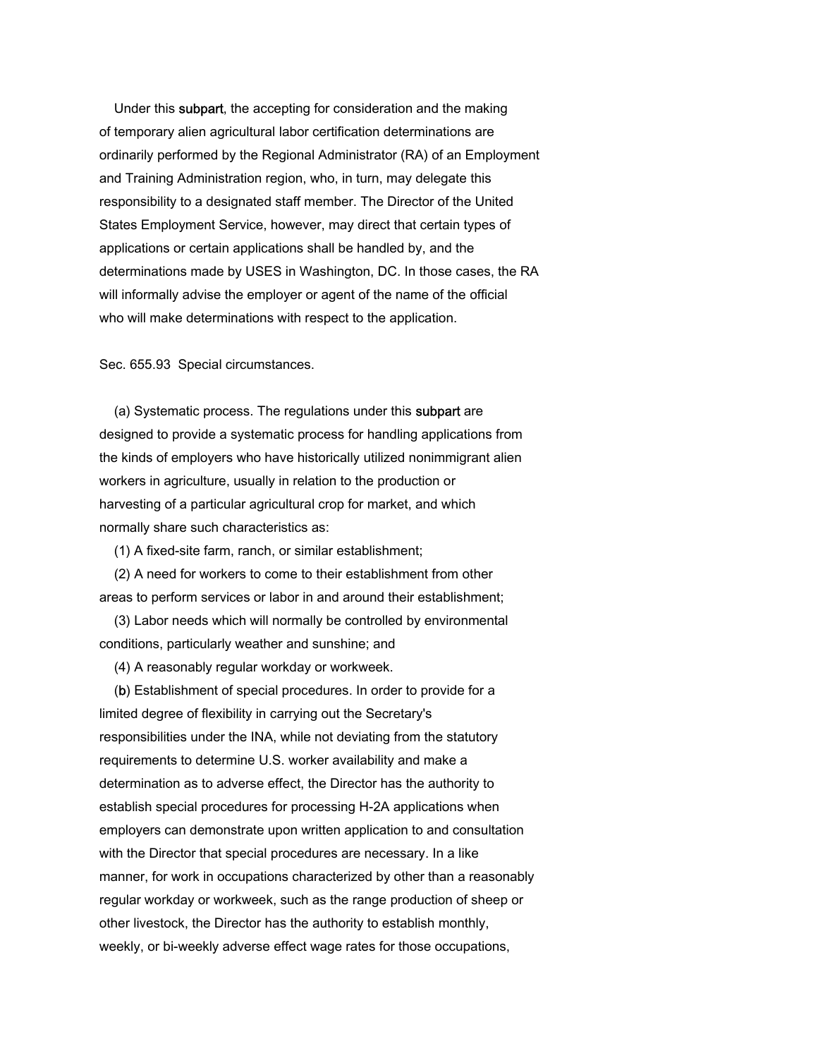Under this subpart, the accepting for consideration and the making of temporary alien agricultural labor certification determinations are ordinarily performed by the Regional Administrator (RA) of an Employment and Training Administration region, who, in turn, may delegate this responsibility to a designated staff member. The Director of the United States Employment Service, however, may direct that certain types of applications or certain applications shall be handled by, and the determinations made by USES in Washington, DC. In those cases, the RA will informally advise the employer or agent of the name of the official who will make determinations with respect to the application.

Sec. 655.93 Special circumstances.

(a) Systematic process. The regulations under this subpart are designed to provide a systematic process for handling applications from the kinds of employers who have historically utilized nonimmigrant alien workers in agriculture, usually in relation to the production or harvesting of a particular agricultural crop for market, and which normally share such characteristics as:

(1) A fixed-site farm, ranch, or similar establishment;

(2) A need for workers to come to their establishment from other areas to perform services or labor in and around their establishment;

(3) Labor needs which will normally be controlled by environmental conditions, particularly weather and sunshine; and

(4) A reasonably regular workday or workweek.

(b) Establishment of special procedures. In order to provide for a limited degree of flexibility in carrying out the Secretary's responsibilities under the INA, while not deviating from the statutory requirements to determine U.S. worker availability and make a determination as to adverse effect, the Director has the authority to establish special procedures for processing H-2A applications when employers can demonstrate upon written application to and consultation with the Director that special procedures are necessary. In a like manner, for work in occupations characterized by other than a reasonably regular workday or workweek, such as the range production of sheep or other livestock, the Director has the authority to establish monthly, weekly, or bi-weekly adverse effect wage rates for those occupations,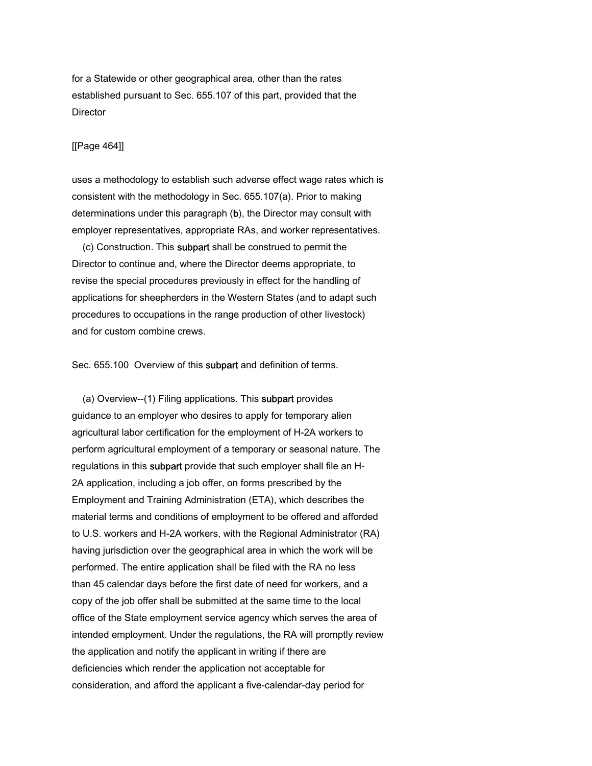for a Statewide or other geographical area, other than the rates established pursuant to Sec. 655.107 of this part, provided that the Director

uses a methodology to establish such adverse effect wage rates which is consistent with the methodology in Sec. 655.107(a). Prior to making determinations under this paragraph (b), the Director may consult with employer representatives, appropriate RAs, and worker representatives.

(c) Construction. This subpart shall be construed to permit the Director to continue and, where the Director deems appropriate, to revise the special procedures previously in effect for the handling of applications for sheepherders in the Western States (and to adapt such procedures to occupations in the range production of other livestock) and for custom combine crews.

Sec. 655.100 Overview of this subpart and definition of terms.

(a) Overview--(1) Filing applications. This subpart provides guidance to an employer who desires to apply for temporary alien agricultural labor certification for the employment of H-2A workers to perform agricultural employment of a temporary or seasonal nature. The regulations in this subpart provide that such employer shall file an H-2A application, including a job offer, on forms prescribed by the Employment and Training Administration (ETA), which describes the material terms and conditions of employment to be offered and afforded to U.S. workers and H-2A workers, with the Regional Administrator (RA) having jurisdiction over the geographical area in which the work will be performed. The entire application shall be filed with the RA no less than 45 calendar days before the first date of need for workers, and a copy of the job offer shall be submitted at the same time to the local office of the State employment service agency which serves the area of intended employment. Under the regulations, the RA will promptly review the application and notify the applicant in writing if there are deficiencies which render the application not acceptable for consideration, and afford the applicant a five-calendar-day period for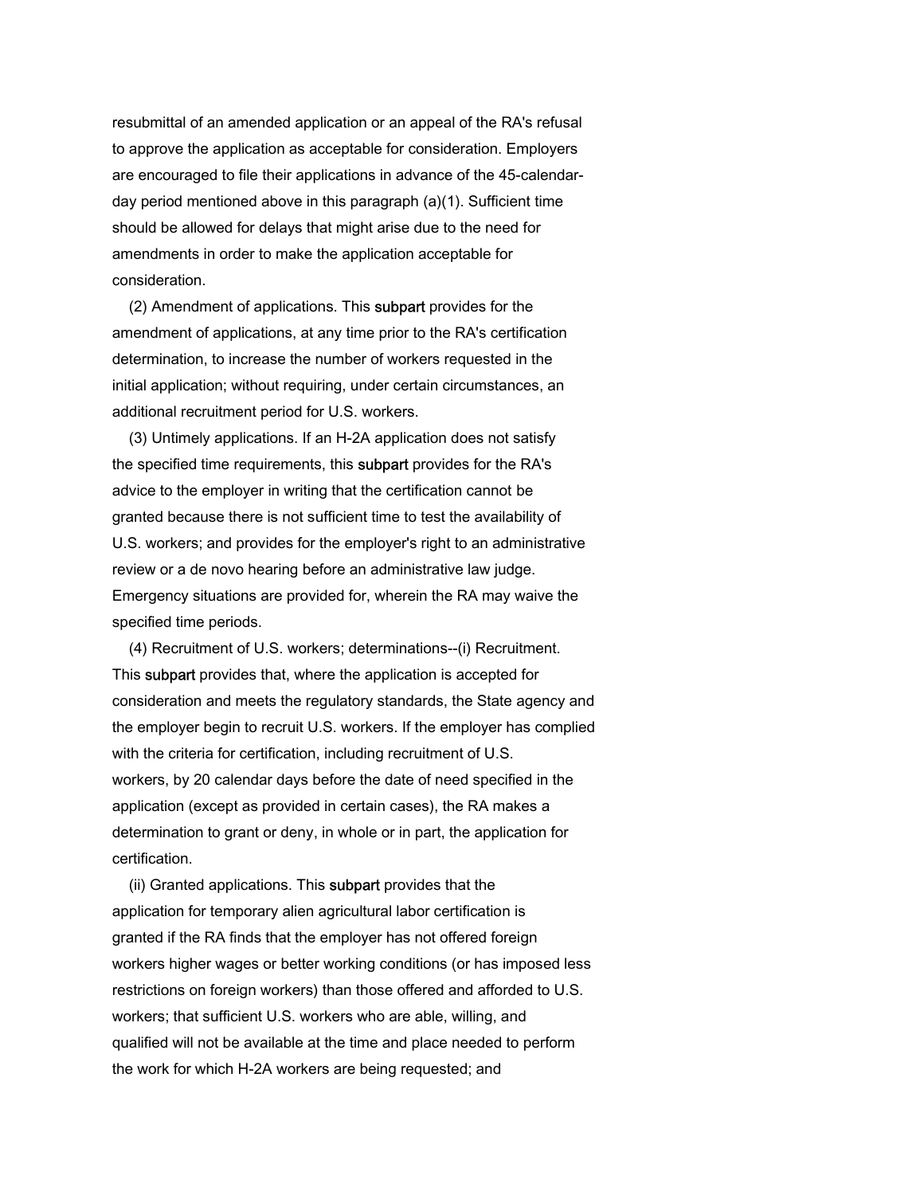resubmittal of an amended application or an appeal of the RA's refusal to approve the application as acceptable for consideration. Employers are encouraged to file their applications in advance of the 45-calendar-day period mentioned above in this paragraph (a)(1). Sufficient time should be allowed for delays that might arise due to the need for amendments in order to make the application acceptable for consideration.

(2) Amendment of applications. This subpart provides for the amendment of applications, at any time prior to the RA's certification determination, to increase the number of workers requested in the initial application; without requiring, under certain circumstances, an additional recruitment period for U.S. workers.

(3) Untimely applications. If an H-2A application does not satisfy the specified time requirements, this subpart provides for the RA's advice to the employer in writing that the certification cannot be granted because there is not sufficient time to test the availability of U.S. workers; and provides for the employer's right to an administrative review or a de novo hearing before an administrative law judge. Emergency situations are provided for, wherein the RA may waive the specified time periods.

(4) Recruitment of U.S. workers; determinations--(i) Recruitment. This subpart provides that, where the application is accepted for consideration and meets the regulatory standards, the State agency and the employer begin to recruit U.S. workers. If the employer has complied with the criteria for certification, including recruitment of U.S. workers, by 20 calendar days before the date of need specified in the application (except as provided in certain cases), the RA makes a determination to grant or deny, in whole or in part, the application for certification.

(ii) Granted applications. This subpart provides that the application for temporary alien agricultural labor certification is granted if the RA finds that the employer has not offered foreign workers higher wages or better working conditions (or has imposed less restrictions on foreign workers) than those offered and afforded to U.S. workers; that sufficient U.S. workers who are able, willing, and qualified will not be available at the time and place needed to perform the work for which H-2A workers are being requested; and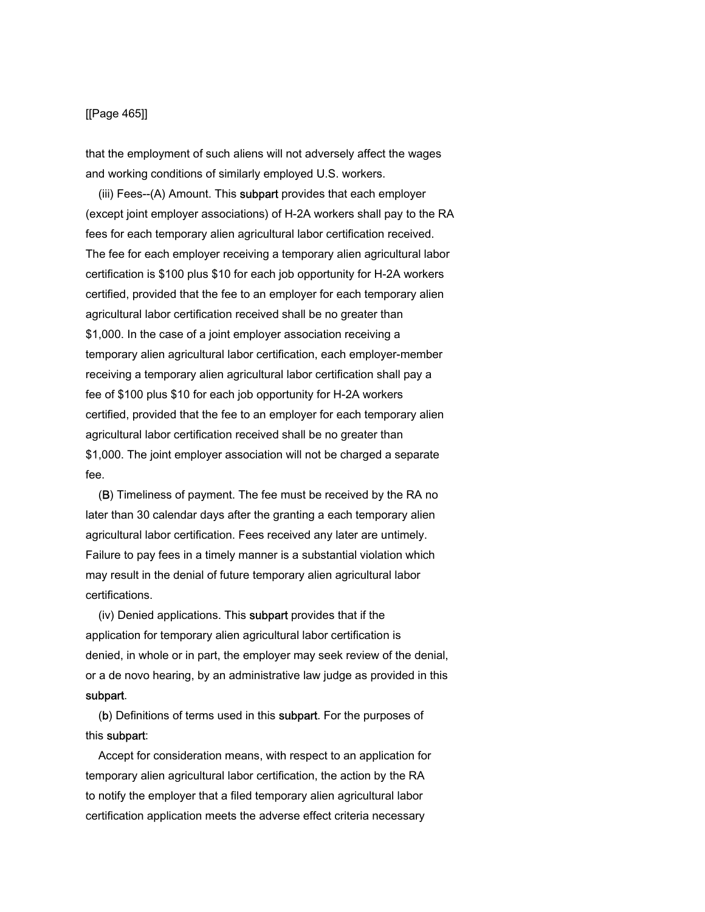that the employment of such aliens will not adversely affect the wages and working conditions of similarly employed U.S. workers.

(iii) Fees--(A) Amount. This subpart provides that each employer (except joint employer associations) of H-2A workers shall pay to the RA fees for each temporary alien agricultural labor certification received. The fee for each employer receiving a temporary alien agricultural labor certification is $100 plus $10 for each job opportunity for H-2A workers certified, provided that the fee to an employer for each temporary alien agricultural labor certification received shall be no greater than $1,000. In the case of a joint employer association receiving a temporary alien agricultural labor certification, each employer-member receiving a temporary alien agricultural labor certification shall pay a fee of $100 plus $10 for each job opportunity for H-2A workers certified, provided that the fee to an employer for each temporary alien agricultural labor certification received shall be no greater than $1,000. The joint employer association will not be charged a separate fee.

(B) Timeliness of payment. The fee must be received by the RA no later than 30 calendar days after the granting a each temporary alien agricultural labor certification. Fees received any later are untimely. Failure to pay fees in a timely manner is a substantial violation which may result in the denial of future temporary alien agricultural labor certifications.

(iv) Denied applications. This subpart provides that if the application for temporary alien agricultural labor certification is denied, in whole or in part, the employer may seek review of the denial, or a de novo hearing, by an administrative law judge as provided in this subpart.

(b) Definitions of terms used in this subpart. For the purposes of this subpart:

Accept for consideration means, with respect to an application for temporary alien agricultural labor certification, the action by the RA to notify the employer that a filed temporary alien agricultural labor certification application meets the adverse effect criteria necessary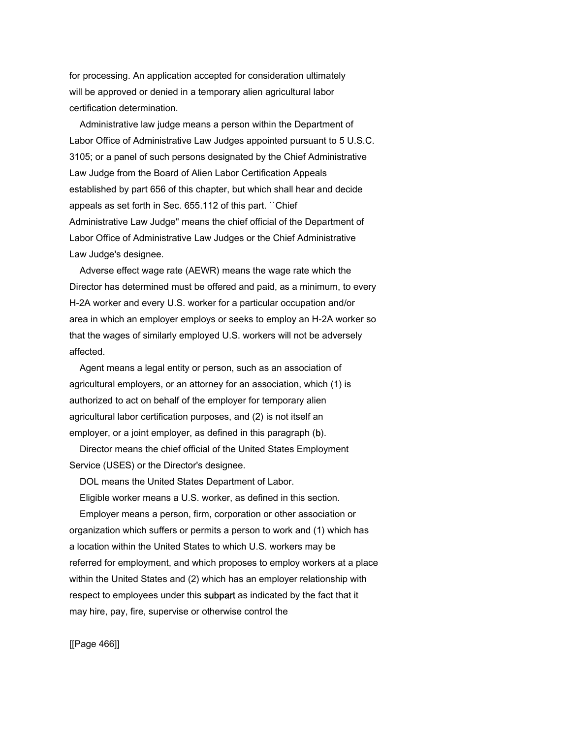for processing. An application accepted for consideration ultimately will be approved or denied in a temporary alien agricultural labor certification determination.

Administrative law judge means a person within the Department of Labor Office of Administrative Law Judges appointed pursuant to 5 U.S.C. 3105; or a panel of such persons designated by the Chief Administrative Law Judge from the Board of Alien Labor Certification Appeals established by part 656 of this chapter, but which shall hear and decide appeals as set forth in Sec. 655.112 of this part. ``Chief Administrative Law Judge'' means the chief official of the Department of Labor Office of Administrative Law Judges or the Chief Administrative Law Judge's designee.

Adverse effect wage rate (AEWR) means the wage rate which the Director has determined must be offered and paid, as a minimum, to every H-2A worker and every U.S. worker for a particular occupation and/or area in which an employer employs or seeks to employ an H-2A worker so that the wages of similarly employed U.S. workers will not be adversely affected.

Agent means a legal entity or person, such as an association of agricultural employers, or an attorney for an association, which (1) is authorized to act on behalf of the employer for temporary alien agricultural labor certification purposes, and (2) is not itself an employer, or a joint employer, as defined in this paragraph (b).

Director means the chief official of the United States Employment Service (USES) or the Director's designee.

DOL means the United States Department of Labor.

Eligible worker means a U.S. worker, as defined in this section.

Employer means a person, firm, corporation or other association or organization which suffers or permits a person to work and (1) which has a location within the United States to which U.S. workers may be referred for employment, and which proposes to employ workers at a place within the United States and (2) which has an employer relationship with respect to employees under this subpart as indicated by the fact that it may hire, pay, fire, supervise or otherwise control the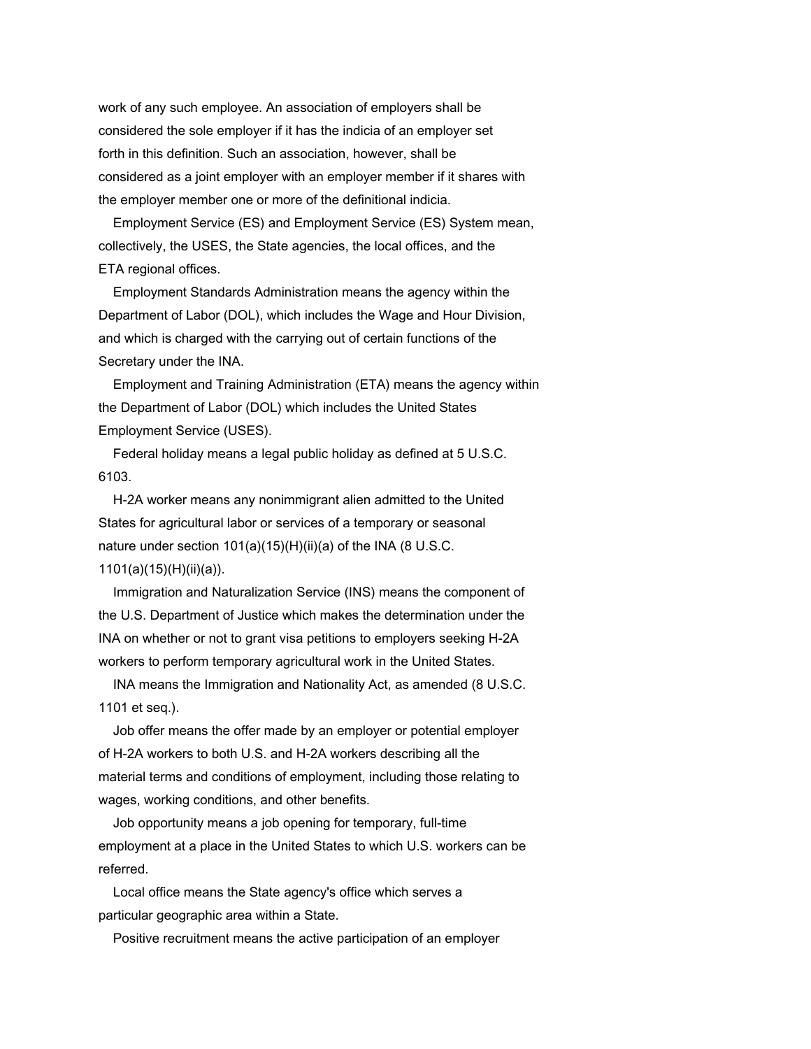work of any such employee. An association of employers shall be considered the sole employer if it has the indicia of an employer set forth in this definition. Such an association, however, shall be considered as a joint employer with an employer member if it shares with the employer member one or more of the definitional indicia.

Employment Service (ES) and Employment Service (ES) System mean, collectively, the USES, the State agencies, the local offices, and the ETA regional offices.

Employment Standards Administration means the agency within the Department of Labor (DOL), which includes the Wage and Hour Division, and which is charged with the carrying out of certain functions of the Secretary under the INA.

Employment and Training Administration (ETA) means the agency within the Department of Labor (DOL) which includes the United States Employment Service (USES).

Federal holiday means a legal public holiday as defined at 5 U.S.C. 6103.

H-2A worker means any nonimmigrant alien admitted to the United States for agricultural labor or services of a temporary or seasonal nature under section 101(a)(15)(H)(ii)(a) of the INA (8 U.S.C. 1101(a)(15)(H)(ii)(a)).

Immigration and Naturalization Service (INS) means the component of the U.S. Department of Justice which makes the determination under the INA on whether or not to grant visa petitions to employers seeking H-2A workers to perform temporary agricultural work in the United States.

INA means the Immigration and Nationality Act, as amended (8 U.S.C. 1101 et seq.).

Job offer means the offer made by an employer or potential employer of H-2A workers to both U.S. and H-2A workers describing all the material terms and conditions of employment, including those relating to wages, working conditions, and other benefits.

Job opportunity means a job opening for temporary, full-time employment at a place in the United States to which U.S. workers can be referred.

Local office means the State agency's office which serves a particular geographic area within a State.

Positive recruitment means the active participation of an employer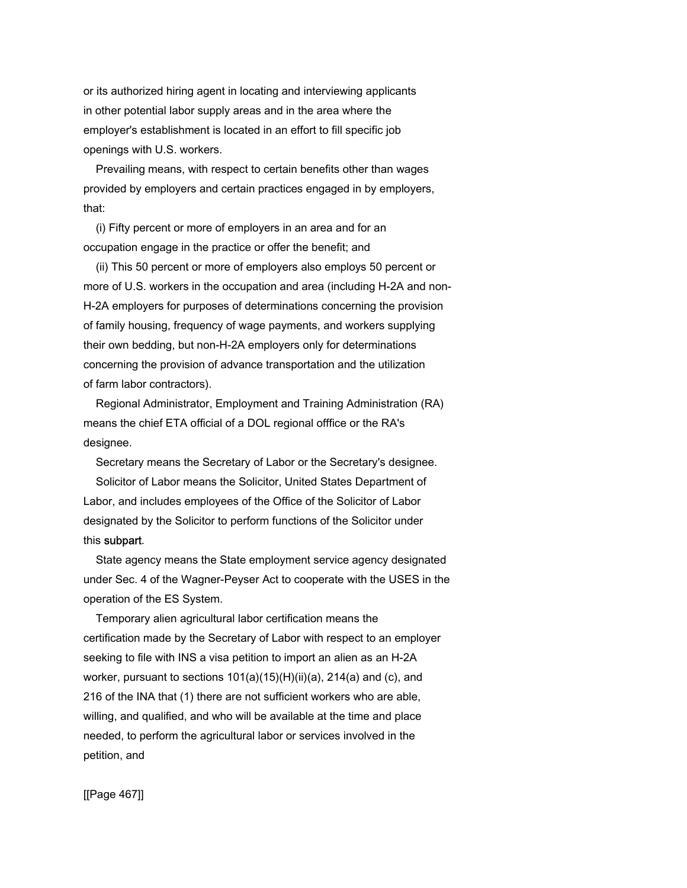or its authorized hiring agent in locating and interviewing applicants in other potential labor supply areas and in the area where the employer's establishment is located in an effort to fill specific job openings with U.S. workers.

Prevailing means, with respect to certain benefits other than wages provided by employers and certain practices engaged in by employers, that:

(i) Fifty percent or more of employers in an area and for an occupation engage in the practice or offer the benefit; and

(ii) This 50 percent or more of employers also employs 50 percent or more of U.S. workers in the occupation and area (including H-2A and non-H-2A employers for purposes of determinations concerning the provision of family housing, frequency of wage payments, and workers supplying their own bedding, but non-H-2A employers only for determinations concerning the provision of advance transportation and the utilization of farm labor contractors).

Regional Administrator, Employment and Training Administration (RA) means the chief ETA official of a DOL regional offfice or the RA's designee.

Secretary means the Secretary of Labor or the Secretary's designee.

Solicitor of Labor means the Solicitor, United States Department of Labor, and includes employees of the Office of the Solicitor of Labor designated by the Solicitor to perform functions of the Solicitor under this **subpart**.

State agency means the State employment service agency designated under Sec. 4 of the Wagner-Peyser Act to cooperate with the USES in the operation of the ES System.

Temporary alien agricultural labor certification means the certification made by the Secretary of Labor with respect to an employer seeking to file with INS a visa petition to import an alien as an H-2A worker, pursuant to sections 101(a)(15)(H)(ii)(a), 214(a) and (c), and 216 of the INA that (1) there are not sufficient workers who are able, willing, and qualified, and who will be available at the time and place needed, to perform the agricultural labor or services involved in the petition, and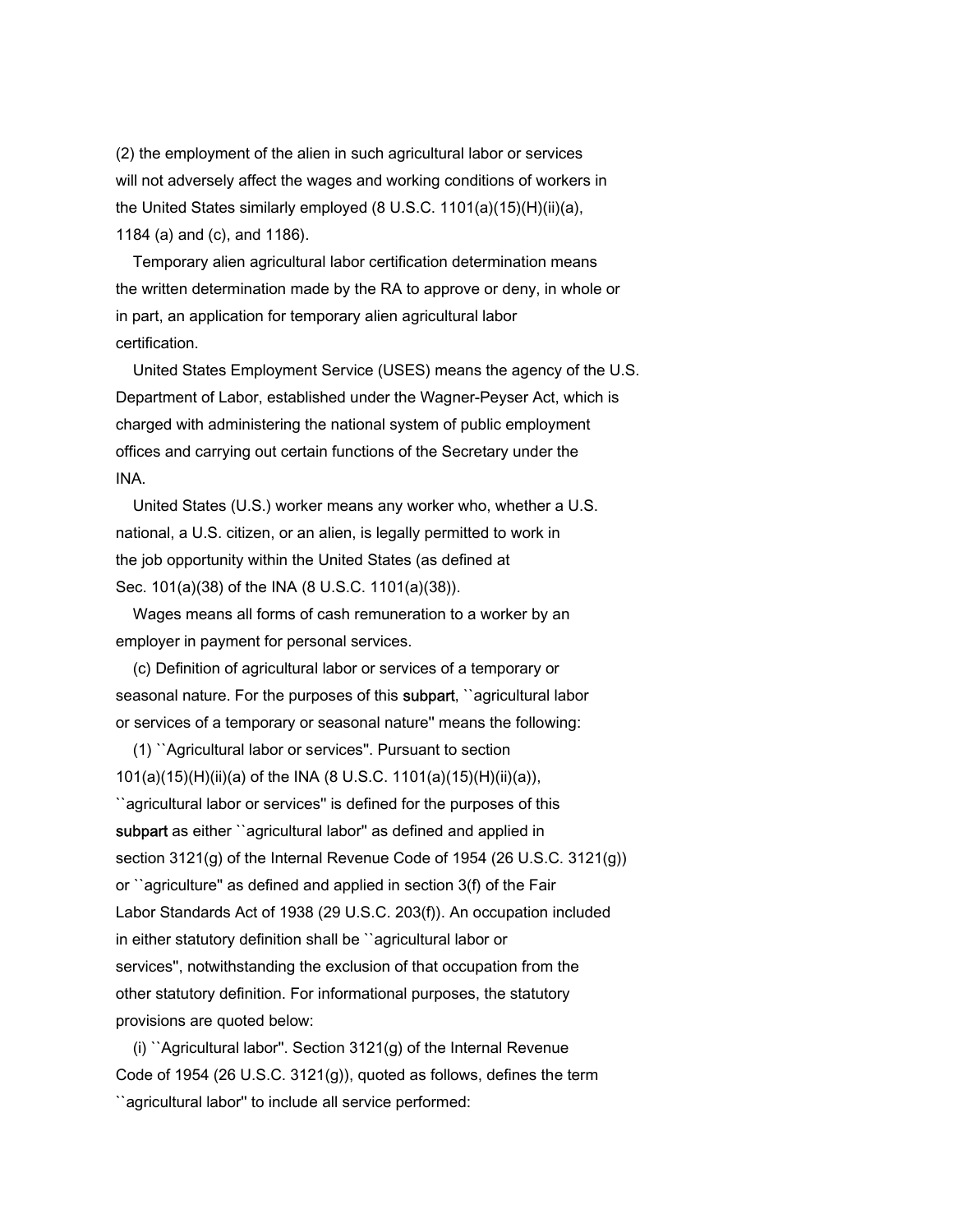(2) the employment of the alien in such agricultural labor or services will not adversely affect the wages and working conditions of workers in the United States similarly employed (8 U.S.C. 1101(a)(15)(H)(ii)(a), 1184 (a) and (c), and 1186).

Temporary alien agricultural labor certification determination means the written determination made by the RA to approve or deny, in whole or in part, an application for temporary alien agricultural labor certification.

United States Employment Service (USES) means the agency of the U.S. Department of Labor, established under the Wagner-Peyser Act, which is charged with administering the national system of public employment offices and carrying out certain functions of the Secretary under the INA.

United States (U.S.) worker means any worker who, whether a U.S. national, a U.S. citizen, or an alien, is legally permitted to work in the job opportunity within the United States (as defined at Sec. 101(a)(38) of the INA (8 U.S.C. 1101(a)(38)).

Wages means all forms of cash remuneration to a worker by an employer in payment for personal services.

(c) Definition of agricultural labor or services of a temporary or seasonal nature. For the purposes of this subpart, ``agricultural labor or services of a temporary or seasonal nature'' means the following:

(1) ``Agricultural labor or services''. Pursuant to section 101(a)(15)(H)(ii)(a) of the INA (8 U.S.C. 1101(a)(15)(H)(ii)(a)), ``agricultural labor or services'' is defined for the purposes of this subpart as either ``agricultural labor'' as defined and applied in section 3121(g) of the Internal Revenue Code of 1954 (26 U.S.C. 3121(g)) or ``agriculture'' as defined and applied in section 3(f) of the Fair Labor Standards Act of 1938 (29 U.S.C. 203(f)). An occupation included in either statutory definition shall be ``agricultural labor or services'', notwithstanding the exclusion of that occupation from the other statutory definition. For informational purposes, the statutory provisions are quoted below:

(i) ``Agricultural labor''. Section 3121(g) of the Internal Revenue Code of 1954 (26 U.S.C. 3121(g)), quoted as follows, defines the term ``agricultural labor'' to include all service performed: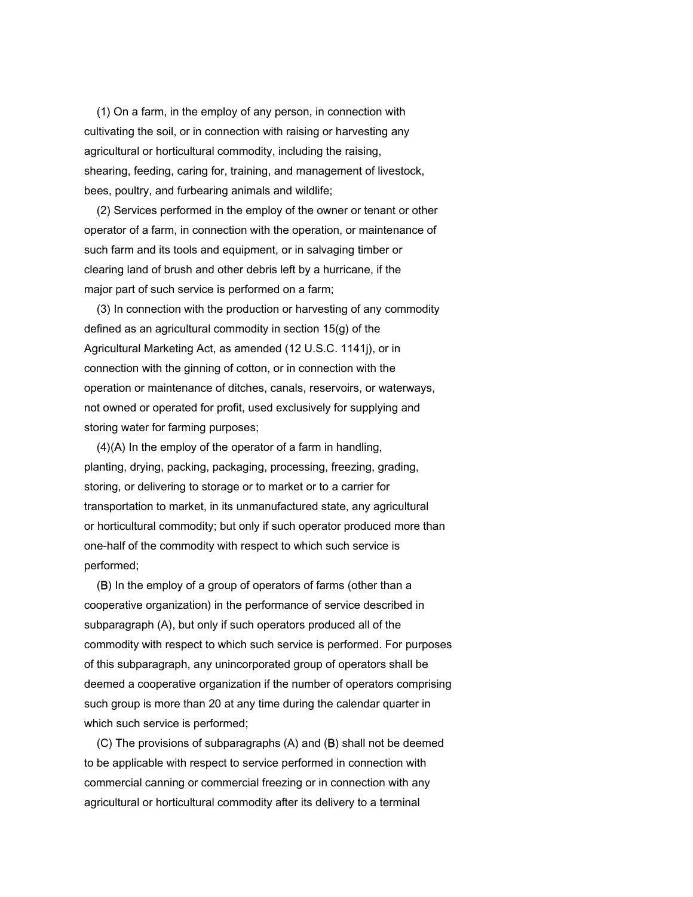(1) On a farm, in the employ of any person, in connection with cultivating the soil, or in connection with raising or harvesting any agricultural or horticultural commodity, including the raising, shearing, feeding, caring for, training, and management of livestock, bees, poultry, and furbearing animals and wildlife;

(2) Services performed in the employ of the owner or tenant or other operator of a farm, in connection with the operation, or maintenance of such farm and its tools and equipment, or in salvaging timber or clearing land of brush and other debris left by a hurricane, if the major part of such service is performed on a farm;

(3) In connection with the production or harvesting of any commodity defined as an agricultural commodity in section 15(g) of the Agricultural Marketing Act, as amended (12 U.S.C. 1141j), or in connection with the ginning of cotton, or in connection with the operation or maintenance of ditches, canals, reservoirs, or waterways, not owned or operated for profit, used exclusively for supplying and storing water for farming purposes;

(4)(A) In the employ of the operator of a farm in handling, planting, drying, packing, packaging, processing, freezing, grading, storing, or delivering to storage or to market or to a carrier for transportation to market, in its unmanufactured state, any agricultural or horticultural commodity; but only if such operator produced more than one-half of the commodity with respect to which such service is performed;

(B) In the employ of a group of operators of farms (other than a cooperative organization) in the performance of service described in subparagraph (A), but only if such operators produced all of the commodity with respect to which such service is performed. For purposes of this subparagraph, any unincorporated group of operators shall be deemed a cooperative organization if the number of operators comprising such group is more than 20 at any time during the calendar quarter in which such service is performed;

(C) The provisions of subparagraphs (A) and (B) shall not be deemed to be applicable with respect to service performed in connection with commercial canning or commercial freezing or in connection with any agricultural or horticultural commodity after its delivery to a terminal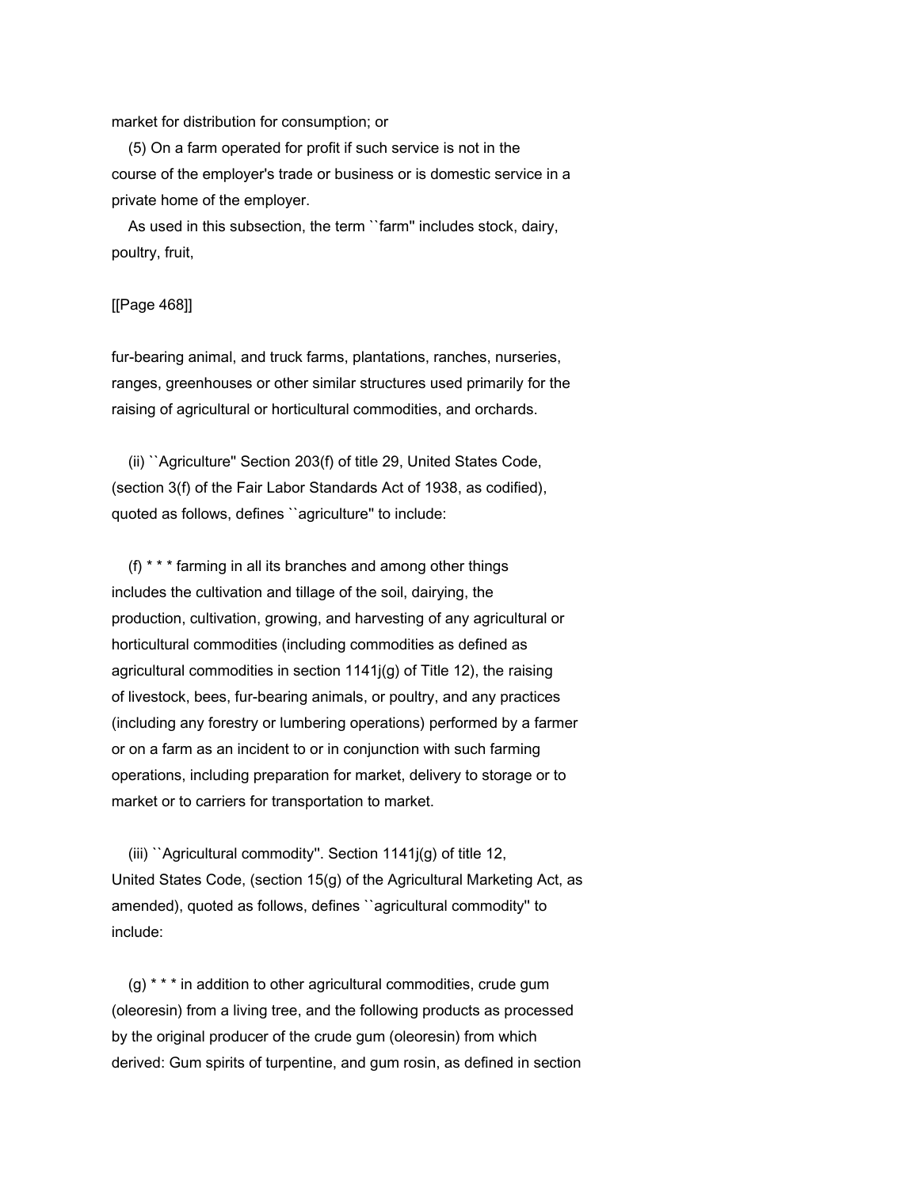market for distribution for consumption; or

(5) On a farm operated for profit if such service is not in the course of the employer's trade or business or is domestic service in a private home of the employer.

As used in this subsection, the term ``farm'' includes stock, dairy, poultry, fruit,

[[Page 468]]

fur-bearing animal, and truck farms, plantations, ranches, nurseries, ranges, greenhouses or other similar structures used primarily for the raising of agricultural or horticultural commodities, and orchards.

(ii) ``Agriculture'' Section 203(f) of title 29, United States Code, (section 3(f) of the Fair Labor Standards Act of 1938, as codified), quoted as follows, defines ``agriculture'' to include:

(f) * * * farming in all its branches and among other things includes the cultivation and tillage of the soil, dairying, the production, cultivation, growing, and harvesting of any agricultural or horticultural commodities (including commodities as defined as agricultural commodities in section 1141j(g) of Title 12), the raising of livestock, bees, fur-bearing animals, or poultry, and any practices (including any forestry or lumbering operations) performed by a farmer or on a farm as an incident to or in conjunction with such farming operations, including preparation for market, delivery to storage or to market or to carriers for transportation to market.

(iii) ``Agricultural commodity''. Section 1141j(g) of title 12, United States Code, (section 15(g) of the Agricultural Marketing Act, as amended), quoted as follows, defines ``agricultural commodity'' to include:

(g) * * * in addition to other agricultural commodities, crude gum (oleoresin) from a living tree, and the following products as processed by the original producer of the crude gum (oleoresin) from which derived: Gum spirits of turpentine, and gum rosin, as defined in section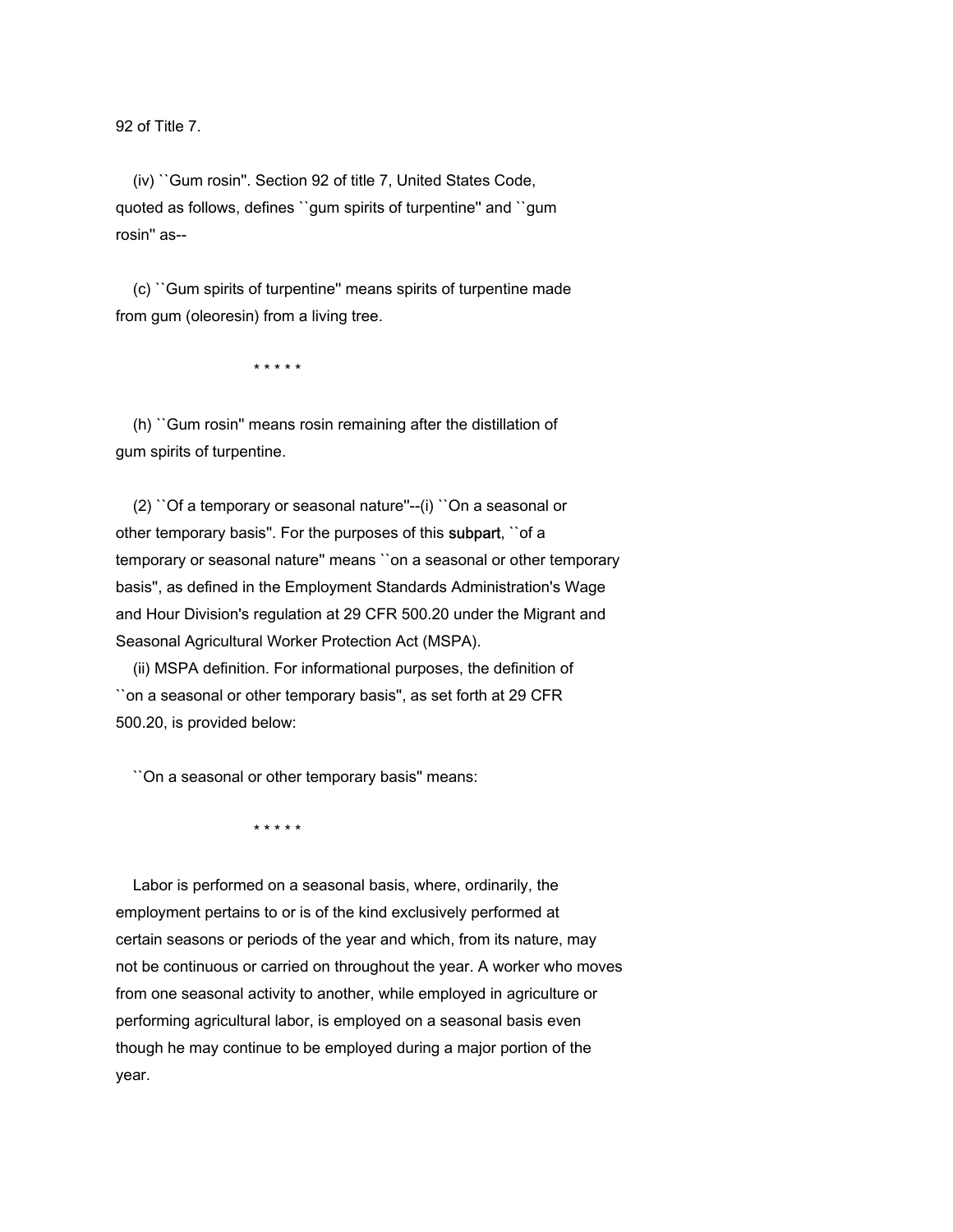92 of Title 7.

(iv) ``Gum rosin''. Section 92 of title 7, United States Code, quoted as follows, defines ``gum spirits of turpentine'' and ``gum rosin'' as--

(c) ``Gum spirits of turpentine'' means spirits of turpentine made from gum (oleoresin) from a living tree.

* * * * *

(h) ``Gum rosin'' means rosin remaining after the distillation of gum spirits of turpentine.

(2) ``Of a temporary or seasonal nature''--(i) ``On a seasonal or other temporary basis''. For the purposes of this subpart, ``of a temporary or seasonal nature'' means ``on a seasonal or other temporary basis'', as defined in the Employment Standards Administration's Wage and Hour Division's regulation at 29 CFR 500.20 under the Migrant and Seasonal Agricultural Worker Protection Act (MSPA).

(ii) MSPA definition. For informational purposes, the definition of ``on a seasonal or other temporary basis'', as set forth at 29 CFR 500.20, is provided below:

``On a seasonal or other temporary basis'' means:

* * * * *

Labor is performed on a seasonal basis, where, ordinarily, the employment pertains to or is of the kind exclusively performed at certain seasons or periods of the year and which, from its nature, may not be continuous or carried on throughout the year. A worker who moves from one seasonal activity to another, while employed in agriculture or performing agricultural labor, is employed on a seasonal basis even though he may continue to be employed during a major portion of the year.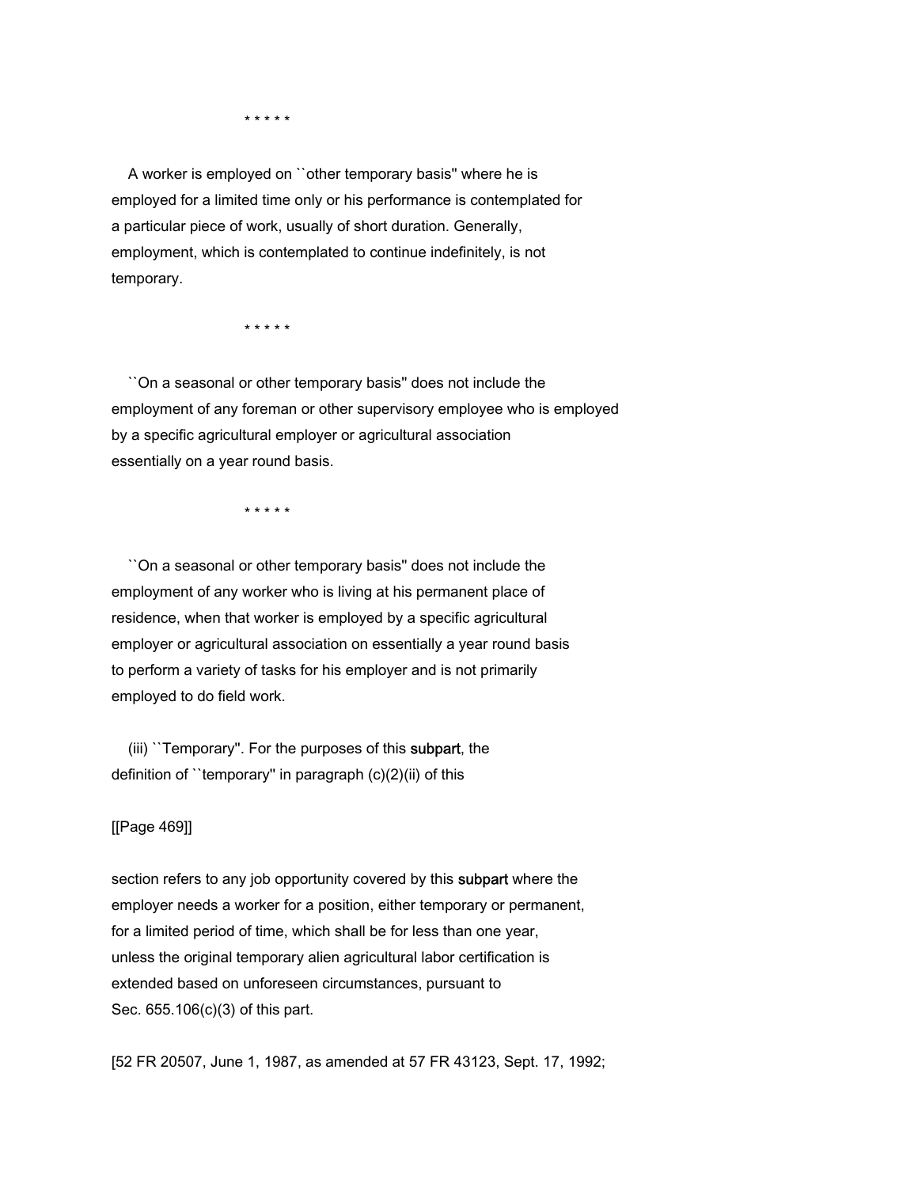* * * * *

A worker is employed on ``other temporary basis'' where he is employed for a limited time only or his performance is contemplated for a particular piece of work, usually of short duration. Generally, employment, which is contemplated to continue indefinitely, is not temporary.

* * * * *

``On a seasonal or other temporary basis'' does not include the employment of any foreman or other supervisory employee who is employed by a specific agricultural employer or agricultural association essentially on a year round basis.

* * * * *

``On a seasonal or other temporary basis'' does not include the employment of any worker who is living at his permanent place of residence, when that worker is employed by a specific agricultural employer or agricultural association on essentially a year round basis to perform a variety of tasks for his employer and is not primarily employed to do field work.

(iii) ``Temporary''. For the purposes of this subpart, the definition of ``temporary'' in paragraph (c)(2)(ii) of this

[[Page 469]]

section refers to any job opportunity covered by this subpart where the employer needs a worker for a position, either temporary or permanent, for a limited period of time, which shall be for less than one year, unless the original temporary alien agricultural labor certification is extended based on unforeseen circumstances, pursuant to Sec. 655.106(c)(3) of this part.

[52 FR 20507, June 1, 1987, as amended at 57 FR 43123, Sept. 17, 1992;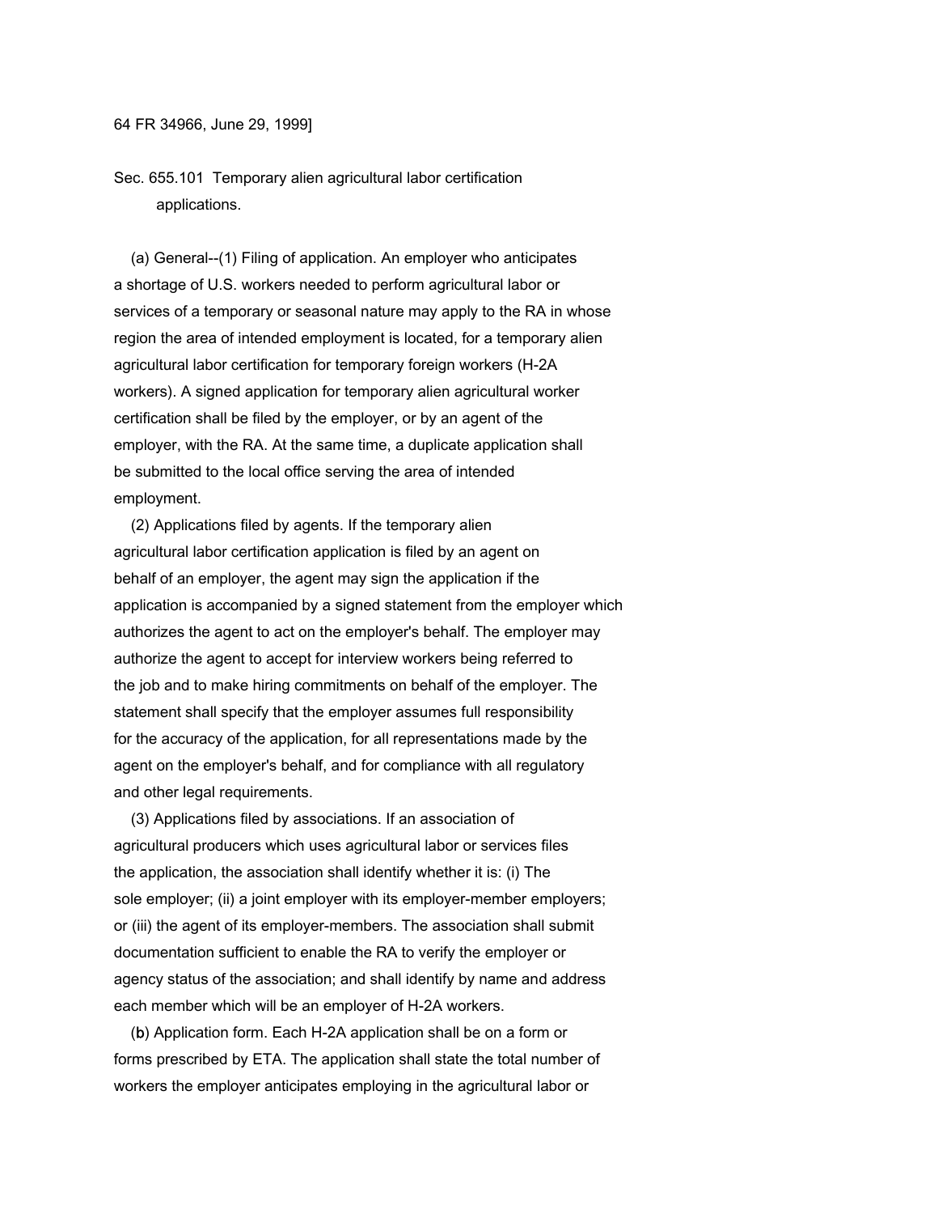64 FR 34966, June 29, 1999]

Sec. 655.101 Temporary alien agricultural labor certification applications.

(a) General--(1) Filing of application. An employer who anticipates a shortage of U.S. workers needed to perform agricultural labor or services of a temporary or seasonal nature may apply to the RA in whose region the area of intended employment is located, for a temporary alien agricultural labor certification for temporary foreign workers (H-2A workers). A signed application for temporary alien agricultural worker certification shall be filed by the employer, or by an agent of the employer, with the RA. At the same time, a duplicate application shall be submitted to the local office serving the area of intended employment.

(2) Applications filed by agents. If the temporary alien agricultural labor certification application is filed by an agent on behalf of an employer, the agent may sign the application if the application is accompanied by a signed statement from the employer which authorizes the agent to act on the employer's behalf. The employer may authorize the agent to accept for interview workers being referred to the job and to make hiring commitments on behalf of the employer. The statement shall specify that the employer assumes full responsibility for the accuracy of the application, for all representations made by the agent on the employer's behalf, and for compliance with all regulatory and other legal requirements.

(3) Applications filed by associations. If an association of agricultural producers which uses agricultural labor or services files the application, the association shall identify whether it is: (i) The sole employer; (ii) a joint employer with its employer-member employers; or (iii) the agent of its employer-members. The association shall submit documentation sufficient to enable the RA to verify the employer or agency status of the association; and shall identify by name and address each member which will be an employer of H-2A workers.

(b) Application form. Each H-2A application shall be on a form or forms prescribed by ETA. The application shall state the total number of workers the employer anticipates employing in the agricultural labor or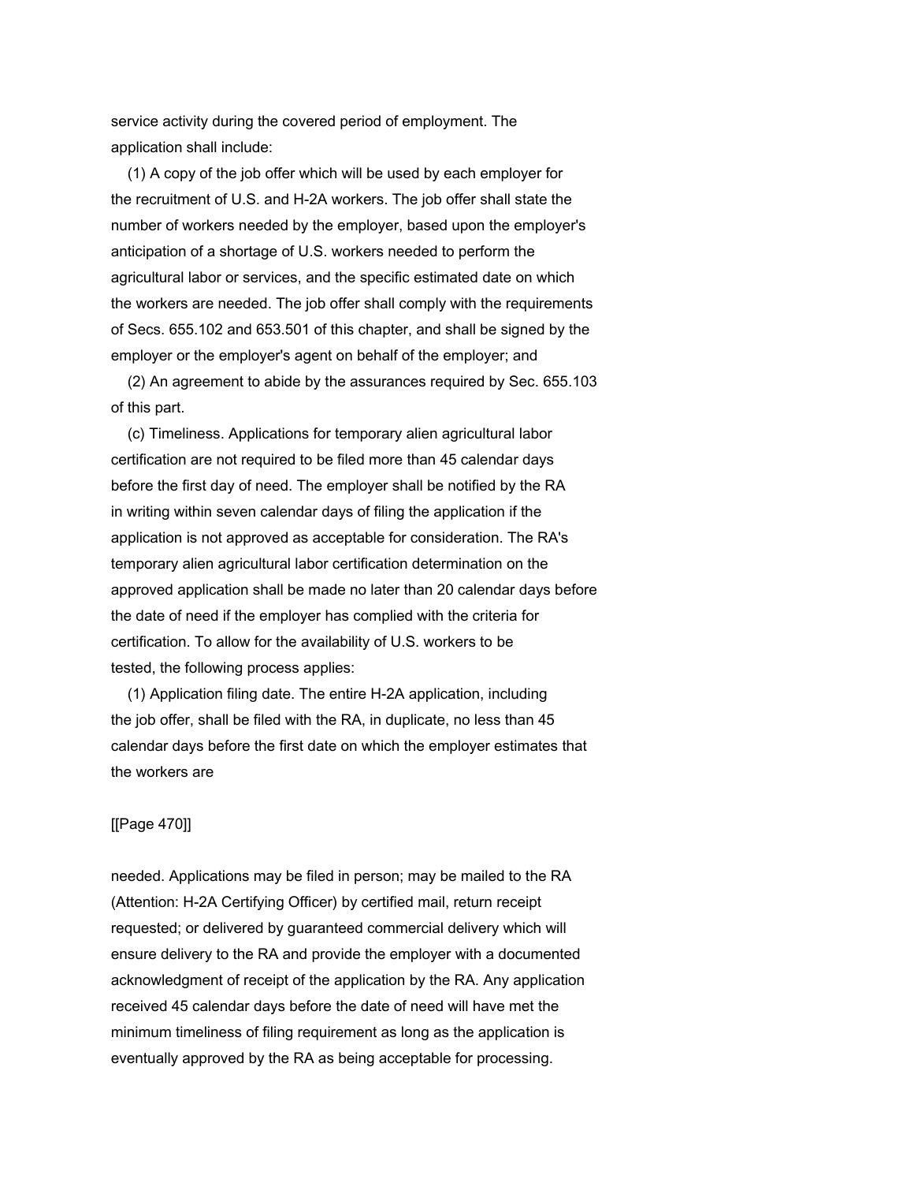service activity during the covered period of employment. The application shall include:

(1) A copy of the job offer which will be used by each employer for the recruitment of U.S. and H-2A workers. The job offer shall state the number of workers needed by the employer, based upon the employer's anticipation of a shortage of U.S. workers needed to perform the agricultural labor or services, and the specific estimated date on which the workers are needed. The job offer shall comply with the requirements of Secs. 655.102 and 653.501 of this chapter, and shall be signed by the employer or the employer's agent on behalf of the employer; and

(2) An agreement to abide by the assurances required by Sec. 655.103 of this part.

(c) Timeliness. Applications for temporary alien agricultural labor certification are not required to be filed more than 45 calendar days before the first day of need. The employer shall be notified by the RA in writing within seven calendar days of filing the application if the application is not approved as acceptable for consideration. The RA's temporary alien agricultural labor certification determination on the approved application shall be made no later than 20 calendar days before the date of need if the employer has complied with the criteria for certification. To allow for the availability of U.S. workers to be tested, the following process applies:

(1) Application filing date. The entire H-2A application, including the job offer, shall be filed with the RA, in duplicate, no less than 45 calendar days before the first date on which the employer estimates that the workers are needed. Applications may be filed in person; may be mailed to the RA (Attention: H-2A Certifying Officer) by certified mail, return receipt requested; or delivered by guaranteed commercial delivery which will ensure delivery to the RA and provide the employer with a documented acknowledgment of receipt of the application by the RA. Any application received 45 calendar days before the date of need will have met the minimum timeliness of filing requirement as long as the application is eventually approved by the RA as being acceptable for processing.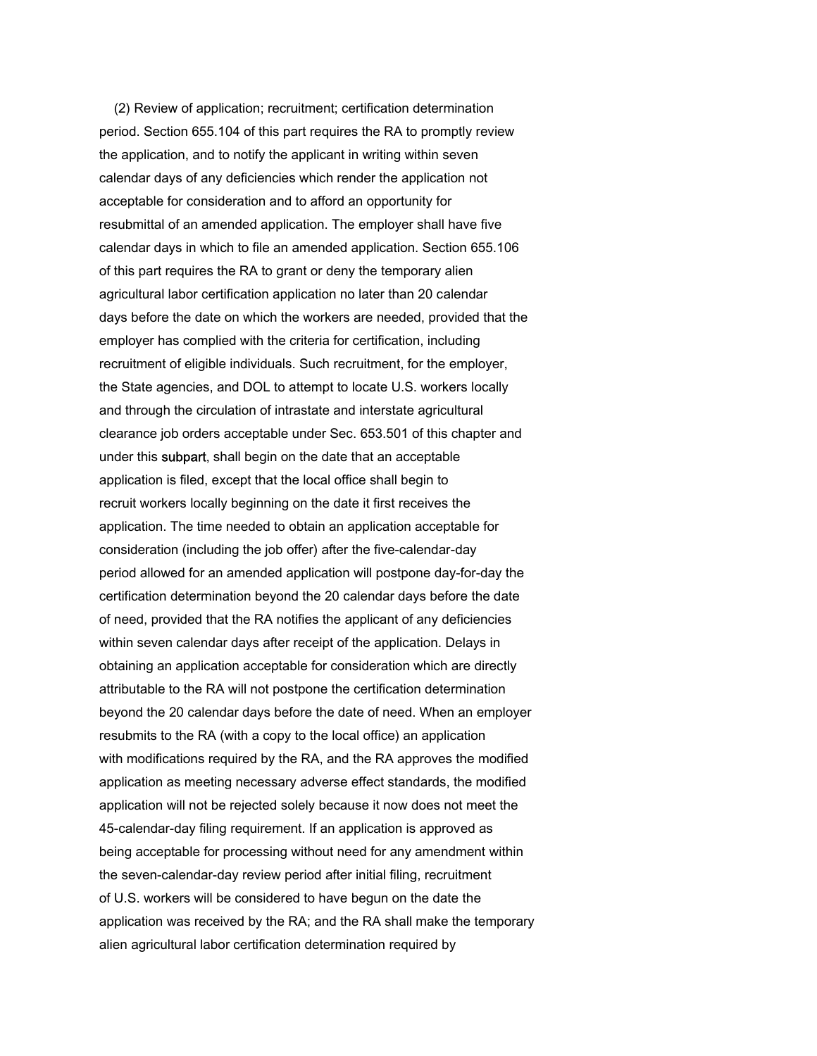(2) Review of application; recruitment; certification determination period. Section 655.104 of this part requires the RA to promptly review the application, and to notify the applicant in writing within seven calendar days of any deficiencies which render the application not acceptable for consideration and to afford an opportunity for resubmittal of an amended application. The employer shall have five calendar days in which to file an amended application. Section 655.106 of this part requires the RA to grant or deny the temporary alien agricultural labor certification application no later than 20 calendar days before the date on which the workers are needed, provided that the employer has complied with the criteria for certification, including recruitment of eligible individuals. Such recruitment, for the employer, the State agencies, and DOL to attempt to locate U.S. workers locally and through the circulation of intrastate and interstate agricultural clearance job orders acceptable under Sec. 653.501 of this chapter and under this subpart, shall begin on the date that an acceptable application is filed, except that the local office shall begin to recruit workers locally beginning on the date it first receives the application. The time needed to obtain an application acceptable for consideration (including the job offer) after the five-calendar-day period allowed for an amended application will postpone day-for-day the certification determination beyond the 20 calendar days before the date of need, provided that the RA notifies the applicant of any deficiencies within seven calendar days after receipt of the application. Delays in obtaining an application acceptable for consideration which are directly attributable to the RA will not postpone the certification determination beyond the 20 calendar days before the date of need. When an employer resubmits to the RA (with a copy to the local office) an application with modifications required by the RA, and the RA approves the modified application as meeting necessary adverse effect standards, the modified application will not be rejected solely because it now does not meet the 45-calendar-day filing requirement. If an application is approved as being acceptable for processing without need for any amendment within the seven-calendar-day review period after initial filing, recruitment of U.S. workers will be considered to have begun on the date the application was received by the RA; and the RA shall make the temporary alien agricultural labor certification determination required by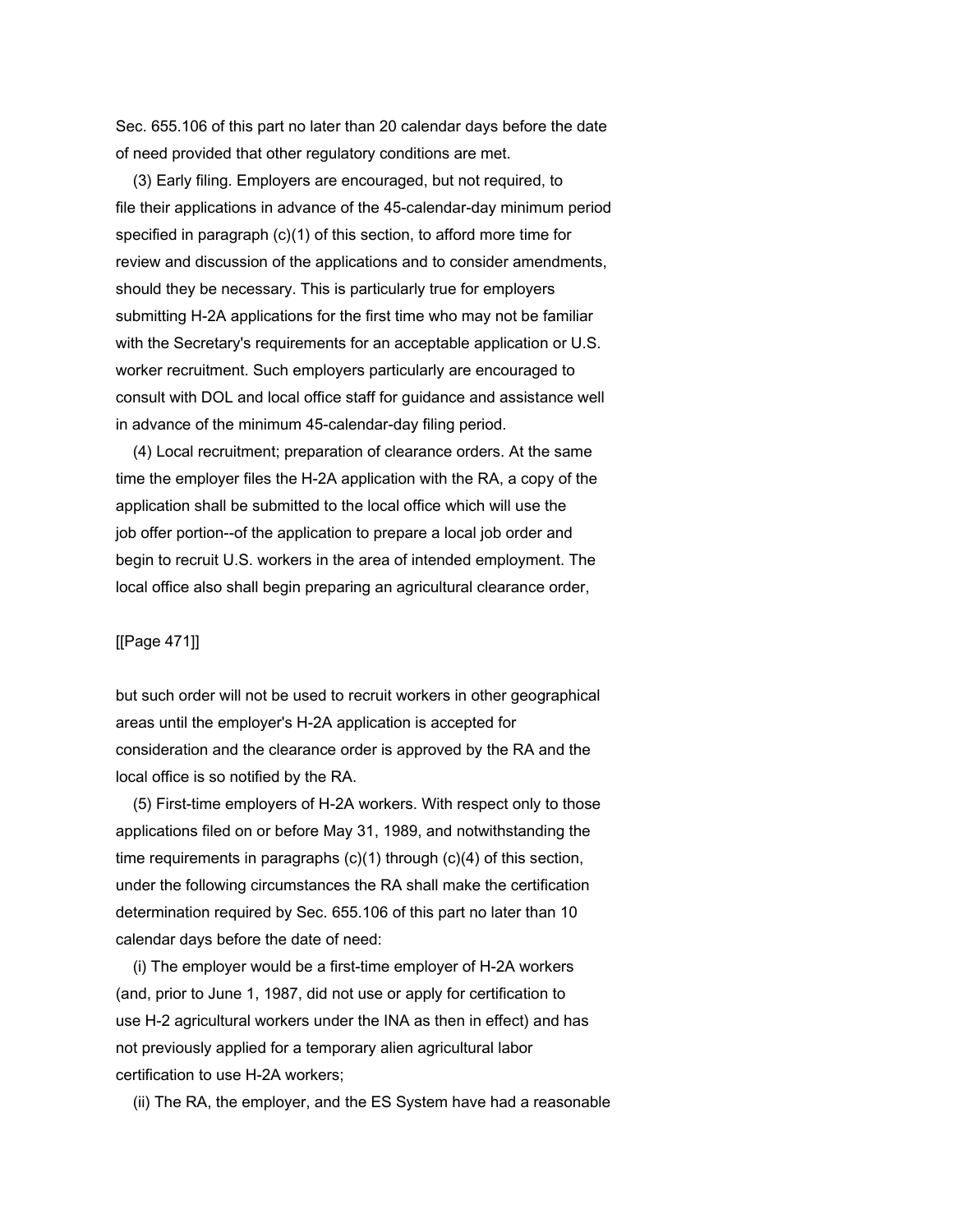Sec. 655.106 of this part no later than 20 calendar days before the date of need provided that other regulatory conditions are met.

(3) Early filing. Employers are encouraged, but not required, to file their applications in advance of the 45-calendar-day minimum period specified in paragraph (c)(1) of this section, to afford more time for review and discussion of the applications and to consider amendments, should they be necessary. This is particularly true for employers submitting H-2A applications for the first time who may not be familiar with the Secretary's requirements for an acceptable application or U.S. worker recruitment. Such employers particularly are encouraged to consult with DOL and local office staff for guidance and assistance well in advance of the minimum 45-calendar-day filing period.

(4) Local recruitment; preparation of clearance orders. At the same time the employer files the H-2A application with the RA, a copy of the application shall be submitted to the local office which will use the job offer portion--of the application to prepare a local job order and begin to recruit U.S. workers in the area of intended employment. The local office also shall begin preparing an agricultural clearance order,

[[Page 471]]

but such order will not be used to recruit workers in other geographical areas until the employer's H-2A application is accepted for consideration and the clearance order is approved by the RA and the local office is so notified by the RA.

(5) First-time employers of H-2A workers. With respect only to those applications filed on or before May 31, 1989, and notwithstanding the time requirements in paragraphs (c)(1) through (c)(4) of this section, under the following circumstances the RA shall make the certification determination required by Sec. 655.106 of this part no later than 10 calendar days before the date of need:

(i) The employer would be a first-time employer of H-2A workers (and, prior to June 1, 1987, did not use or apply for certification to use H-2 agricultural workers under the INA as then in effect) and has not previously applied for a temporary alien agricultural labor certification to use H-2A workers;

(ii) The RA, the employer, and the ES System have had a reasonable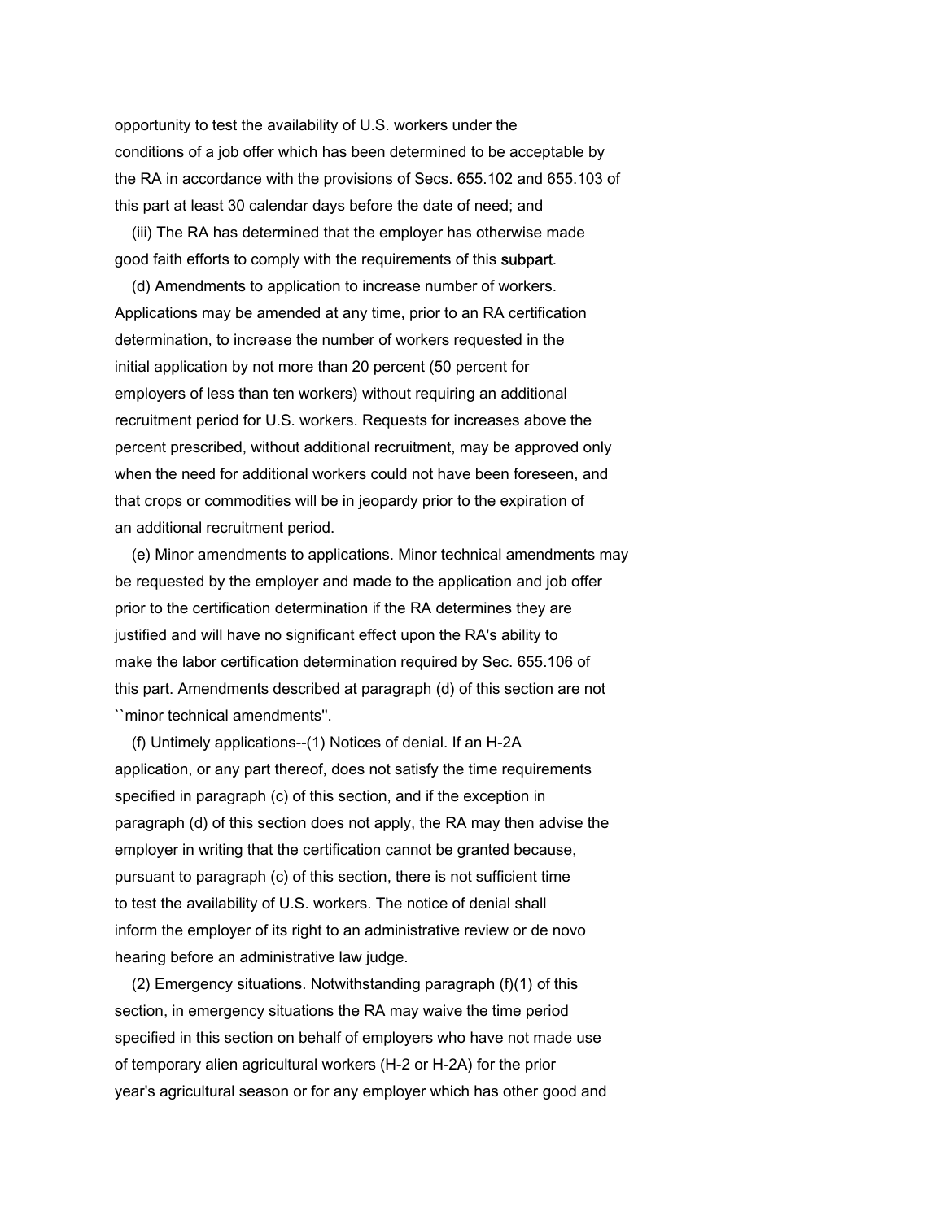opportunity to test the availability of U.S. workers under the conditions of a job offer which has been determined to be acceptable by the RA in accordance with the provisions of Secs. 655.102 and 655.103 of this part at least 30 calendar days before the date of need; and

(iii) The RA has determined that the employer has otherwise made good faith efforts to comply with the requirements of this subpart.

(d) Amendments to application to increase number of workers. Applications may be amended at any time, prior to an RA certification determination, to increase the number of workers requested in the initial application by not more than 20 percent (50 percent for employers of less than ten workers) without requiring an additional recruitment period for U.S. workers. Requests for increases above the percent prescribed, without additional recruitment, may be approved only when the need for additional workers could not have been foreseen, and that crops or commodities will be in jeopardy prior to the expiration of an additional recruitment period.

(e) Minor amendments to applications. Minor technical amendments may be requested by the employer and made to the application and job offer prior to the certification determination if the RA determines they are justified and will have no significant effect upon the RA's ability to make the labor certification determination required by Sec. 655.106 of this part. Amendments described at paragraph (d) of this section are not ``minor technical amendments''.

(f) Untimely applications--(1) Notices of denial. If an H-2A application, or any part thereof, does not satisfy the time requirements specified in paragraph (c) of this section, and if the exception in paragraph (d) of this section does not apply, the RA may then advise the employer in writing that the certification cannot be granted because, pursuant to paragraph (c) of this section, there is not sufficient time to test the availability of U.S. workers. The notice of denial shall inform the employer of its right to an administrative review or de novo hearing before an administrative law judge.

(2) Emergency situations. Notwithstanding paragraph (f)(1) of this section, in emergency situations the RA may waive the time period specified in this section on behalf of employers who have not made use of temporary alien agricultural workers (H-2 or H-2A) for the prior year's agricultural season or for any employer which has other good and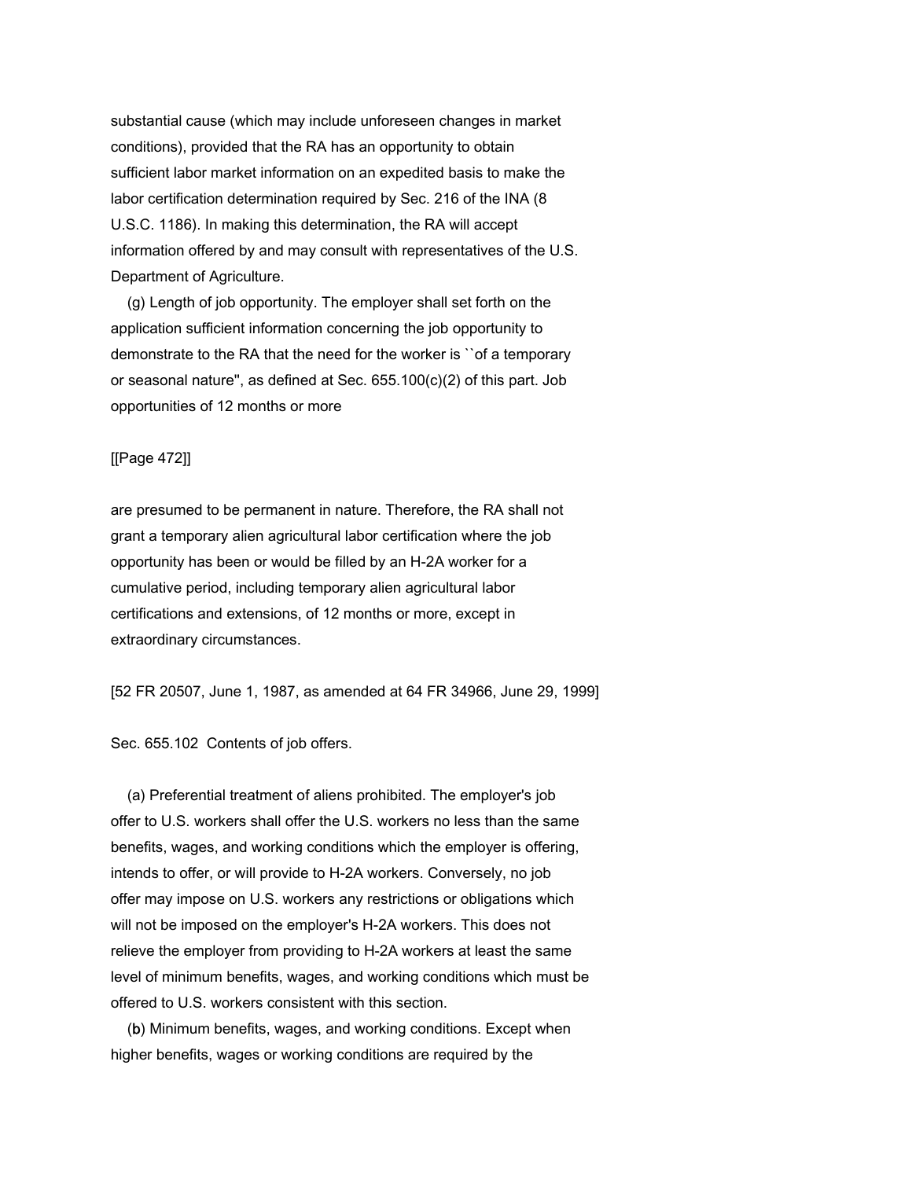substantial cause (which may include unforeseen changes in market conditions), provided that the RA has an opportunity to obtain sufficient labor market information on an expedited basis to make the labor certification determination required by Sec. 216 of the INA (8 U.S.C. 1186). In making this determination, the RA will accept information offered by and may consult with representatives of the U.S. Department of Agriculture.

(g) Length of job opportunity. The employer shall set forth on the application sufficient information concerning the job opportunity to demonstrate to the RA that the need for the worker is ``of a temporary or seasonal nature'', as defined at Sec. 655.100(c)(2) of this part. Job opportunities of 12 months or more

[[Page 472]]

are presumed to be permanent in nature. Therefore, the RA shall not grant a temporary alien agricultural labor certification where the job opportunity has been or would be filled by an H-2A worker for a cumulative period, including temporary alien agricultural labor certifications and extensions, of 12 months or more, except in extraordinary circumstances.

[52 FR 20507, June 1, 1987, as amended at 64 FR 34966, June 29, 1999]

Sec. 655.102 Contents of job offers.

(a) Preferential treatment of aliens prohibited. The employer's job offer to U.S. workers shall offer the U.S. workers no less than the same benefits, wages, and working conditions which the employer is offering, intends to offer, or will provide to H-2A workers. Conversely, no job offer may impose on U.S. workers any restrictions or obligations which will not be imposed on the employer's H-2A workers. This does not relieve the employer from providing to H-2A workers at least the same level of minimum benefits, wages, and working conditions which must be offered to U.S. workers consistent with this section.

(b) Minimum benefits, wages, and working conditions. Except when higher benefits, wages or working conditions are required by the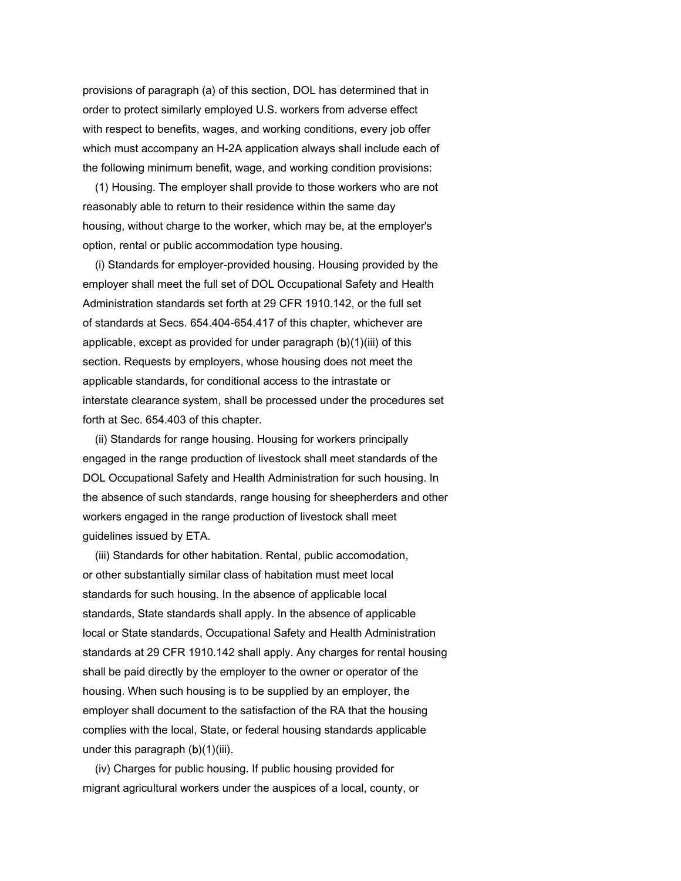provisions of paragraph (a) of this section, DOL has determined that in order to protect similarly employed U.S. workers from adverse effect with respect to benefits, wages, and working conditions, every job offer which must accompany an H-2A application always shall include each of the following minimum benefit, wage, and working condition provisions:

(1) Housing. The employer shall provide to those workers who are not reasonably able to return to their residence within the same day housing, without charge to the worker, which may be, at the employer's option, rental or public accommodation type housing.

(i) Standards for employer-provided housing. Housing provided by the employer shall meet the full set of DOL Occupational Safety and Health Administration standards set forth at 29 CFR 1910.142, or the full set of standards at Secs. 654.404-654.417 of this chapter, whichever are applicable, except as provided for under paragraph (b)(1)(iii) of this section. Requests by employers, whose housing does not meet the applicable standards, for conditional access to the intrastate or interstate clearance system, shall be processed under the procedures set forth at Sec. 654.403 of this chapter.

(ii) Standards for range housing. Housing for workers principally engaged in the range production of livestock shall meet standards of the DOL Occupational Safety and Health Administration for such housing. In the absence of such standards, range housing for sheepherders and other workers engaged in the range production of livestock shall meet guidelines issued by ETA.

(iii) Standards for other habitation. Rental, public accomodation, or other substantially similar class of habitation must meet local standards for such housing. In the absence of applicable local standards, State standards shall apply. In the absence of applicable local or State standards, Occupational Safety and Health Administration standards at 29 CFR 1910.142 shall apply. Any charges for rental housing shall be paid directly by the employer to the owner or operator of the housing. When such housing is to be supplied by an employer, the employer shall document to the satisfaction of the RA that the housing complies with the local, State, or federal housing standards applicable under this paragraph (b)(1)(iii).

(iv) Charges for public housing. If public housing provided for migrant agricultural workers under the auspices of a local, county, or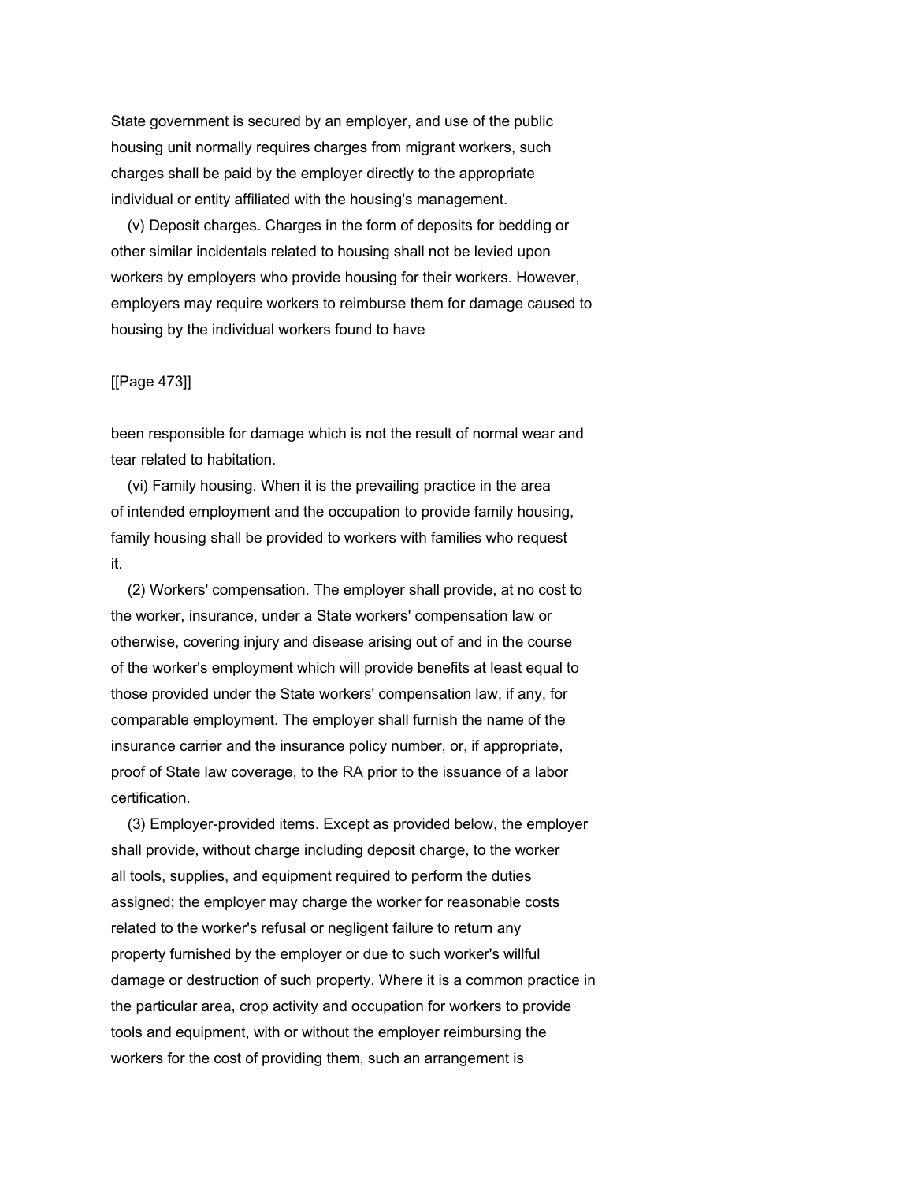State government is secured by an employer, and use of the public housing unit normally requires charges from migrant workers, such charges shall be paid by the employer directly to the appropriate individual or entity affiliated with the housing's management.

(v) Deposit charges. Charges in the form of deposits for bedding or other similar incidentals related to housing shall not be levied upon workers by employers who provide housing for their workers. However, employers may require workers to reimburse them for damage caused to housing by the individual workers found to have

[[Page 473]]

been responsible for damage which is not the result of normal wear and tear related to habitation.

(vi) Family housing. When it is the prevailing practice in the area of intended employment and the occupation to provide family housing, family housing shall be provided to workers with families who request it.

(2) Workers' compensation. The employer shall provide, at no cost to the worker, insurance, under a State workers' compensation law or otherwise, covering injury and disease arising out of and in the course of the worker's employment which will provide benefits at least equal to those provided under the State workers' compensation law, if any, for comparable employment. The employer shall furnish the name of the insurance carrier and the insurance policy number, or, if appropriate, proof of State law coverage, to the RA prior to the issuance of a labor certification.

(3) Employer-provided items. Except as provided below, the employer shall provide, without charge including deposit charge, to the worker all tools, supplies, and equipment required to perform the duties assigned; the employer may charge the worker for reasonable costs related to the worker's refusal or negligent failure to return any property furnished by the employer or due to such worker's willful damage or destruction of such property. Where it is a common practice in the particular area, crop activity and occupation for workers to provide tools and equipment, with or without the employer reimbursing the workers for the cost of providing them, such an arrangement is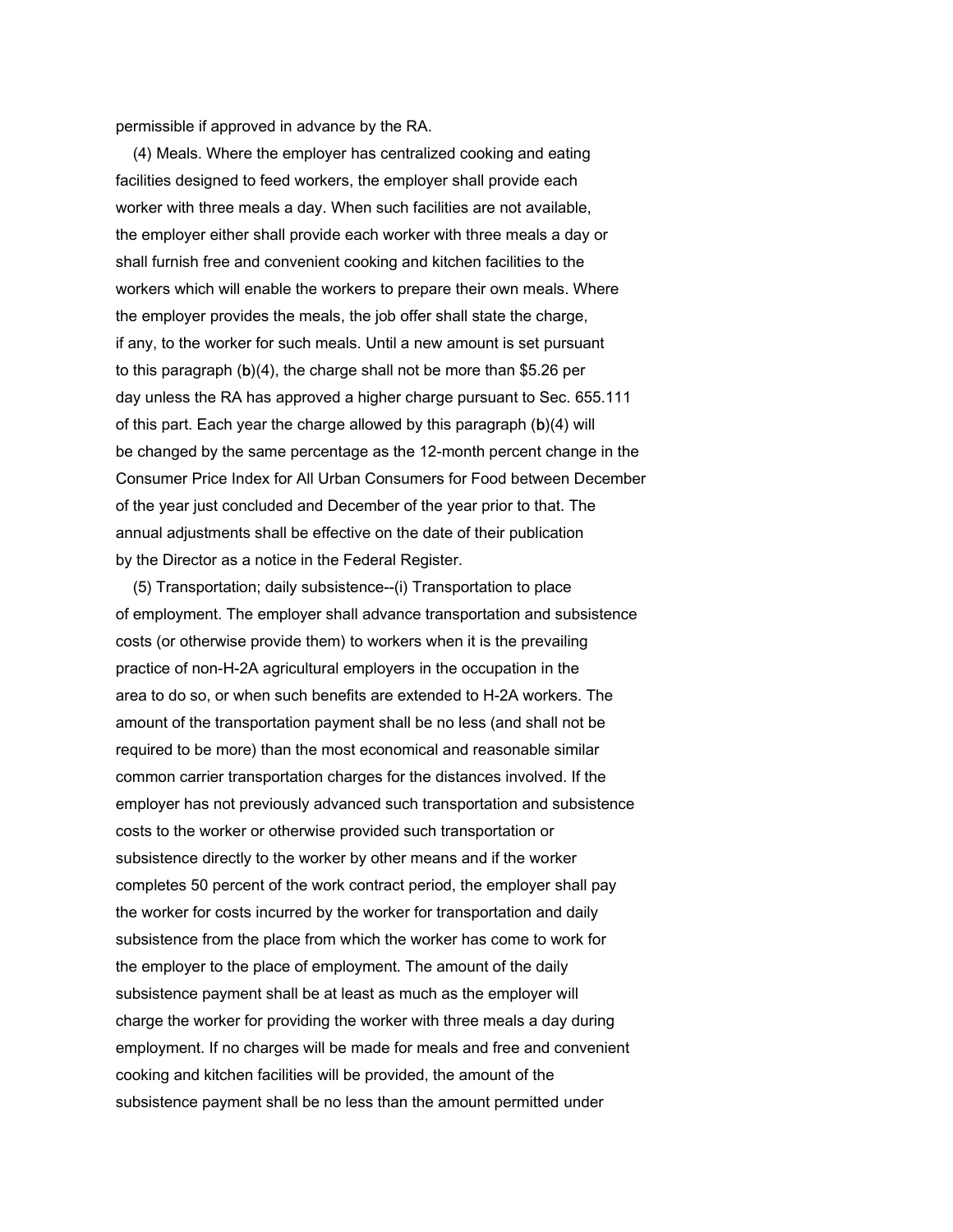permissible if approved in advance by the RA.

(4) Meals. Where the employer has centralized cooking and eating facilities designed to feed workers, the employer shall provide each worker with three meals a day. When such facilities are not available, the employer either shall provide each worker with three meals a day or shall furnish free and convenient cooking and kitchen facilities to the workers which will enable the workers to prepare their own meals. Where the employer provides the meals, the job offer shall state the charge, if any, to the worker for such meals. Until a new amount is set pursuant to this paragraph (b)(4), the charge shall not be more than $5.26 per day unless the RA has approved a higher charge pursuant to Sec. 655.111 of this part. Each year the charge allowed by this paragraph (b)(4) will be changed by the same percentage as the 12-month percent change in the Consumer Price Index for All Urban Consumers for Food between December of the year just concluded and December of the year prior to that. The annual adjustments shall be effective on the date of their publication by the Director as a notice in the Federal Register.

(5) Transportation; daily subsistence--(i) Transportation to place of employment. The employer shall advance transportation and subsistence costs (or otherwise provide them) to workers when it is the prevailing practice of non-H-2A agricultural employers in the occupation in the area to do so, or when such benefits are extended to H-2A workers. The amount of the transportation payment shall be no less (and shall not be required to be more) than the most economical and reasonable similar common carrier transportation charges for the distances involved. If the employer has not previously advanced such transportation and subsistence costs to the worker or otherwise provided such transportation or subsistence directly to the worker by other means and if the worker completes 50 percent of the work contract period, the employer shall pay the worker for costs incurred by the worker for transportation and daily subsistence from the place from which the worker has come to work for the employer to the place of employment. The amount of the daily subsistence payment shall be at least as much as the employer will charge the worker for providing the worker with three meals a day during employment. If no charges will be made for meals and free and convenient cooking and kitchen facilities will be provided, the amount of the subsistence payment shall be no less than the amount permitted under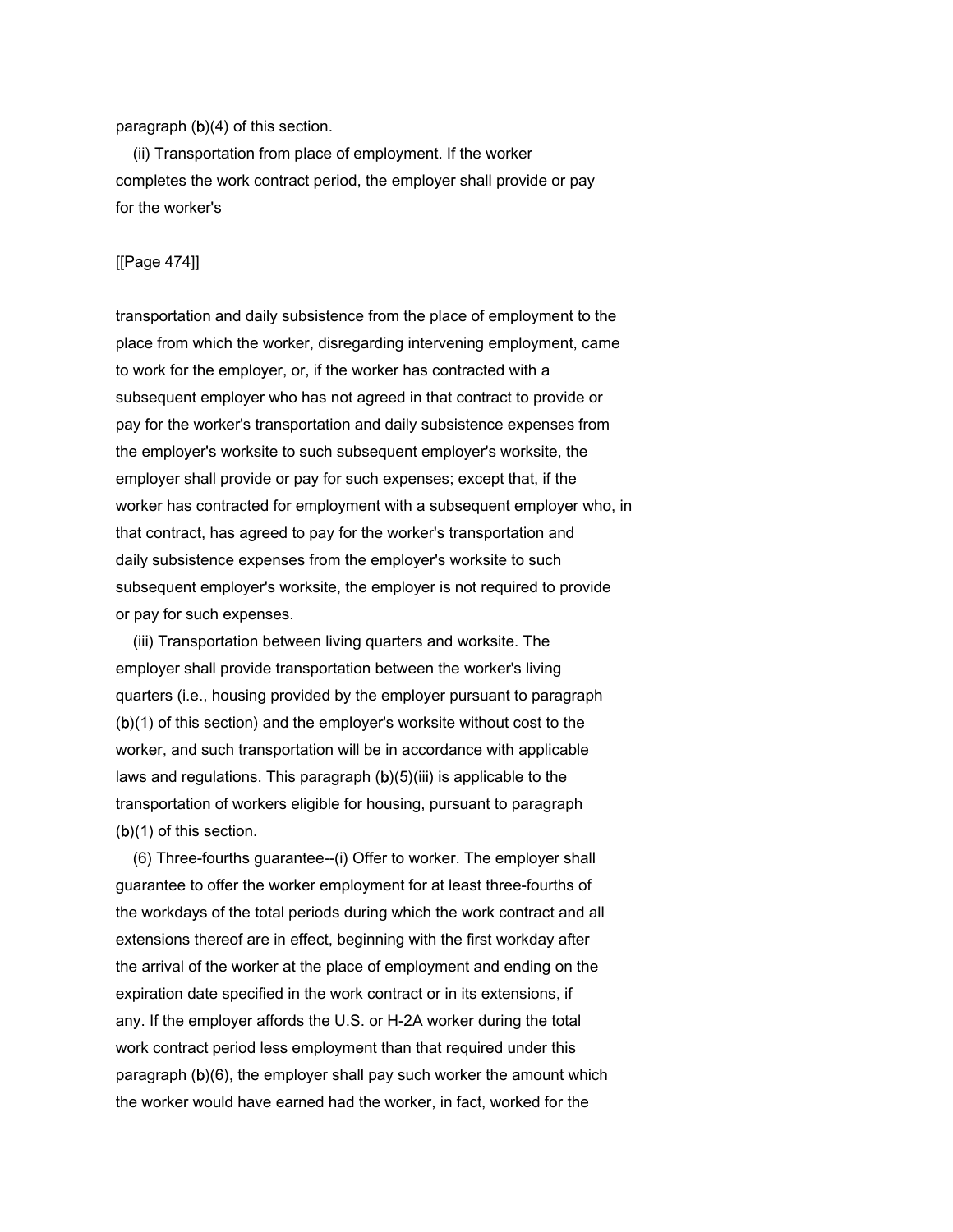paragraph (b)(4) of this section.

(ii) Transportation from place of employment. If the worker completes the work contract period, the employer shall provide or pay for the worker's transportation and daily subsistence from the place of employment to the place from which the worker, disregarding intervening employment, came to work for the employer, or, if the worker has contracted with a subsequent employer who has not agreed in that contract to provide or pay for the worker's transportation and daily subsistence expenses from the employer's worksite to such subsequent employer's worksite, the employer shall provide or pay for such expenses; except that, if the worker has contracted for employment with a subsequent employer who, in that contract, has agreed to pay for the worker's transportation and daily subsistence expenses from the employer's worksite to such subsequent employer's worksite, the employer is not required to provide or pay for such expenses.

(iii) Transportation between living quarters and worksite. The employer shall provide transportation between the worker's living quarters (i.e., housing provided by the employer pursuant to paragraph (b)(1) of this section) and the employer's worksite without cost to the worker, and such transportation will be in accordance with applicable laws and regulations. This paragraph (b)(5)(iii) is applicable to the transportation of workers eligible for housing, pursuant to paragraph (b)(1) of this section.

(6) Three-fourths guarantee--(i) Offer to worker. The employer shall guarantee to offer the worker employment for at least three-fourths of the workdays of the total periods during which the work contract and all extensions thereof are in effect, beginning with the first workday after the arrival of the worker at the place of employment and ending on the expiration date specified in the work contract or in its extensions, if any. If the employer affords the U.S. or H-2A worker during the total work contract period less employment than that required under this paragraph (b)(6), the employer shall pay such worker the amount which the worker would have earned had the worker, in fact, worked for the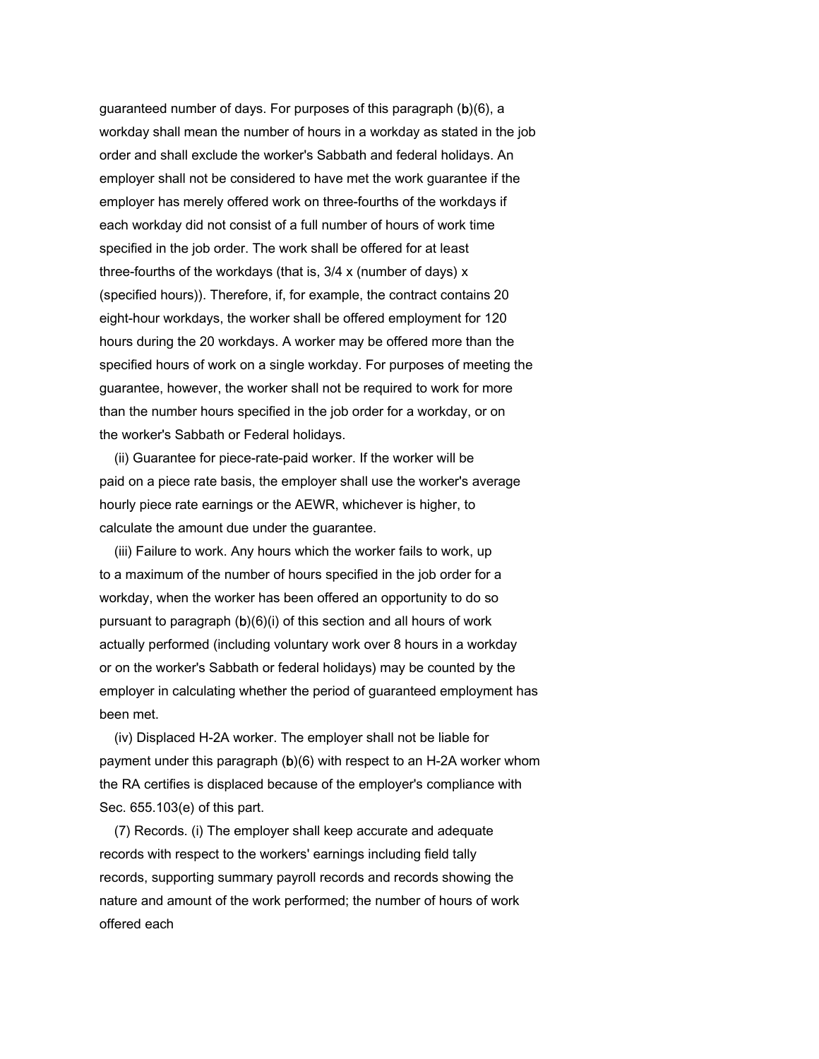guaranteed number of days. For purposes of this paragraph (b)(6), a workday shall mean the number of hours in a workday as stated in the job order and shall exclude the worker's Sabbath and federal holidays. An employer shall not be considered to have met the work guarantee if the employer has merely offered work on three-fourths of the workdays if each workday did not consist of a full number of hours of work time specified in the job order. The work shall be offered for at least three-fourths of the workdays (that is, 3/4 x (number of days) x (specified hours)). Therefore, if, for example, the contract contains 20 eight-hour workdays, the worker shall be offered employment for 120 hours during the 20 workdays. A worker may be offered more than the specified hours of work on a single workday. For purposes of meeting the guarantee, however, the worker shall not be required to work for more than the number hours specified in the job order for a workday, or on the worker's Sabbath or Federal holidays.

(ii) Guarantee for piece-rate-paid worker. If the worker will be paid on a piece rate basis, the employer shall use the worker's average hourly piece rate earnings or the AEWR, whichever is higher, to calculate the amount due under the guarantee.

(iii) Failure to work. Any hours which the worker fails to work, up to a maximum of the number of hours specified in the job order for a workday, when the worker has been offered an opportunity to do so pursuant to paragraph (b)(6)(i) of this section and all hours of work actually performed (including voluntary work over 8 hours in a workday or on the worker's Sabbath or federal holidays) may be counted by the employer in calculating whether the period of guaranteed employment has been met.

(iv) Displaced H-2A worker. The employer shall not be liable for payment under this paragraph (b)(6) with respect to an H-2A worker whom the RA certifies is displaced because of the employer's compliance with Sec. 655.103(e) of this part.

(7) Records. (i) The employer shall keep accurate and adequate records with respect to the workers' earnings including field tally records, supporting summary payroll records and records showing the nature and amount of the work performed; the number of hours of work offered each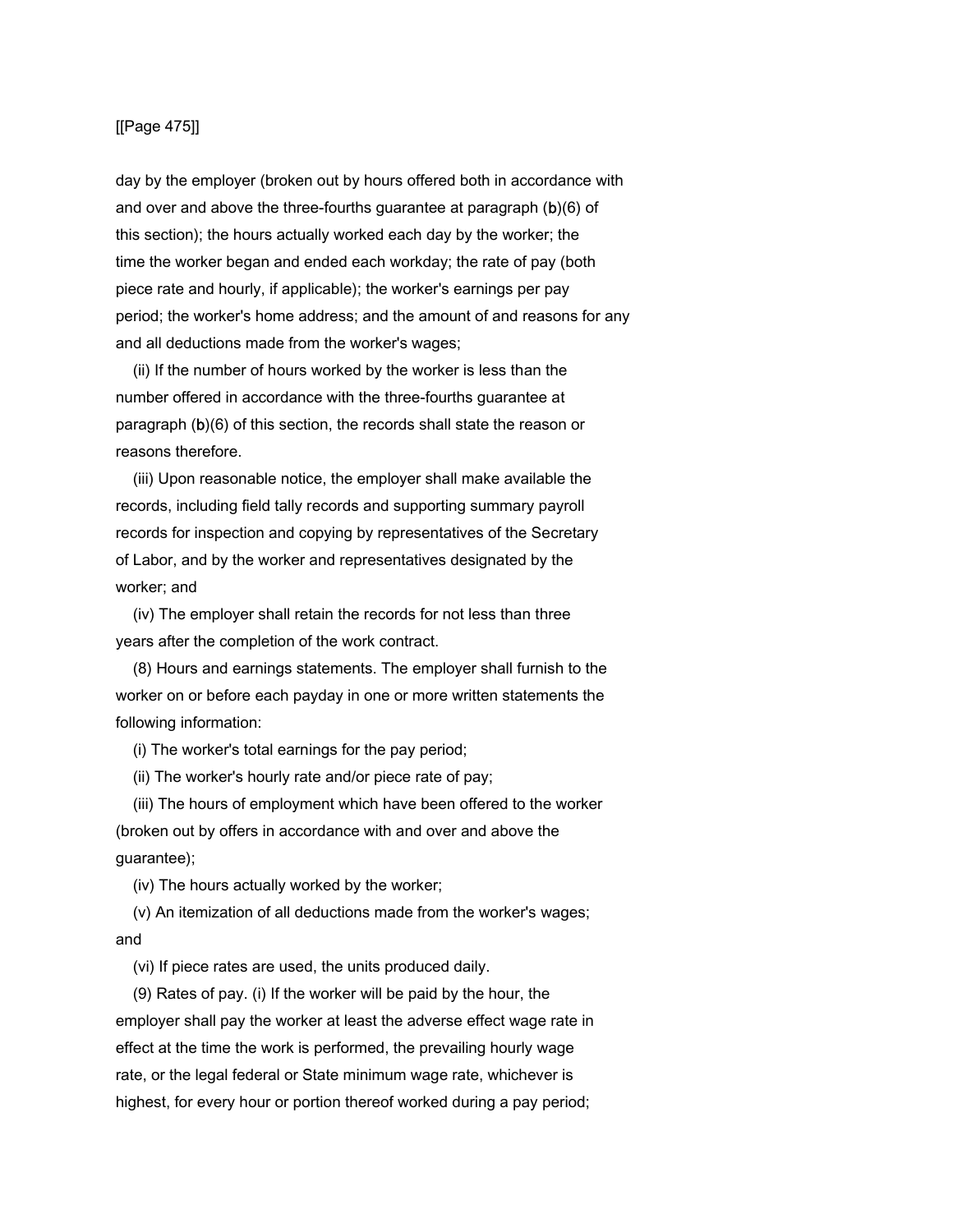day by the employer (broken out by hours offered both in accordance with and over and above the three-fourths guarantee at paragraph (b)(6) of this section); the hours actually worked each day by the worker; the time the worker began and ended each workday; the rate of pay (both piece rate and hourly, if applicable); the worker's earnings per pay period; the worker's home address; and the amount of and reasons for any and all deductions made from the worker's wages;

(ii) If the number of hours worked by the worker is less than the number offered in accordance with the three-fourths guarantee at paragraph (b)(6) of this section, the records shall state the reason or reasons therefore.

(iii) Upon reasonable notice, the employer shall make available the records, including field tally records and supporting summary payroll records for inspection and copying by representatives of the Secretary of Labor, and by the worker and representatives designated by the worker; and

(iv) The employer shall retain the records for not less than three years after the completion of the work contract.

(8) Hours and earnings statements. The employer shall furnish to the worker on or before each payday in one or more written statements the following information:

(i) The worker's total earnings for the pay period;

(ii) The worker's hourly rate and/or piece rate of pay;

(iii) The hours of employment which have been offered to the worker (broken out by offers in accordance with and over and above the guarantee);

(iv) The hours actually worked by the worker;

(v) An itemization of all deductions made from the worker's wages; and

(vi) If piece rates are used, the units produced daily.

(9) Rates of pay. (i) If the worker will be paid by the hour, the employer shall pay the worker at least the adverse effect wage rate in effect at the time the work is performed, the prevailing hourly wage rate, or the legal federal or State minimum wage rate, whichever is highest, for every hour or portion thereof worked during a pay period;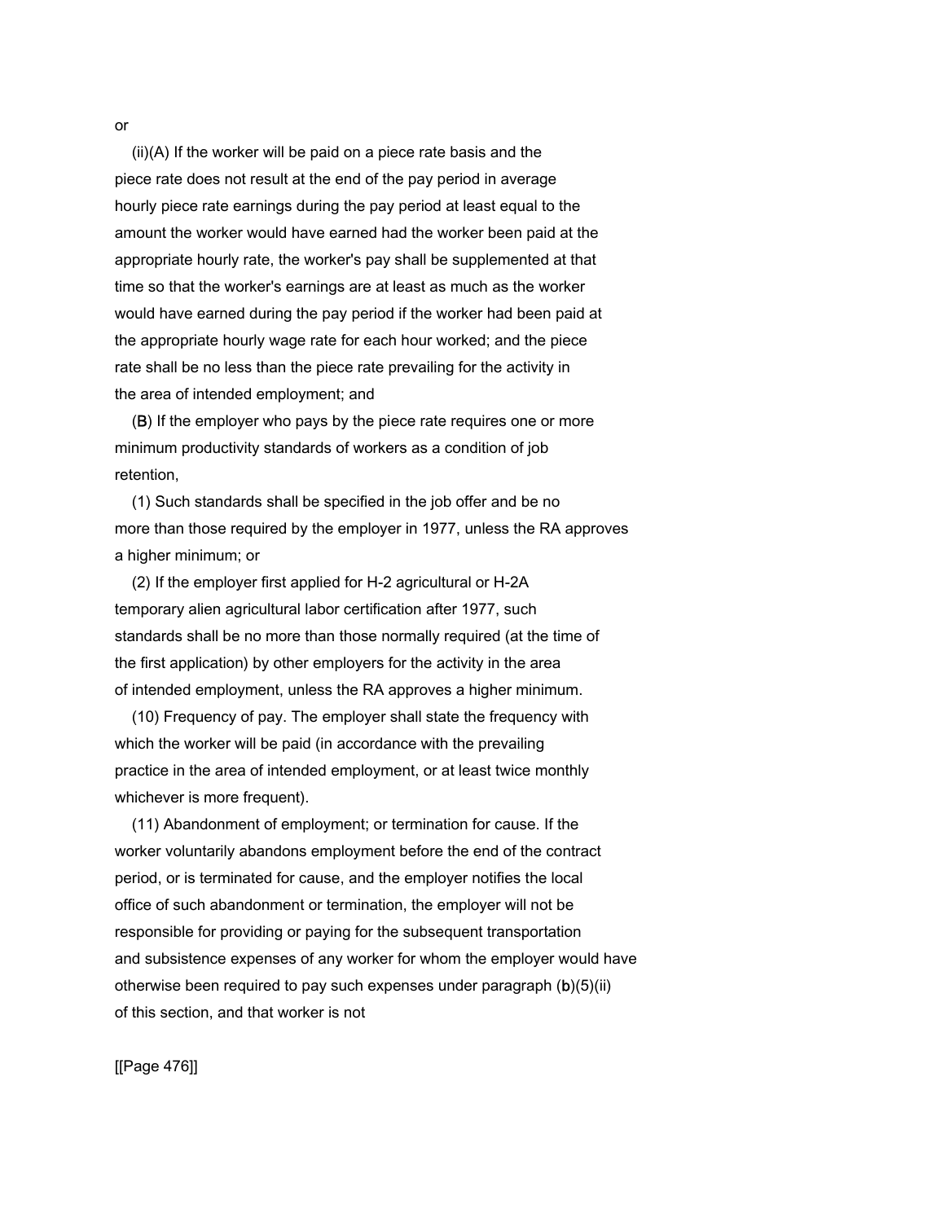or

(ii)(A) If the worker will be paid on a piece rate basis and the piece rate does not result at the end of the pay period in average hourly piece rate earnings during the pay period at least equal to the amount the worker would have earned had the worker been paid at the appropriate hourly rate, the worker's pay shall be supplemented at that time so that the worker's earnings are at least as much as the worker would have earned during the pay period if the worker had been paid at the appropriate hourly wage rate for each hour worked; and the piece rate shall be no less than the piece rate prevailing for the activity in the area of intended employment; and

(B) If the employer who pays by the piece rate requires one or more minimum productivity standards of workers as a condition of job retention,

(1) Such standards shall be specified in the job offer and be no more than those required by the employer in 1977, unless the RA approves a higher minimum; or

(2) If the employer first applied for H-2 agricultural or H-2A temporary alien agricultural labor certification after 1977, such standards shall be no more than those normally required (at the time of the first application) by other employers for the activity in the area of intended employment, unless the RA approves a higher minimum.

(10) Frequency of pay. The employer shall state the frequency with which the worker will be paid (in accordance with the prevailing practice in the area of intended employment, or at least twice monthly whichever is more frequent).

(11) Abandonment of employment; or termination for cause. If the worker voluntarily abandons employment before the end of the contract period, or is terminated for cause, and the employer notifies the local office of such abandonment or termination, the employer will not be responsible for providing or paying for the subsequent transportation and subsistence expenses of any worker for whom the employer would have otherwise been required to pay such expenses under paragraph (b)(5)(ii) of this section, and that worker is not

[[Page 476]]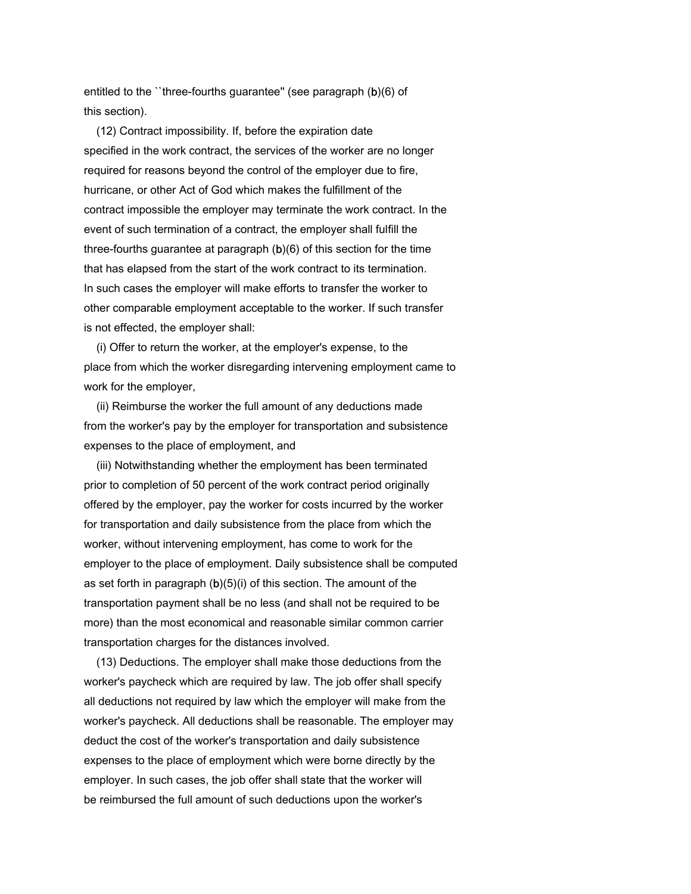entitled to the ``three-fourths guarantee'' (see paragraph (b)(6) of this section).

(12) Contract impossibility. If, before the expiration date specified in the work contract, the services of the worker are no longer required for reasons beyond the control of the employer due to fire, hurricane, or other Act of God which makes the fulfillment of the contract impossible the employer may terminate the work contract. In the event of such termination of a contract, the employer shall fulfill the three-fourths guarantee at paragraph (b)(6) of this section for the time that has elapsed from the start of the work contract to its termination. In such cases the employer will make efforts to transfer the worker to other comparable employment acceptable to the worker. If such transfer is not effected, the employer shall:

(i) Offer to return the worker, at the employer's expense, to the place from which the worker disregarding intervening employment came to work for the employer,

(ii) Reimburse the worker the full amount of any deductions made from the worker's pay by the employer for transportation and subsistence expenses to the place of employment, and

(iii) Notwithstanding whether the employment has been terminated prior to completion of 50 percent of the work contract period originally offered by the employer, pay the worker for costs incurred by the worker for transportation and daily subsistence from the place from which the worker, without intervening employment, has come to work for the employer to the place of employment. Daily subsistence shall be computed as set forth in paragraph (b)(5)(i) of this section. The amount of the transportation payment shall be no less (and shall not be required to be more) than the most economical and reasonable similar common carrier transportation charges for the distances involved.

(13) Deductions. The employer shall make those deductions from the worker's paycheck which are required by law. The job offer shall specify all deductions not required by law which the employer will make from the worker's paycheck. All deductions shall be reasonable. The employer may deduct the cost of the worker's transportation and daily subsistence expenses to the place of employment which were borne directly by the employer. In such cases, the job offer shall state that the worker will be reimbursed the full amount of such deductions upon the worker's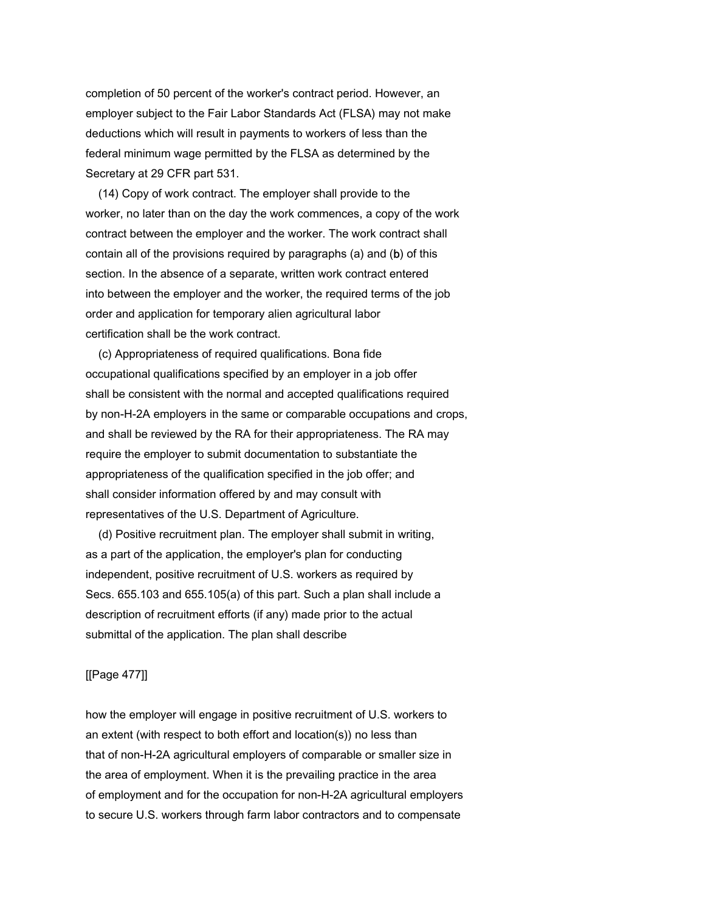completion of 50 percent of the worker's contract period. However, an employer subject to the Fair Labor Standards Act (FLSA) may not make deductions which will result in payments to workers of less than the federal minimum wage permitted by the FLSA as determined by the Secretary at 29 CFR part 531.

(14) Copy of work contract. The employer shall provide to the worker, no later than on the day the work commences, a copy of the work contract between the employer and the worker. The work contract shall contain all of the provisions required by paragraphs (a) and (b) of this section. In the absence of a separate, written work contract entered into between the employer and the worker, the required terms of the job order and application for temporary alien agricultural labor certification shall be the work contract.

(c) Appropriateness of required qualifications. Bona fide occupational qualifications specified by an employer in a job offer shall be consistent with the normal and accepted qualifications required by non-H-2A employers in the same or comparable occupations and crops, and shall be reviewed by the RA for their appropriateness. The RA may require the employer to submit documentation to substantiate the appropriateness of the qualification specified in the job offer; and shall consider information offered by and may consult with representatives of the U.S. Department of Agriculture.

(d) Positive recruitment plan. The employer shall submit in writing, as a part of the application, the employer's plan for conducting independent, positive recruitment of U.S. workers as required by Secs. 655.103 and 655.105(a) of this part. Such a plan shall include a description of recruitment efforts (if any) made prior to the actual submittal of the application. The plan shall describe

[[Page 477]]

how the employer will engage in positive recruitment of U.S. workers to an extent (with respect to both effort and location(s)) no less than that of non-H-2A agricultural employers of comparable or smaller size in the area of employment. When it is the prevailing practice in the area of employment and for the occupation for non-H-2A agricultural employers to secure U.S. workers through farm labor contractors and to compensate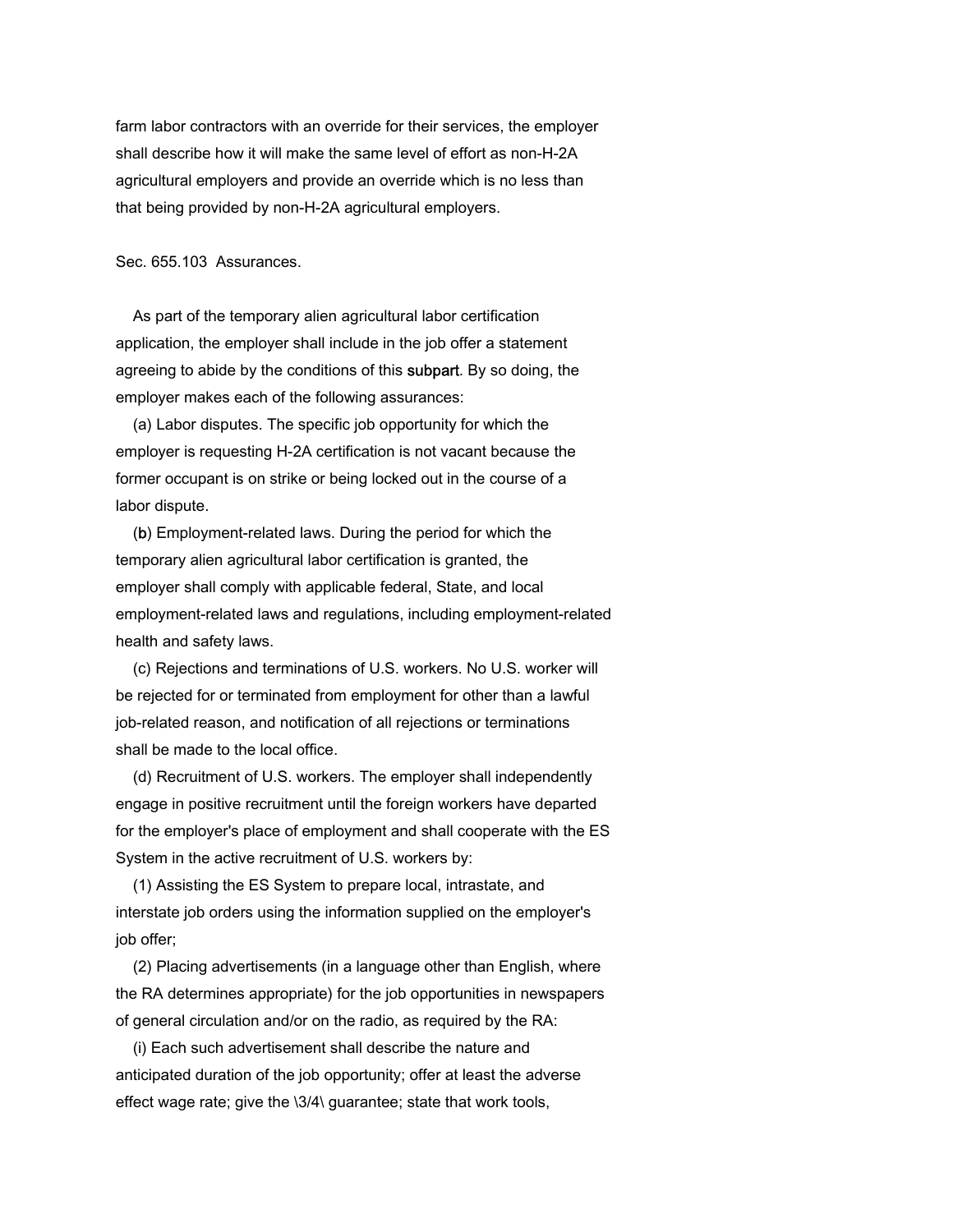farm labor contractors with an override for their services, the employer shall describe how it will make the same level of effort as non-H-2A agricultural employers and provide an override which is no less than that being provided by non-H-2A agricultural employers.

Sec. 655.103 Assurances.

As part of the temporary alien agricultural labor certification application, the employer shall include in the job offer a statement agreeing to abide by the conditions of this subpart. By so doing, the employer makes each of the following assurances:

(a) Labor disputes. The specific job opportunity for which the employer is requesting H-2A certification is not vacant because the former occupant is on strike or being locked out in the course of a labor dispute.

(b) Employment-related laws. During the period for which the temporary alien agricultural labor certification is granted, the employer shall comply with applicable federal, State, and local employment-related laws and regulations, including employment-related health and safety laws.

(c) Rejections and terminations of U.S. workers. No U.S. worker will be rejected for or terminated from employment for other than a lawful job-related reason, and notification of all rejections or terminations shall be made to the local office.

(d) Recruitment of U.S. workers. The employer shall independently engage in positive recruitment until the foreign workers have departed for the employer's place of employment and shall cooperate with the ES System in the active recruitment of U.S. workers by:

(1) Assisting the ES System to prepare local, intrastate, and interstate job orders using the information supplied on the employer's job offer;

(2) Placing advertisements (in a language other than English, where the RA determines appropriate) for the job opportunities in newspapers of general circulation and/or on the radio, as required by the RA:

(i) Each such advertisement shall describe the nature and anticipated duration of the job opportunity; offer at least the adverse effect wage rate; give the \3/4\ guarantee; state that work tools,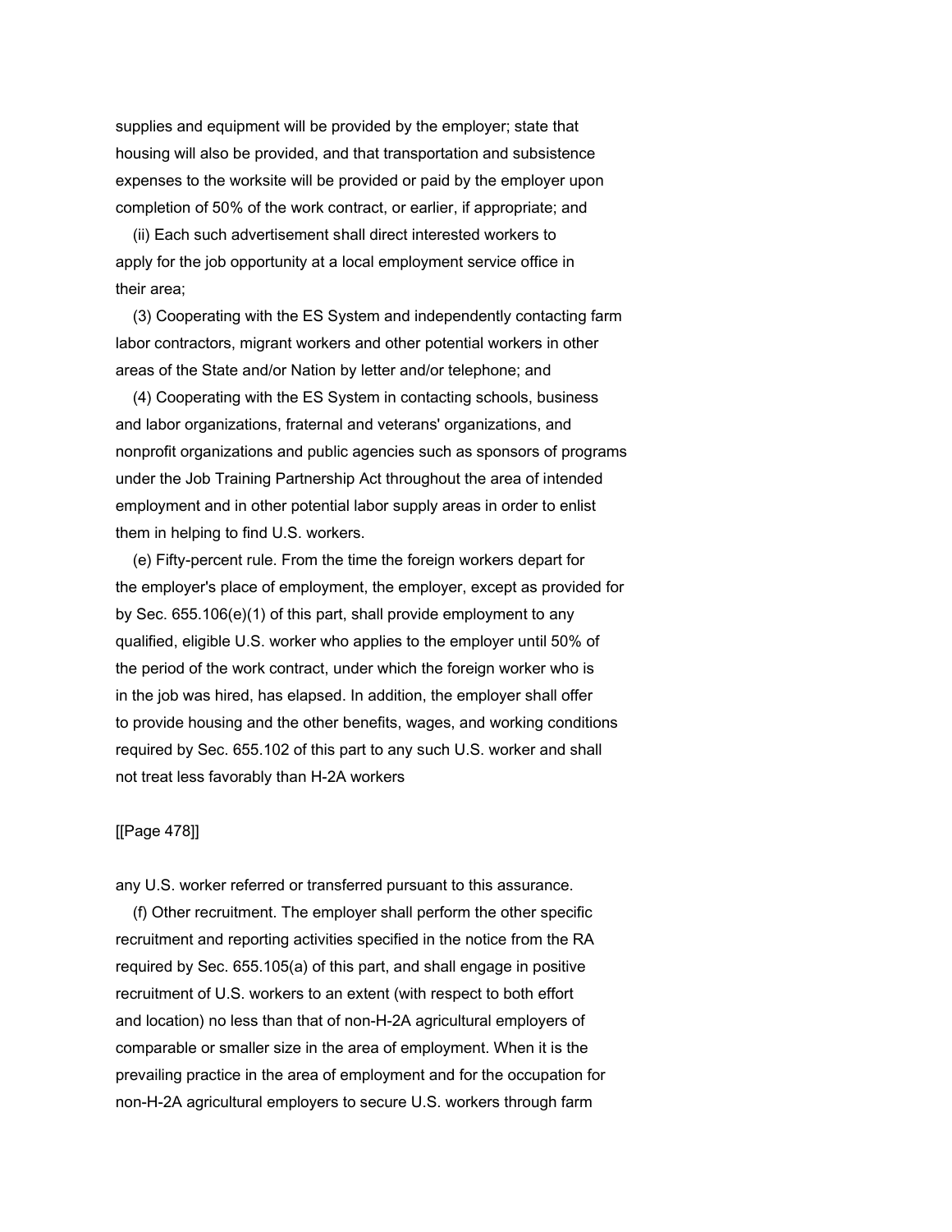supplies and equipment will be provided by the employer; state that housing will also be provided, and that transportation and subsistence expenses to the worksite will be provided or paid by the employer upon completion of 50% of the work contract, or earlier, if appropriate; and

(ii) Each such advertisement shall direct interested workers to apply for the job opportunity at a local employment service office in their area;

(3) Cooperating with the ES System and independently contacting farm labor contractors, migrant workers and other potential workers in other areas of the State and/or Nation by letter and/or telephone; and

(4) Cooperating with the ES System in contacting schools, business and labor organizations, fraternal and veterans' organizations, and nonprofit organizations and public agencies such as sponsors of programs under the Job Training Partnership Act throughout the area of intended employment and in other potential labor supply areas in order to enlist them in helping to find U.S. workers.

(e) Fifty-percent rule. From the time the foreign workers depart for the employer's place of employment, the employer, except as provided for by Sec. 655.106(e)(1) of this part, shall provide employment to any qualified, eligible U.S. worker who applies to the employer until 50% of the period of the work contract, under which the foreign worker who is in the job was hired, has elapsed. In addition, the employer shall offer to provide housing and the other benefits, wages, and working conditions required by Sec. 655.102 of this part to any such U.S. worker and shall not treat less favorably than H-2A workers any U.S. worker referred or transferred pursuant to this assurance.

(f) Other recruitment. The employer shall perform the other specific recruitment and reporting activities specified in the notice from the RA required by Sec. 655.105(a) of this part, and shall engage in positive recruitment of U.S. workers to an extent (with respect to both effort and location) no less than that of non-H-2A agricultural employers of comparable or smaller size in the area of employment. When it is the prevailing practice in the area of employment and for the occupation for non-H-2A agricultural employers to secure U.S. workers through farm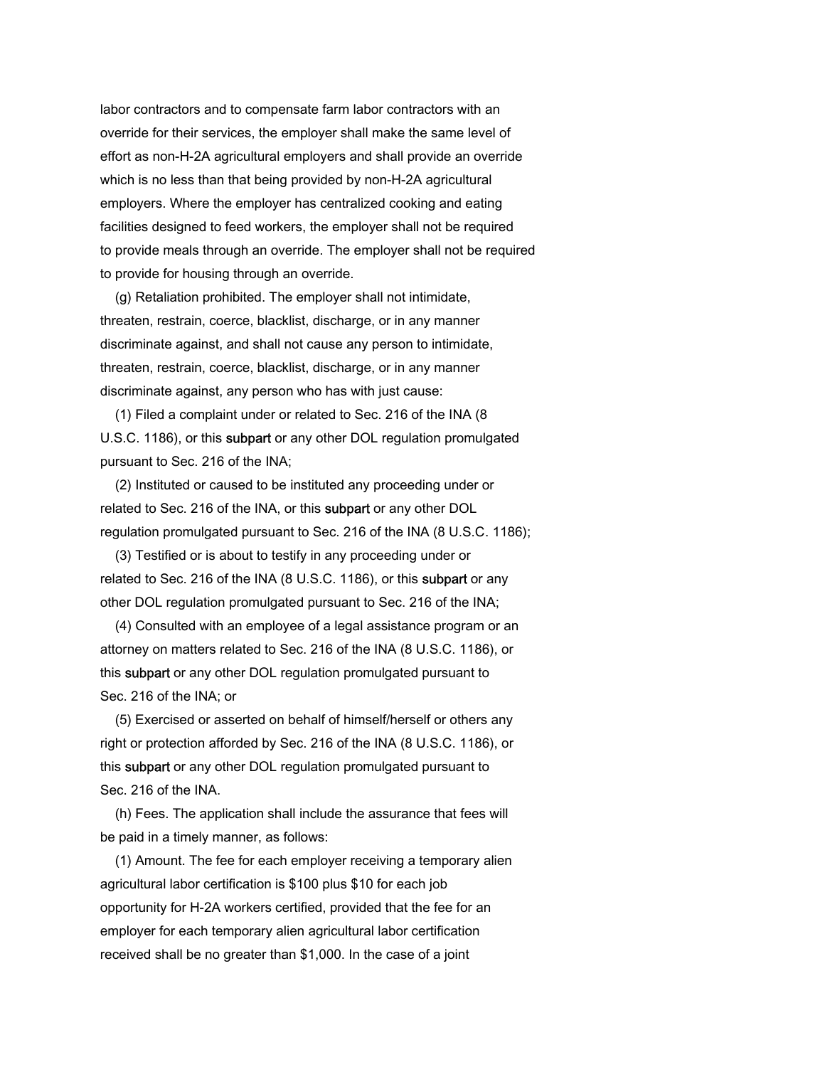labor contractors and to compensate farm labor contractors with an override for their services, the employer shall make the same level of effort as non-H-2A agricultural employers and shall provide an override which is no less than that being provided by non-H-2A agricultural employers. Where the employer has centralized cooking and eating facilities designed to feed workers, the employer shall not be required to provide meals through an override. The employer shall not be required to provide for housing through an override.

(g) Retaliation prohibited. The employer shall not intimidate, threaten, restrain, coerce, blacklist, discharge, or in any manner discriminate against, and shall not cause any person to intimidate, threaten, restrain, coerce, blacklist, discharge, or in any manner discriminate against, any person who has with just cause:

(1) Filed a complaint under or related to Sec. 216 of the INA (8 U.S.C. 1186), or this subpart or any other DOL regulation promulgated pursuant to Sec. 216 of the INA;

(2) Instituted or caused to be instituted any proceeding under or related to Sec. 216 of the INA, or this subpart or any other DOL regulation promulgated pursuant to Sec. 216 of the INA (8 U.S.C. 1186);

(3) Testified or is about to testify in any proceeding under or related to Sec. 216 of the INA (8 U.S.C. 1186), or this subpart or any other DOL regulation promulgated pursuant to Sec. 216 of the INA;

(4) Consulted with an employee of a legal assistance program or an attorney on matters related to Sec. 216 of the INA (8 U.S.C. 1186), or this subpart or any other DOL regulation promulgated pursuant to Sec. 216 of the INA; or

(5) Exercised or asserted on behalf of himself/herself or others any right or protection afforded by Sec. 216 of the INA (8 U.S.C. 1186), or this subpart or any other DOL regulation promulgated pursuant to Sec. 216 of the INA.

(h) Fees. The application shall include the assurance that fees will be paid in a timely manner, as follows:

(1) Amount. The fee for each employer receiving a temporary alien agricultural labor certification is $100 plus $10 for each job opportunity for H-2A workers certified, provided that the fee for an employer for each temporary alien agricultural labor certification received shall be no greater than $1,000. In the case of a joint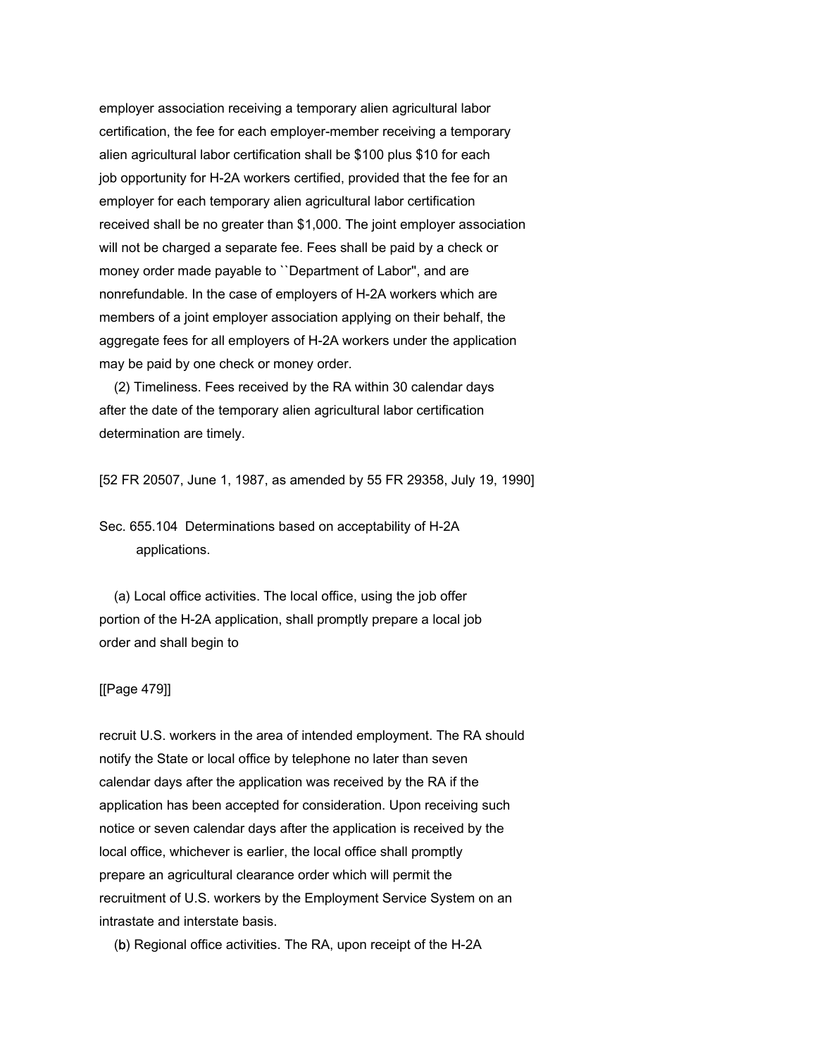employer association receiving a temporary alien agricultural labor certification, the fee for each employer-member receiving a temporary alien agricultural labor certification shall be $100 plus $10 for each job opportunity for H-2A workers certified, provided that the fee for an employer for each temporary alien agricultural labor certification received shall be no greater than $1,000. The joint employer association will not be charged a separate fee. Fees shall be paid by a check or money order made payable to ``Department of Labor'', and are nonrefundable. In the case of employers of H-2A workers which are members of a joint employer association applying on their behalf, the aggregate fees for all employers of H-2A workers under the application may be paid by one check or money order.

(2) Timeliness. Fees received by the RA within 30 calendar days after the date of the temporary alien agricultural labor certification determination are timely.

[52 FR 20507, June 1, 1987, as amended by 55 FR 29358, July 19, 1990]

Sec. 655.104 Determinations based on acceptability of H-2A applications.

(a) Local office activities. The local office, using the job offer portion of the H-2A application, shall promptly prepare a local job order and shall begin to recruit U.S. workers in the area of intended employment. The RA should notify the State or local office by telephone no later than seven calendar days after the application was received by the RA if the application has been accepted for consideration. Upon receiving such notice or seven calendar days after the application is received by the local office, whichever is earlier, the local office shall promptly prepare an agricultural clearance order which will permit the recruitment of U.S. workers by the Employment Service System on an intrastate and interstate basis.

(b) Regional office activities. The RA, upon receipt of the H-2A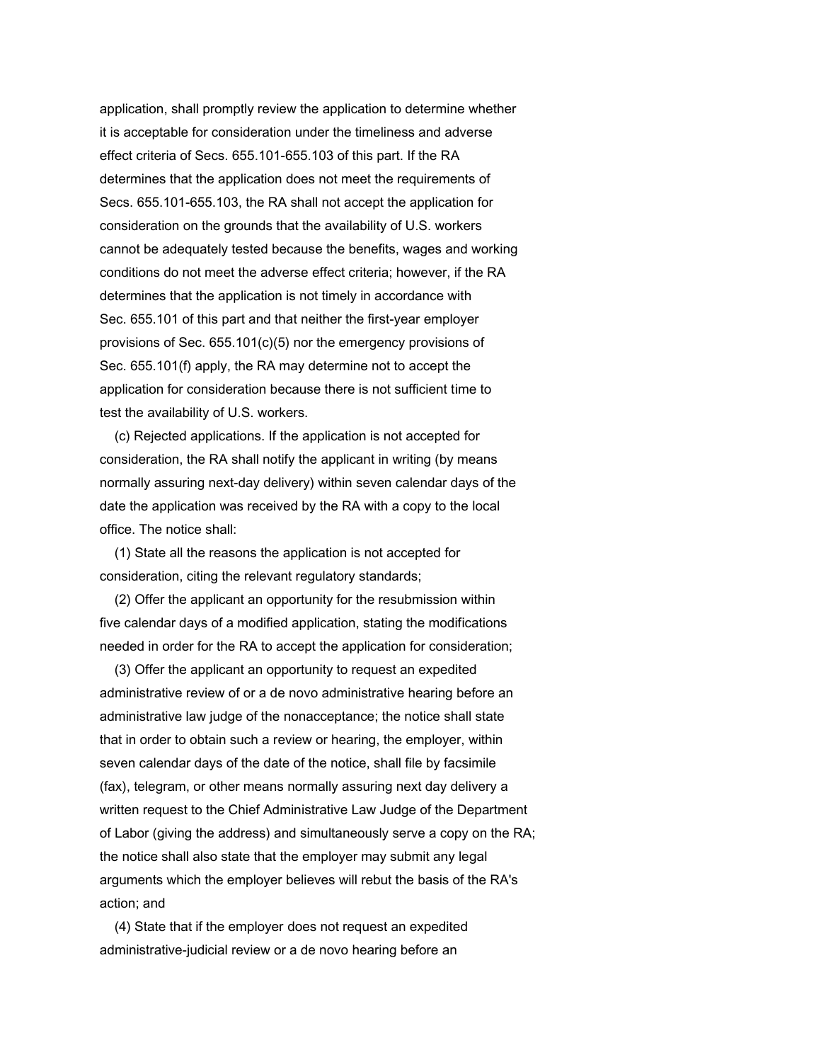application, shall promptly review the application to determine whether it is acceptable for consideration under the timeliness and adverse effect criteria of Secs. 655.101-655.103 of this part. If the RA determines that the application does not meet the requirements of Secs. 655.101-655.103, the RA shall not accept the application for consideration on the grounds that the availability of U.S. workers cannot be adequately tested because the benefits, wages and working conditions do not meet the adverse effect criteria; however, if the RA determines that the application is not timely in accordance with Sec. 655.101 of this part and that neither the first-year employer provisions of Sec. 655.101(c)(5) nor the emergency provisions of Sec. 655.101(f) apply, the RA may determine not to accept the application for consideration because there is not sufficient time to test the availability of U.S. workers.

(c) Rejected applications. If the application is not accepted for consideration, the RA shall notify the applicant in writing (by means normally assuring next-day delivery) within seven calendar days of the date the application was received by the RA with a copy to the local office. The notice shall:

(1) State all the reasons the application is not accepted for consideration, citing the relevant regulatory standards;

(2) Offer the applicant an opportunity for the resubmission within five calendar days of a modified application, stating the modifications needed in order for the RA to accept the application for consideration;

(3) Offer the applicant an opportunity to request an expedited administrative review of or a de novo administrative hearing before an administrative law judge of the nonacceptance; the notice shall state that in order to obtain such a review or hearing, the employer, within seven calendar days of the date of the notice, shall file by facsimile (fax), telegram, or other means normally assuring next day delivery a written request to the Chief Administrative Law Judge of the Department of Labor (giving the address) and simultaneously serve a copy on the RA; the notice shall also state that the employer may submit any legal arguments which the employer believes will rebut the basis of the RA's action; and

(4) State that if the employer does not request an expedited administrative-judicial review or a de novo hearing before an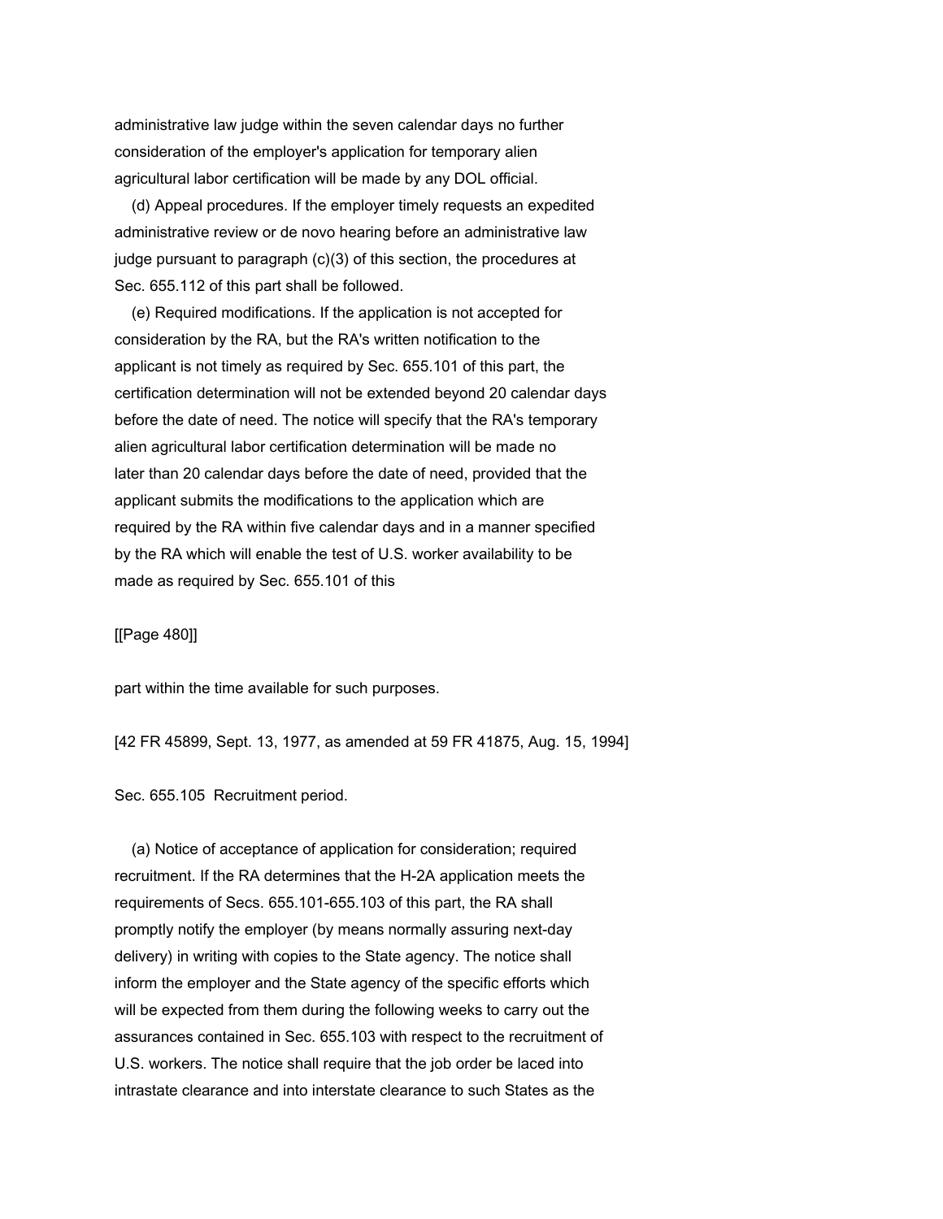administrative law judge within the seven calendar days no further consideration of the employer's application for temporary alien agricultural labor certification will be made by any DOL official.

(d) Appeal procedures. If the employer timely requests an expedited administrative review or de novo hearing before an administrative law judge pursuant to paragraph (c)(3) of this section, the procedures at Sec. 655.112 of this part shall be followed.

(e) Required modifications. If the application is not accepted for consideration by the RA, but the RA's written notification to the applicant is not timely as required by Sec. 655.101 of this part, the certification determination will not be extended beyond 20 calendar days before the date of need. The notice will specify that the RA's temporary alien agricultural labor certification determination will be made no later than 20 calendar days before the date of need, provided that the applicant submits the modifications to the application which are required by the RA within five calendar days and in a manner specified by the RA which will enable the test of U.S. worker availability to be made as required by Sec. 655.101 of this

[[Page 480]]

part within the time available for such purposes.

[42 FR 45899, Sept. 13, 1977, as amended at 59 FR 41875, Aug. 15, 1994]

Sec. 655.105 Recruitment period.

(a) Notice of acceptance of application for consideration; required recruitment. If the RA determines that the H-2A application meets the requirements of Secs. 655.101-655.103 of this part, the RA shall promptly notify the employer (by means normally assuring next-day delivery) in writing with copies to the State agency. The notice shall inform the employer and the State agency of the specific efforts which will be expected from them during the following weeks to carry out the assurances contained in Sec. 655.103 with respect to the recruitment of U.S. workers. The notice shall require that the job order be laced into intrastate clearance and into interstate clearance to such States as the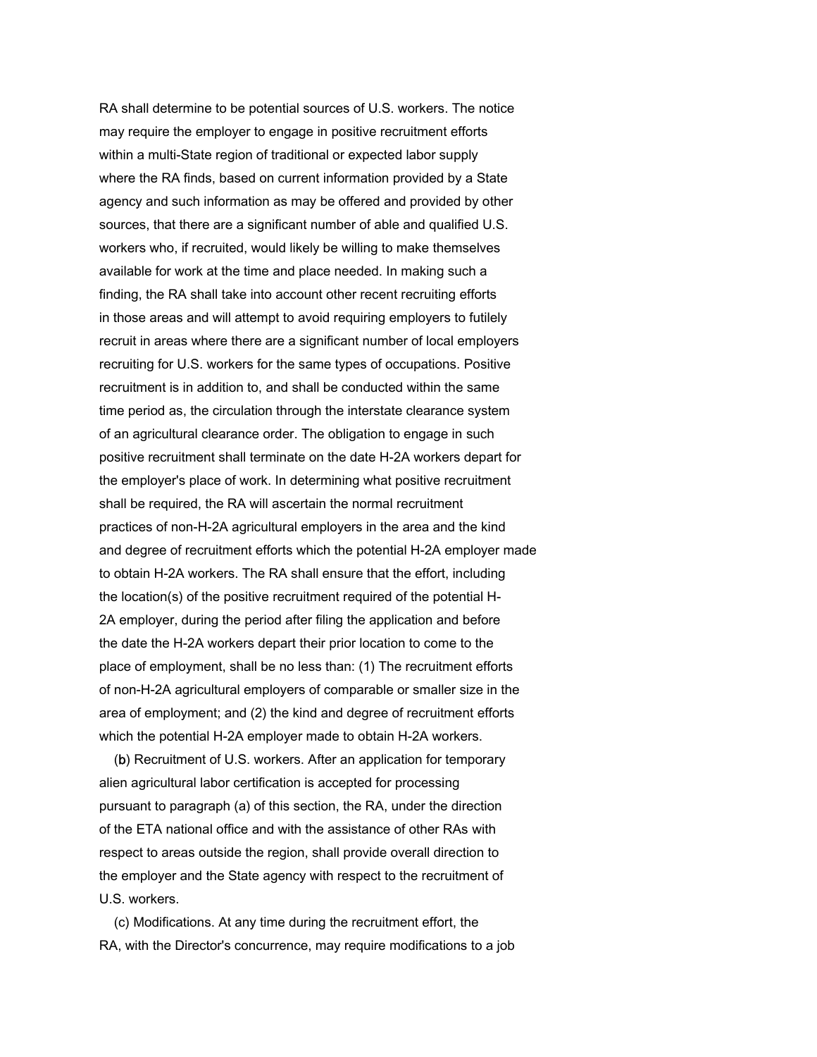RA shall determine to be potential sources of U.S. workers. The notice may require the employer to engage in positive recruitment efforts within a multi-State region of traditional or expected labor supply where the RA finds, based on current information provided by a State agency and such information as may be offered and provided by other sources, that there are a significant number of able and qualified U.S. workers who, if recruited, would likely be willing to make themselves available for work at the time and place needed. In making such a finding, the RA shall take into account other recent recruiting efforts in those areas and will attempt to avoid requiring employers to futilely recruit in areas where there are a significant number of local employers recruiting for U.S. workers for the same types of occupations. Positive recruitment is in addition to, and shall be conducted within the same time period as, the circulation through the interstate clearance system of an agricultural clearance order. The obligation to engage in such positive recruitment shall terminate on the date H-2A workers depart for the employer's place of work. In determining what positive recruitment shall be required, the RA will ascertain the normal recruitment practices of non-H-2A agricultural employers in the area and the kind and degree of recruitment efforts which the potential H-2A employer made to obtain H-2A workers. The RA shall ensure that the effort, including the location(s) of the positive recruitment required of the potential H-2A employer, during the period after filing the application and before the date the H-2A workers depart their prior location to come to the place of employment, shall be no less than: (1) The recruitment efforts of non-H-2A agricultural employers of comparable or smaller size in the area of employment; and (2) the kind and degree of recruitment efforts which the potential H-2A employer made to obtain H-2A workers.

(b) Recruitment of U.S. workers. After an application for temporary alien agricultural labor certification is accepted for processing pursuant to paragraph (a) of this section, the RA, under the direction of the ETA national office and with the assistance of other RAs with respect to areas outside the region, shall provide overall direction to the employer and the State agency with respect to the recruitment of U.S. workers.

(c) Modifications. At any time during the recruitment effort, the RA, with the Director's concurrence, may require modifications to a job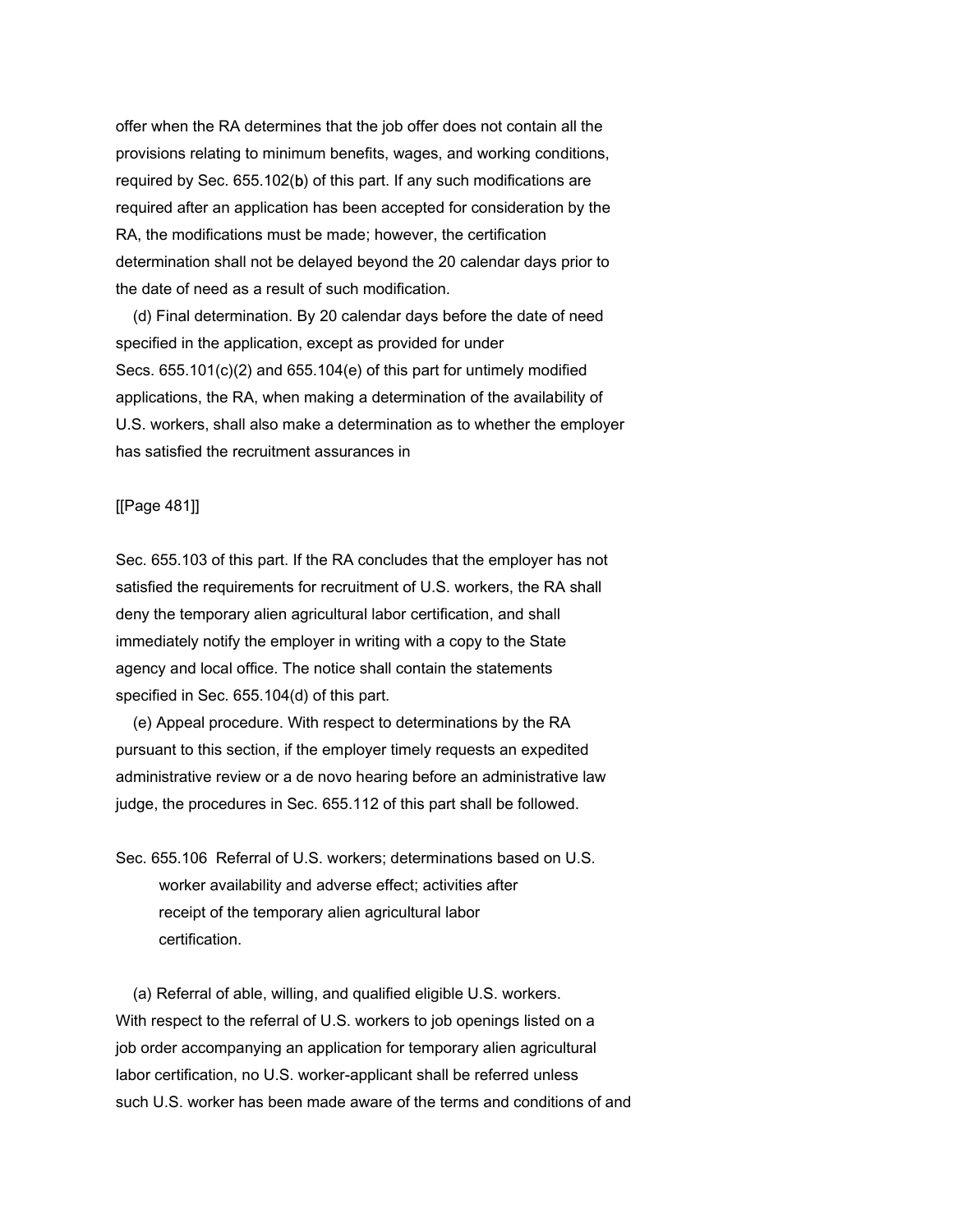offer when the RA determines that the job offer does not contain all the provisions relating to minimum benefits, wages, and working conditions, required by Sec. 655.102(b) of this part. If any such modifications are required after an application has been accepted for consideration by the RA, the modifications must be made; however, the certification determination shall not be delayed beyond the 20 calendar days prior to the date of need as a result of such modification.

(d) Final determination. By 20 calendar days before the date of need specified in the application, except as provided for under Secs. 655.101(c)(2) and 655.104(e) of this part for untimely modified applications, the RA, when making a determination of the availability of U.S. workers, shall also make a determination as to whether the employer has satisfied the recruitment assurances in

[[Page 481]]

Sec. 655.103 of this part. If the RA concludes that the employer has not satisfied the requirements for recruitment of U.S. workers, the RA shall deny the temporary alien agricultural labor certification, and shall immediately notify the employer in writing with a copy to the State agency and local office. The notice shall contain the statements specified in Sec. 655.104(d) of this part.

(e) Appeal procedure. With respect to determinations by the RA pursuant to this section, if the employer timely requests an expedited administrative review or a de novo hearing before an administrative law judge, the procedures in Sec. 655.112 of this part shall be followed.

Sec. 655.106 Referral of U.S. workers; determinations based on U.S. worker availability and adverse effect; activities after receipt of the temporary alien agricultural labor certification.

(a) Referral of able, willing, and qualified eligible U.S. workers. With respect to the referral of U.S. workers to job openings listed on a job order accompanying an application for temporary alien agricultural labor certification, no U.S. worker-applicant shall be referred unless such U.S. worker has been made aware of the terms and conditions of and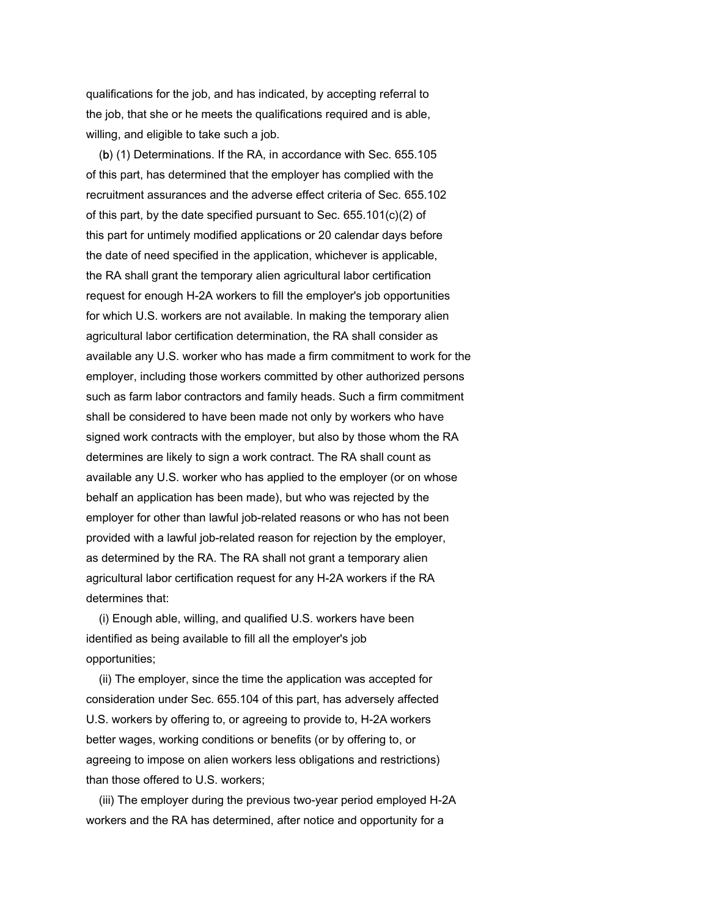qualifications for the job, and has indicated, by accepting referral to the job, that she or he meets the qualifications required and is able, willing, and eligible to take such a job.

(b) (1) Determinations. If the RA, in accordance with Sec. 655.105 of this part, has determined that the employer has complied with the recruitment assurances and the adverse effect criteria of Sec. 655.102 of this part, by the date specified pursuant to Sec. 655.101(c)(2) of this part for untimely modified applications or 20 calendar days before the date of need specified in the application, whichever is applicable, the RA shall grant the temporary alien agricultural labor certification request for enough H-2A workers to fill the employer's job opportunities for which U.S. workers are not available. In making the temporary alien agricultural labor certification determination, the RA shall consider as available any U.S. worker who has made a firm commitment to work for the employer, including those workers committed by other authorized persons such as farm labor contractors and family heads. Such a firm commitment shall be considered to have been made not only by workers who have signed work contracts with the employer, but also by those whom the RA determines are likely to sign a work contract. The RA shall count as available any U.S. worker who has applied to the employer (or on whose behalf an application has been made), but who was rejected by the employer for other than lawful job-related reasons or who has not been provided with a lawful job-related reason for rejection by the employer, as determined by the RA. The RA shall not grant a temporary alien agricultural labor certification request for any H-2A workers if the RA determines that:

(i) Enough able, willing, and qualified U.S. workers have been identified as being available to fill all the employer's job opportunities;

(ii) The employer, since the time the application was accepted for consideration under Sec. 655.104 of this part, has adversely affected U.S. workers by offering to, or agreeing to provide to, H-2A workers better wages, working conditions or benefits (or by offering to, or agreeing to impose on alien workers less obligations and restrictions) than those offered to U.S. workers;

(iii) The employer during the previous two-year period employed H-2A workers and the RA has determined, after notice and opportunity for a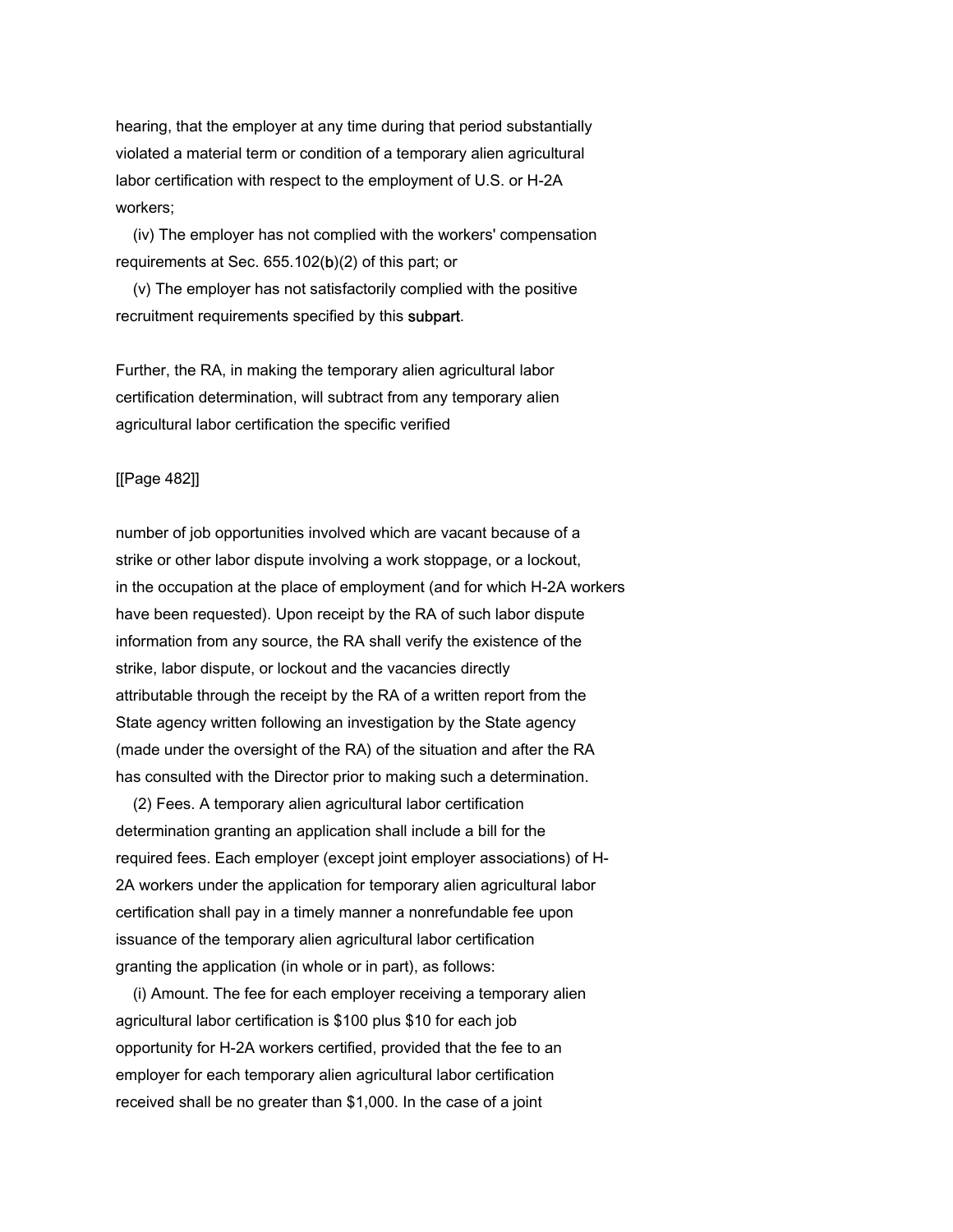hearing, that the employer at any time during that period substantially violated a material term or condition of a temporary alien agricultural labor certification with respect to the employment of U.S. or H-2A workers;

(iv) The employer has not complied with the workers' compensation requirements at Sec. 655.102(b)(2) of this part; or

(v) The employer has not satisfactorily complied with the positive recruitment requirements specified by this subpart.

Further, the RA, in making the temporary alien agricultural labor certification determination, will subtract from any temporary alien agricultural labor certification the specific verified

[[Page 482]]

number of job opportunities involved which are vacant because of a strike or other labor dispute involving a work stoppage, or a lockout, in the occupation at the place of employment (and for which H-2A workers have been requested). Upon receipt by the RA of such labor dispute information from any source, the RA shall verify the existence of the strike, labor dispute, or lockout and the vacancies directly attributable through the receipt by the RA of a written report from the State agency written following an investigation by the State agency (made under the oversight of the RA) of the situation and after the RA has consulted with the Director prior to making such a determination.

(2) Fees. A temporary alien agricultural labor certification determination granting an application shall include a bill for the required fees. Each employer (except joint employer associations) of H-2A workers under the application for temporary alien agricultural labor certification shall pay in a timely manner a nonrefundable fee upon issuance of the temporary alien agricultural labor certification granting the application (in whole or in part), as follows:

(i) Amount. The fee for each employer receiving a temporary alien agricultural labor certification is $100 plus $10 for each job opportunity for H-2A workers certified, provided that the fee to an employer for each temporary alien agricultural labor certification received shall be no greater than $1,000. In the case of a joint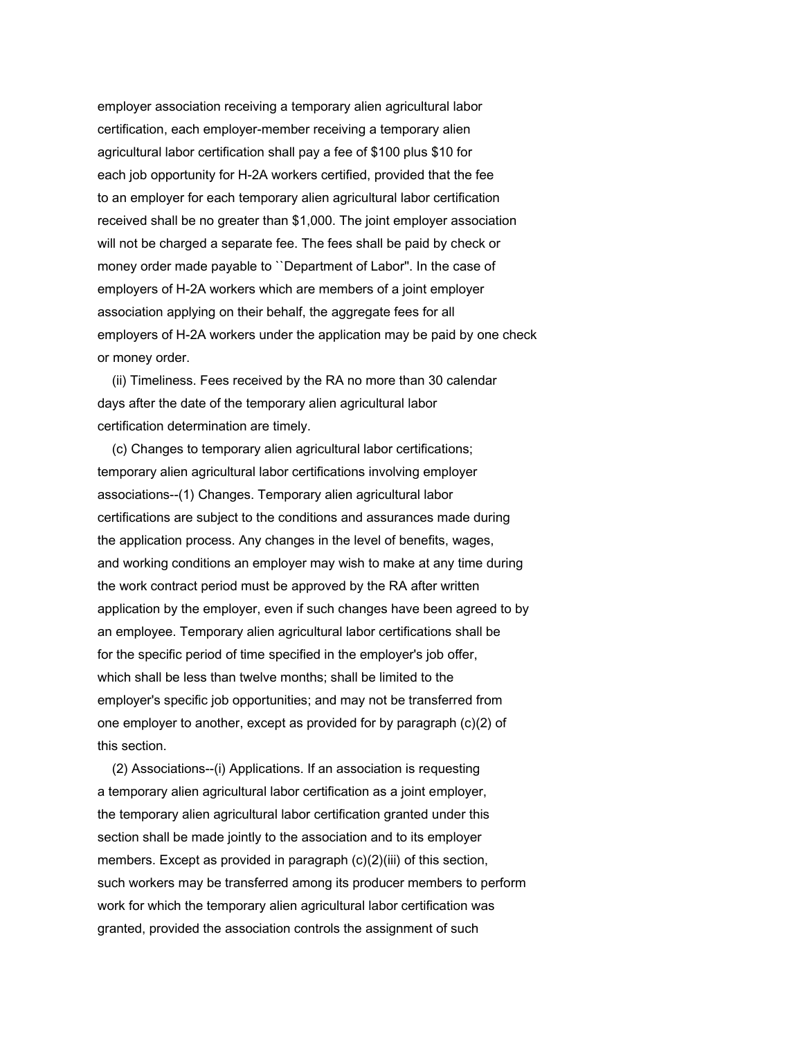employer association receiving a temporary alien agricultural labor certification, each employer-member receiving a temporary alien agricultural labor certification shall pay a fee of $100 plus $10 for each job opportunity for H-2A workers certified, provided that the fee to an employer for each temporary alien agricultural labor certification received shall be no greater than $1,000. The joint employer association will not be charged a separate fee. The fees shall be paid by check or money order made payable to ``Department of Labor''. In the case of employers of H-2A workers which are members of a joint employer association applying on their behalf, the aggregate fees for all employers of H-2A workers under the application may be paid by one check or money order.

(ii) Timeliness. Fees received by the RA no more than 30 calendar days after the date of the temporary alien agricultural labor certification determination are timely.

(c) Changes to temporary alien agricultural labor certifications; temporary alien agricultural labor certifications involving employer associations--(1) Changes. Temporary alien agricultural labor certifications are subject to the conditions and assurances made during the application process. Any changes in the level of benefits, wages, and working conditions an employer may wish to make at any time during the work contract period must be approved by the RA after written application by the employer, even if such changes have been agreed to by an employee. Temporary alien agricultural labor certifications shall be for the specific period of time specified in the employer's job offer, which shall be less than twelve months; shall be limited to the employer's specific job opportunities; and may not be transferred from one employer to another, except as provided for by paragraph (c)(2) of this section.

(2) Associations--(i) Applications. If an association is requesting a temporary alien agricultural labor certification as a joint employer, the temporary alien agricultural labor certification granted under this section shall be made jointly to the association and to its employer members. Except as provided in paragraph (c)(2)(iii) of this section, such workers may be transferred among its producer members to perform work for which the temporary alien agricultural labor certification was granted, provided the association controls the assignment of such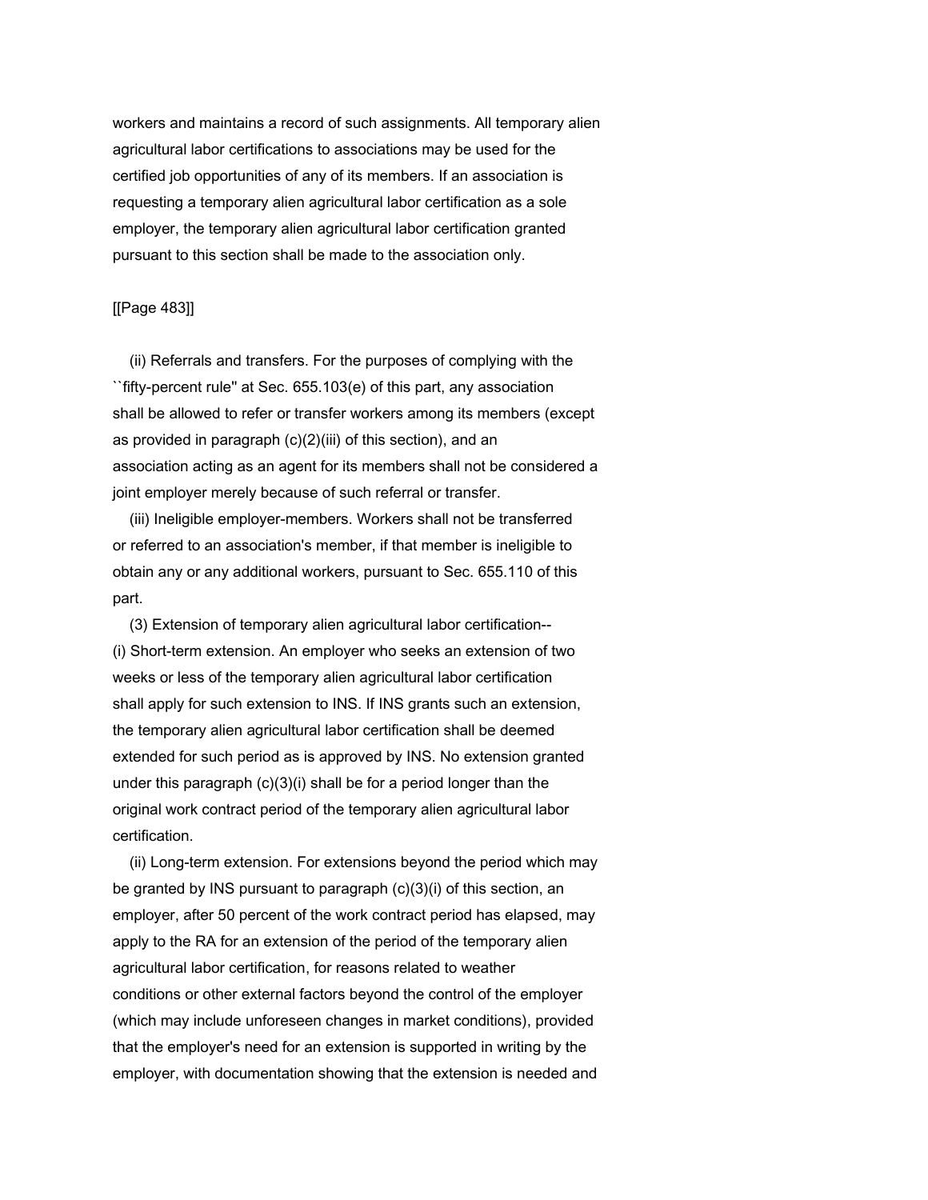workers and maintains a record of such assignments. All temporary alien agricultural labor certifications to associations may be used for the certified job opportunities of any of its members. If an association is requesting a temporary alien agricultural labor certification as a sole employer, the temporary alien agricultural labor certification granted pursuant to this section shall be made to the association only.

[[Page 483]]

(ii) Referrals and transfers. For the purposes of complying with the ``fifty-percent rule'' at Sec. 655.103(e) of this part, any association shall be allowed to refer or transfer workers among its members (except as provided in paragraph (c)(2)(iii) of this section), and an association acting as an agent for its members shall not be considered a joint employer merely because of such referral or transfer.

(iii) Ineligible employer-members. Workers shall not be transferred or referred to an association's member, if that member is ineligible to obtain any or any additional workers, pursuant to Sec. 655.110 of this part.

(3) Extension of temporary alien agricultural labor certification--(i) Short-term extension. An employer who seeks an extension of two weeks or less of the temporary alien agricultural labor certification shall apply for such extension to INS. If INS grants such an extension, the temporary alien agricultural labor certification shall be deemed extended for such period as is approved by INS. No extension granted under this paragraph (c)(3)(i) shall be for a period longer than the original work contract period of the temporary alien agricultural labor certification.

(ii) Long-term extension. For extensions beyond the period which may be granted by INS pursuant to paragraph (c)(3)(i) of this section, an employer, after 50 percent of the work contract period has elapsed, may apply to the RA for an extension of the period of the temporary alien agricultural labor certification, for reasons related to weather conditions or other external factors beyond the control of the employer (which may include unforeseen changes in market conditions), provided that the employer's need for an extension is supported in writing by the employer, with documentation showing that the extension is needed and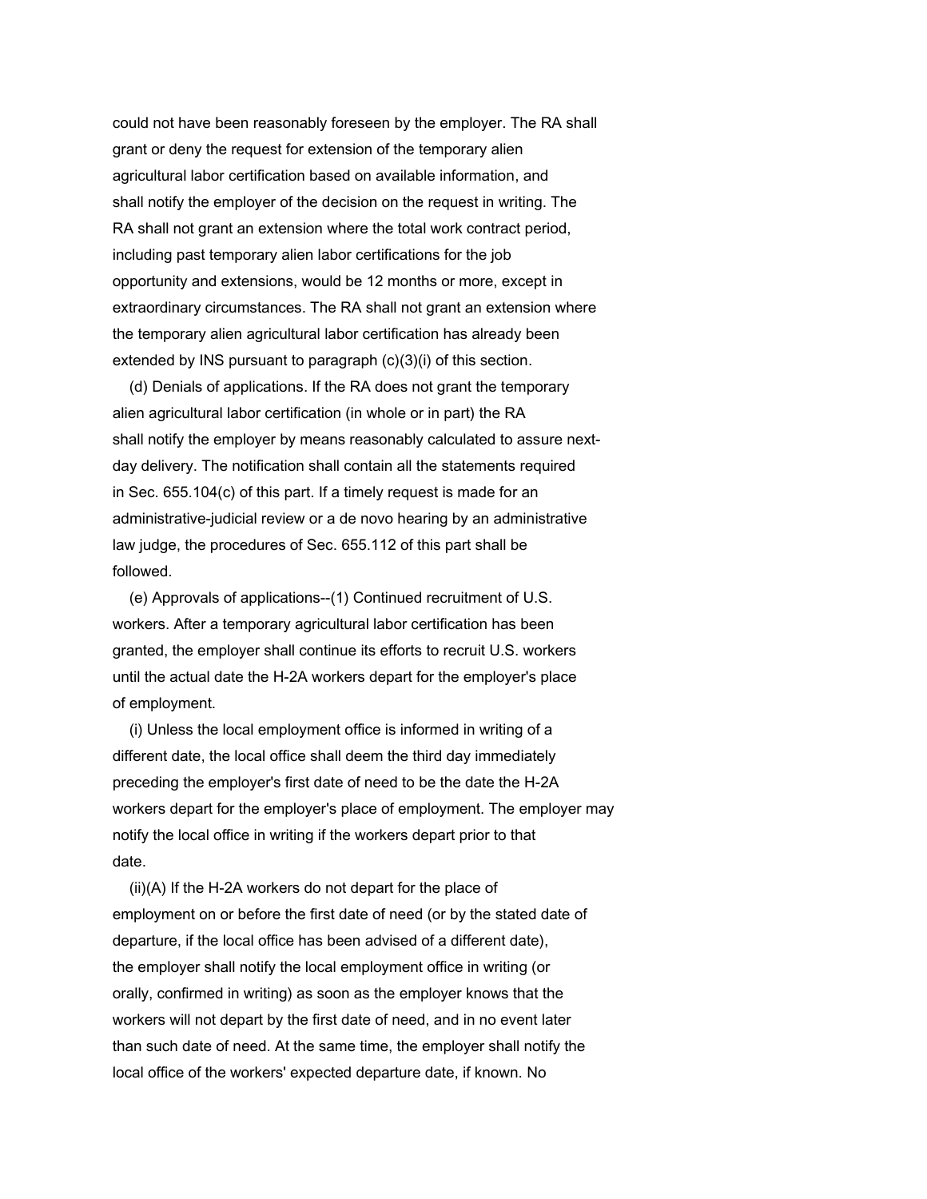could not have been reasonably foreseen by the employer. The RA shall grant or deny the request for extension of the temporary alien agricultural labor certification based on available information, and shall notify the employer of the decision on the request in writing. The RA shall not grant an extension where the total work contract period, including past temporary alien labor certifications for the job opportunity and extensions, would be 12 months or more, except in extraordinary circumstances. The RA shall not grant an extension where the temporary alien agricultural labor certification has already been extended by INS pursuant to paragraph (c)(3)(i) of this section.

(d) Denials of applications. If the RA does not grant the temporary alien agricultural labor certification (in whole or in part) the RA shall notify the employer by means reasonably calculated to assure next-day delivery. The notification shall contain all the statements required in Sec. 655.104(c) of this part. If a timely request is made for an administrative-judicial review or a de novo hearing by an administrative law judge, the procedures of Sec. 655.112 of this part shall be followed.

(e) Approvals of applications--(1) Continued recruitment of U.S. workers. After a temporary agricultural labor certification has been granted, the employer shall continue its efforts to recruit U.S. workers until the actual date the H-2A workers depart for the employer's place of employment.

(i) Unless the local employment office is informed in writing of a different date, the local office shall deem the third day immediately preceding the employer's first date of need to be the date the H-2A workers depart for the employer's place of employment. The employer may notify the local office in writing if the workers depart prior to that date.

(ii)(A) If the H-2A workers do not depart for the place of employment on or before the first date of need (or by the stated date of departure, if the local office has been advised of a different date), the employer shall notify the local employment office in writing (or orally, confirmed in writing) as soon as the employer knows that the workers will not depart by the first date of need, and in no event later than such date of need. At the same time, the employer shall notify the local office of the workers' expected departure date, if known. No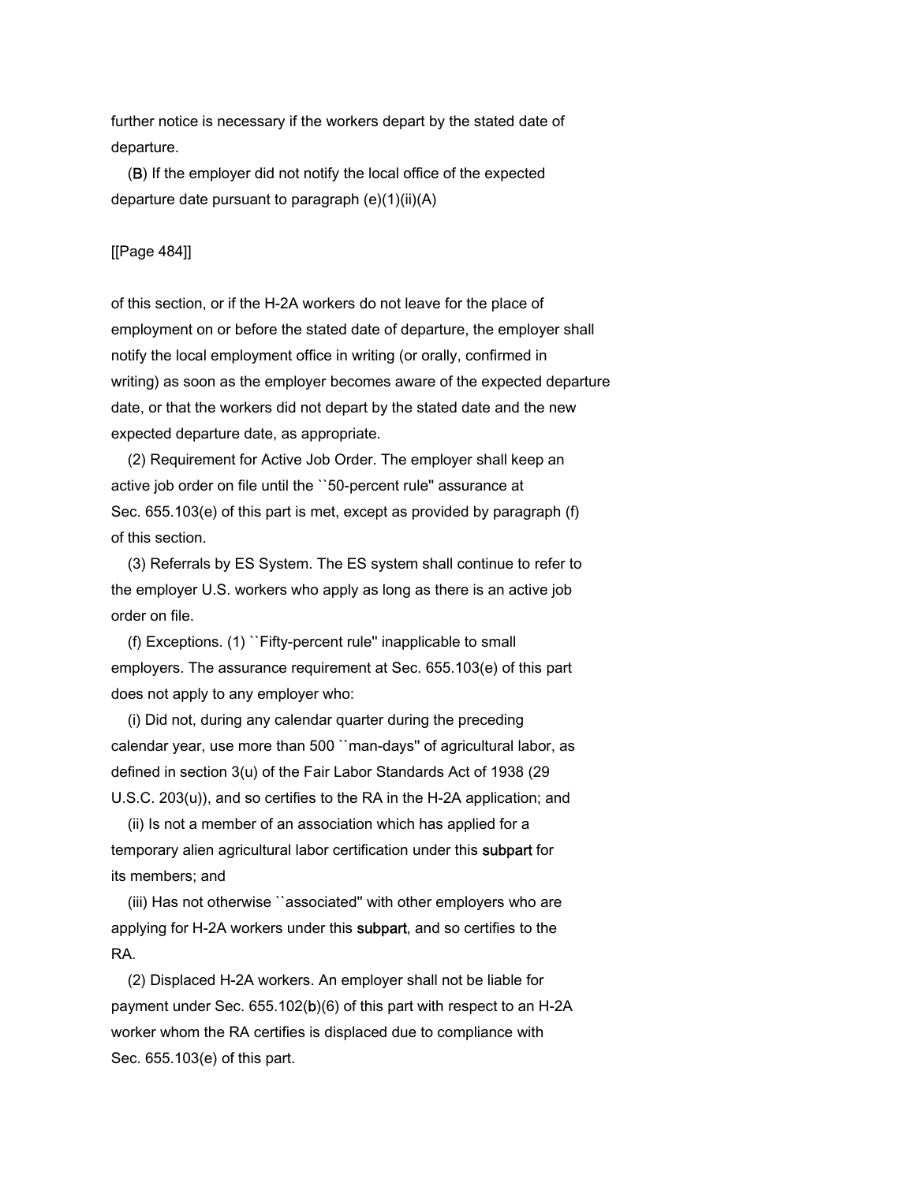further notice is necessary if the workers depart by the stated date of departure.

(B) If the employer did not notify the local office of the expected departure date pursuant to paragraph (e)(1)(ii)(A) of this section, or if the H-2A workers do not leave for the place of employment on or before the stated date of departure, the employer shall notify the local employment office in writing (or orally, confirmed in writing) as soon as the employer becomes aware of the expected departure date, or that the workers did not depart by the stated date and the new expected departure date, as appropriate.

(2) Requirement for Active Job Order. The employer shall keep an active job order on file until the ``50-percent rule'' assurance at Sec. 655.103(e) of this part is met, except as provided by paragraph (f) of this section.

(3) Referrals by ES System. The ES system shall continue to refer to the employer U.S. workers who apply as long as there is an active job order on file.

(f) Exceptions. (1) ``Fifty-percent rule'' inapplicable to small employers. The assurance requirement at Sec. 655.103(e) of this part does not apply to any employer who:

(i) Did not, during any calendar quarter during the preceding calendar year, use more than 500 ``man-days'' of agricultural labor, as defined in section 3(u) of the Fair Labor Standards Act of 1938 (29 U.S.C. 203(u)), and so certifies to the RA in the H-2A application; and

(ii) Is not a member of an association which has applied for a temporary alien agricultural labor certification under this subpart for its members; and

(iii) Has not otherwise ``associated'' with other employers who are applying for H-2A workers under this subpart, and so certifies to the RA.

(2) Displaced H-2A workers. An employer shall not be liable for payment under Sec. 655.102(b)(6) of this part with respect to an H-2A worker whom the RA certifies is displaced due to compliance with Sec. 655.103(e) of this part.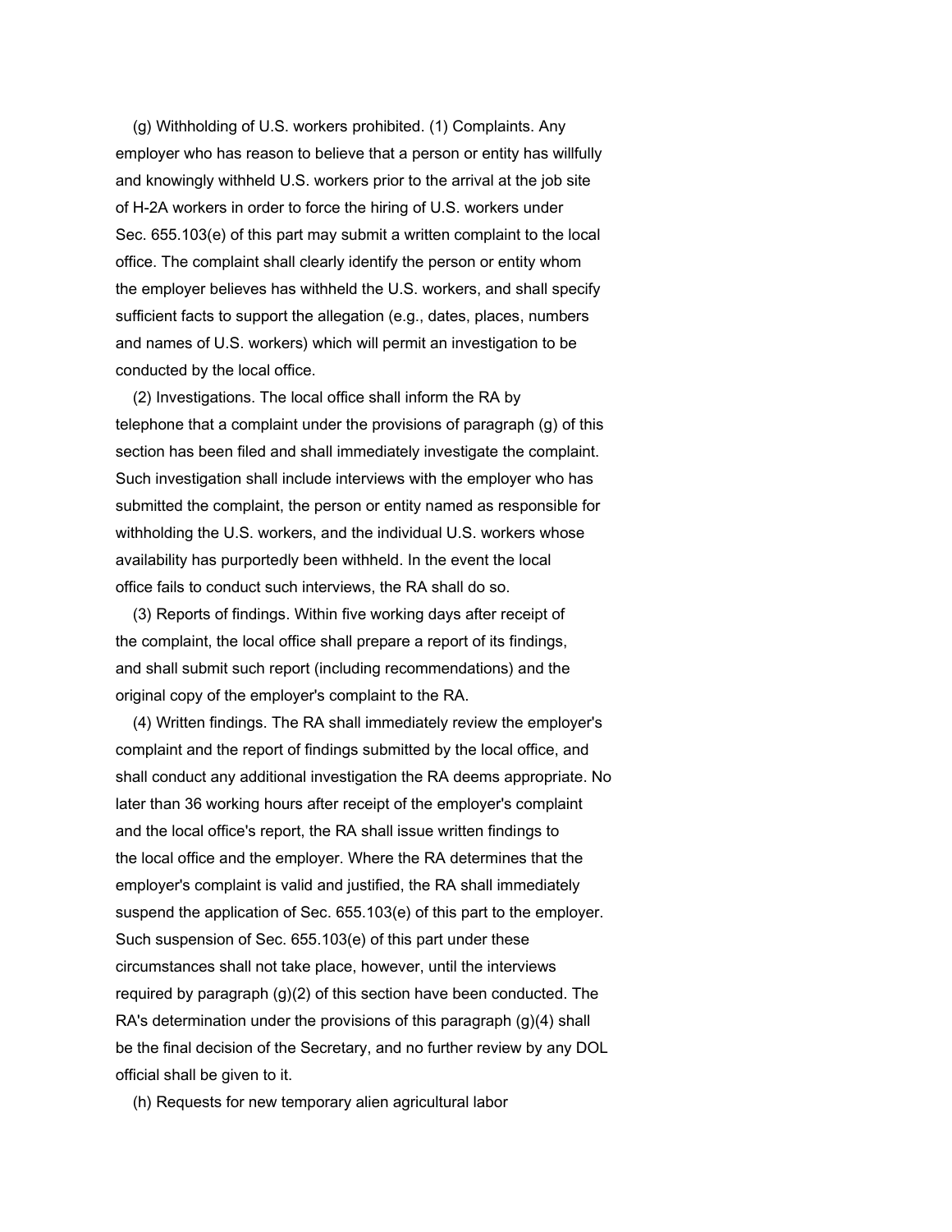(g) Withholding of U.S. workers prohibited. (1) Complaints. Any employer who has reason to believe that a person or entity has willfully and knowingly withheld U.S. workers prior to the arrival at the job site of H-2A workers in order to force the hiring of U.S. workers under Sec. 655.103(e) of this part may submit a written complaint to the local office. The complaint shall clearly identify the person or entity whom the employer believes has withheld the U.S. workers, and shall specify sufficient facts to support the allegation (e.g., dates, places, numbers and names of U.S. workers) which will permit an investigation to be conducted by the local office.

(2) Investigations. The local office shall inform the RA by telephone that a complaint under the provisions of paragraph (g) of this section has been filed and shall immediately investigate the complaint. Such investigation shall include interviews with the employer who has submitted the complaint, the person or entity named as responsible for withholding the U.S. workers, and the individual U.S. workers whose availability has purportedly been withheld. In the event the local office fails to conduct such interviews, the RA shall do so.

(3) Reports of findings. Within five working days after receipt of the complaint, the local office shall prepare a report of its findings, and shall submit such report (including recommendations) and the original copy of the employer's complaint to the RA.

(4) Written findings. The RA shall immediately review the employer's complaint and the report of findings submitted by the local office, and shall conduct any additional investigation the RA deems appropriate. No later than 36 working hours after receipt of the employer's complaint and the local office's report, the RA shall issue written findings to the local office and the employer. Where the RA determines that the employer's complaint is valid and justified, the RA shall immediately suspend the application of Sec. 655.103(e) of this part to the employer. Such suspension of Sec. 655.103(e) of this part under these circumstances shall not take place, however, until the interviews required by paragraph (g)(2) of this section have been conducted. The RA's determination under the provisions of this paragraph (g)(4) shall be the final decision of the Secretary, and no further review by any DOL official shall be given to it.

(h) Requests for new temporary alien agricultural labor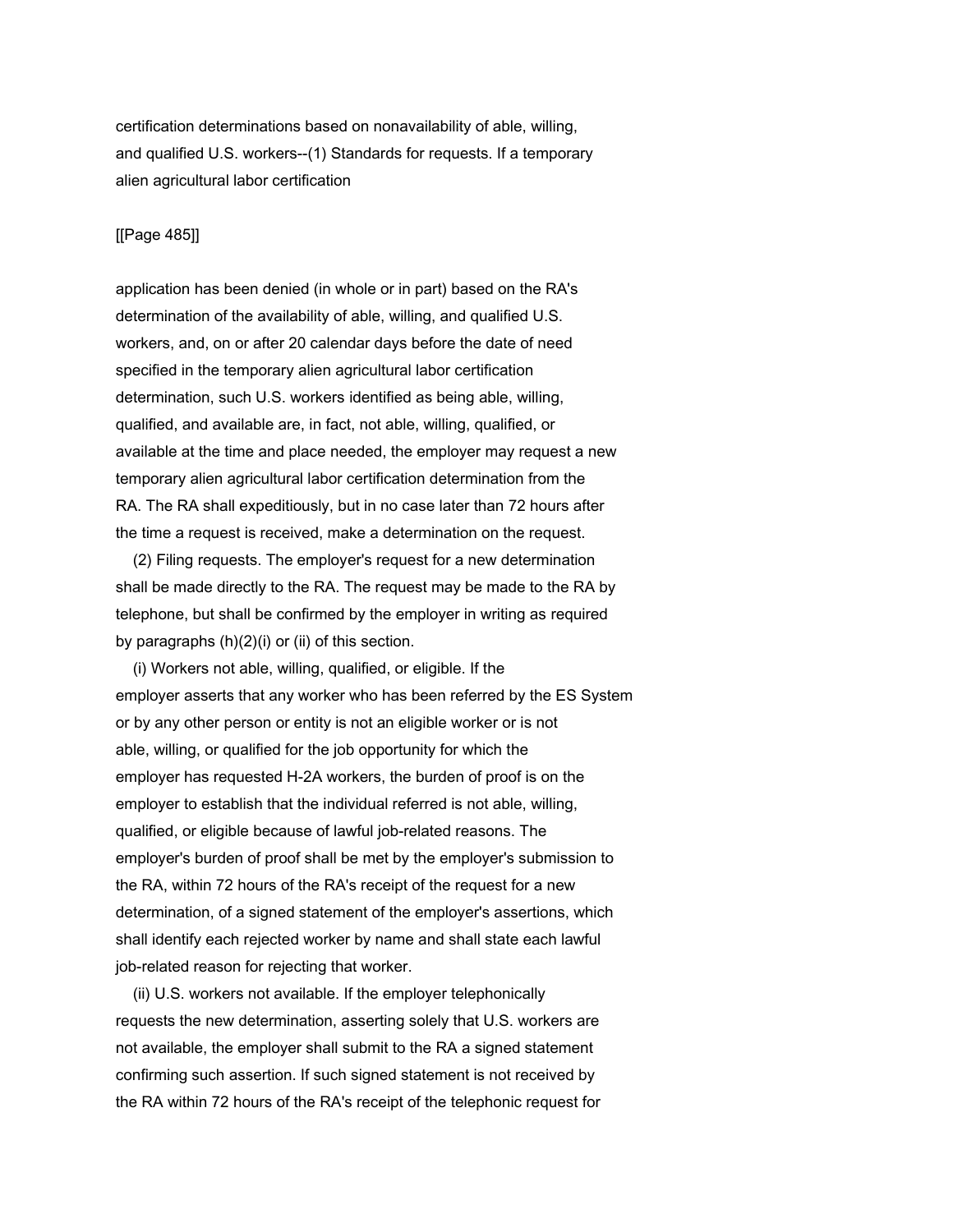certification determinations based on nonavailability of able, willing, and qualified U.S. workers--(1) Standards for requests. If a temporary alien agricultural labor certification

[[Page 485]]

application has been denied (in whole or in part) based on the RA's determination of the availability of able, willing, and qualified U.S. workers, and, on or after 20 calendar days before the date of need specified in the temporary alien agricultural labor certification determination, such U.S. workers identified as being able, willing, qualified, and available are, in fact, not able, willing, qualified, or available at the time and place needed, the employer may request a new temporary alien agricultural labor certification determination from the RA. The RA shall expeditiously, but in no case later than 72 hours after the time a request is received, make a determination on the request.

(2) Filing requests. The employer's request for a new determination shall be made directly to the RA. The request may be made to the RA by telephone, but shall be confirmed by the employer in writing as required by paragraphs (h)(2)(i) or (ii) of this section.

(i) Workers not able, willing, qualified, or eligible. If the employer asserts that any worker who has been referred by the ES System or by any other person or entity is not an eligible worker or is not able, willing, or qualified for the job opportunity for which the employer has requested H-2A workers, the burden of proof is on the employer to establish that the individual referred is not able, willing, qualified, or eligible because of lawful job-related reasons. The employer's burden of proof shall be met by the employer's submission to the RA, within 72 hours of the RA's receipt of the request for a new determination, of a signed statement of the employer's assertions, which shall identify each rejected worker by name and shall state each lawful job-related reason for rejecting that worker.

(ii) U.S. workers not available. If the employer telephonically requests the new determination, asserting solely that U.S. workers are not available, the employer shall submit to the RA a signed statement confirming such assertion. If such signed statement is not received by the RA within 72 hours of the RA's receipt of the telephonic request for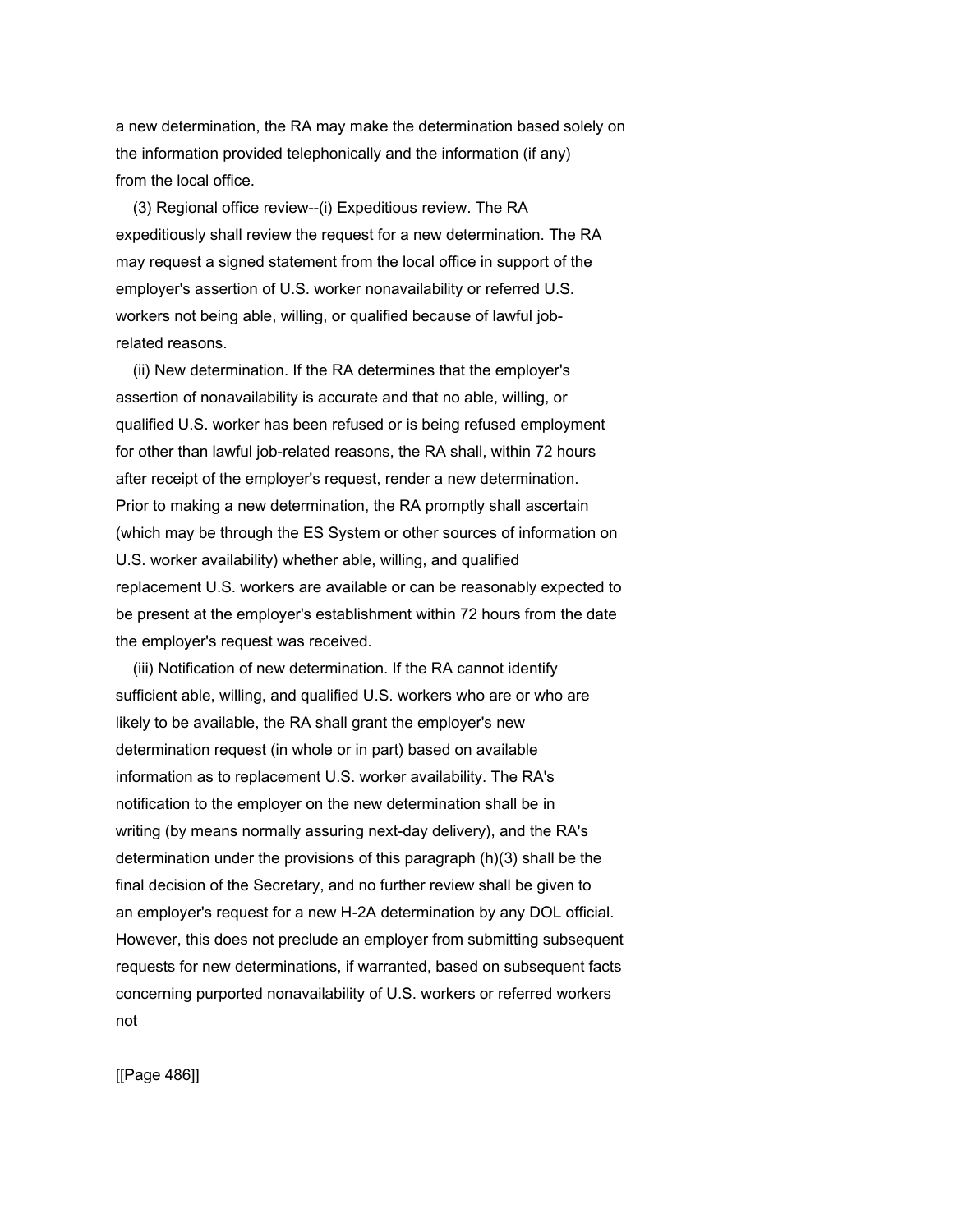a new determination, the RA may make the determination based solely on the information provided telephonically and the information (if any) from the local office.

(3) Regional office review--(i) Expeditious review. The RA expeditiously shall review the request for a new determination. The RA may request a signed statement from the local office in support of the employer's assertion of U.S. worker nonavailability or referred U.S. workers not being able, willing, or qualified because of lawful job-related reasons.

(ii) New determination. If the RA determines that the employer's assertion of nonavailability is accurate and that no able, willing, or qualified U.S. worker has been refused or is being refused employment for other than lawful job-related reasons, the RA shall, within 72 hours after receipt of the employer's request, render a new determination. Prior to making a new determination, the RA promptly shall ascertain (which may be through the ES System or other sources of information on U.S. worker availability) whether able, willing, and qualified replacement U.S. workers are available or can be reasonably expected to be present at the employer's establishment within 72 hours from the date the employer's request was received.

(iii) Notification of new determination. If the RA cannot identify sufficient able, willing, and qualified U.S. workers who are or who are likely to be available, the RA shall grant the employer's new determination request (in whole or in part) based on available information as to replacement U.S. worker availability. The RA's notification to the employer on the new determination shall be in writing (by means normally assuring next-day delivery), and the RA's determination under the provisions of this paragraph (h)(3) shall be the final decision of the Secretary, and no further review shall be given to an employer's request for a new H-2A determination by any DOL official. However, this does not preclude an employer from submitting subsequent requests for new determinations, if warranted, based on subsequent facts concerning purported nonavailability of U.S. workers or referred workers not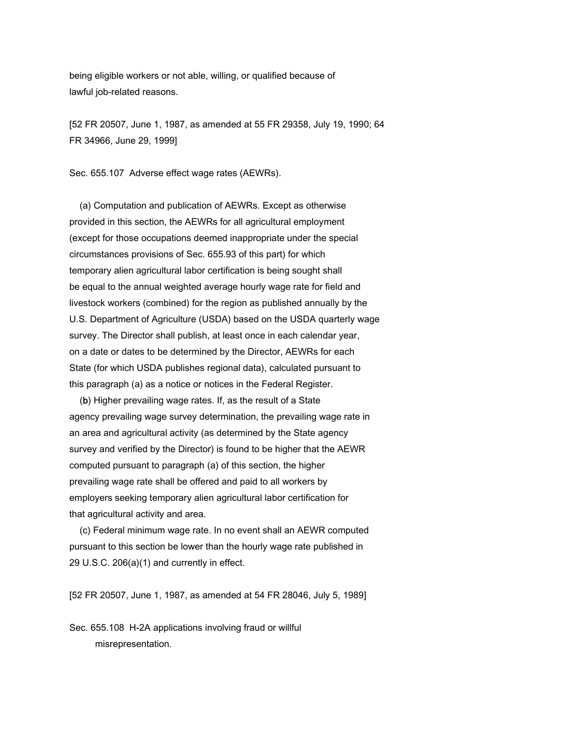being eligible workers or not able, willing, or qualified because of lawful job-related reasons.

[52 FR 20507, June 1, 1987, as amended at 55 FR 29358, July 19, 1990; 64 FR 34966, June 29, 1999]

Sec. 655.107 Adverse effect wage rates (AEWRs).

(a) Computation and publication of AEWRs. Except as otherwise provided in this section, the AEWRs for all agricultural employment (except for those occupations deemed inappropriate under the special circumstances provisions of Sec. 655.93 of this part) for which temporary alien agricultural labor certification is being sought shall be equal to the annual weighted average hourly wage rate for field and livestock workers (combined) for the region as published annually by the U.S. Department of Agriculture (USDA) based on the USDA quarterly wage survey. The Director shall publish, at least once in each calendar year, on a date or dates to be determined by the Director, AEWRs for each State (for which USDA publishes regional data), calculated pursuant to this paragraph (a) as a notice or notices in the Federal Register.

(b) Higher prevailing wage rates. If, as the result of a State agency prevailing wage survey determination, the prevailing wage rate in an area and agricultural activity (as determined by the State agency survey and verified by the Director) is found to be higher that the AEWR computed pursuant to paragraph (a) of this section, the higher prevailing wage rate shall be offered and paid to all workers by employers seeking temporary alien agricultural labor certification for that agricultural activity and area.

(c) Federal minimum wage rate. In no event shall an AEWR computed pursuant to this section be lower than the hourly wage rate published in 29 U.S.C. 206(a)(1) and currently in effect.

[52 FR 20507, June 1, 1987, as amended at 54 FR 28046, July 5, 1989]

Sec. 655.108 H-2A applications involving fraud or willful misrepresentation.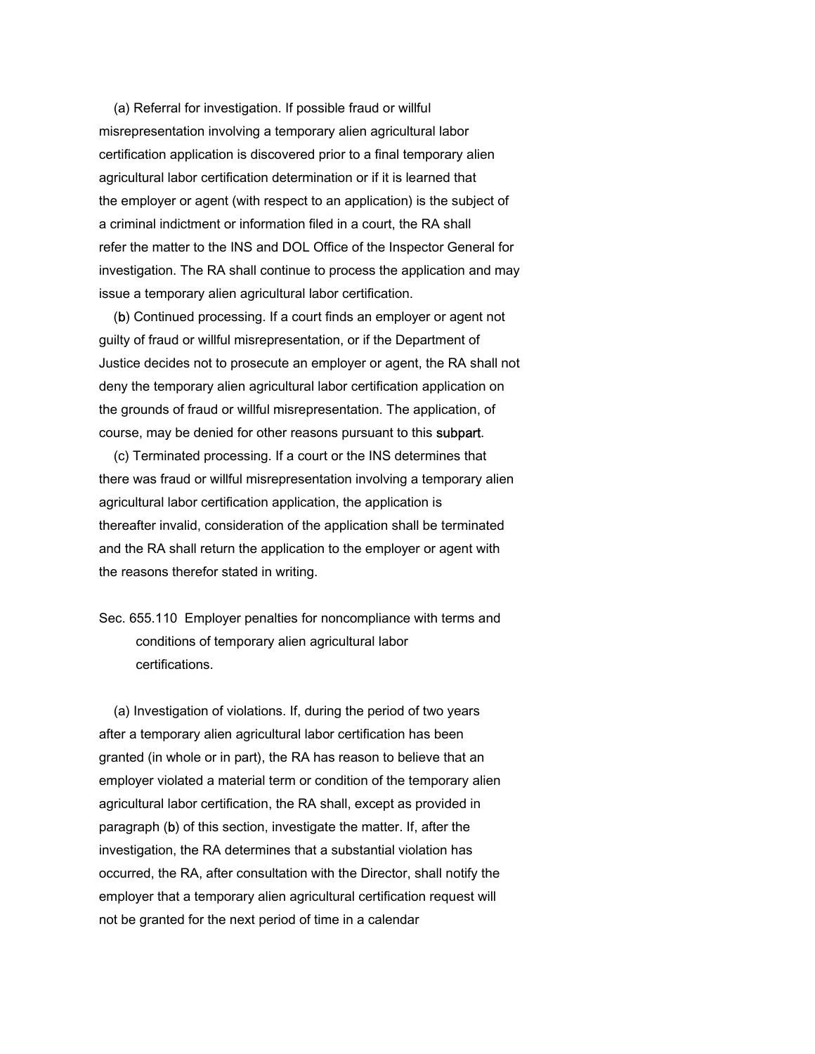(a) Referral for investigation. If possible fraud or willful misrepresentation involving a temporary alien agricultural labor certification application is discovered prior to a final temporary alien agricultural labor certification determination or if it is learned that the employer or agent (with respect to an application) is the subject of a criminal indictment or information filed in a court, the RA shall refer the matter to the INS and DOL Office of the Inspector General for investigation. The RA shall continue to process the application and may issue a temporary alien agricultural labor certification.

(b) Continued processing. If a court finds an employer or agent not guilty of fraud or willful misrepresentation, or if the Department of Justice decides not to prosecute an employer or agent, the RA shall not deny the temporary alien agricultural labor certification application on the grounds of fraud or willful misrepresentation. The application, of course, may be denied for other reasons pursuant to this subpart.

(c) Terminated processing. If a court or the INS determines that there was fraud or willful misrepresentation involving a temporary alien agricultural labor certification application, the application is thereafter invalid, consideration of the application shall be terminated and the RA shall return the application to the employer or agent with the reasons therefor stated in writing.

## Sec. 655.110 Employer penalties for noncompliance with terms and conditions of temporary alien agricultural labor certifications.

(a) Investigation of violations. If, during the period of two years after a temporary alien agricultural labor certification has been granted (in whole or in part), the RA has reason to believe that an employer violated a material term or condition of the temporary alien agricultural labor certification, the RA shall, except as provided in paragraph (b) of this section, investigate the matter. If, after the investigation, the RA determines that a substantial violation has occurred, the RA, after consultation with the Director, shall notify the employer that a temporary alien agricultural certification request will not be granted for the next period of time in a calendar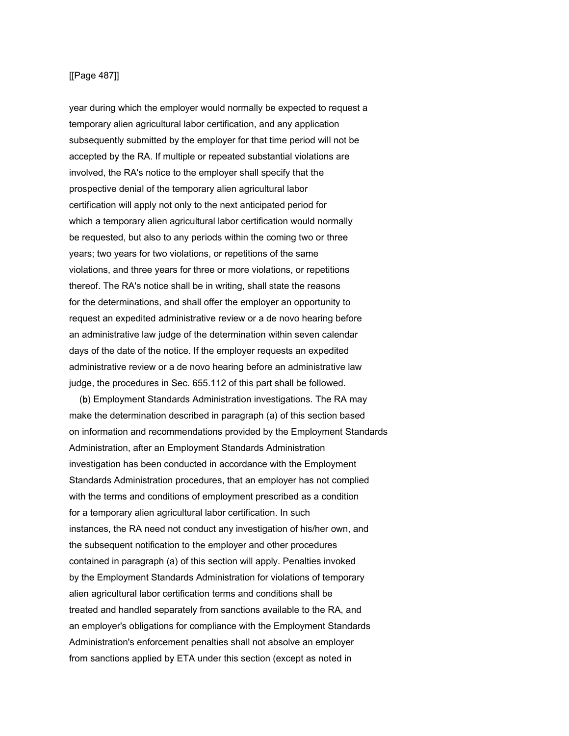year during which the employer would normally be expected to request a temporary alien agricultural labor certification, and any application subsequently submitted by the employer for that time period will not be accepted by the RA. If multiple or repeated substantial violations are involved, the RA's notice to the employer shall specify that the prospective denial of the temporary alien agricultural labor certification will apply not only to the next anticipated period for which a temporary alien agricultural labor certification would normally be requested, but also to any periods within the coming two or three years; two years for two violations, or repetitions of the same violations, and three years for three or more violations, or repetitions thereof. The RA's notice shall be in writing, shall state the reasons for the determinations, and shall offer the employer an opportunity to request an expedited administrative review or a de novo hearing before an administrative law judge of the determination within seven calendar days of the date of the notice. If the employer requests an expedited administrative review or a de novo hearing before an administrative law judge, the procedures in Sec. 655.112 of this part shall be followed.

(b) Employment Standards Administration investigations. The RA may make the determination described in paragraph (a) of this section based on information and recommendations provided by the Employment Standards Administration, after an Employment Standards Administration investigation has been conducted in accordance with the Employment Standards Administration procedures, that an employer has not complied with the terms and conditions of employment prescribed as a condition for a temporary alien agricultural labor certification. In such instances, the RA need not conduct any investigation of his/her own, and the subsequent notification to the employer and other procedures contained in paragraph (a) of this section will apply. Penalties invoked by the Employment Standards Administration for violations of temporary alien agricultural labor certification terms and conditions shall be treated and handled separately from sanctions available to the RA, and an employer's obligations for compliance with the Employment Standards Administration's enforcement penalties shall not absolve an employer from sanctions applied by ETA under this section (except as noted in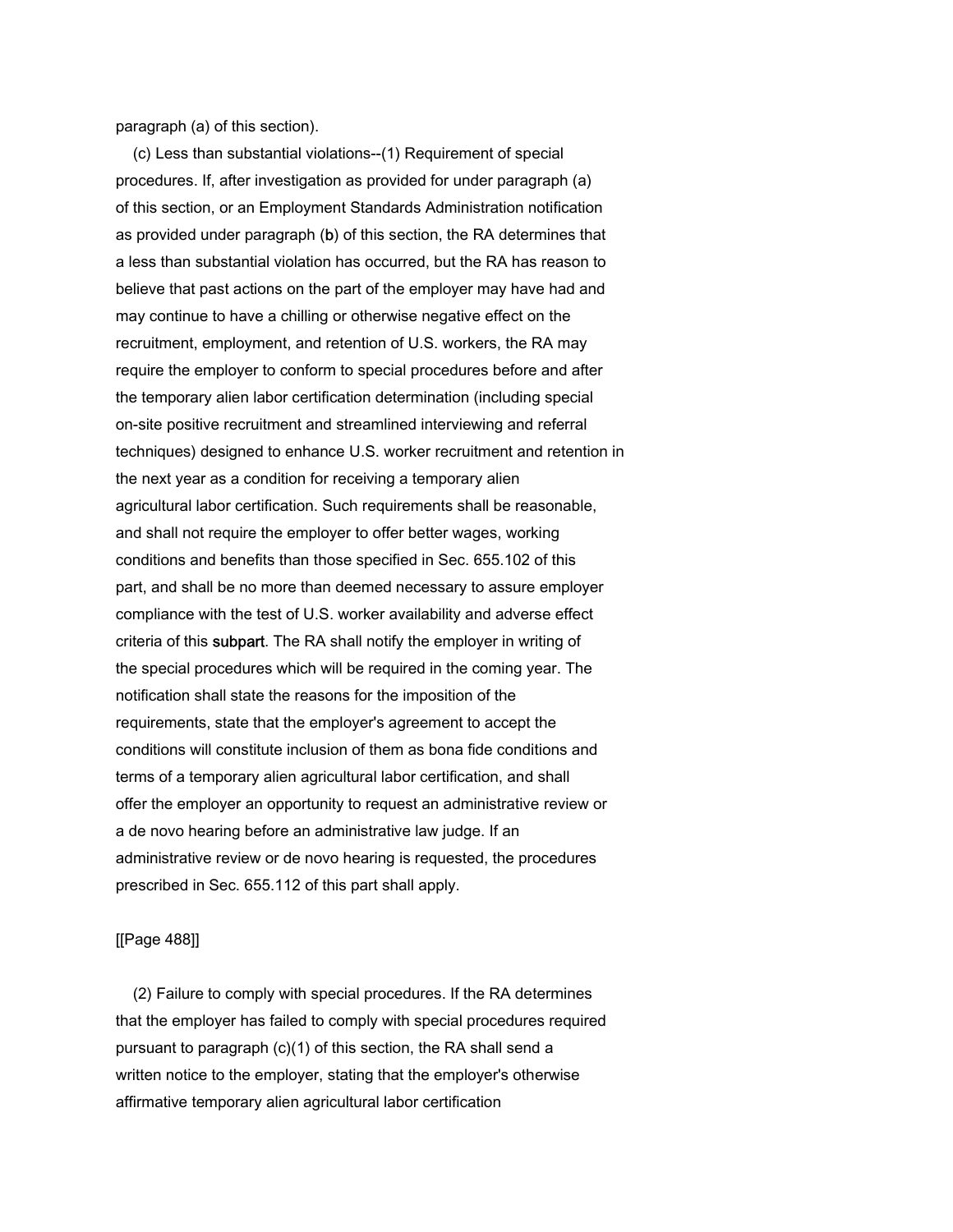paragraph (a) of this section).

(c) Less than substantial violations--(1) Requirement of special procedures. If, after investigation as provided for under paragraph (a) of this section, or an Employment Standards Administration notification as provided under paragraph (b) of this section, the RA determines that a less than substantial violation has occurred, but the RA has reason to believe that past actions on the part of the employer may have had and may continue to have a chilling or otherwise negative effect on the recruitment, employment, and retention of U.S. workers, the RA may require the employer to conform to special procedures before and after the temporary alien labor certification determination (including special on-site positive recruitment and streamlined interviewing and referral techniques) designed to enhance U.S. worker recruitment and retention in the next year as a condition for receiving a temporary alien agricultural labor certification. Such requirements shall be reasonable, and shall not require the employer to offer better wages, working conditions and benefits than those specified in Sec. 655.102 of this part, and shall be no more than deemed necessary to assure employer compliance with the test of U.S. worker availability and adverse effect criteria of this subpart. The RA shall notify the employer in writing of the special procedures which will be required in the coming year. The notification shall state the reasons for the imposition of the requirements, state that the employer's agreement to accept the conditions will constitute inclusion of them as bona fide conditions and terms of a temporary alien agricultural labor certification, and shall offer the employer an opportunity to request an administrative review or a de novo hearing before an administrative law judge. If an administrative review or de novo hearing is requested, the procedures prescribed in Sec. 655.112 of this part shall apply.

[[Page 488]]

(2) Failure to comply with special procedures. If the RA determines that the employer has failed to comply with special procedures required pursuant to paragraph (c)(1) of this section, the RA shall send a written notice to the employer, stating that the employer's otherwise affirmative temporary alien agricultural labor certification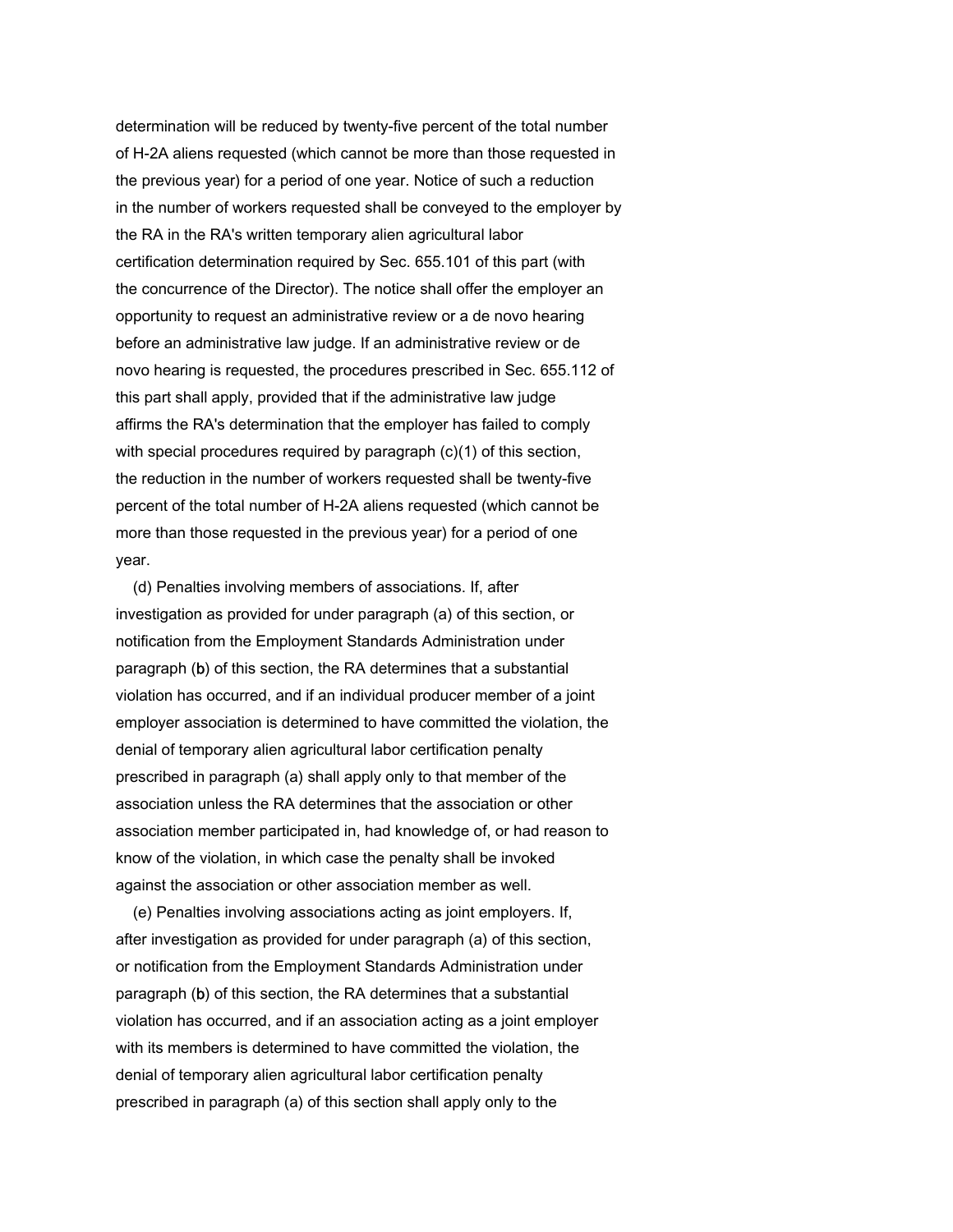determination will be reduced by twenty-five percent of the total number of H-2A aliens requested (which cannot be more than those requested in the previous year) for a period of one year. Notice of such a reduction in the number of workers requested shall be conveyed to the employer by the RA in the RA's written temporary alien agricultural labor certification determination required by Sec. 655.101 of this part (with the concurrence of the Director). The notice shall offer the employer an opportunity to request an administrative review or a de novo hearing before an administrative law judge. If an administrative review or de novo hearing is requested, the procedures prescribed in Sec. 655.112 of this part shall apply, provided that if the administrative law judge affirms the RA's determination that the employer has failed to comply with special procedures required by paragraph (c)(1) of this section, the reduction in the number of workers requested shall be twenty-five percent of the total number of H-2A aliens requested (which cannot be more than those requested in the previous year) for a period of one year.

(d) Penalties involving members of associations. If, after investigation as provided for under paragraph (a) of this section, or notification from the Employment Standards Administration under paragraph (b) of this section, the RA determines that a substantial violation has occurred, and if an individual producer member of a joint employer association is determined to have committed the violation, the denial of temporary alien agricultural labor certification penalty prescribed in paragraph (a) shall apply only to that member of the association unless the RA determines that the association or other association member participated in, had knowledge of, or had reason to know of the violation, in which case the penalty shall be invoked against the association or other association member as well.

(e) Penalties involving associations acting as joint employers. If, after investigation as provided for under paragraph (a) of this section, or notification from the Employment Standards Administration under paragraph (b) of this section, the RA determines that a substantial violation has occurred, and if an association acting as a joint employer with its members is determined to have committed the violation, the denial of temporary alien agricultural labor certification penalty prescribed in paragraph (a) of this section shall apply only to the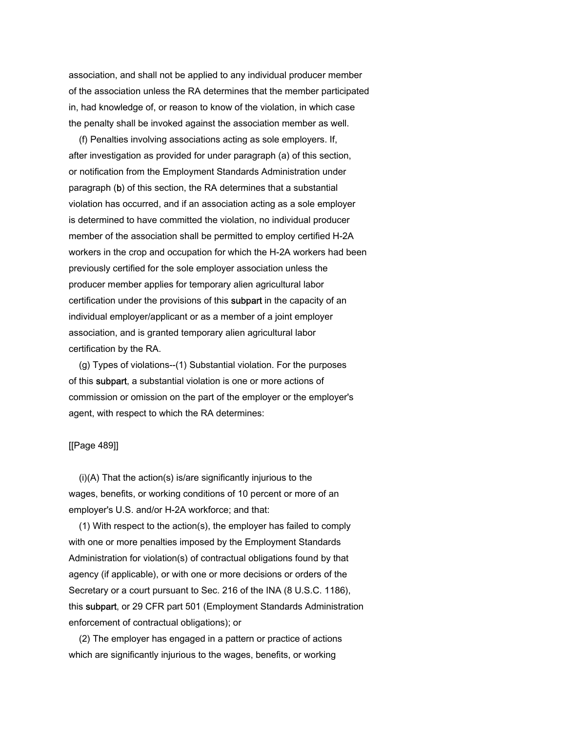association, and shall not be applied to any individual producer member of the association unless the RA determines that the member participated in, had knowledge of, or reason to know of the violation, in which case the penalty shall be invoked against the association member as well.

(f) Penalties involving associations acting as sole employers. If, after investigation as provided for under paragraph (a) of this section, or notification from the Employment Standards Administration under paragraph (b) of this section, the RA determines that a substantial violation has occurred, and if an association acting as a sole employer is determined to have committed the violation, no individual producer member of the association shall be permitted to employ certified H-2A workers in the crop and occupation for which the H-2A workers had been previously certified for the sole employer association unless the producer member applies for temporary alien agricultural labor certification under the provisions of this subpart in the capacity of an individual employer/applicant or as a member of a joint employer association, and is granted temporary alien agricultural labor certification by the RA.

(g) Types of violations--(1) Substantial violation. For the purposes of this subpart, a substantial violation is one or more actions of commission or omission on the part of the employer or the employer's agent, with respect to which the RA determines:

(i)(A) That the action(s) is/are significantly injurious to the wages, benefits, or working conditions of 10 percent or more of an employer's U.S. and/or H-2A workforce; and that:

(1) With respect to the action(s), the employer has failed to comply with one or more penalties imposed by the Employment Standards Administration for violation(s) of contractual obligations found by that agency (if applicable), or with one or more decisions or orders of the Secretary or a court pursuant to Sec. 216 of the INA (8 U.S.C. 1186), this subpart, or 29 CFR part 501 (Employment Standards Administration enforcement of contractual obligations); or

(2) The employer has engaged in a pattern or practice of actions which are significantly injurious to the wages, benefits, or working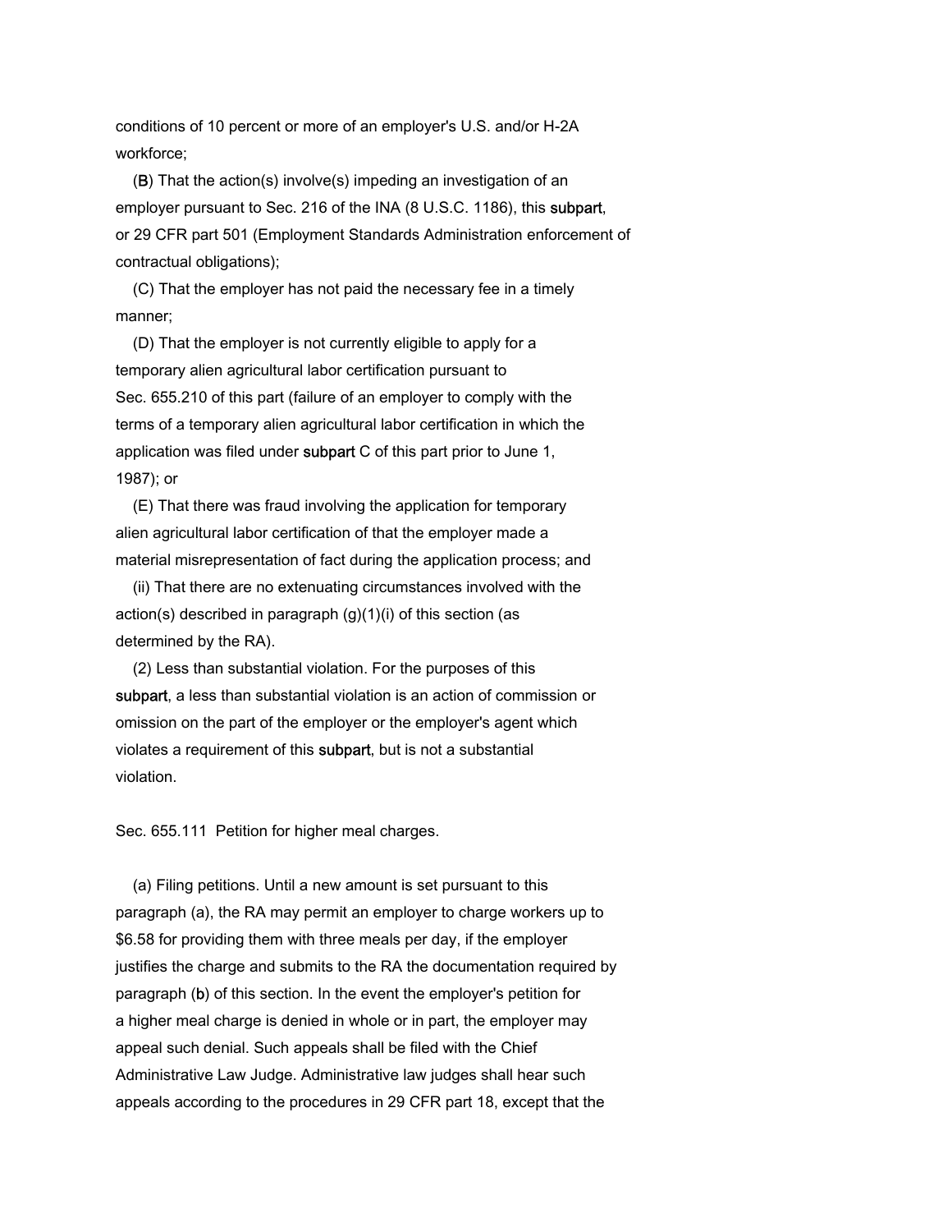conditions of 10 percent or more of an employer's U.S. and/or H-2A workforce;

(B) That the action(s) involve(s) impeding an investigation of an employer pursuant to Sec. 216 of the INA (8 U.S.C. 1186), this subpart, or 29 CFR part 501 (Employment Standards Administration enforcement of contractual obligations);

(C) That the employer has not paid the necessary fee in a timely manner;

(D) That the employer is not currently eligible to apply for a temporary alien agricultural labor certification pursuant to Sec. 655.210 of this part (failure of an employer to comply with the terms of a temporary alien agricultural labor certification in which the application was filed under subpart C of this part prior to June 1, 1987); or

(E) That there was fraud involving the application for temporary alien agricultural labor certification of that the employer made a material misrepresentation of fact during the application process; and

(ii) That there are no extenuating circumstances involved with the action(s) described in paragraph (g)(1)(i) of this section (as determined by the RA).

(2) Less than substantial violation. For the purposes of this subpart, a less than substantial violation is an action of commission or omission on the part of the employer or the employer's agent which violates a requirement of this subpart, but is not a substantial violation.

Sec. 655.111 Petition for higher meal charges.

(a) Filing petitions. Until a new amount is set pursuant to this paragraph (a), the RA may permit an employer to charge workers up to $6.58 for providing them with three meals per day, if the employer justifies the charge and submits to the RA the documentation required by paragraph (b) of this section. In the event the employer's petition for a higher meal charge is denied in whole or in part, the employer may appeal such denial. Such appeals shall be filed with the Chief Administrative Law Judge. Administrative law judges shall hear such appeals according to the procedures in 29 CFR part 18, except that the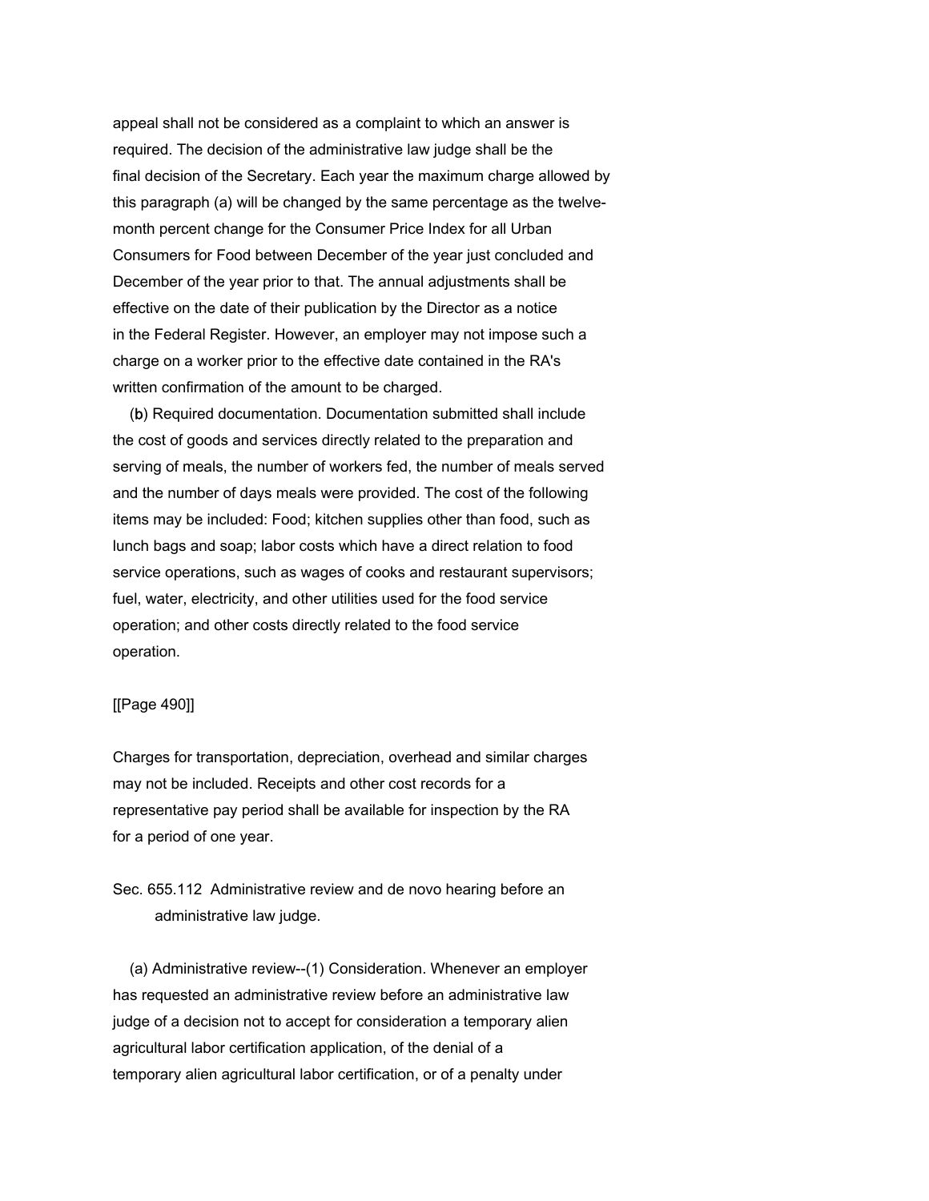appeal shall not be considered as a complaint to which an answer is required. The decision of the administrative law judge shall be the final decision of the Secretary. Each year the maximum charge allowed by this paragraph (a) will be changed by the same percentage as the twelve-month percent change for the Consumer Price Index for all Urban Consumers for Food between December of the year just concluded and December of the year prior to that. The annual adjustments shall be effective on the date of their publication by the Director as a notice in the Federal Register. However, an employer may not impose such a charge on a worker prior to the effective date contained in the RA's written confirmation of the amount to be charged.

(b) Required documentation. Documentation submitted shall include the cost of goods and services directly related to the preparation and serving of meals, the number of workers fed, the number of meals served and the number of days meals were provided. The cost of the following items may be included: Food; kitchen supplies other than food, such as lunch bags and soap; labor costs which have a direct relation to food service operations, such as wages of cooks and restaurant supervisors; fuel, water, electricity, and other utilities used for the food service operation; and other costs directly related to the food service operation.

[[Page 490]]

Charges for transportation, depreciation, overhead and similar charges may not be included. Receipts and other cost records for a representative pay period shall be available for inspection by the RA for a period of one year.

Sec. 655.112 Administrative review and de novo hearing before an administrative law judge.

(a) Administrative review--(1) Consideration. Whenever an employer has requested an administrative review before an administrative law judge of a decision not to accept for consideration a temporary alien agricultural labor certification application, of the denial of a temporary alien agricultural labor certification, or of a penalty under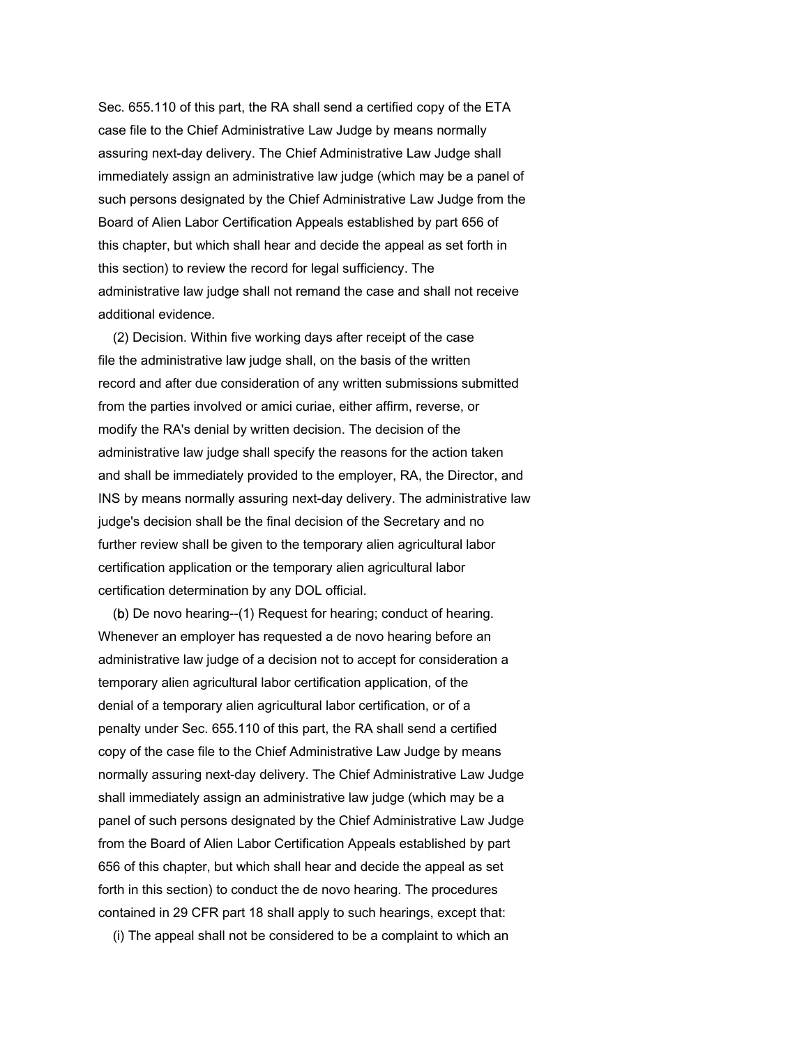Sec. 655.110 of this part, the RA shall send a certified copy of the ETA case file to the Chief Administrative Law Judge by means normally assuring next-day delivery. The Chief Administrative Law Judge shall immediately assign an administrative law judge (which may be a panel of such persons designated by the Chief Administrative Law Judge from the Board of Alien Labor Certification Appeals established by part 656 of this chapter, but which shall hear and decide the appeal as set forth in this section) to review the record for legal sufficiency. The administrative law judge shall not remand the case and shall not receive additional evidence.

(2) Decision. Within five working days after receipt of the case file the administrative law judge shall, on the basis of the written record and after due consideration of any written submissions submitted from the parties involved or amici curiae, either affirm, reverse, or modify the RA's denial by written decision. The decision of the administrative law judge shall specify the reasons for the action taken and shall be immediately provided to the employer, RA, the Director, and INS by means normally assuring next-day delivery. The administrative law judge's decision shall be the final decision of the Secretary and no further review shall be given to the temporary alien agricultural labor certification application or the temporary alien agricultural labor certification determination by any DOL official.

(**b**) De novo hearing--(1) Request for hearing; conduct of hearing. Whenever an employer has requested a de novo hearing before an administrative law judge of a decision not to accept for consideration a temporary alien agricultural labor certification application, of the denial of a temporary alien agricultural labor certification, or of a penalty under Sec. 655.110 of this part, the RA shall send a certified copy of the case file to the Chief Administrative Law Judge by means normally assuring next-day delivery. The Chief Administrative Law Judge shall immediately assign an administrative law judge (which may be a panel of such persons designated by the Chief Administrative Law Judge from the Board of Alien Labor Certification Appeals established by part 656 of this chapter, but which shall hear and decide the appeal as set forth in this section) to conduct the de novo hearing. The procedures contained in 29 CFR part 18 shall apply to such hearings, except that:

(i) The appeal shall not be considered to be a complaint to which an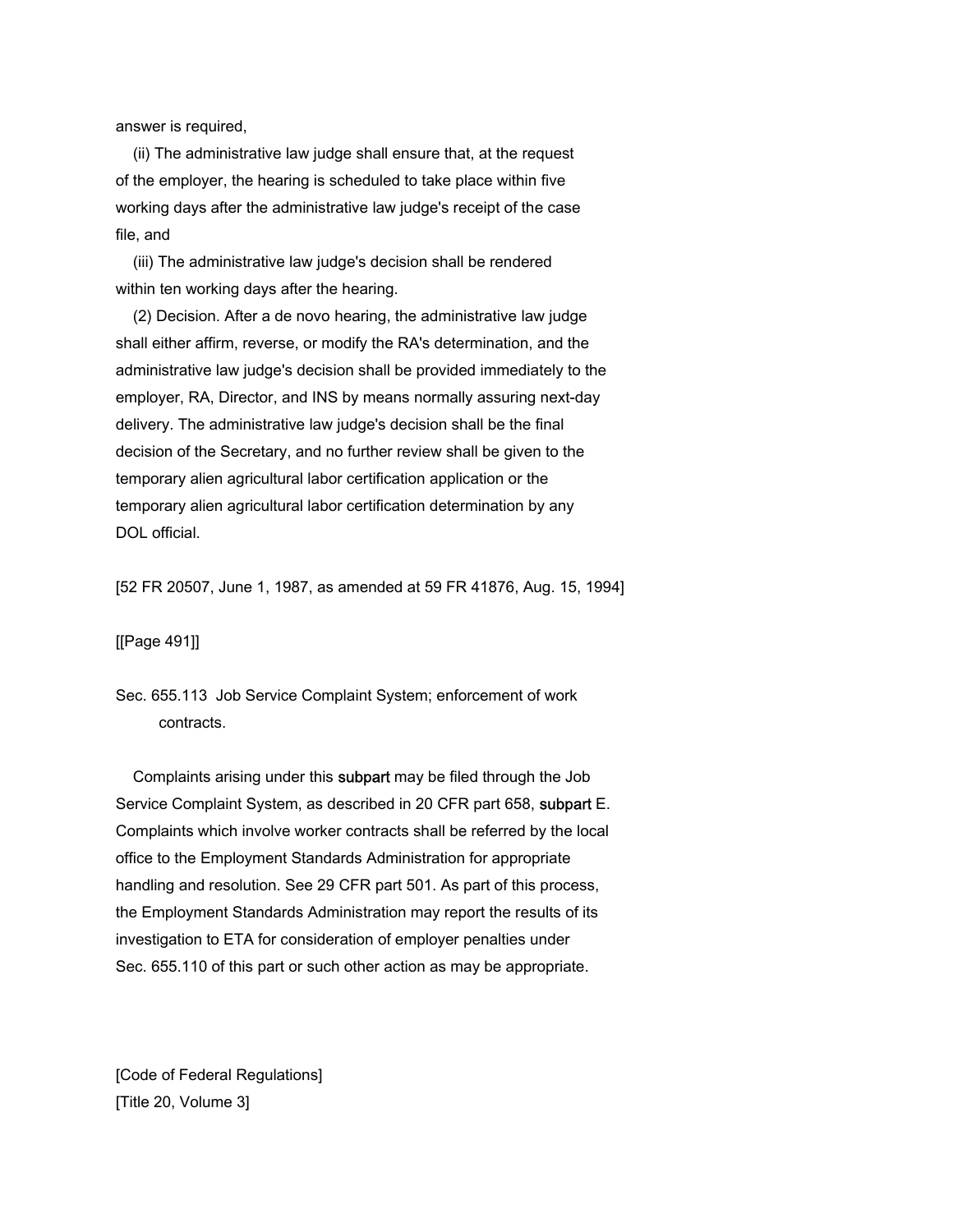answer is required,

(ii) The administrative law judge shall ensure that, at the request of the employer, the hearing is scheduled to take place within five working days after the administrative law judge's receipt of the case file, and

(iii) The administrative law judge's decision shall be rendered within ten working days after the hearing.

(2) Decision. After a de novo hearing, the administrative law judge shall either affirm, reverse, or modify the RA's determination, and the administrative law judge's decision shall be provided immediately to the employer, RA, Director, and INS by means normally assuring next-day delivery. The administrative law judge's decision shall be the final decision of the Secretary, and no further review shall be given to the temporary alien agricultural labor certification application or the temporary alien agricultural labor certification determination by any DOL official.

[52 FR 20507, June 1, 1987, as amended at 59 FR 41876, Aug. 15, 1994]

[[Page 491]]

Sec. 655.113 Job Service Complaint System; enforcement of work contracts.

Complaints arising under this subpart may be filed through the Job Service Complaint System, as described in 20 CFR part 658, subpart E. Complaints which involve worker contracts shall be referred by the local office to the Employment Standards Administration for appropriate handling and resolution. See 29 CFR part 501. As part of this process, the Employment Standards Administration may report the results of its investigation to ETA for consideration of employer penalties under Sec. 655.110 of this part or such other action as may be appropriate.

[Code of Federal Regulations]
[Title 20, Volume 3]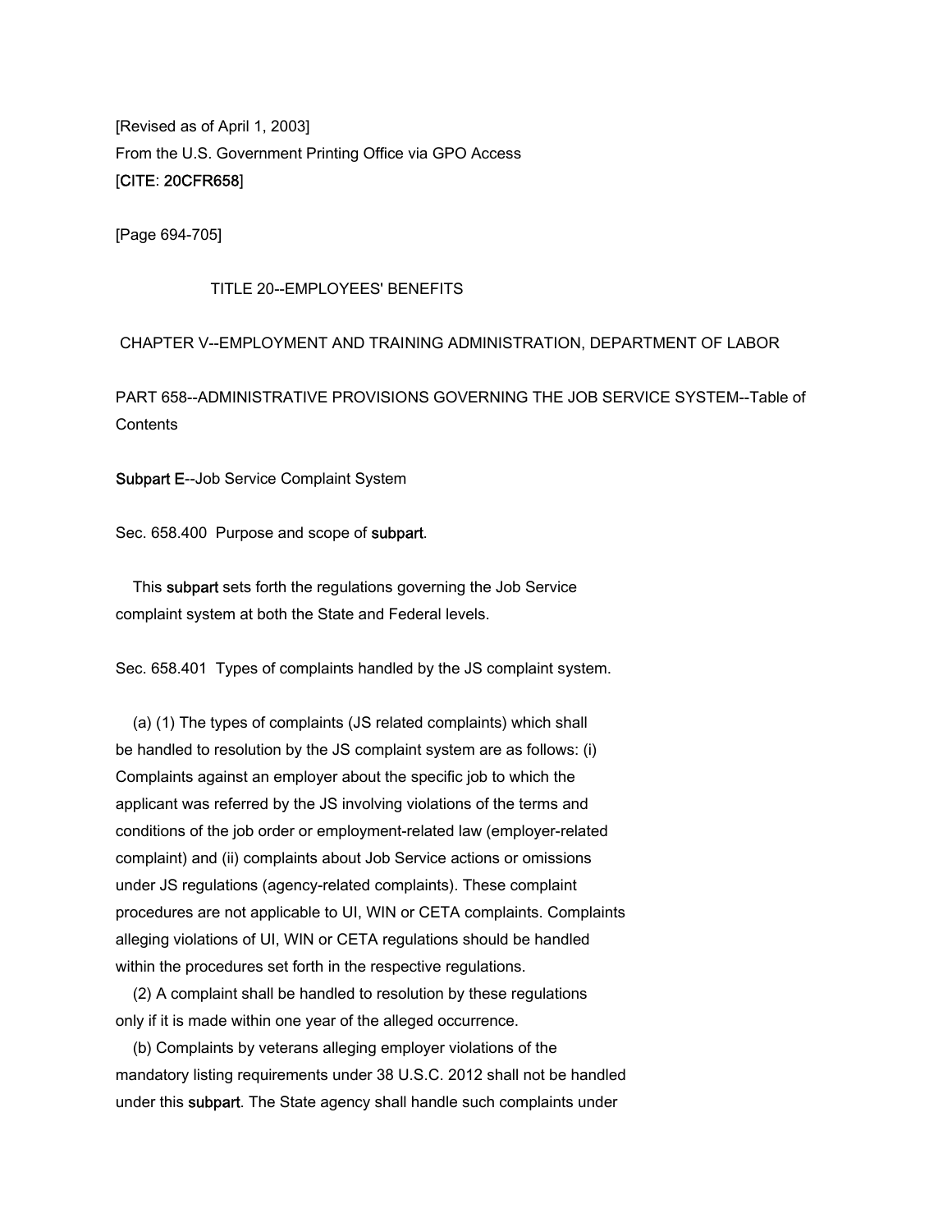[Revised as of April 1, 2003]
From the U.S. Government Printing Office via GPO Access
[CITE: 20CFR658]

[Page 694-705]

TITLE 20--EMPLOYEES' BENEFITS

CHAPTER V--EMPLOYMENT AND TRAINING ADMINISTRATION, DEPARTMENT OF LABOR

PART 658--ADMINISTRATIVE PROVISIONS GOVERNING THE JOB SERVICE SYSTEM--Table of Contents

Subpart E--Job Service Complaint System

Sec. 658.400 Purpose and scope of subpart.

This subpart sets forth the regulations governing the Job Service complaint system at both the State and Federal levels.

Sec. 658.401 Types of complaints handled by the JS complaint system.

(a) (1) The types of complaints (JS related complaints) which shall be handled to resolution by the JS complaint system are as follows: (i) Complaints against an employer about the specific job to which the applicant was referred by the JS involving violations of the terms and conditions of the job order or employment-related law (employer-related complaint) and (ii) complaints about Job Service actions or omissions under JS regulations (agency-related complaints). These complaint procedures are not applicable to UI, WIN or CETA complaints. Complaints alleging violations of UI, WIN or CETA regulations should be handled within the procedures set forth in the respective regulations.

(2) A complaint shall be handled to resolution by these regulations only if it is made within one year of the alleged occurrence.

(b) Complaints by veterans alleging employer violations of the mandatory listing requirements under 38 U.S.C. 2012 shall not be handled under this subpart. The State agency shall handle such complaints under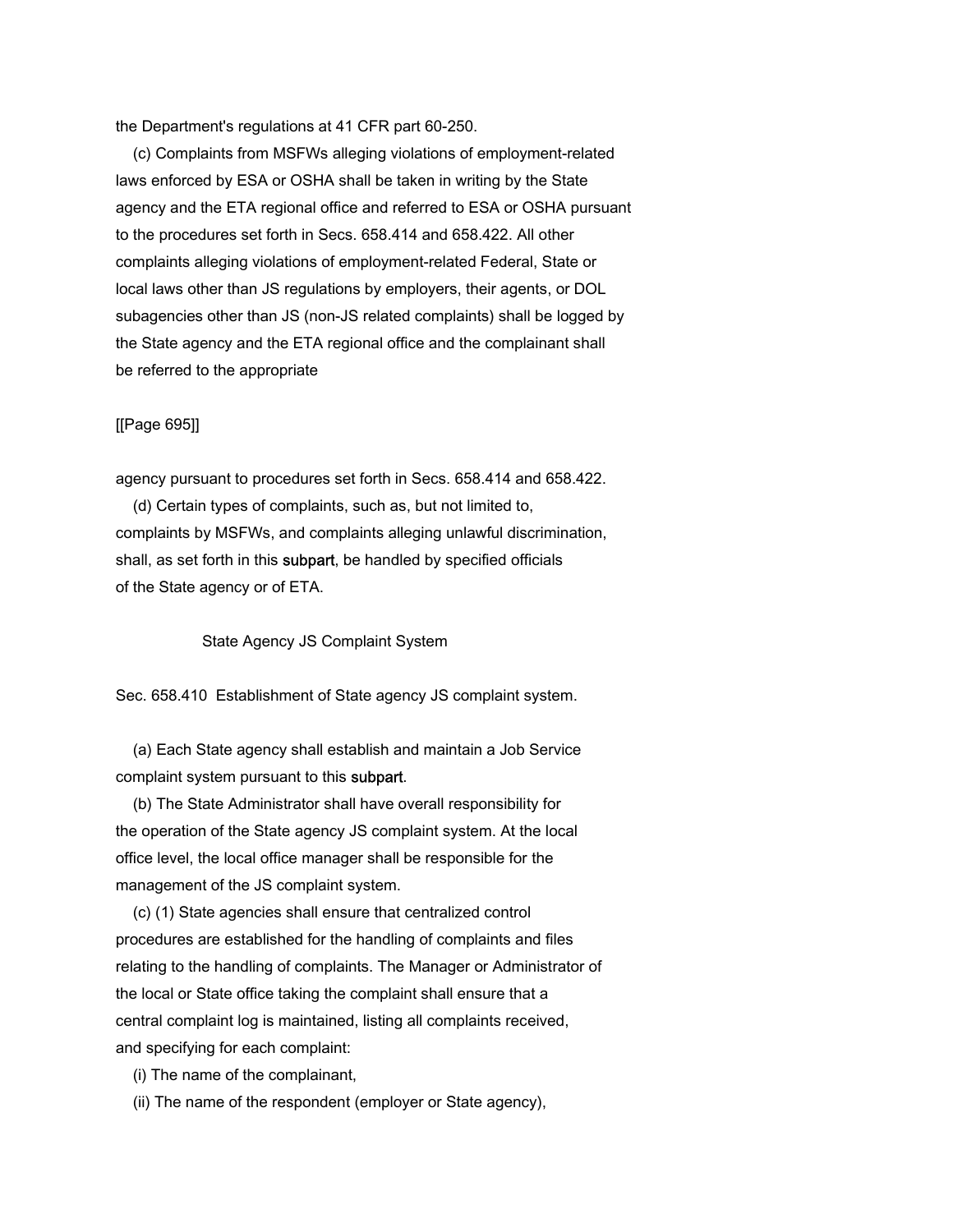the Department's regulations at 41 CFR part 60-250.

(c) Complaints from MSFWs alleging violations of employment-related laws enforced by ESA or OSHA shall be taken in writing by the State agency and the ETA regional office and referred to ESA or OSHA pursuant to the procedures set forth in Secs. 658.414 and 658.422. All other complaints alleging violations of employment-related Federal, State or local laws other than JS regulations by employers, their agents, or DOL subagencies other than JS (non-JS related complaints) shall be logged by the State agency and the ETA regional office and the complainant shall be referred to the appropriate

[[Page 695]]

agency pursuant to procedures set forth in Secs. 658.414 and 658.422.

(d) Certain types of complaints, such as, but not limited to, complaints by MSFWs, and complaints alleging unlawful discrimination, shall, as set forth in this subpart, be handled by specified officials of the State agency or of ETA.

State Agency JS Complaint System

Sec. 658.410 Establishment of State agency JS complaint system.

(a) Each State agency shall establish and maintain a Job Service complaint system pursuant to this subpart.

(b) The State Administrator shall have overall responsibility for the operation of the State agency JS complaint system. At the local office level, the local office manager shall be responsible for the management of the JS complaint system.

(c) (1) State agencies shall ensure that centralized control procedures are established for the handling of complaints and files relating to the handling of complaints. The Manager or Administrator of the local or State office taking the complaint shall ensure that a central complaint log is maintained, listing all complaints received, and specifying for each complaint:

(i) The name of the complainant,

(ii) The name of the respondent (employer or State agency),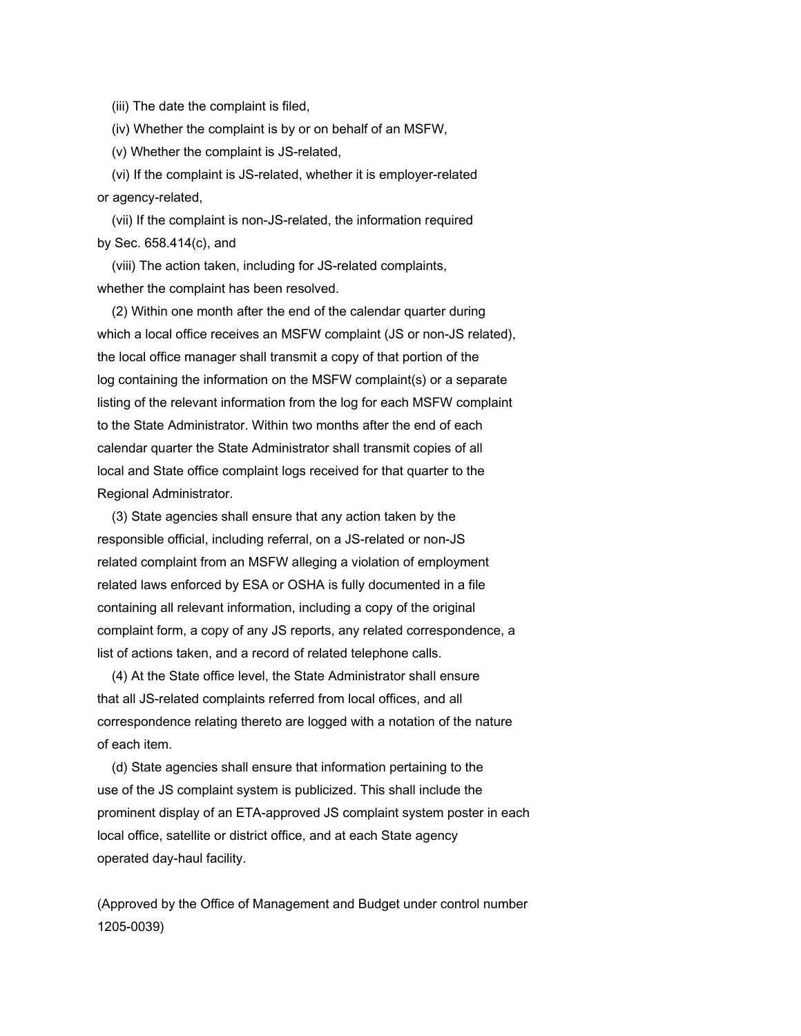(iii) The date the complaint is filed,

(iv) Whether the complaint is by or on behalf of an MSFW,

(v) Whether the complaint is JS-related,

(vi) If the complaint is JS-related, whether it is employer-related or agency-related,

(vii) If the complaint is non-JS-related, the information required by Sec. 658.414(c), and

(viii) The action taken, including for JS-related complaints, whether the complaint has been resolved.

(2) Within one month after the end of the calendar quarter during which a local office receives an MSFW complaint (JS or non-JS related), the local office manager shall transmit a copy of that portion of the log containing the information on the MSFW complaint(s) or a separate listing of the relevant information from the log for each MSFW complaint to the State Administrator. Within two months after the end of each calendar quarter the State Administrator shall transmit copies of all local and State office complaint logs received for that quarter to the Regional Administrator.

(3) State agencies shall ensure that any action taken by the responsible official, including referral, on a JS-related or non-JS related complaint from an MSFW alleging a violation of employment related laws enforced by ESA or OSHA is fully documented in a file containing all relevant information, including a copy of the original complaint form, a copy of any JS reports, any related correspondence, a list of actions taken, and a record of related telephone calls.

(4) At the State office level, the State Administrator shall ensure that all JS-related complaints referred from local offices, and all correspondence relating thereto are logged with a notation of the nature of each item.

(d) State agencies shall ensure that information pertaining to the use of the JS complaint system is publicized. This shall include the prominent display of an ETA-approved JS complaint system poster in each local office, satellite or district office, and at each State agency operated day-haul facility.

(Approved by the Office of Management and Budget under control number 1205-0039)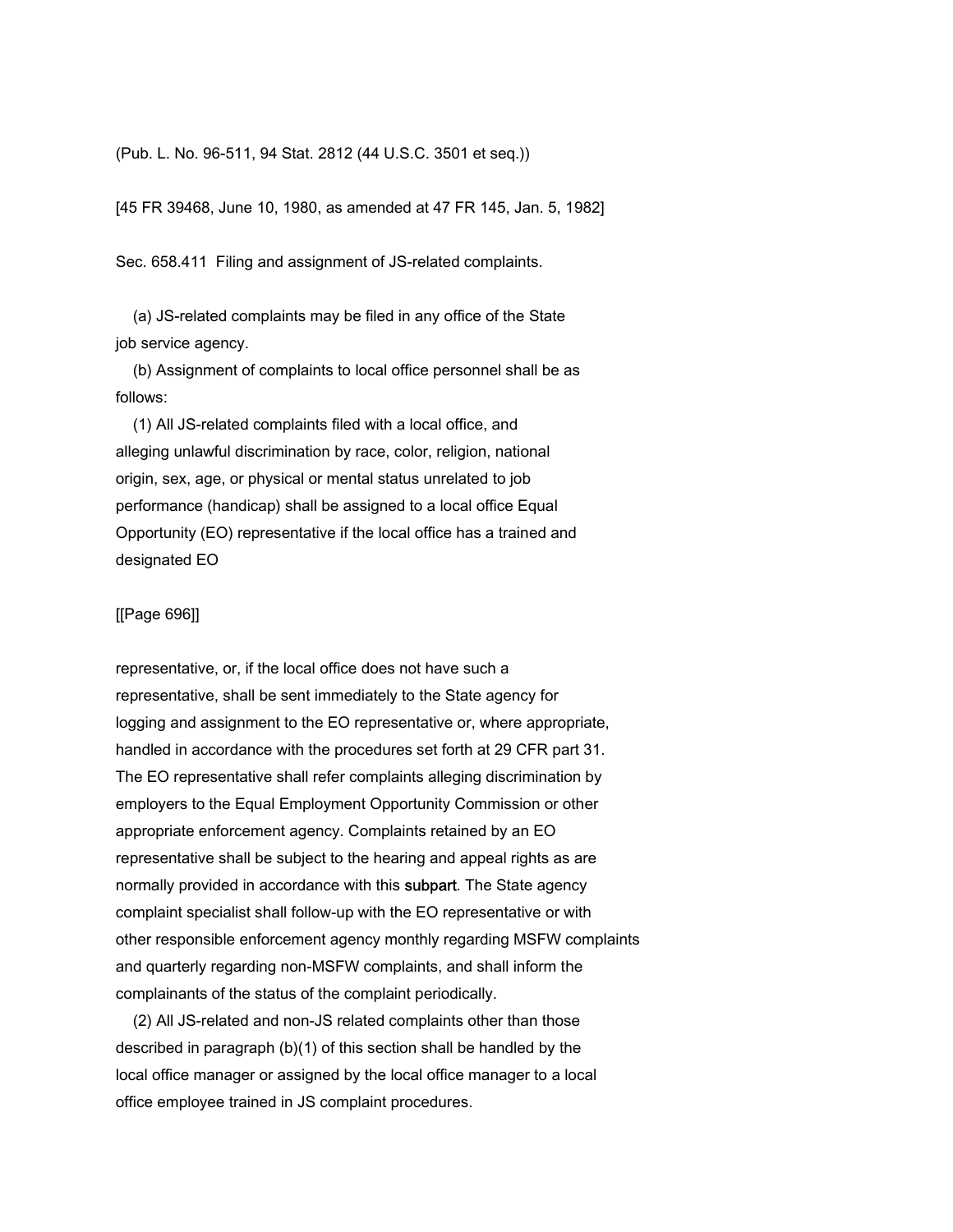(Pub. L. No. 96-511, 94 Stat. 2812 (44 U.S.C. 3501 et seq.))

[45 FR 39468, June 10, 1980, as amended at 47 FR 145, Jan. 5, 1982]

Sec. 658.411 Filing and assignment of JS-related complaints.

(a) JS-related complaints may be filed in any office of the State job service agency.

(b) Assignment of complaints to local office personnel shall be as follows:

(1) All JS-related complaints filed with a local office, and alleging unlawful discrimination by race, color, religion, national origin, sex, age, or physical or mental status unrelated to job performance (handicap) shall be assigned to a local office Equal Opportunity (EO) representative if the local office has a trained and designated EO

[[Page 696]]

representative, or, if the local office does not have such a representative, shall be sent immediately to the State agency for logging and assignment to the EO representative or, where appropriate, handled in accordance with the procedures set forth at 29 CFR part 31. The EO representative shall refer complaints alleging discrimination by employers to the Equal Employment Opportunity Commission or other appropriate enforcement agency. Complaints retained by an EO representative shall be subject to the hearing and appeal rights as are normally provided in accordance with this subpart. The State agency complaint specialist shall follow-up with the EO representative or with other responsible enforcement agency monthly regarding MSFW complaints and quarterly regarding non-MSFW complaints, and shall inform the complainants of the status of the complaint periodically.

(2) All JS-related and non-JS related complaints other than those described in paragraph (b)(1) of this section shall be handled by the local office manager or assigned by the local office manager to a local office employee trained in JS complaint procedures.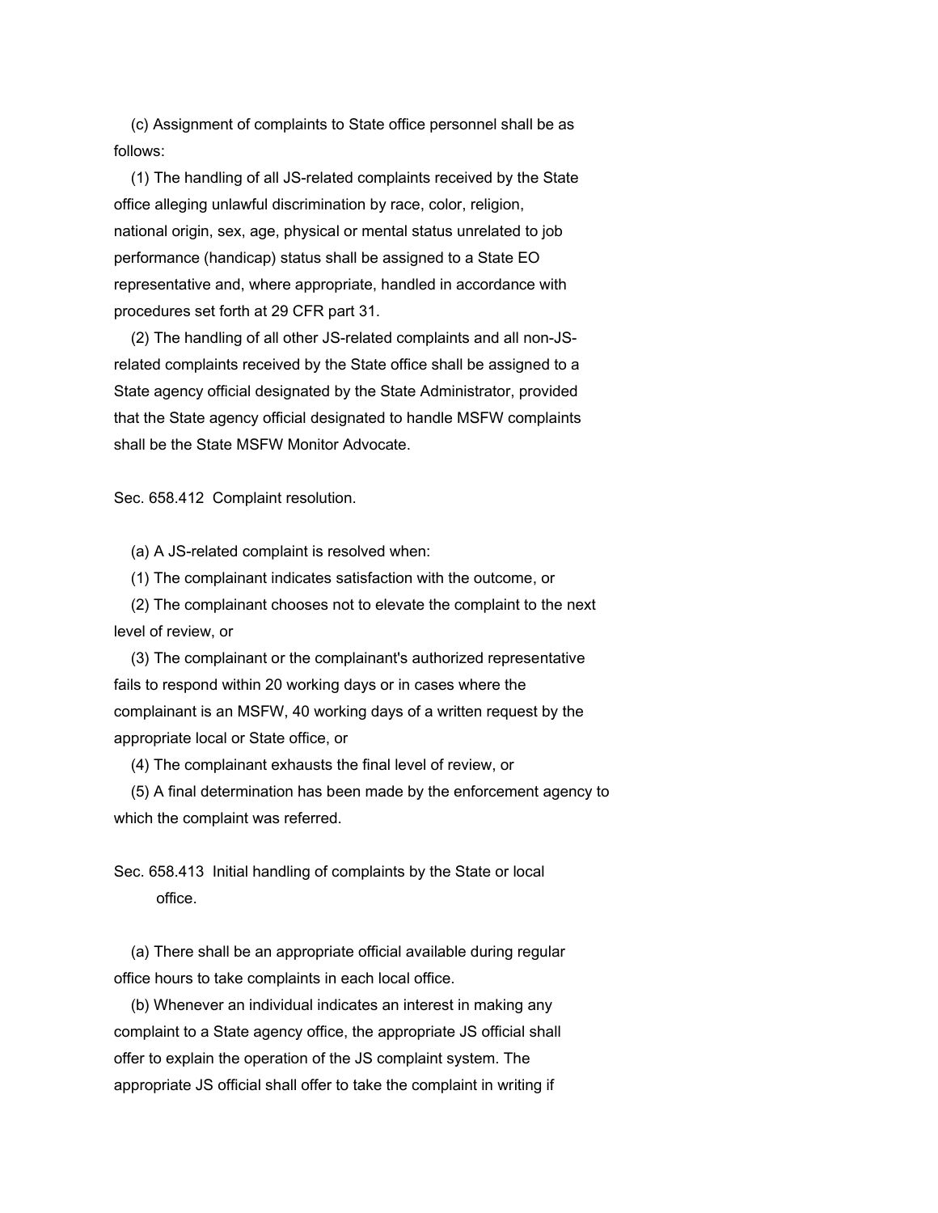(c) Assignment of complaints to State office personnel shall be as follows:

(1) The handling of all JS-related complaints received by the State office alleging unlawful discrimination by race, color, religion, national origin, sex, age, physical or mental status unrelated to job performance (handicap) status shall be assigned to a State EO representative and, where appropriate, handled in accordance with procedures set forth at 29 CFR part 31.

(2) The handling of all other JS-related complaints and all non-JS-related complaints received by the State office shall be assigned to a State agency official designated by the State Administrator, provided that the State agency official designated to handle MSFW complaints shall be the State MSFW Monitor Advocate.

Sec. 658.412 Complaint resolution.

(a) A JS-related complaint is resolved when:

(1) The complainant indicates satisfaction with the outcome, or

(2) The complainant chooses not to elevate the complaint to the next level of review, or

(3) The complainant or the complainant's authorized representative fails to respond within 20 working days or in cases where the complainant is an MSFW, 40 working days of a written request by the appropriate local or State office, or

(4) The complainant exhausts the final level of review, or

(5) A final determination has been made by the enforcement agency to which the complaint was referred.

Sec. 658.413 Initial handling of complaints by the State or local office.

(a) There shall be an appropriate official available during regular office hours to take complaints in each local office.

(b) Whenever an individual indicates an interest in making any complaint to a State agency office, the appropriate JS official shall offer to explain the operation of the JS complaint system. The appropriate JS official shall offer to take the complaint in writing if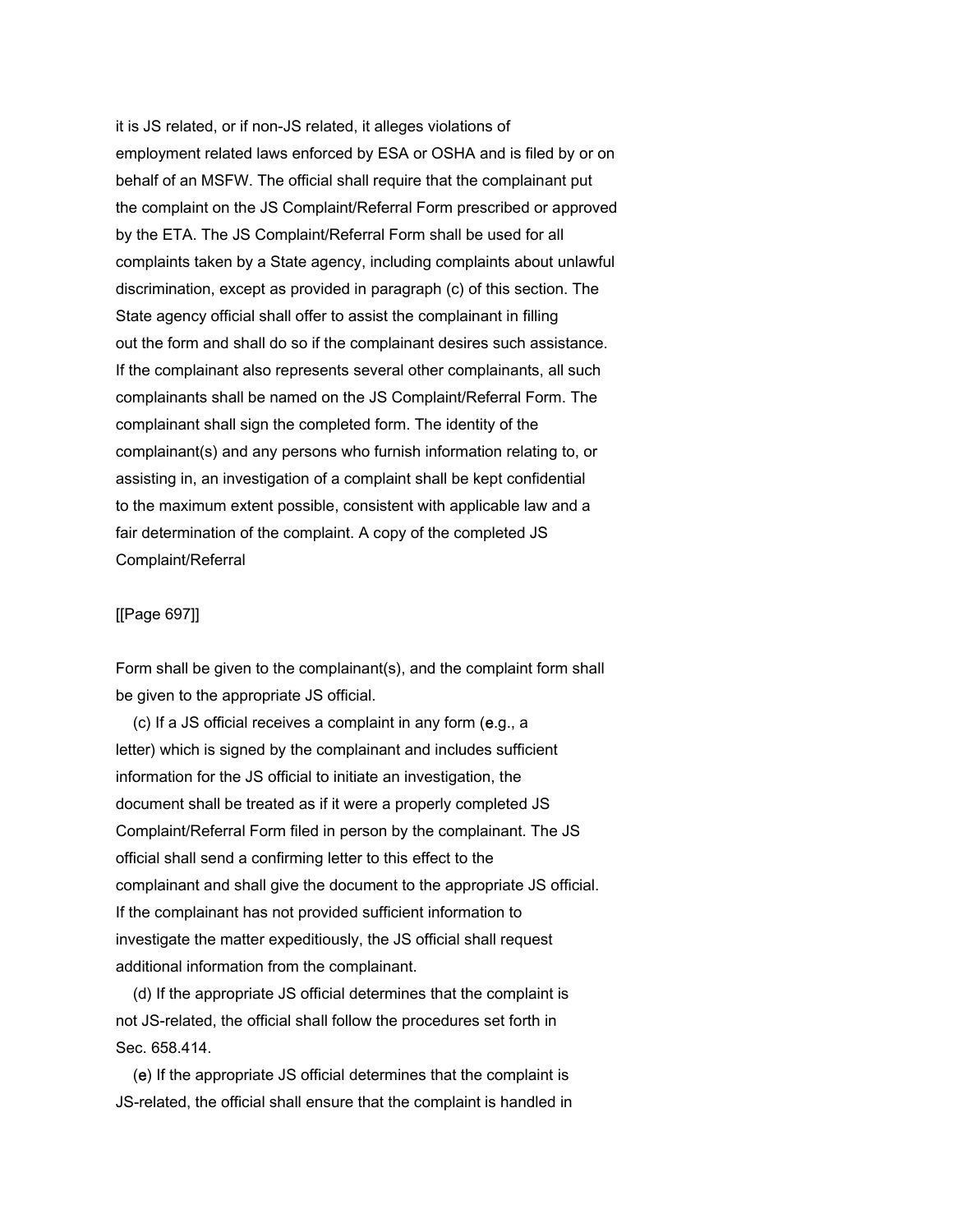it is JS related, or if non-JS related, it alleges violations of employment related laws enforced by ESA or OSHA and is filed by or on behalf of an MSFW. The official shall require that the complainant put the complaint on the JS Complaint/Referral Form prescribed or approved by the ETA. The JS Complaint/Referral Form shall be used for all complaints taken by a State agency, including complaints about unlawful discrimination, except as provided in paragraph (c) of this section. The State agency official shall offer to assist the complainant in filling out the form and shall do so if the complainant desires such assistance. If the complainant also represents several other complainants, all such complainants shall be named on the JS Complaint/Referral Form. The complainant shall sign the completed form. The identity of the complainant(s) and any persons who furnish information relating to, or assisting in, an investigation of a complaint shall be kept confidential to the maximum extent possible, consistent with applicable law and a fair determination of the complaint. A copy of the completed JS Complaint/Referral

[[Page 697]]

Form shall be given to the complainant(s), and the complaint form shall be given to the appropriate JS official.

(c) If a JS official receives a complaint in any form (e.g., a letter) which is signed by the complainant and includes sufficient information for the JS official to initiate an investigation, the document shall be treated as if it were a properly completed JS Complaint/Referral Form filed in person by the complainant. The JS official shall send a confirming letter to this effect to the complainant and shall give the document to the appropriate JS official. If the complainant has not provided sufficient information to investigate the matter expeditiously, the JS official shall request additional information from the complainant.

(d) If the appropriate JS official determines that the complaint is not JS-related, the official shall follow the procedures set forth in Sec. 658.414.

(e) If the appropriate JS official determines that the complaint is JS-related, the official shall ensure that the complaint is handled in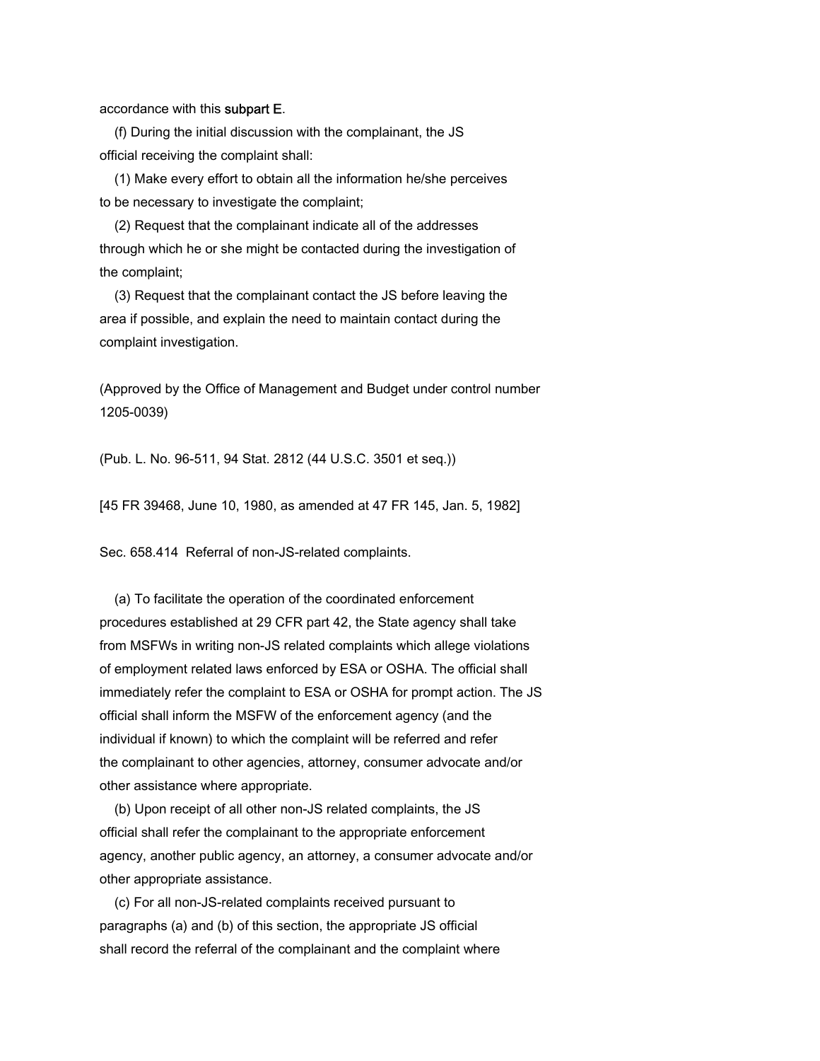accordance with this subpart E.

(f) During the initial discussion with the complainant, the JS official receiving the complaint shall:

(1) Make every effort to obtain all the information he/she perceives to be necessary to investigate the complaint;

(2) Request that the complainant indicate all of the addresses through which he or she might be contacted during the investigation of the complaint;

(3) Request that the complainant contact the JS before leaving the area if possible, and explain the need to maintain contact during the complaint investigation.

(Approved by the Office of Management and Budget under control number 1205-0039)

(Pub. L. No. 96-511, 94 Stat. 2812 (44 U.S.C. 3501 et seq.))

[45 FR 39468, June 10, 1980, as amended at 47 FR 145, Jan. 5, 1982]

Sec. 658.414 Referral of non-JS-related complaints.

(a) To facilitate the operation of the coordinated enforcement procedures established at 29 CFR part 42, the State agency shall take from MSFWs in writing non-JS related complaints which allege violations of employment related laws enforced by ESA or OSHA. The official shall immediately refer the complaint to ESA or OSHA for prompt action. The JS official shall inform the MSFW of the enforcement agency (and the individual if known) to which the complaint will be referred and refer the complainant to other agencies, attorney, consumer advocate and/or other assistance where appropriate.

(b) Upon receipt of all other non-JS related complaints, the JS official shall refer the complainant to the appropriate enforcement agency, another public agency, an attorney, a consumer advocate and/or other appropriate assistance.

(c) For all non-JS-related complaints received pursuant to paragraphs (a) and (b) of this section, the appropriate JS official shall record the referral of the complainant and the complaint where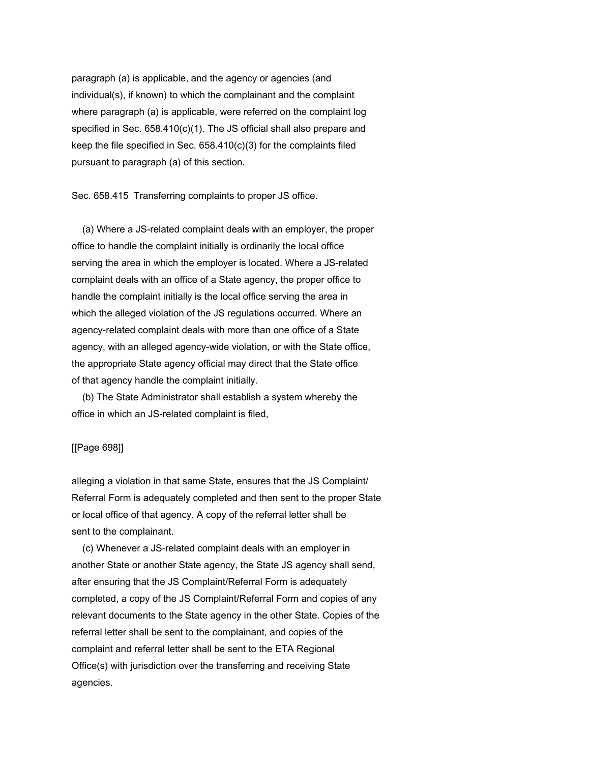paragraph (a) is applicable, and the agency or agencies (and individual(s), if known) to which the complainant and the complaint where paragraph (a) is applicable, were referred on the complaint log specified in Sec. 658.410(c)(1). The JS official shall also prepare and keep the file specified in Sec. 658.410(c)(3) for the complaints filed pursuant to paragraph (a) of this section.

Sec. 658.415 Transferring complaints to proper JS office.

(a) Where a JS-related complaint deals with an employer, the proper office to handle the complaint initially is ordinarily the local office serving the area in which the employer is located. Where a JS-related complaint deals with an office of a State agency, the proper office to handle the complaint initially is the local office serving the area in which the alleged violation of the JS regulations occurred. Where an agency-related complaint deals with more than one office of a State agency, with an alleged agency-wide violation, or with the State office, the appropriate State agency official may direct that the State office of that agency handle the complaint initially.

(b) The State Administrator shall establish a system whereby the office in which an JS-related complaint is filed,

[[Page 698]]

alleging a violation in that same State, ensures that the JS Complaint/Referral Form is adequately completed and then sent to the proper State or local office of that agency. A copy of the referral letter shall be sent to the complainant.

(c) Whenever a JS-related complaint deals with an employer in another State or another State agency, the State JS agency shall send, after ensuring that the JS Complaint/Referral Form is adequately completed, a copy of the JS Complaint/Referral Form and copies of any relevant documents to the State agency in the other State. Copies of the referral letter shall be sent to the complainant, and copies of the complaint and referral letter shall be sent to the ETA Regional Office(s) with jurisdiction over the transferring and receiving State agencies.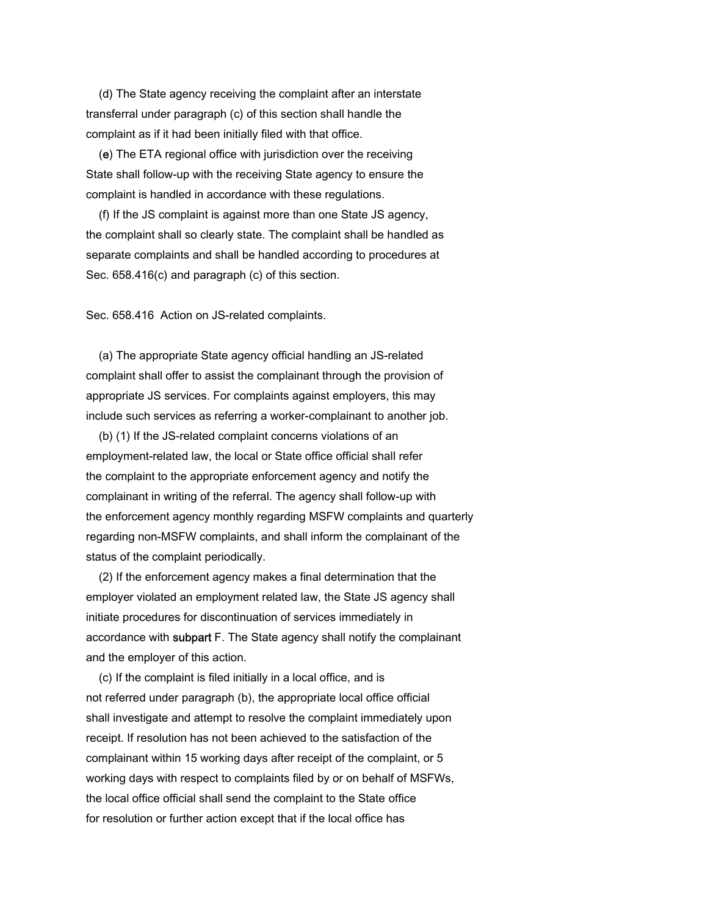(d) The State agency receiving the complaint after an interstate transferral under paragraph (c) of this section shall handle the complaint as if it had been initially filed with that office.

(e) The ETA regional office with jurisdiction over the receiving State shall follow-up with the receiving State agency to ensure the complaint is handled in accordance with these regulations.

(f) If the JS complaint is against more than one State JS agency, the complaint shall so clearly state. The complaint shall be handled as separate complaints and shall be handled according to procedures at Sec. 658.416(c) and paragraph (c) of this section.

Sec. 658.416 Action on JS-related complaints.

(a) The appropriate State agency official handling an JS-related complaint shall offer to assist the complainant through the provision of appropriate JS services. For complaints against employers, this may include such services as referring a worker-complainant to another job.

(b) (1) If the JS-related complaint concerns violations of an employment-related law, the local or State office official shall refer the complaint to the appropriate enforcement agency and notify the complainant in writing of the referral. The agency shall follow-up with the enforcement agency monthly regarding MSFW complaints and quarterly regarding non-MSFW complaints, and shall inform the complainant of the status of the complaint periodically.

(2) If the enforcement agency makes a final determination that the employer violated an employment related law, the State JS agency shall initiate procedures for discontinuation of services immediately in accordance with subpart F. The State agency shall notify the complainant and the employer of this action.

(c) If the complaint is filed initially in a local office, and is not referred under paragraph (b), the appropriate local office official shall investigate and attempt to resolve the complaint immediately upon receipt. If resolution has not been achieved to the satisfaction of the complainant within 15 working days after receipt of the complaint, or 5 working days with respect to complaints filed by or on behalf of MSFWs, the local office official shall send the complaint to the State office for resolution or further action except that if the local office has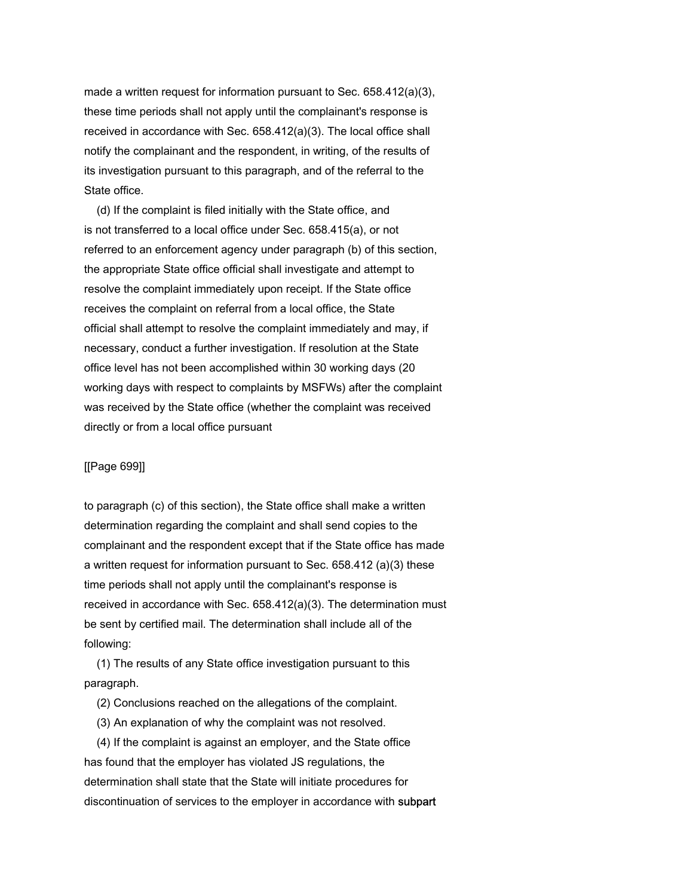made a written request for information pursuant to Sec. 658.412(a)(3), these time periods shall not apply until the complainant's response is received in accordance with Sec. 658.412(a)(3). The local office shall notify the complainant and the respondent, in writing, of the results of its investigation pursuant to this paragraph, and of the referral to the State office.

(d) If the complaint is filed initially with the State office, and is not transferred to a local office under Sec. 658.415(a), or not referred to an enforcement agency under paragraph (b) of this section, the appropriate State office official shall investigate and attempt to resolve the complaint immediately upon receipt. If the State office receives the complaint on referral from a local office, the State official shall attempt to resolve the complaint immediately and may, if necessary, conduct a further investigation. If resolution at the State office level has not been accomplished within 30 working days (20 working days with respect to complaints by MSFWs) after the complaint was received by the State office (whether the complaint was received directly or from a local office pursuant

[[Page 699]]

to paragraph (c) of this section), the State office shall make a written determination regarding the complaint and shall send copies to the complainant and the respondent except that if the State office has made a written request for information pursuant to Sec. 658.412 (a)(3) these time periods shall not apply until the complainant's response is received in accordance with Sec. 658.412(a)(3). The determination must be sent by certified mail. The determination shall include all of the following:

(1) The results of any State office investigation pursuant to this paragraph.

(2) Conclusions reached on the allegations of the complaint.

(3) An explanation of why the complaint was not resolved.

(4) If the complaint is against an employer, and the State office has found that the employer has violated JS regulations, the determination shall state that the State will initiate procedures for discontinuation of services to the employer in accordance with subpart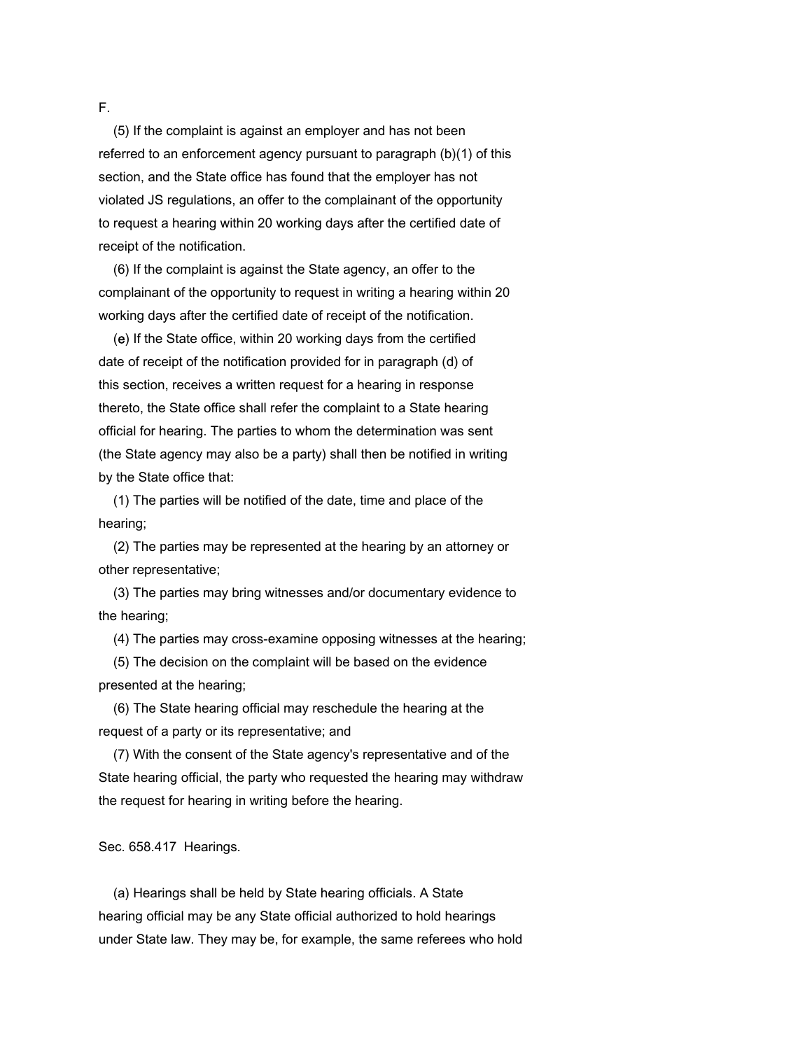F.

(5) If the complaint is against an employer and has not been referred to an enforcement agency pursuant to paragraph (b)(1) of this section, and the State office has found that the employer has not violated JS regulations, an offer to the complainant of the opportunity to request a hearing within 20 working days after the certified date of receipt of the notification.

(6) If the complaint is against the State agency, an offer to the complainant of the opportunity to request in writing a hearing within 20 working days after the certified date of receipt of the notification.

(e) If the State office, within 20 working days from the certified date of receipt of the notification provided for in paragraph (d) of this section, receives a written request for a hearing in response thereto, the State office shall refer the complaint to a State hearing official for hearing. The parties to whom the determination was sent (the State agency may also be a party) shall then be notified in writing by the State office that:

(1) The parties will be notified of the date, time and place of the hearing;

(2) The parties may be represented at the hearing by an attorney or other representative;

(3) The parties may bring witnesses and/or documentary evidence to the hearing;

(4) The parties may cross-examine opposing witnesses at the hearing;

(5) The decision on the complaint will be based on the evidence presented at the hearing;

(6) The State hearing official may reschedule the hearing at the request of a party or its representative; and

(7) With the consent of the State agency's representative and of the State hearing official, the party who requested the hearing may withdraw the request for hearing in writing before the hearing.

Sec. 658.417 Hearings.

(a) Hearings shall be held by State hearing officials. A State hearing official may be any State official authorized to hold hearings under State law. They may be, for example, the same referees who hold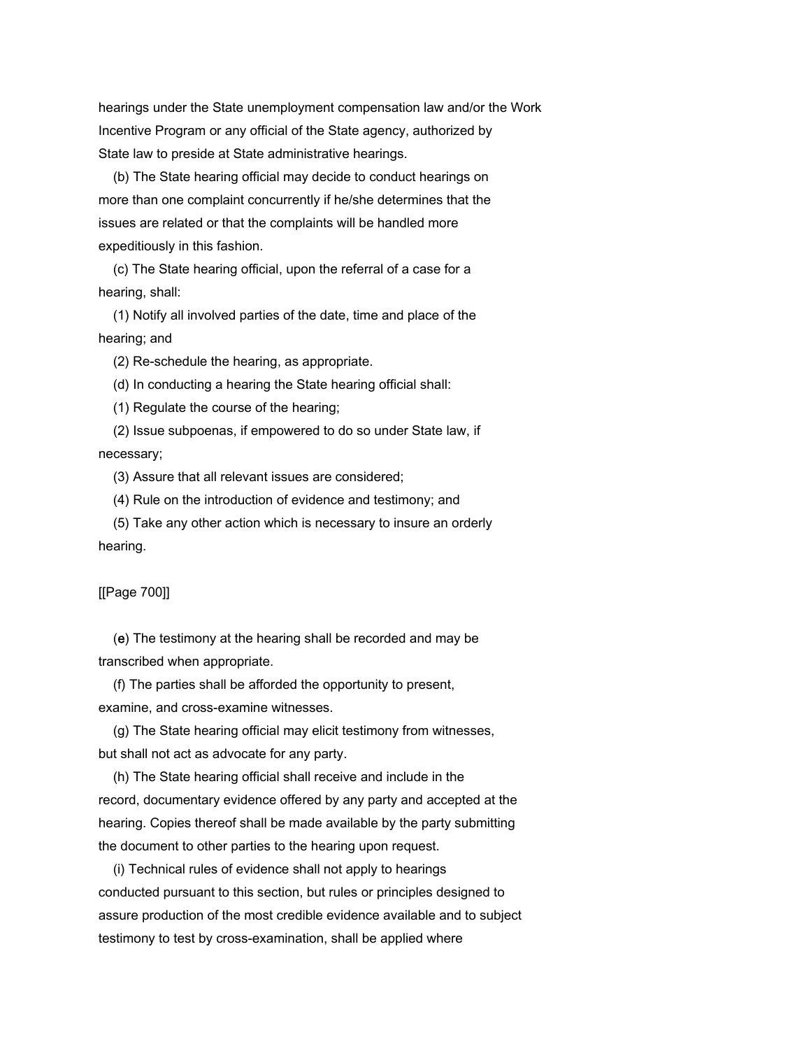hearings under the State unemployment compensation law and/or the Work Incentive Program or any official of the State agency, authorized by State law to preside at State administrative hearings.

(b) The State hearing official may decide to conduct hearings on more than one complaint concurrently if he/she determines that the issues are related or that the complaints will be handled more expeditiously in this fashion.

(c) The State hearing official, upon the referral of a case for a hearing, shall:

(1) Notify all involved parties of the date, time and place of the hearing; and

(2) Re-schedule the hearing, as appropriate.

(d) In conducting a hearing the State hearing official shall:

(1) Regulate the course of the hearing;

(2) Issue subpoenas, if empowered to do so under State law, if necessary;

(3) Assure that all relevant issues are considered;

(4) Rule on the introduction of evidence and testimony; and

(5) Take any other action which is necessary to insure an orderly hearing.

[[Page 700]]

(e) The testimony at the hearing shall be recorded and may be transcribed when appropriate.

(f) The parties shall be afforded the opportunity to present, examine, and cross-examine witnesses.

(g) The State hearing official may elicit testimony from witnesses, but shall not act as advocate for any party.

(h) The State hearing official shall receive and include in the record, documentary evidence offered by any party and accepted at the hearing. Copies thereof shall be made available by the party submitting the document to other parties to the hearing upon request.

(i) Technical rules of evidence shall not apply to hearings conducted pursuant to this section, but rules or principles designed to assure production of the most credible evidence available and to subject testimony to test by cross-examination, shall be applied where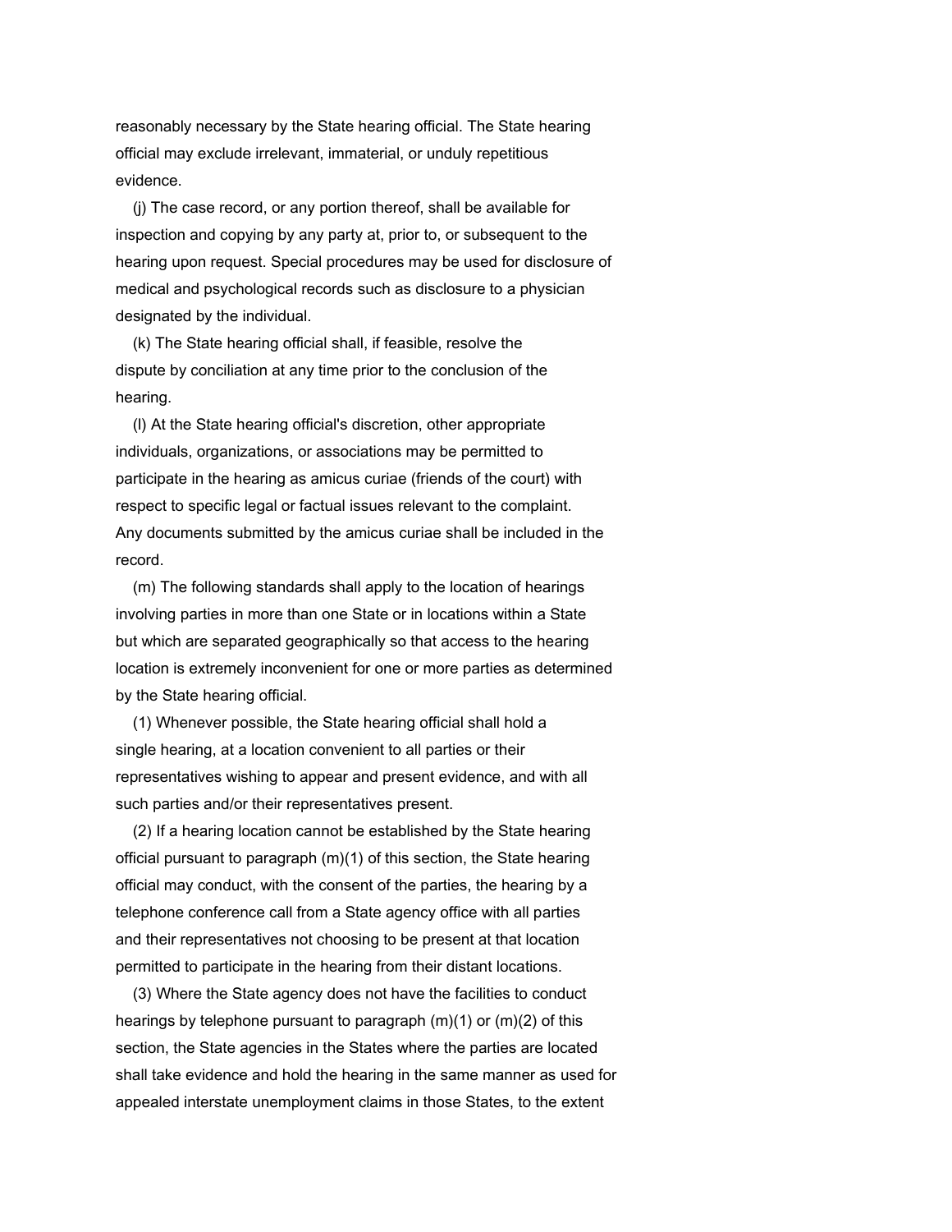reasonably necessary by the State hearing official. The State hearing official may exclude irrelevant, immaterial, or unduly repetitious evidence.

(j) The case record, or any portion thereof, shall be available for inspection and copying by any party at, prior to, or subsequent to the hearing upon request. Special procedures may be used for disclosure of medical and psychological records such as disclosure to a physician designated by the individual.

(k) The State hearing official shall, if feasible, resolve the dispute by conciliation at any time prior to the conclusion of the hearing.

(l) At the State hearing official's discretion, other appropriate individuals, organizations, or associations may be permitted to participate in the hearing as amicus curiae (friends of the court) with respect to specific legal or factual issues relevant to the complaint. Any documents submitted by the amicus curiae shall be included in the record.

(m) The following standards shall apply to the location of hearings involving parties in more than one State or in locations within a State but which are separated geographically so that access to the hearing location is extremely inconvenient for one or more parties as determined by the State hearing official.

(1) Whenever possible, the State hearing official shall hold a single hearing, at a location convenient to all parties or their representatives wishing to appear and present evidence, and with all such parties and/or their representatives present.

(2) If a hearing location cannot be established by the State hearing official pursuant to paragraph (m)(1) of this section, the State hearing official may conduct, with the consent of the parties, the hearing by a telephone conference call from a State agency office with all parties and their representatives not choosing to be present at that location permitted to participate in the hearing from their distant locations.

(3) Where the State agency does not have the facilities to conduct hearings by telephone pursuant to paragraph (m)(1) or (m)(2) of this section, the State agencies in the States where the parties are located shall take evidence and hold the hearing in the same manner as used for appealed interstate unemployment claims in those States, to the extent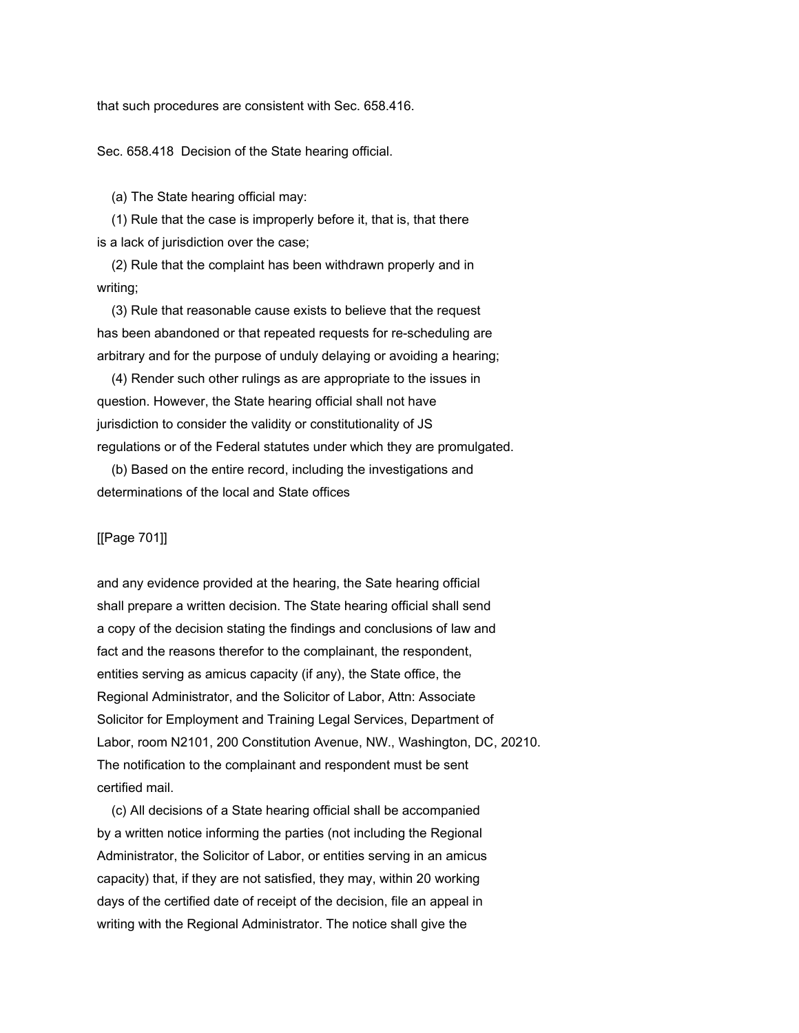that such procedures are consistent with Sec. 658.416.

Sec. 658.418 Decision of the State hearing official.

(a) The State hearing official may:

(1) Rule that the case is improperly before it, that is, that there is a lack of jurisdiction over the case;

(2) Rule that the complaint has been withdrawn properly and in writing;

(3) Rule that reasonable cause exists to believe that the request has been abandoned or that repeated requests for re-scheduling are arbitrary and for the purpose of unduly delaying or avoiding a hearing;

(4) Render such other rulings as are appropriate to the issues in question. However, the State hearing official shall not have jurisdiction to consider the validity or constitutionality of JS regulations or of the Federal statutes under which they are promulgated.

(b) Based on the entire record, including the investigations and determinations of the local and State offices

[[Page 701]]

and any evidence provided at the hearing, the Sate hearing official shall prepare a written decision. The State hearing official shall send a copy of the decision stating the findings and conclusions of law and fact and the reasons therefor to the complainant, the respondent, entities serving as amicus capacity (if any), the State office, the Regional Administrator, and the Solicitor of Labor, Attn: Associate Solicitor for Employment and Training Legal Services, Department of Labor, room N2101, 200 Constitution Avenue, NW., Washington, DC, 20210. The notification to the complainant and respondent must be sent certified mail.

(c) All decisions of a State hearing official shall be accompanied by a written notice informing the parties (not including the Regional Administrator, the Solicitor of Labor, or entities serving in an amicus capacity) that, if they are not satisfied, they may, within 20 working days of the certified date of receipt of the decision, file an appeal in writing with the Regional Administrator. The notice shall give the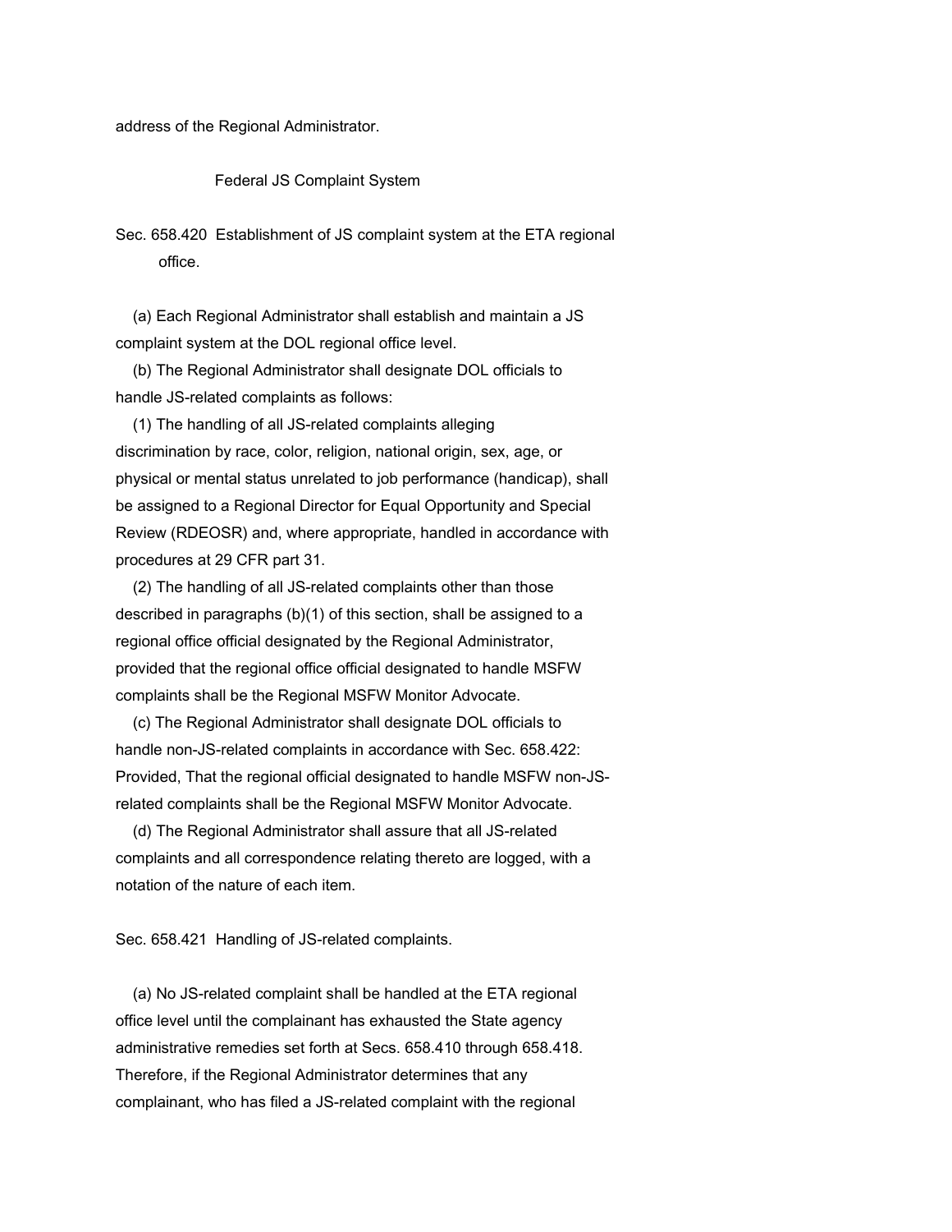address of the Regional Administrator.

## Federal JS Complaint System

### Sec. 658.420 Establishment of JS complaint system at the ETA regional office.

(a) Each Regional Administrator shall establish and maintain a JS complaint system at the DOL regional office level.

(b) The Regional Administrator shall designate DOL officials to handle JS-related complaints as follows:

(1) The handling of all JS-related complaints alleging discrimination by race, color, religion, national origin, sex, age, or physical or mental status unrelated to job performance (handicap), shall be assigned to a Regional Director for Equal Opportunity and Special Review (RDEOSR) and, where appropriate, handled in accordance with procedures at 29 CFR part 31.

(2) The handling of all JS-related complaints other than those described in paragraphs (b)(1) of this section, shall be assigned to a regional office official designated by the Regional Administrator, provided that the regional office official designated to handle MSFW complaints shall be the Regional MSFW Monitor Advocate.

(c) The Regional Administrator shall designate DOL officials to handle non-JS-related complaints in accordance with Sec. 658.422: Provided, That the regional official designated to handle MSFW non-JS-related complaints shall be the Regional MSFW Monitor Advocate.

(d) The Regional Administrator shall assure that all JS-related complaints and all correspondence relating thereto are logged, with a notation of the nature of each item.

### Sec. 658.421 Handling of JS-related complaints.

(a) No JS-related complaint shall be handled at the ETA regional office level until the complainant has exhausted the State agency administrative remedies set forth at Secs. 658.410 through 658.418. Therefore, if the Regional Administrator determines that any complainant, who has filed a JS-related complaint with the regional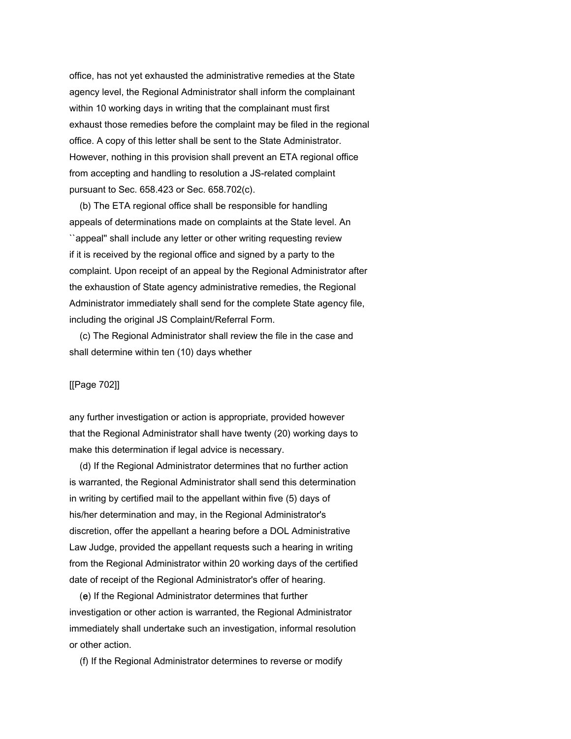office, has not yet exhausted the administrative remedies at the State agency level, the Regional Administrator shall inform the complainant within 10 working days in writing that the complainant must first exhaust those remedies before the complaint may be filed in the regional office. A copy of this letter shall be sent to the State Administrator. However, nothing in this provision shall prevent an ETA regional office from accepting and handling to resolution a JS-related complaint pursuant to Sec. 658.423 or Sec. 658.702(c).

(b) The ETA regional office shall be responsible for handling appeals of determinations made on complaints at the State level. An ``appeal'' shall include any letter or other writing requesting review if it is received by the regional office and signed by a party to the complaint. Upon receipt of an appeal by the Regional Administrator after the exhaustion of State agency administrative remedies, the Regional Administrator immediately shall send for the complete State agency file, including the original JS Complaint/Referral Form.

(c) The Regional Administrator shall review the file in the case and shall determine within ten (10) days whether

[[Page 702]]

any further investigation or action is appropriate, provided however that the Regional Administrator shall have twenty (20) working days to make this determination if legal advice is necessary.

(d) If the Regional Administrator determines that no further action is warranted, the Regional Administrator shall send this determination in writing by certified mail to the appellant within five (5) days of his/her determination and may, in the Regional Administrator's discretion, offer the appellant a hearing before a DOL Administrative Law Judge, provided the appellant requests such a hearing in writing from the Regional Administrator within 20 working days of the certified date of receipt of the Regional Administrator's offer of hearing.

(e) If the Regional Administrator determines that further investigation or other action is warranted, the Regional Administrator immediately shall undertake such an investigation, informal resolution or other action.

(f) If the Regional Administrator determines to reverse or modify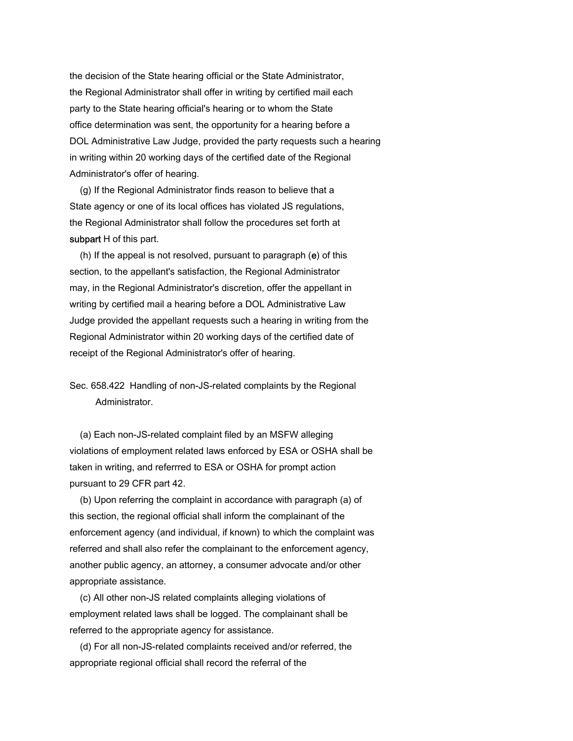the decision of the State hearing official or the State Administrator, the Regional Administrator shall offer in writing by certified mail each party to the State hearing official's hearing or to whom the State office determination was sent, the opportunity for a hearing before a DOL Administrative Law Judge, provided the party requests such a hearing in writing within 20 working days of the certified date of the Regional Administrator's offer of hearing.

(g) If the Regional Administrator finds reason to believe that a State agency or one of its local offices has violated JS regulations, the Regional Administrator shall follow the procedures set forth at **subpart** H of this part.

(h) If the appeal is not resolved, pursuant to paragraph (**e**) of this section, to the appellant's satisfaction, the Regional Administrator may, in the Regional Administrator's discretion, offer the appellant in writing by certified mail a hearing before a DOL Administrative Law Judge provided the appellant requests such a hearing in writing from the Regional Administrator within 20 working days of the certified date of receipt of the Regional Administrator's offer of hearing.

Sec. 658.422 Handling of non-JS-related complaints by the Regional Administrator.

(a) Each non-JS-related complaint filed by an MSFW alleging violations of employment related laws enforced by ESA or OSHA shall be taken in writing, and referrred to ESA or OSHA for prompt action pursuant to 29 CFR part 42.

(b) Upon referring the complaint in accordance with paragraph (a) of this section, the regional official shall inform the complainant of the enforcement agency (and individual, if known) to which the complaint was referred and shall also refer the complainant to the enforcement agency, another public agency, an attorney, a consumer advocate and/or other appropriate assistance.

(c) All other non-JS related complaints alleging violations of employment related laws shall be logged. The complainant shall be referred to the appropriate agency for assistance.

(d) For all non-JS-related complaints received and/or referred, the appropriate regional official shall record the referral of the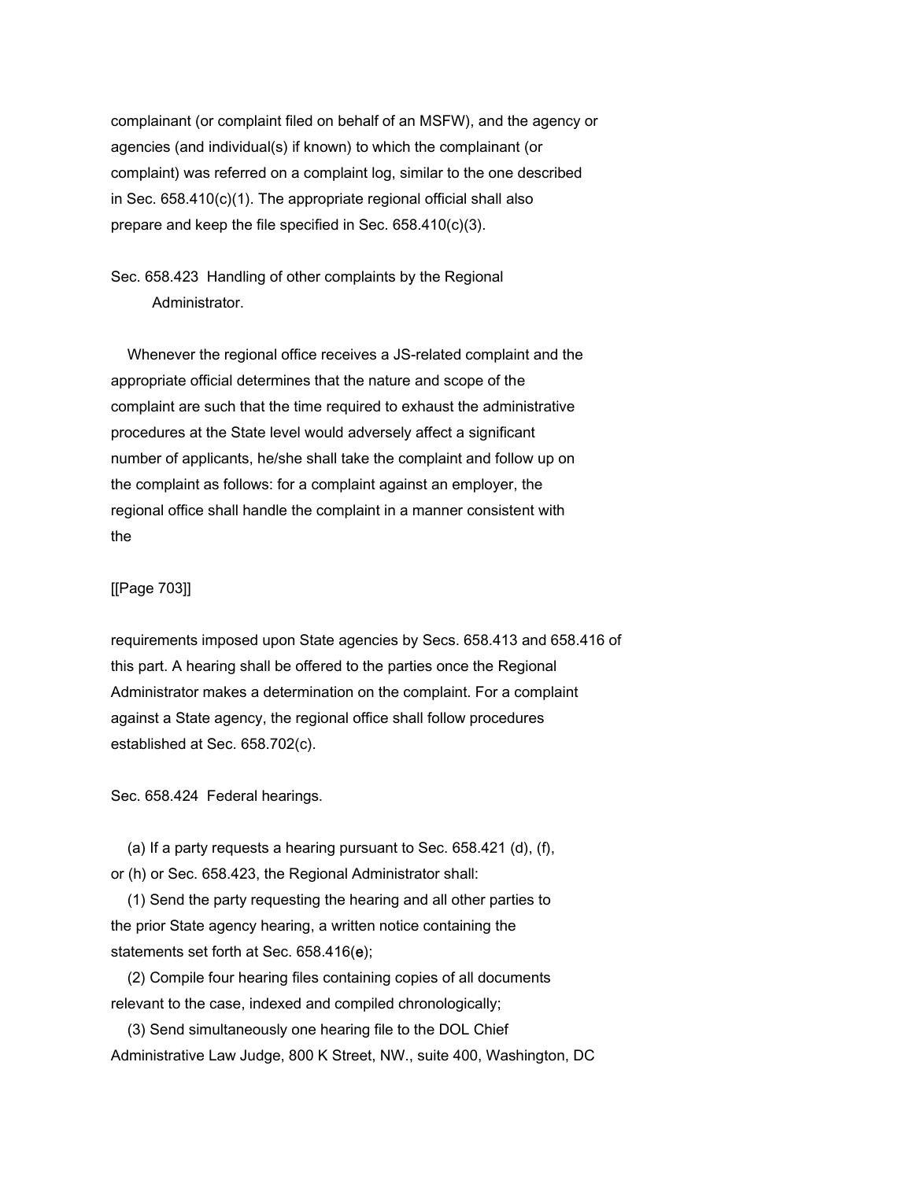complainant (or complaint filed on behalf of an MSFW), and the agency or agencies (and individual(s) if known) to which the complainant (or complaint) was referred on a complaint log, similar to the one described in Sec. 658.410(c)(1). The appropriate regional official shall also prepare and keep the file specified in Sec. 658.410(c)(3).

### Sec. 658.423 Handling of other complaints by the Regional Administrator.

Whenever the regional office receives a JS-related complaint and the appropriate official determines that the nature and scope of the complaint are such that the time required to exhaust the administrative procedures at the State level would adversely affect a significant number of applicants, he/she shall take the complaint and follow up on the complaint as follows: for a complaint against an employer, the regional office shall handle the complaint in a manner consistent with the

[[Page 703]]

requirements imposed upon State agencies by Secs. 658.413 and 658.416 of this part. A hearing shall be offered to the parties once the Regional Administrator makes a determination on the complaint. For a complaint against a State agency, the regional office shall follow procedures established at Sec. 658.702(c).

### Sec. 658.424 Federal hearings.

(a) If a party requests a hearing pursuant to Sec. 658.421 (d), (f), or (h) or Sec. 658.423, the Regional Administrator shall:

(1) Send the party requesting the hearing and all other parties to the prior State agency hearing, a written notice containing the statements set forth at Sec. 658.416(e);

(2) Compile four hearing files containing copies of all documents relevant to the case, indexed and compiled chronologically;

(3) Send simultaneously one hearing file to the DOL Chief Administrative Law Judge, 800 K Street, NW., suite 400, Washington, DC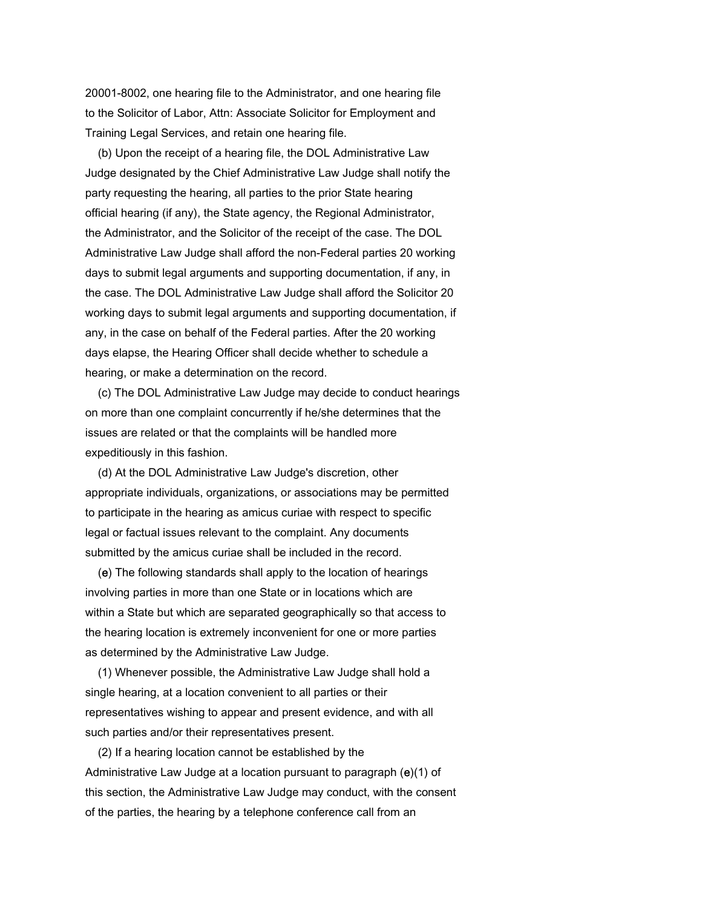20001-8002, one hearing file to the Administrator, and one hearing file to the Solicitor of Labor, Attn: Associate Solicitor for Employment and Training Legal Services, and retain one hearing file.

(b) Upon the receipt of a hearing file, the DOL Administrative Law Judge designated by the Chief Administrative Law Judge shall notify the party requesting the hearing, all parties to the prior State hearing official hearing (if any), the State agency, the Regional Administrator, the Administrator, and the Solicitor of the receipt of the case. The DOL Administrative Law Judge shall afford the non-Federal parties 20 working days to submit legal arguments and supporting documentation, if any, in the case. The DOL Administrative Law Judge shall afford the Solicitor 20 working days to submit legal arguments and supporting documentation, if any, in the case on behalf of the Federal parties. After the 20 working days elapse, the Hearing Officer shall decide whether to schedule a hearing, or make a determination on the record.

(c) The DOL Administrative Law Judge may decide to conduct hearings on more than one complaint concurrently if he/she determines that the issues are related or that the complaints will be handled more expeditiously in this fashion.

(d) At the DOL Administrative Law Judge's discretion, other appropriate individuals, organizations, or associations may be permitted to participate in the hearing as amicus curiae with respect to specific legal or factual issues relevant to the complaint. Any documents submitted by the amicus curiae shall be included in the record.

(e) The following standards shall apply to the location of hearings involving parties in more than one State or in locations which are within a State but which are separated geographically so that access to the hearing location is extremely inconvenient for one or more parties as determined by the Administrative Law Judge.

(1) Whenever possible, the Administrative Law Judge shall hold a single hearing, at a location convenient to all parties or their representatives wishing to appear and present evidence, and with all such parties and/or their representatives present.

(2) If a hearing location cannot be established by the Administrative Law Judge at a location pursuant to paragraph (e)(1) of this section, the Administrative Law Judge may conduct, with the consent of the parties, the hearing by a telephone conference call from an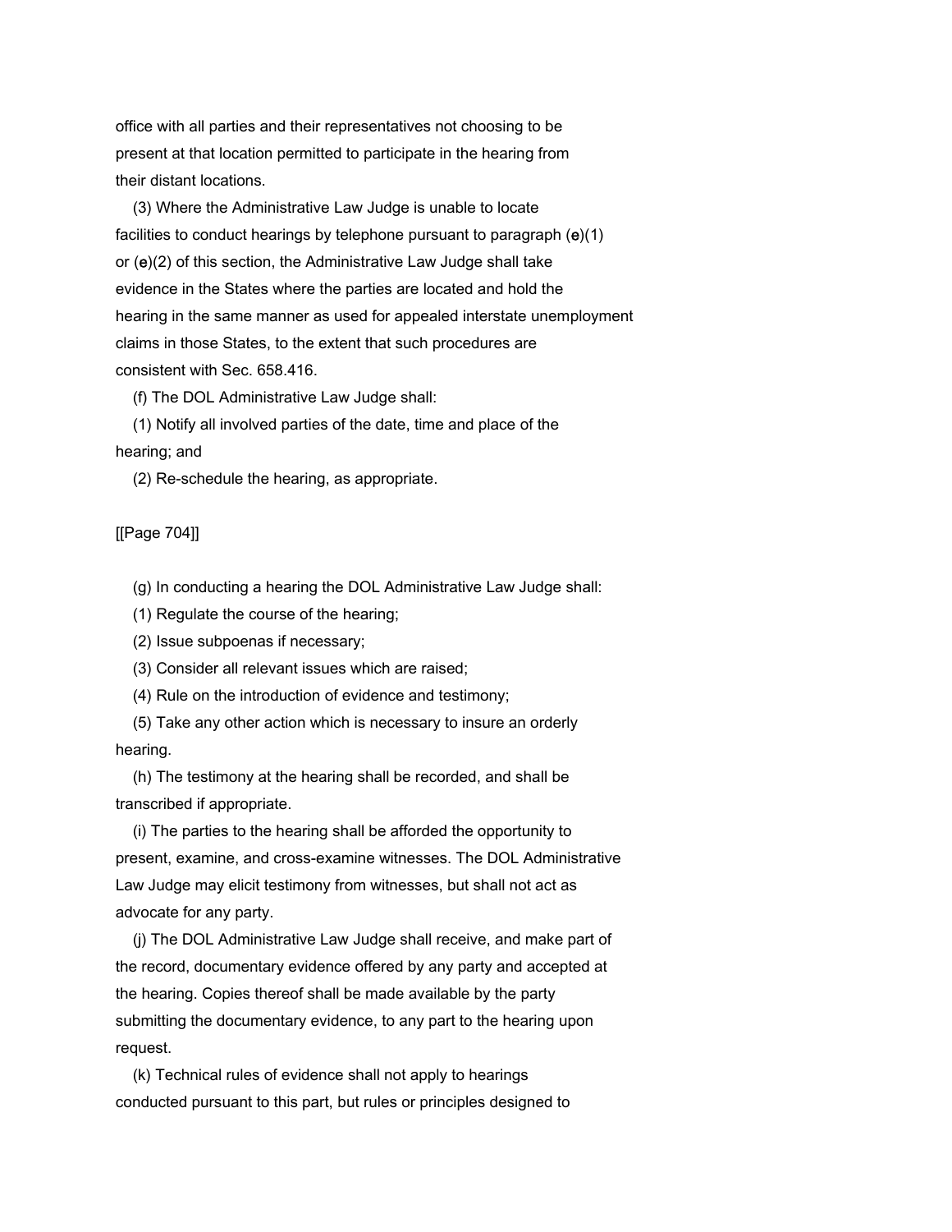office with all parties and their representatives not choosing to be present at that location permitted to participate in the hearing from their distant locations.

(3) Where the Administrative Law Judge is unable to locate facilities to conduct hearings by telephone pursuant to paragraph (e)(1) or (e)(2) of this section, the Administrative Law Judge shall take evidence in the States where the parties are located and hold the hearing in the same manner as used for appealed interstate unemployment claims in those States, to the extent that such procedures are consistent with Sec. 658.416.

(f) The DOL Administrative Law Judge shall:

(1) Notify all involved parties of the date, time and place of the hearing; and

(2) Re-schedule the hearing, as appropriate.

[[Page 704]]

(g) In conducting a hearing the DOL Administrative Law Judge shall:

(1) Regulate the course of the hearing;

(2) Issue subpoenas if necessary;

(3) Consider all relevant issues which are raised;

(4) Rule on the introduction of evidence and testimony;

(5) Take any other action which is necessary to insure an orderly hearing.

(h) The testimony at the hearing shall be recorded, and shall be transcribed if appropriate.

(i) The parties to the hearing shall be afforded the opportunity to present, examine, and cross-examine witnesses. The DOL Administrative Law Judge may elicit testimony from witnesses, but shall not act as advocate for any party.

(j) The DOL Administrative Law Judge shall receive, and make part of the record, documentary evidence offered by any party and accepted at the hearing. Copies thereof shall be made available by the party submitting the documentary evidence, to any part to the hearing upon request.

(k) Technical rules of evidence shall not apply to hearings conducted pursuant to this part, but rules or principles designed to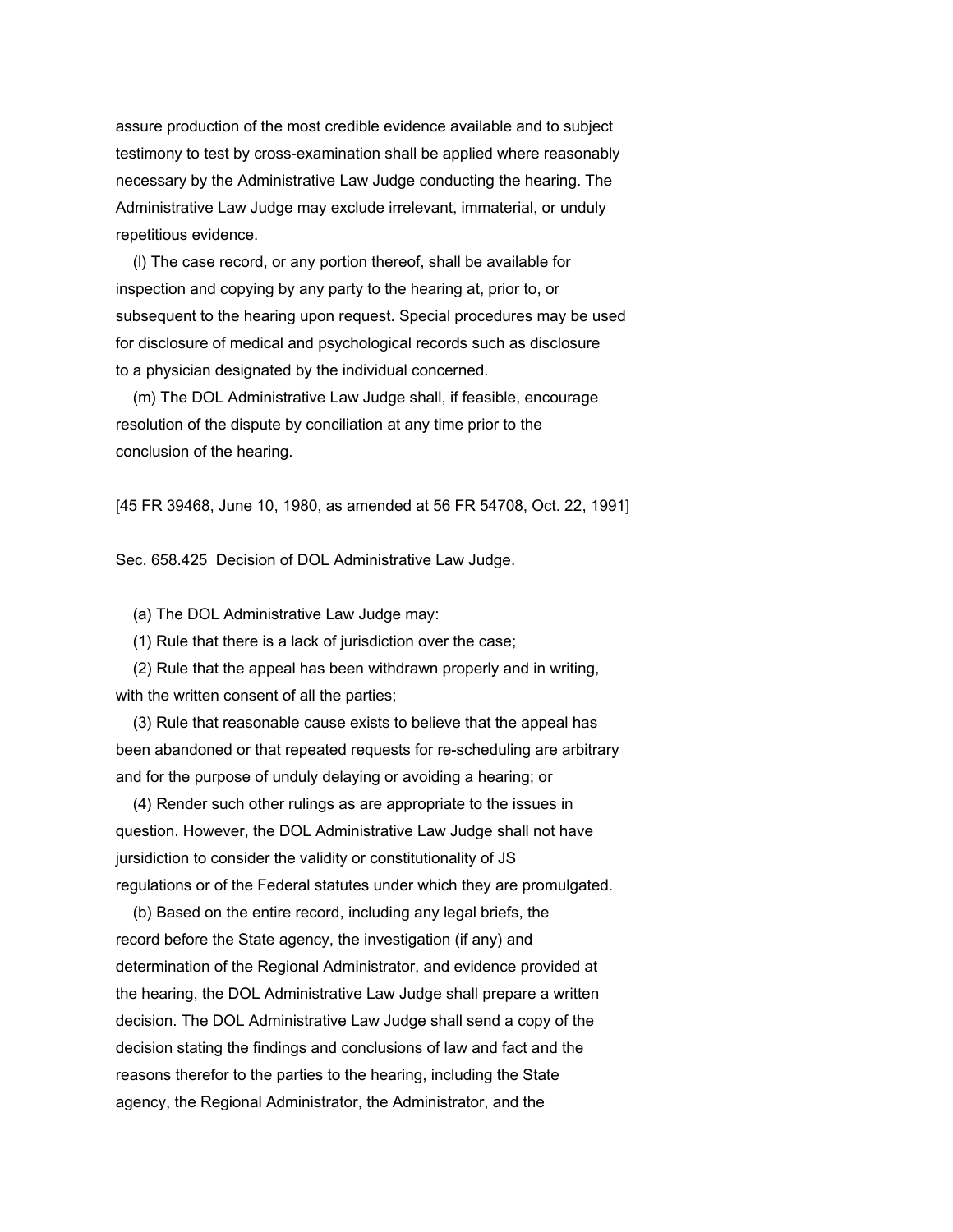assure production of the most credible evidence available and to subject testimony to test by cross-examination shall be applied where reasonably necessary by the Administrative Law Judge conducting the hearing. The Administrative Law Judge may exclude irrelevant, immaterial, or unduly repetitious evidence.

(l) The case record, or any portion thereof, shall be available for inspection and copying by any party to the hearing at, prior to, or subsequent to the hearing upon request. Special procedures may be used for disclosure of medical and psychological records such as disclosure to a physician designated by the individual concerned.

(m) The DOL Administrative Law Judge shall, if feasible, encourage resolution of the dispute by conciliation at any time prior to the conclusion of the hearing.

[45 FR 39468, June 10, 1980, as amended at 56 FR 54708, Oct. 22, 1991]

Sec. 658.425 Decision of DOL Administrative Law Judge.

(a) The DOL Administrative Law Judge may:

(1) Rule that there is a lack of jurisdiction over the case;

(2) Rule that the appeal has been withdrawn properly and in writing, with the written consent of all the parties;

(3) Rule that reasonable cause exists to believe that the appeal has been abandoned or that repeated requests for re-scheduling are arbitrary and for the purpose of unduly delaying or avoiding a hearing; or

(4) Render such other rulings as are appropriate to the issues in question. However, the DOL Administrative Law Judge shall not have jurisdiction to consider the validity or constitutionality of JS regulations or of the Federal statutes under which they are promulgated.

(b) Based on the entire record, including any legal briefs, the record before the State agency, the investigation (if any) and determination of the Regional Administrator, and evidence provided at the hearing, the DOL Administrative Law Judge shall prepare a written decision. The DOL Administrative Law Judge shall send a copy of the decision stating the findings and conclusions of law and fact and the reasons therefor to the parties to the hearing, including the State agency, the Regional Administrator, the Administrator, and the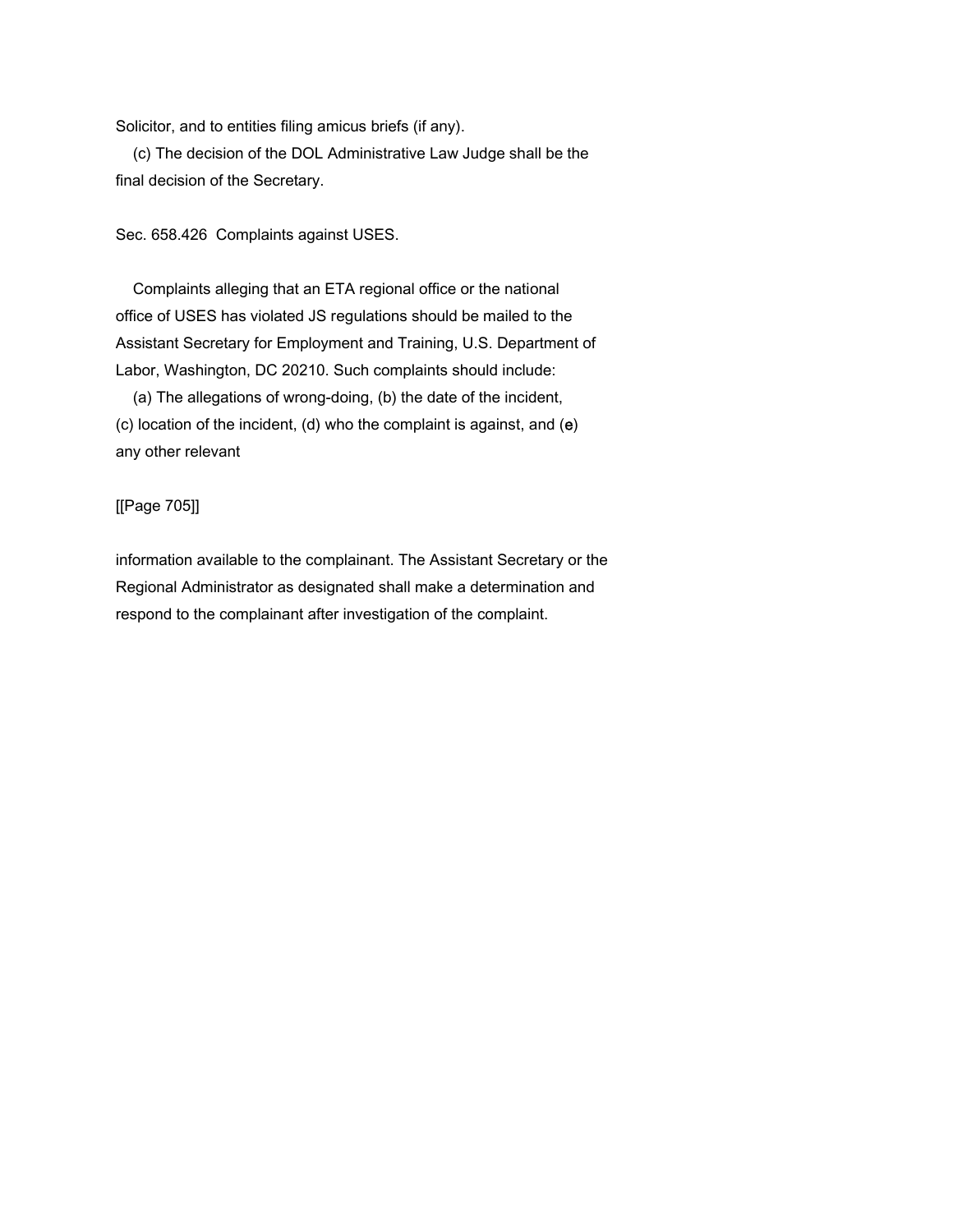Solicitor, and to entities filing amicus briefs (if any).

(c) The decision of the DOL Administrative Law Judge shall be the final decision of the Secretary.

## Sec. 658.426 Complaints against USES.

Complaints alleging that an ETA regional office or the national office of USES has violated JS regulations should be mailed to the Assistant Secretary for Employment and Training, U.S. Department of Labor, Washington, DC 20210. Such complaints should include:

(a) The allegations of wrong-doing, (b) the date of the incident, (c) location of the incident, (d) who the complaint is against, and (e) any other relevant

[[Page 705]]

information available to the complainant. The Assistant Secretary or the Regional Administrator as designated shall make a determination and respond to the complainant after investigation of the complaint.